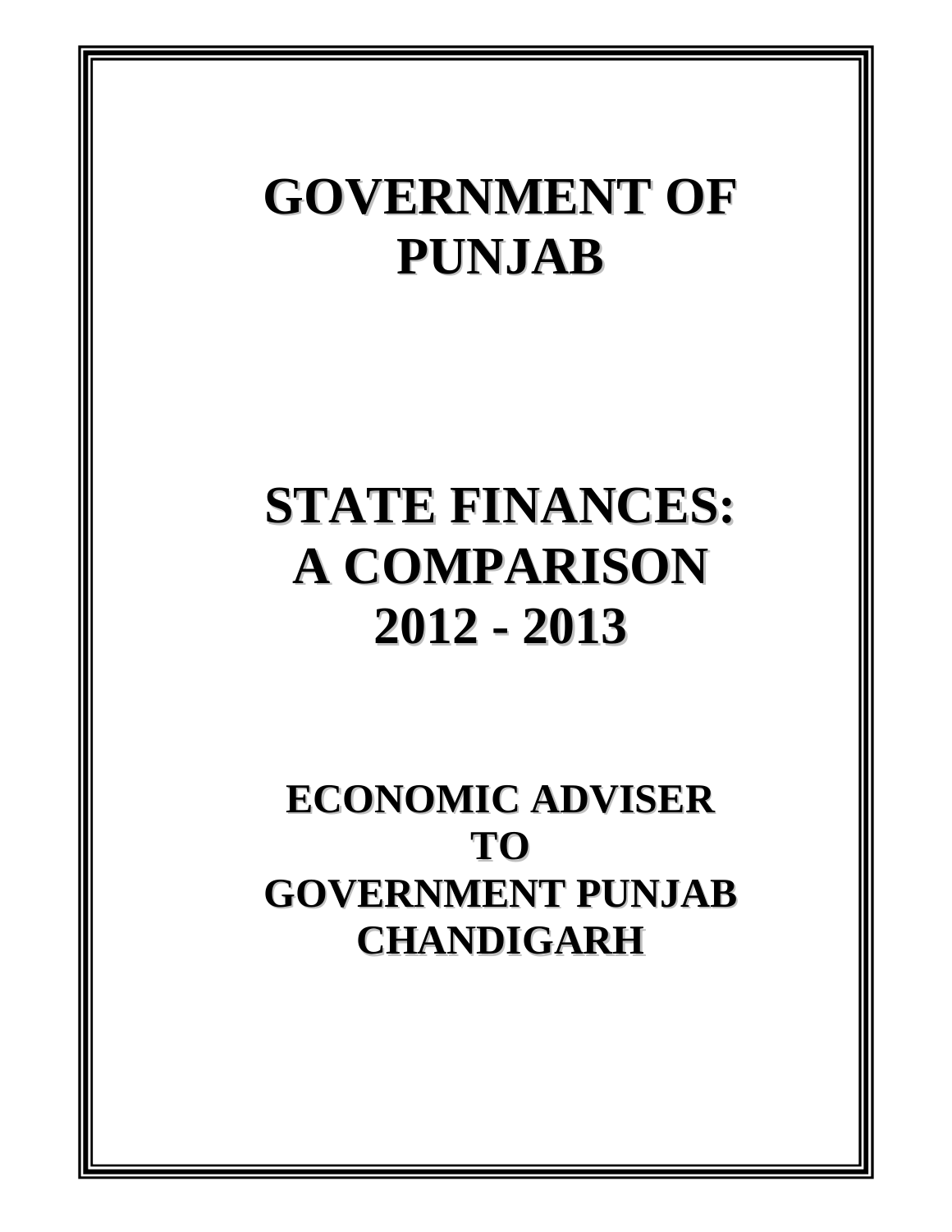# GOVERNMENT OF PUNJAB

# STATE FINANCES: A COMPARISON 2012 - 2013

## ECONOMIC ADVISER TO GOVERNMENT PUNJAB CHANDIGARH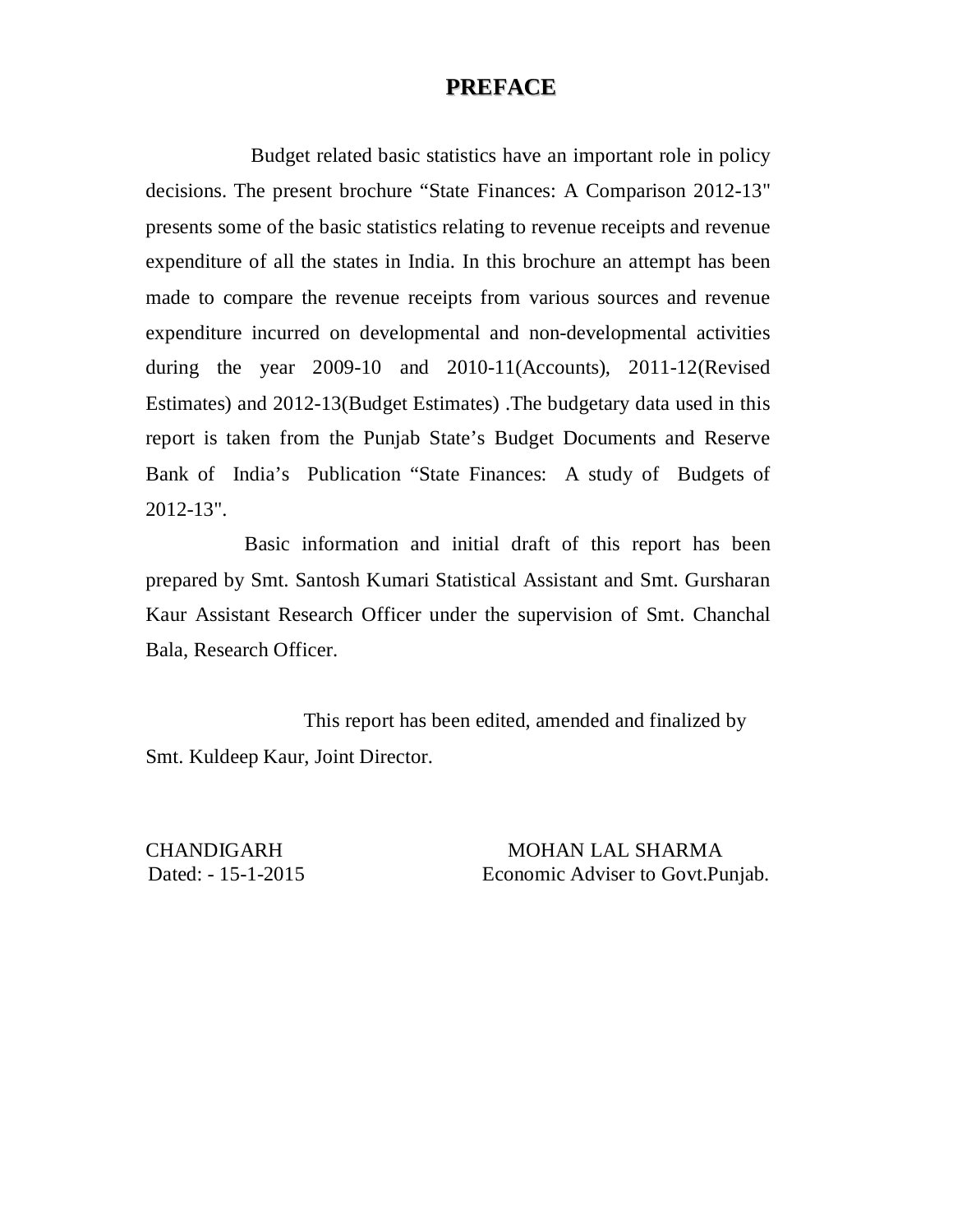# PREFACE

Budget related basic statistics have an important role in policy decisions. The present brochure "State Finances: A Comparison 2012-13" presents some of the basic statistics relating to revenue receipts and revenue expenditure of all the states in India. In this brochure an attempt has been made to compare the revenue receipts from various sources and revenue expenditure incurred on developmental and non-developmental activities during the year 2009-10 and 2010-11(Accounts), 2011-12(Revised Estimates) and 2012-13(Budget Estimates) .The budgetary data used in this report is taken from the Punjab State's Budget Documents and Reserve Bank of India's Publication "State Finances: A study of Budgets of 2012-13".

Basic information and initial draft of this report has been prepared by Smt. Santosh Kumari Statistical Assistant and Smt. Gursharan Kaur Assistant Research Officer under the supervision of Smt. Chanchal Bala, Research Officer.

This report has been edited, amended and finalized by Smt. Kuldeep Kaur, Joint Director.

CHANDIGARH
Dated: - 15-1-2015

MOHAN LAL SHARMA
Economic Adviser to Govt.Punjab.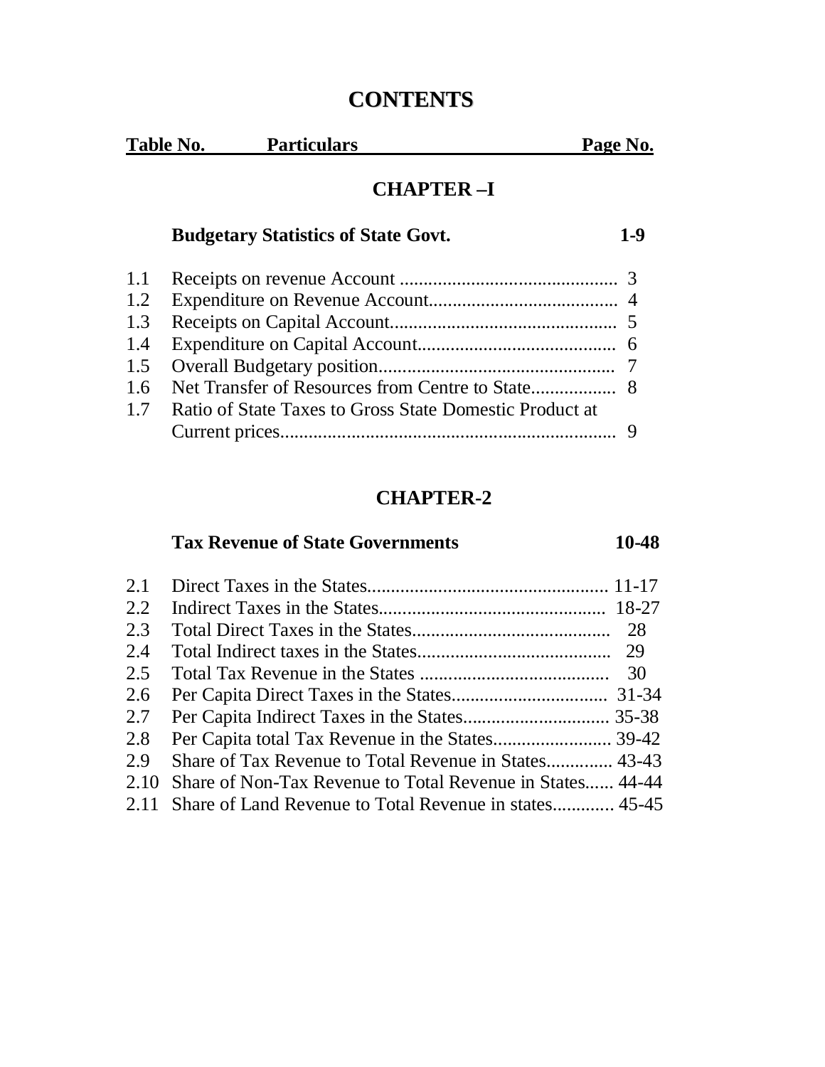# CONTENTS

| Table No. | Particulars | Page No. |
|---|---|---|
| | **CHAPTER –I** | |
| | **Budgetary Statistics of State Govt.** | **1-9** |
| 1.1 | Receipts on revenue Account | 3 |
| 1.2 | Expenditure on Revenue Account | 4 |
| 1.3 | Receipts on Capital Account | 5 |
| 1.4 | Expenditure on Capital Account | 6 |
| 1.5 | Overall Budgetary position | 7 |
| 1.6 | Net Transfer of Resources from Centre to State | 8 |
| 1.7 | Ratio of State Taxes to Gross State Domestic Product at Current prices | 9 |
| | **CHAPTER-2** | |
| | **Tax Revenue of State Governments** | **10-48** |
| 2.1 | Direct Taxes in the States | 11-17 |
| 2.2 | Indirect Taxes in the States | 18-27 |
| 2.3 | Total Direct Taxes in the States | 28 |
| 2.4 | Total Indirect taxes in the States | 29 |
| 2.5 | Total Tax Revenue in the States | 30 |
| 2.6 | Per Capita Direct Taxes in the States | 31-34 |
| 2.7 | Per Capita Indirect Taxes in the States | 35-38 |
| 2.8 | Per Capita total Tax Revenue in the States | 39-42 |
| 2.9 | Share of Tax Revenue to Total Revenue in States | 43-43 |
| 2.10 | Share of Non-Tax Revenue to Total Revenue in States | 44-44 |
| 2.11 | Share of Land Revenue to Total Revenue in states | 45-45 |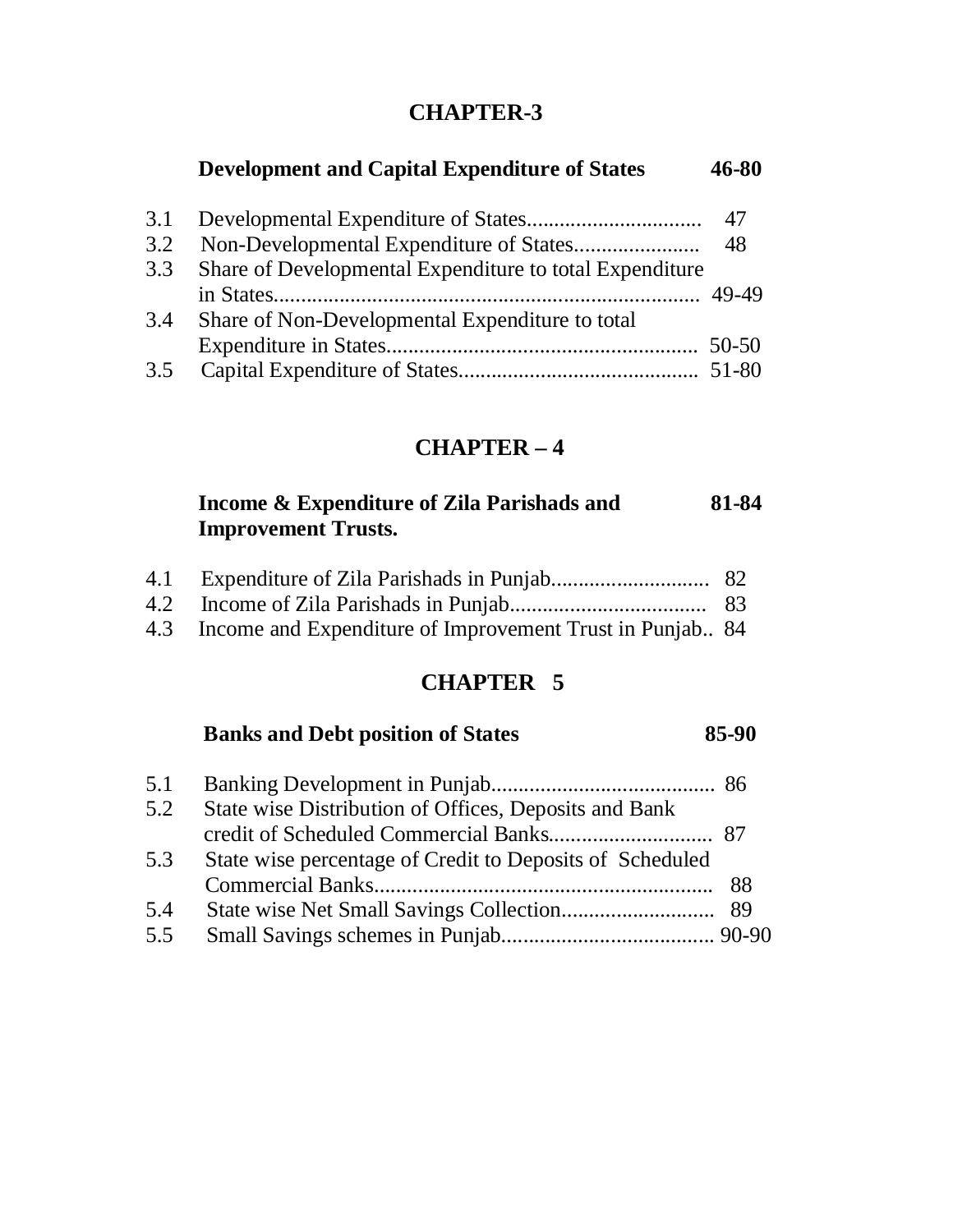## CHAPTER-3

| | **Development and Capital Expenditure of States** | **46-80** |
|---|---|---|
| 3.1 | Developmental Expenditure of States................................ | 47 |
| 3.2 | Non-Developmental Expenditure of States....................... | 48 |
| 3.3 | Share of Developmental Expenditure to total Expenditure in States............................................................................. | 49-49 |
| 3.4 | Share of Non-Developmental Expenditure to total Expenditure in States......................................................... | 50-50 |
| 3.5 | Capital Expenditure of States............................................ | 51-80 |

## CHAPTER – 4

| | **Income & Expenditure of Zila Parishads and Improvement Trusts.** | **81-84** |
|---|---|---|
| 4.1 | Expenditure of Zila Parishads in Punjab............................ | 82 |
| 4.2 | Income of Zila Parishads in Punjab.................................... | 83 |
| 4.3 | Income and Expenditure of Improvement Trust in Punjab.. | 84 |

## CHAPTER 5

| | **Banks and Debt position of States** | **85-90** |
|---|---|---|
| 5.1 | Banking Development in Punjab......................................... | 86 |
| 5.2 | State wise Distribution of Offices, Deposits and Bank credit of Scheduled Commercial Banks.............................. | 87 |
| 5.3 | State wise percentage of Credit to Deposits of Scheduled Commercial Banks............................................................. | 88 |
| 5.4 | State wise Net Small Savings Collection............................ | 89 |
| 5.5 | Small Savings schemes in Punjab...................................... | 90-90 |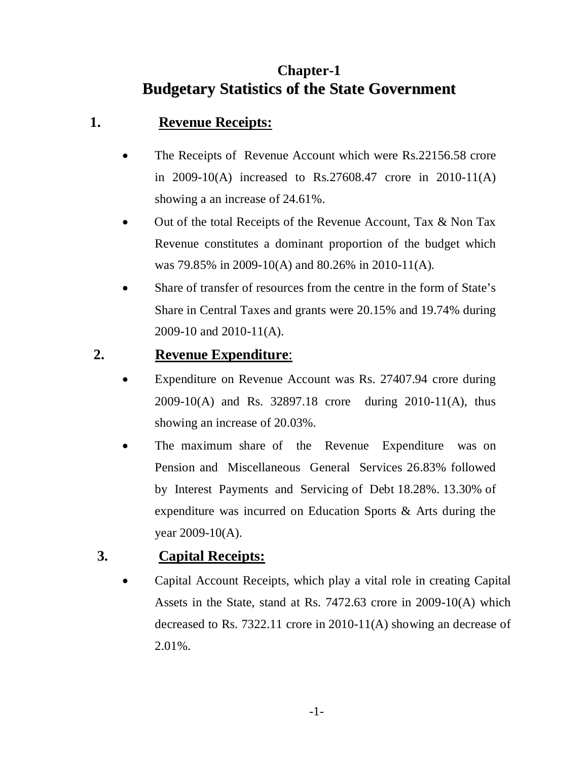# Chapter-1
# Budgetary Statistics of the State Government

## 1. Revenue Receipts:

- The Receipts of Revenue Account which were Rs.22156.58 crore in 2009-10(A) increased to Rs.27608.47 crore in 2010-11(A) showing a an increase of 24.61%.
- Out of the total Receipts of the Revenue Account, Tax & Non Tax Revenue constitutes a dominant proportion of the budget which was 79.85% in 2009-10(A) and 80.26% in 2010-11(A).
- Share of transfer of resources from the centre in the form of State's Share in Central Taxes and grants were 20.15% and 19.74% during 2009-10 and 2010-11(A).

## 2. Revenue Expenditure:

- Expenditure on Revenue Account was Rs. 27407.94 crore during 2009-10(A) and Rs. 32897.18 crore during 2010-11(A), thus showing an increase of 20.03%.
- The maximum share of the Revenue Expenditure was on Pension and Miscellaneous General Services 26.83% followed by Interest Payments and Servicing of Debt 18.28%. 13.30% of expenditure was incurred on Education Sports & Arts during the year 2009-10(A).

## 3. Capital Receipts:

- Capital Account Receipts, which play a vital role in creating Capital Assets in the State, stand at Rs. 7472.63 crore in 2009-10(A) which decreased to Rs. 7322.11 crore in 2010-11(A) showing an decrease of 2.01%.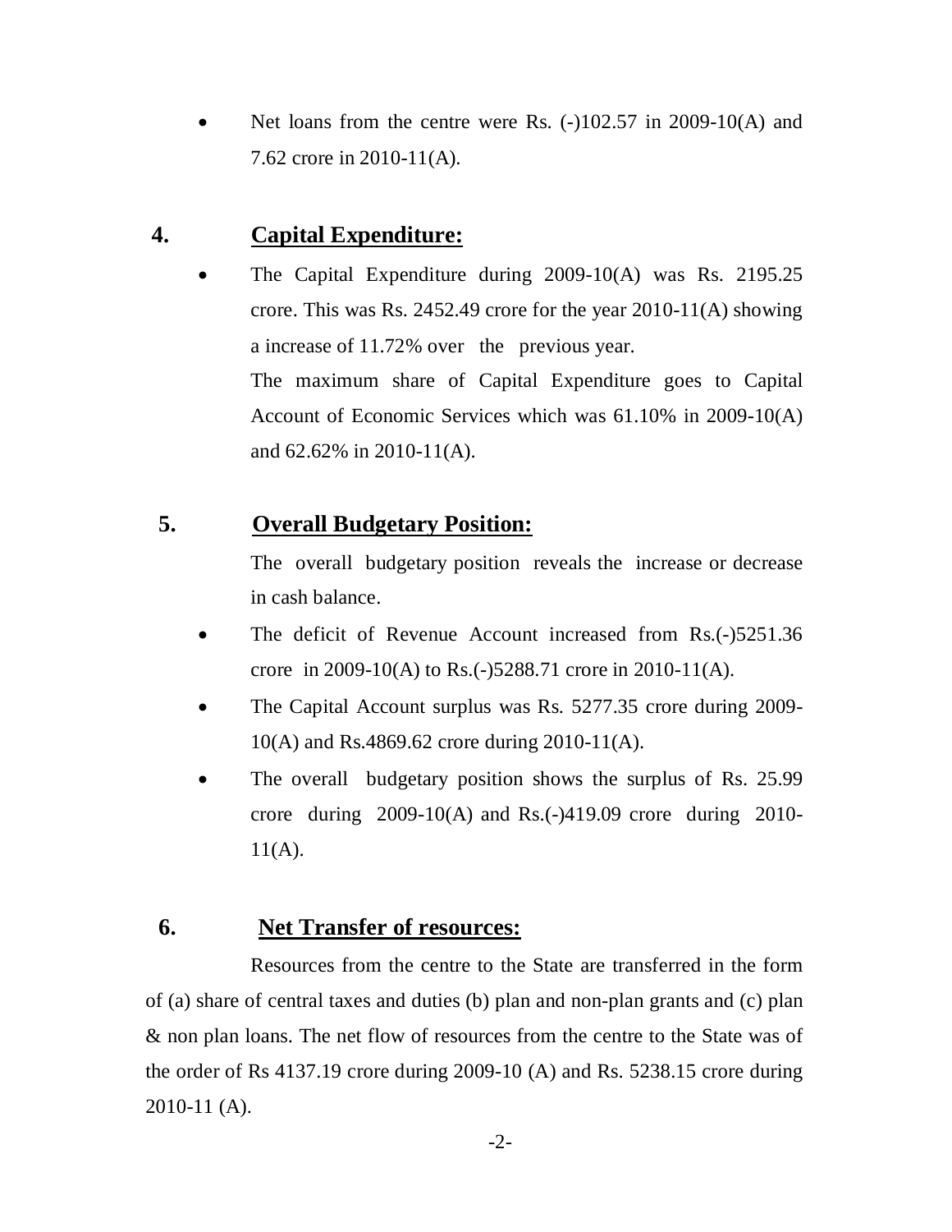- Net loans from the centre were Rs. (-)102.57 in 2009-10(A) and 7.62 crore in 2010-11(A).

## 4. Capital Expenditure:

- The Capital Expenditure during 2009-10(A) was Rs. 2195.25 crore. This was Rs. 2452.49 crore for the year 2010-11(A) showing a increase of 11.72% over the previous year.

  The maximum share of Capital Expenditure goes to Capital Account of Economic Services which was 61.10% in 2009-10(A) and 62.62% in 2010-11(A).

## 5. Overall Budgetary Position:

The overall budgetary position reveals the increase or decrease in cash balance.

- The deficit of Revenue Account increased from Rs.(-)5251.36 crore in 2009-10(A) to Rs.(-)5288.71 crore in 2010-11(A).
- The Capital Account surplus was Rs. 5277.35 crore during 2009-10(A) and Rs.4869.62 crore during 2010-11(A).
- The overall budgetary position shows the surplus of Rs. 25.99 crore during 2009-10(A) and Rs.(-)419.09 crore during 2010-11(A).

## 6. Net Transfer of resources:

Resources from the centre to the State are transferred in the form of (a) share of central taxes and duties (b) plan and non-plan grants and (c) plan & non plan loans. The net flow of resources from the centre to the State was of the order of Rs 4137.19 crore during 2009-10 (A) and Rs. 5238.15 crore during 2010-11 (A).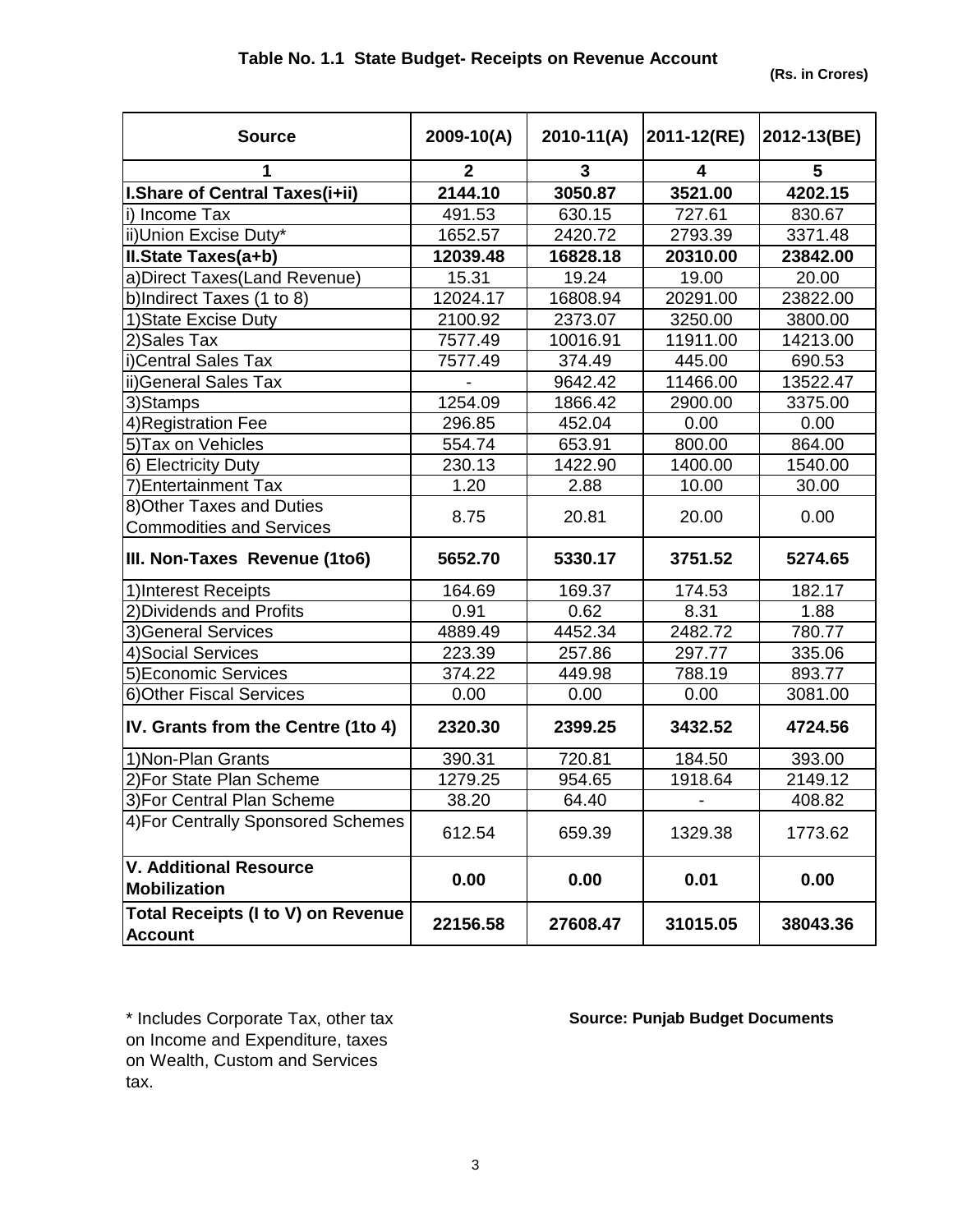### Table No. 1.1 State Budget- Receipts on Revenue Account

(Rs. in Crores)

| Source | 2009-10(A) | 2010-11(A) | 2011-12(RE) | 2012-13(BE) |
|---|---|---|---|---|
| **1** | **2** | **3** | **4** | **5** |
| **I.Share of Central Taxes(i+ii)** | **2144.10** | **3050.87** | **3521.00** | **4202.15** |
| i) Income Tax | 491.53 | 630.15 | 727.61 | 830.67 |
| ii)Union Excise Duty* | 1652.57 | 2420.72 | 2793.39 | 3371.48 |
| **II.State Taxes(a+b)** | **12039.48** | **16828.18** | **20310.00** | **23842.00** |
| a)Direct Taxes(Land Revenue) | 15.31 | 19.24 | 19.00 | 20.00 |
| b)Indirect Taxes (1 to 8) | 12024.17 | 16808.94 | 20291.00 | 23822.00 |
| 1)State Excise Duty | 2100.92 | 2373.07 | 3250.00 | 3800.00 |
| 2)Sales Tax | 7577.49 | 10016.91 | 11911.00 | 14213.00 |
| i)Central Sales Tax | 7577.49 | 374.49 | 445.00 | 690.53 |
| ii)General Sales Tax | - | 9642.42 | 11466.00 | 13522.47 |
| 3)Stamps | 1254.09 | 1866.42 | 2900.00 | 3375.00 |
| 4)Registration Fee | 296.85 | 452.04 | 0.00 | 0.00 |
| 5)Tax on Vehicles | 554.74 | 653.91 | 800.00 | 864.00 |
| 6) Electricity Duty | 230.13 | 1422.90 | 1400.00 | 1540.00 |
| 7)Entertainment Tax | 1.20 | 2.88 | 10.00 | 30.00 |
| 8)Other Taxes and Duties Commodities and Services | 8.75 | 20.81 | 20.00 | 0.00 |
| **III. Non-Taxes Revenue (1to6)** | **5652.70** | **5330.17** | **3751.52** | **5274.65** |
| 1)Interest Receipts | 164.69 | 169.37 | 174.53 | 182.17 |
| 2)Dividends and Profits | 0.91 | 0.62 | 8.31 | 1.88 |
| 3)General Services | 4889.49 | 4452.34 | 2482.72 | 780.77 |
| 4)Social Services | 223.39 | 257.86 | 297.77 | 335.06 |
| 5)Economic Services | 374.22 | 449.98 | 788.19 | 893.77 |
| 6)Other Fiscal Services | 0.00 | 0.00 | 0.00 | 3081.00 |
| **IV. Grants from the Centre (1to 4)** | **2320.30** | **2399.25** | **3432.52** | **4724.56** |
| 1)Non-Plan Grants | 390.31 | 720.81 | 184.50 | 393.00 |
| 2)For State Plan Scheme | 1279.25 | 954.65 | 1918.64 | 2149.12 |
| 3)For Central Plan Scheme | 38.20 | 64.40 | - | 408.82 |
| 4)For Centrally Sponsored Schemes | 612.54 | 659.39 | 1329.38 | 1773.62 |
| **V. Additional Resource Mobilization** | **0.00** | **0.00** | **0.01** | **0.00** |
| **Total Receipts (I to V) on Revenue Account** | **22156.58** | **27608.47** | **31015.05** | **38043.36** |

* Includes Corporate Tax, other tax on Income and Expenditure, taxes on Wealth, Custom and Services tax.

**Source: Punjab Budget Documents**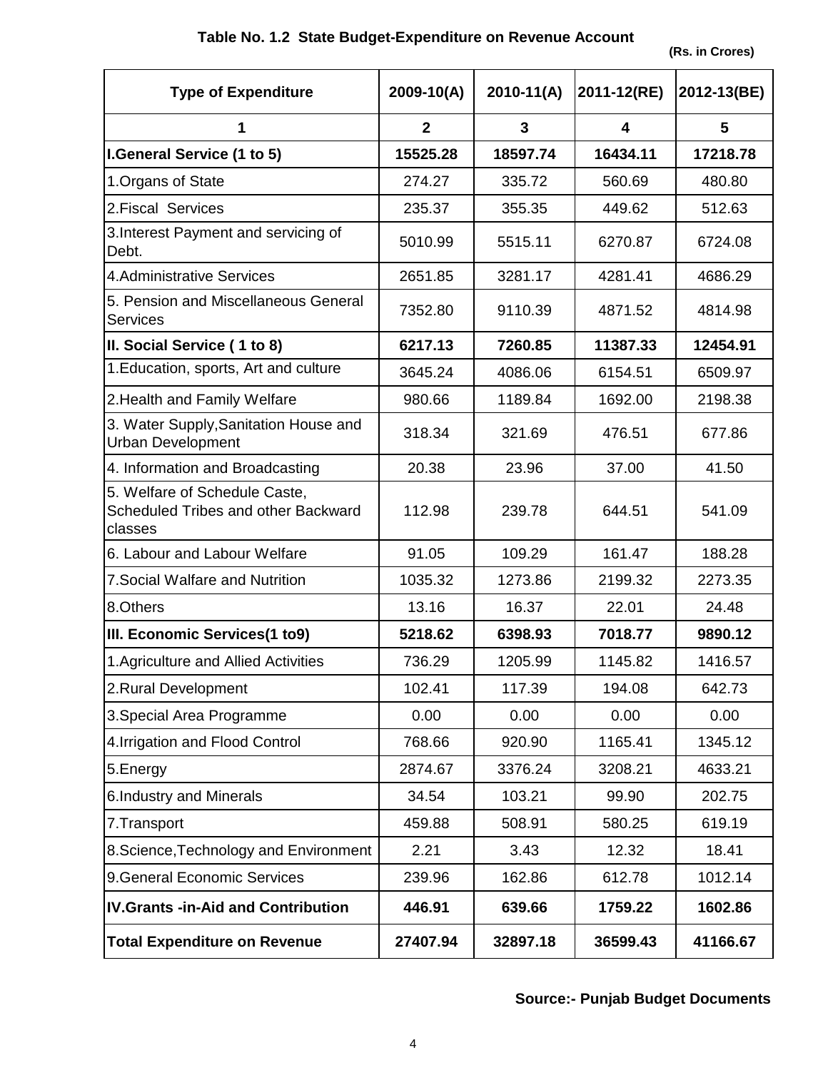## Table No. 1.2 State Budget-Expenditure on Revenue Account

(Rs. in Crores)

| Type of Expenditure | 2009-10(A) | 2010-11(A) | 2011-12(RE) | 2012-13(BE) |
|---|---|---|---|---|
| 1 | 2 | 3 | 4 | 5 |
| **I.General Service (1 to 5)** | **15525.28** | **18597.74** | **16434.11** | **17218.78** |
| 1.Organs of State | 274.27 | 335.72 | 560.69 | 480.80 |
| 2.Fiscal Services | 235.37 | 355.35 | 449.62 | 512.63 |
| 3.Interest Payment and servicing of Debt. | 5010.99 | 5515.11 | 6270.87 | 6724.08 |
| 4.Administrative Services | 2651.85 | 3281.17 | 4281.41 | 4686.29 |
| 5. Pension and Miscellaneous General Services | 7352.80 | 9110.39 | 4871.52 | 4814.98 |
| **II. Social Service ( 1 to 8)** | **6217.13** | **7260.85** | **11387.33** | **12454.91** |
| 1.Education, sports, Art and culture | 3645.24 | 4086.06 | 6154.51 | 6509.97 |
| 2.Health and Family Welfare | 980.66 | 1189.84 | 1692.00 | 2198.38 |
| 3. Water Supply,Sanitation House and Urban Development | 318.34 | 321.69 | 476.51 | 677.86 |
| 4. Information and Broadcasting | 20.38 | 23.96 | 37.00 | 41.50 |
| 5. Welfare of Schedule Caste, Scheduled Tribes and other Backward classes | 112.98 | 239.78 | 644.51 | 541.09 |
| 6. Labour and Labour Welfare | 91.05 | 109.29 | 161.47 | 188.28 |
| 7.Social Walfare and Nutrition | 1035.32 | 1273.86 | 2199.32 | 2273.35 |
| 8.Others | 13.16 | 16.37 | 22.01 | 24.48 |
| **III. Economic Services(1 to9)** | **5218.62** | **6398.93** | **7018.77** | **9890.12** |
| 1.Agriculture and Allied Activities | 736.29 | 1205.99 | 1145.82 | 1416.57 |
| 2.Rural Development | 102.41 | 117.39 | 194.08 | 642.73 |
| 3.Special Area Programme | 0.00 | 0.00 | 0.00 | 0.00 |
| 4.Irrigation and Flood Control | 768.66 | 920.90 | 1165.41 | 1345.12 |
| 5.Energy | 2874.67 | 3376.24 | 3208.21 | 4633.21 |
| 6.Industry and Minerals | 34.54 | 103.21 | 99.90 | 202.75 |
| 7.Transport | 459.88 | 508.91 | 580.25 | 619.19 |
| 8.Science,Technology and Environment | 2.21 | 3.43 | 12.32 | 18.41 |
| 9.General Economic Services | 239.96 | 162.86 | 612.78 | 1012.14 |
| **IV.Grants -in-Aid and Contribution** | **446.91** | **639.66** | **1759.22** | **1602.86** |
| **Total Expenditure on Revenue** | **27407.94** | **32897.18** | **36599.43** | **41166.67** |

**Source:- Punjab Budget Documents**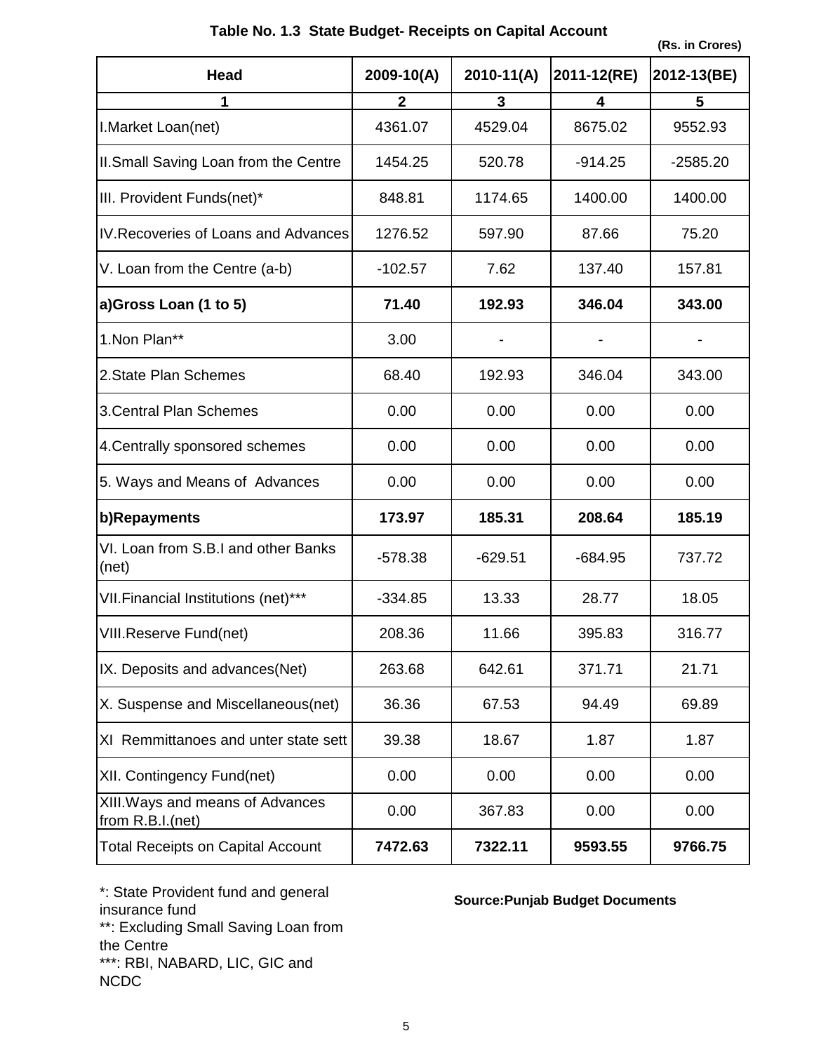## Table No. 1.3 State Budget- Receipts on Capital Account

**(Rs. in Crores)**

| Head | 2009-10(A) | 2010-11(A) | 2011-12(RE) | 2012-13(BE) |
|---|---|---|---|---|
| 1 | 2 | 3 | 4 | 5 |
| I.Market Loan(net) | 4361.07 | 4529.04 | 8675.02 | 9552.93 |
| II.Small Saving Loan from the Centre | 1454.25 | 520.78 | -914.25 | -2585.20 |
| III. Provident Funds(net)* | 848.81 | 1174.65 | 1400.00 | 1400.00 |
| IV.Recoveries of Loans and Advances | 1276.52 | 597.90 | 87.66 | 75.20 |
| V. Loan from the Centre (a-b) | -102.57 | 7.62 | 137.40 | 157.81 |
| **a)Gross Loan (1 to 5)** | **71.40** | **192.93** | **346.04** | **343.00** |
| 1.Non Plan** | 3.00 | - | - | - |
| 2.State Plan Schemes | 68.40 | 192.93 | 346.04 | 343.00 |
| 3.Central Plan Schemes | 0.00 | 0.00 | 0.00 | 0.00 |
| 4.Centrally sponsored schemes | 0.00 | 0.00 | 0.00 | 0.00 |
| 5. Ways and Means of Advances | 0.00 | 0.00 | 0.00 | 0.00 |
| **b)Repayments** | **173.97** | **185.31** | **208.64** | **185.19** |
| VI. Loan from S.B.I and other Banks (net) | -578.38 | -629.51 | -684.95 | 737.72 |
| VII.Financial Institutions (net)*** | -334.85 | 13.33 | 28.77 | 18.05 |
| VIII.Reserve Fund(net) | 208.36 | 11.66 | 395.83 | 316.77 |
| IX. Deposits and advances(Net) | 263.68 | 642.61 | 371.71 | 21.71 |
| X. Suspense and Miscellaneous(net) | 36.36 | 67.53 | 94.49 | 69.89 |
| XI Remmittanoes and unter state sett | 39.38 | 18.67 | 1.87 | 1.87 |
| XII. Contingency Fund(net) | 0.00 | 0.00 | 0.00 | 0.00 |
| XIII.Ways and means of Advances from R.B.I.(net) | 0.00 | 367.83 | 0.00 | 0.00 |
| Total Receipts on Capital Account | **7472.63** | **7322.11** | **9593.55** | **9766.75** |

*: State Provident fund and general insurance fund
**: Excluding Small Saving Loan from the Centre
***: RBI, NABARD, LIC, GIC and NCDC

**Source:Punjab Budget Documents**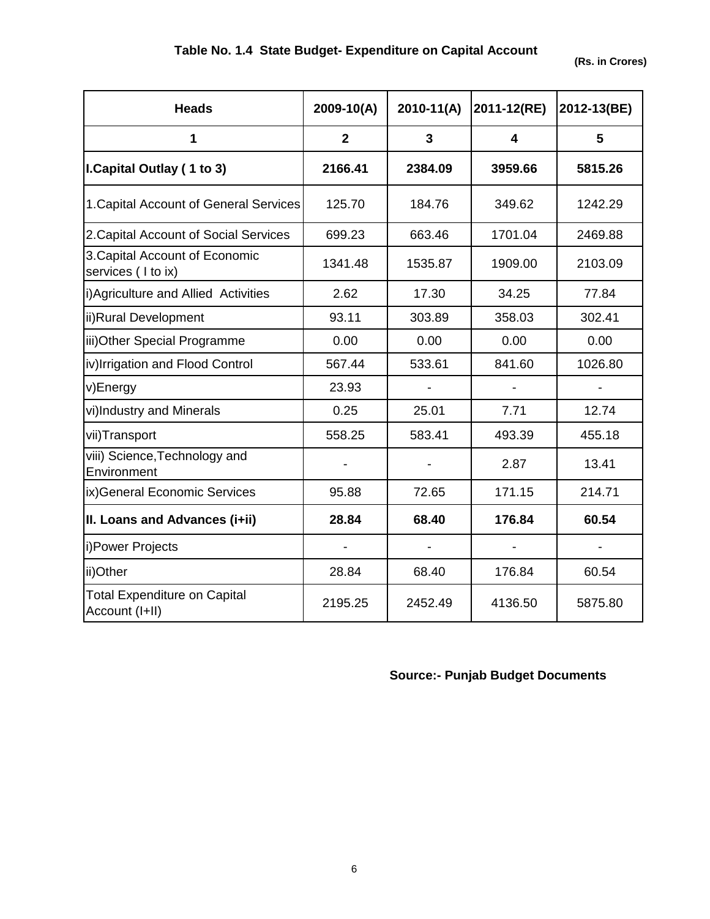## Table No. 1.4 State Budget- Expenditure on Capital Account

**(Rs. in Crores)**

| Heads | 2009-10(A) | 2010-11(A) | 2011-12(RE) | 2012-13(BE) |
|---|---|---|---|---|
| **1** | **2** | **3** | **4** | **5** |
| **I.Capital Outlay ( 1 to 3)** | **2166.41** | **2384.09** | **3959.66** | **5815.26** |
| 1.Capital Account of General Services | 125.70 | 184.76 | 349.62 | 1242.29 |
| 2.Capital Account of Social Services | 699.23 | 663.46 | 1701.04 | 2469.88 |
| 3.Capital Account of Economic services ( I to ix) | 1341.48 | 1535.87 | 1909.00 | 2103.09 |
| i)Agriculture and Allied Activities | 2.62 | 17.30 | 34.25 | 77.84 |
| ii)Rural Development | 93.11 | 303.89 | 358.03 | 302.41 |
| iii)Other Special Programme | 0.00 | 0.00 | 0.00 | 0.00 |
| iv)Irrigation and Flood Control | 567.44 | 533.61 | 841.60 | 1026.80 |
| v)Energy | 23.93 | - | - | - |
| vi)Industry and Minerals | 0.25 | 25.01 | 7.71 | 12.74 |
| vii)Transport | 558.25 | 583.41 | 493.39 | 455.18 |
| viii) Science,Technology and Environment | - | - | 2.87 | 13.41 |
| ix)General Economic Services | 95.88 | 72.65 | 171.15 | 214.71 |
| **II. Loans and Advances (i+ii)** | **28.84** | **68.40** | **176.84** | **60.54** |
| i)Power Projects | - | - | - | - |
| ii)Other | 28.84 | 68.40 | 176.84 | 60.54 |
| Total Expenditure on Capital Account (I+II) | 2195.25 | 2452.49 | 4136.50 | 5875.80 |

**Source:- Punjab Budget Documents**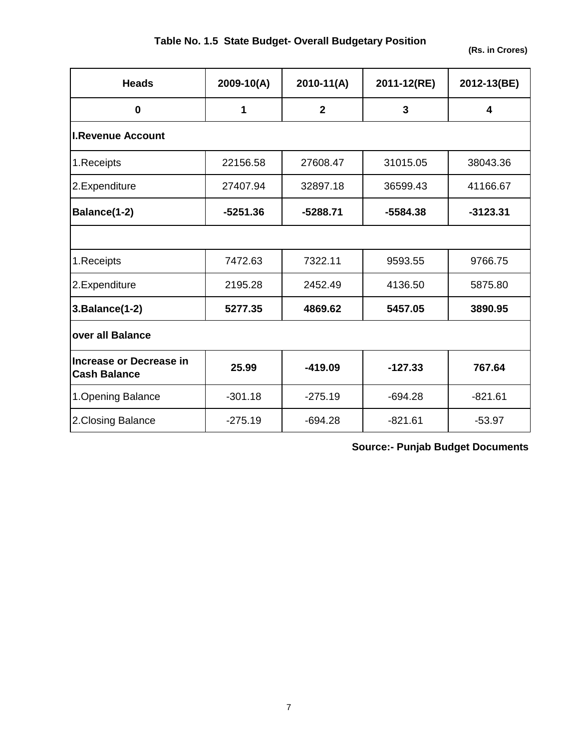**Table No. 1.5 State Budget- Overall Budgetary Position**

**(Rs. in Crores)**

| Heads | 2009-10(A) | 2010-11(A) | 2011-12(RE) | 2012-13(BE) |
|---|---|---|---|---|
| **0** | **1** | **2** | **3** | **4** |
| **I.Revenue Account** | | | | |
| 1.Receipts | 22156.58 | 27608.47 | 31015.05 | 38043.36 |
| 2.Expenditure | 27407.94 | 32897.18 | 36599.43 | 41166.67 |
| **Balance(1-2)** | **-5251.36** | **-5288.71** | **-5584.38** | **-3123.31** |
| | | | | |
| 1.Receipts | 7472.63 | 7322.11 | 9593.55 | 9766.75 |
| 2.Expenditure | 2195.28 | 2452.49 | 4136.50 | 5875.80 |
| **3.Balance(1-2)** | **5277.35** | **4869.62** | **5457.05** | **3890.95** |
| **over all Balance** | | | | |
| **Increase or Decrease in Cash Balance** | **25.99** | **-419.09** | **-127.33** | **767.64** |
| 1.Opening Balance | -301.18 | -275.19 | -694.28 | -821.61 |
| 2.Closing Balance | -275.19 | -694.28 | -821.61 | -53.97 |

**Source:- Punjab Budget Documents**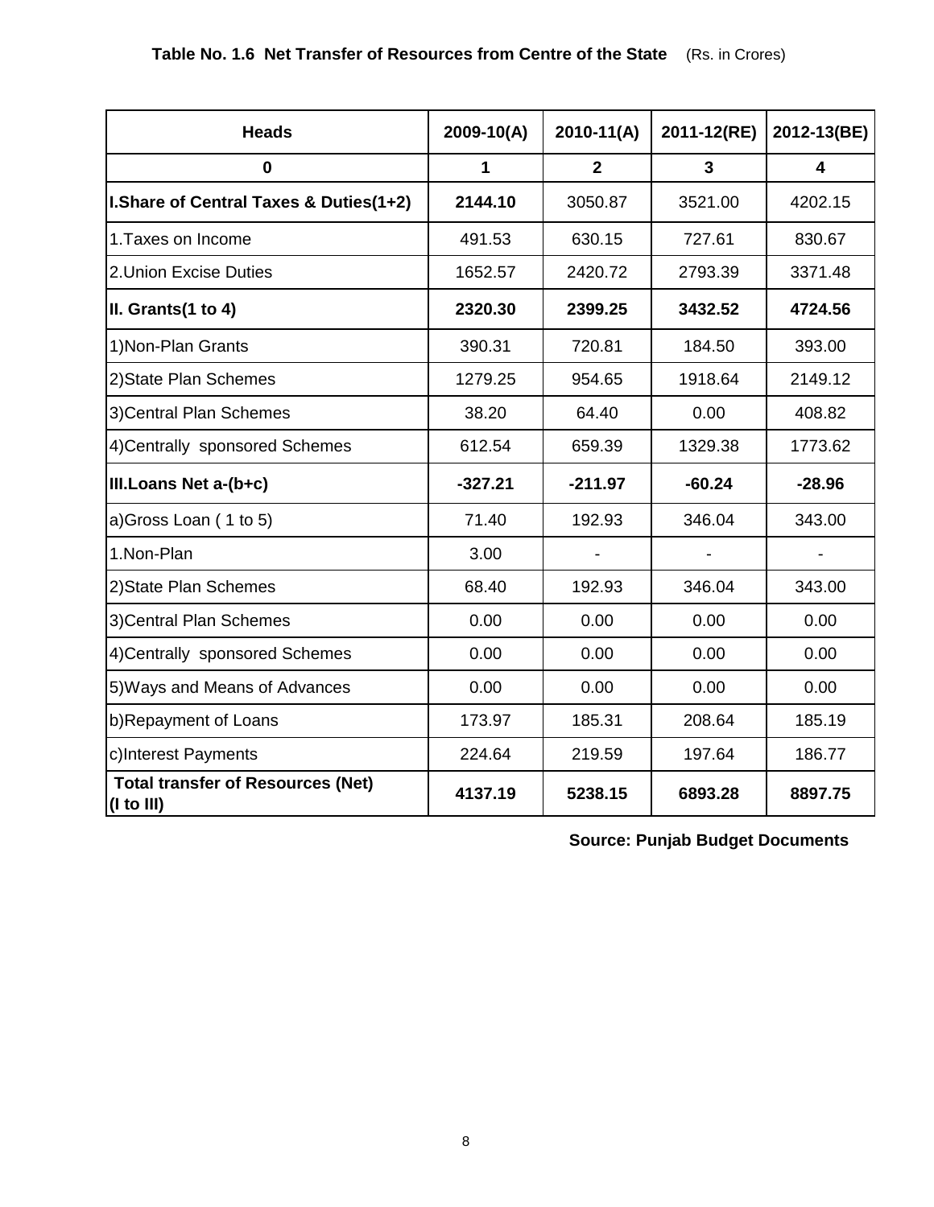**Table No. 1.6 Net Transfer of Resources from Centre of the State** (Rs. in Crores)

| Heads | 2009-10(A) | 2010-11(A) | 2011-12(RE) | 2012-13(BE) |
|---|---|---|---|---|
| **0** | **1** | **2** | **3** | **4** |
| **I.Share of Central Taxes & Duties(1+2)** | **2144.10** | 3050.87 | 3521.00 | 4202.15 |
| 1.Taxes on Income | 491.53 | 630.15 | 727.61 | 830.67 |
| 2.Union Excise Duties | 1652.57 | 2420.72 | 2793.39 | 3371.48 |
| **II. Grants(1 to 4)** | **2320.30** | **2399.25** | **3432.52** | **4724.56** |
| 1)Non-Plan Grants | 390.31 | 720.81 | 184.50 | 393.00 |
| 2)State Plan Schemes | 1279.25 | 954.65 | 1918.64 | 2149.12 |
| 3)Central Plan Schemes | 38.20 | 64.40 | 0.00 | 408.82 |
| 4)Centrally sponsored Schemes | 612.54 | 659.39 | 1329.38 | 1773.62 |
| **III.Loans Net a-(b+c)** | **-327.21** | **-211.97** | **-60.24** | **-28.96** |
| a)Gross Loan ( 1 to 5) | 71.40 | 192.93 | 346.04 | 343.00 |
| 1.Non-Plan | 3.00 | - | - | - |
| 2)State Plan Schemes | 68.40 | 192.93 | 346.04 | 343.00 |
| 3)Central Plan Schemes | 0.00 | 0.00 | 0.00 | 0.00 |
| 4)Centrally sponsored Schemes | 0.00 | 0.00 | 0.00 | 0.00 |
| 5)Ways and Means of Advances | 0.00 | 0.00 | 0.00 | 0.00 |
| b)Repayment of Loans | 173.97 | 185.31 | 208.64 | 185.19 |
| c)Interest Payments | 224.64 | 219.59 | 197.64 | 186.77 |
| **Total transfer of Resources (Net) (I to III)** | **4137.19** | **5238.15** | **6893.28** | **8897.75** |

**Source: Punjab Budget Documents**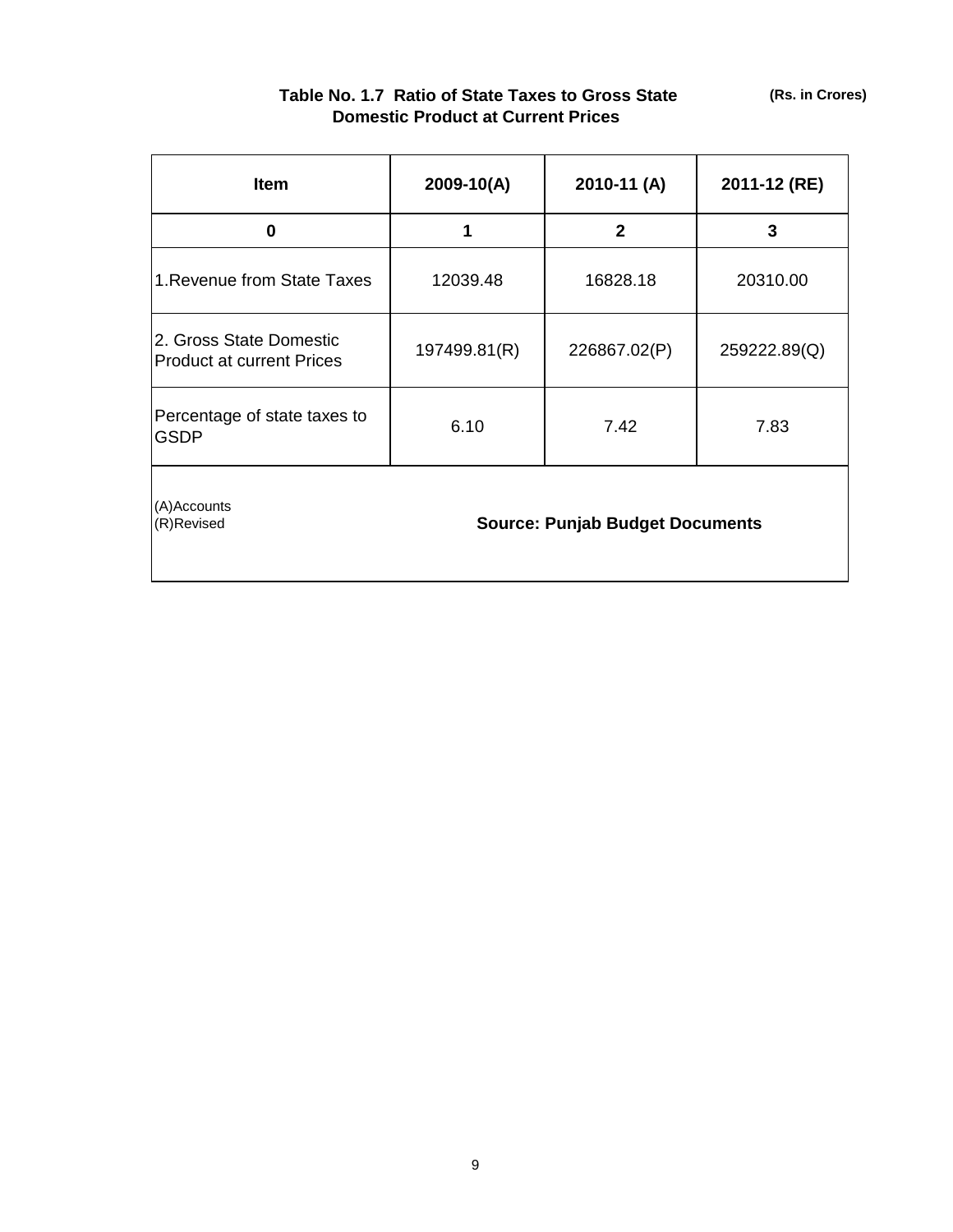**Table No. 1.7 Ratio of State Taxes to Gross State Domestic Product at Current Prices**

**(Rs. in Crores)**

| Item | 2009-10(A) | 2010-11 (A) | 2011-12 (RE) |
|---|---|---|---|
| 0 | 1 | 2 | 3 |
| 1.Revenue from State Taxes | 12039.48 | 16828.18 | 20310.00 |
| 2. Gross State Domestic Product at current Prices | 197499.81(R) | 226867.02(P) | 259222.89(Q) |
| Percentage of state taxes to GSDP | 6.10 | 7.42 | 7.83 |

(A)Accounts
(R)Revised

**Source: Punjab Budget Documents**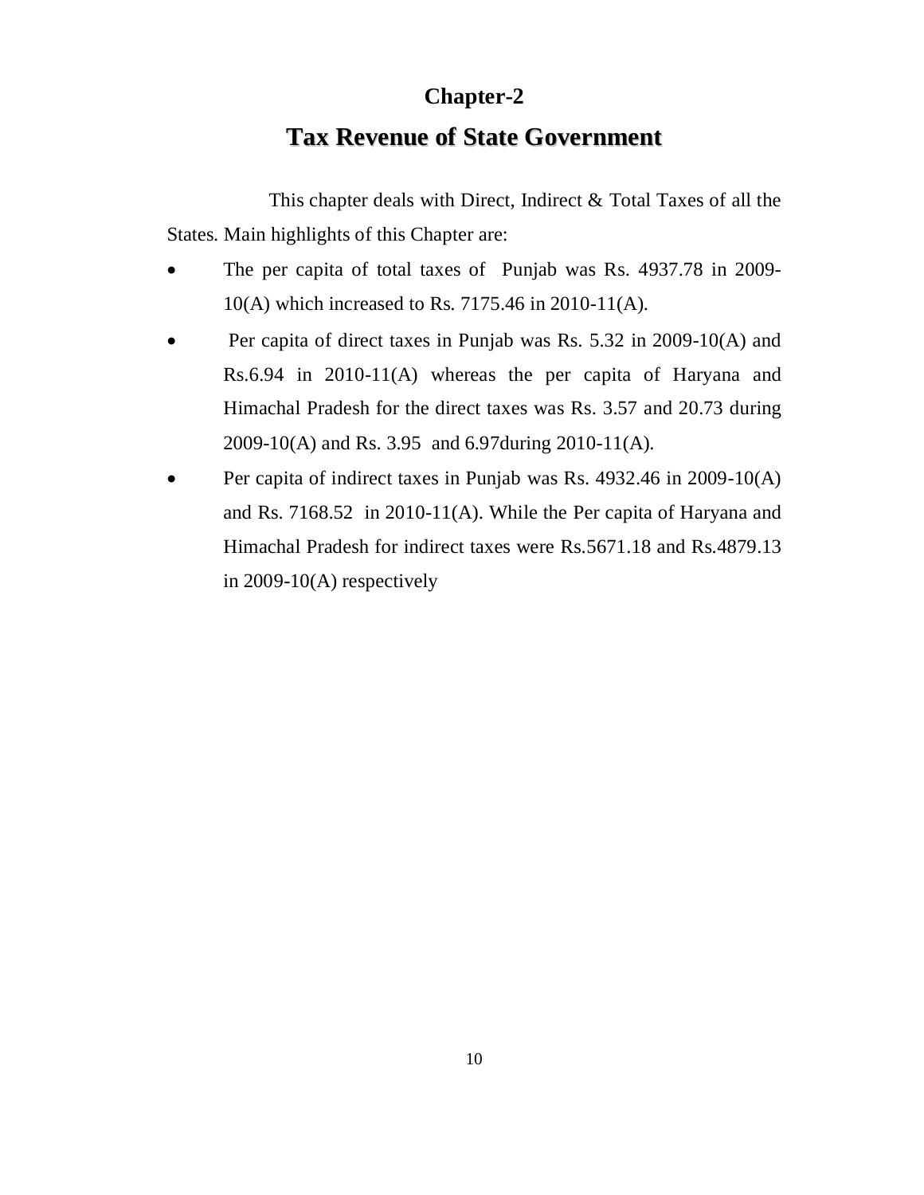# Chapter-2

## Tax Revenue of State Government

This chapter deals with Direct, Indirect & Total Taxes of all the States. Main highlights of this Chapter are:

- The per capita of total taxes of Punjab was Rs. 4937.78 in 2009-10(A) which increased to Rs. 7175.46 in 2010-11(A).
- Per capita of direct taxes in Punjab was Rs. 5.32 in 2009-10(A) and Rs.6.94 in 2010-11(A) whereas the per capita of Haryana and Himachal Pradesh for the direct taxes was Rs. 3.57 and 20.73 during 2009-10(A) and Rs. 3.95 and 6.97during 2010-11(A).
- Per capita of indirect taxes in Punjab was Rs. 4932.46 in 2009-10(A) and Rs. 7168.52 in 2010-11(A). While the Per capita of Haryana and Himachal Pradesh for indirect taxes were Rs.5671.18 and Rs.4879.13 in 2009-10(A) respectively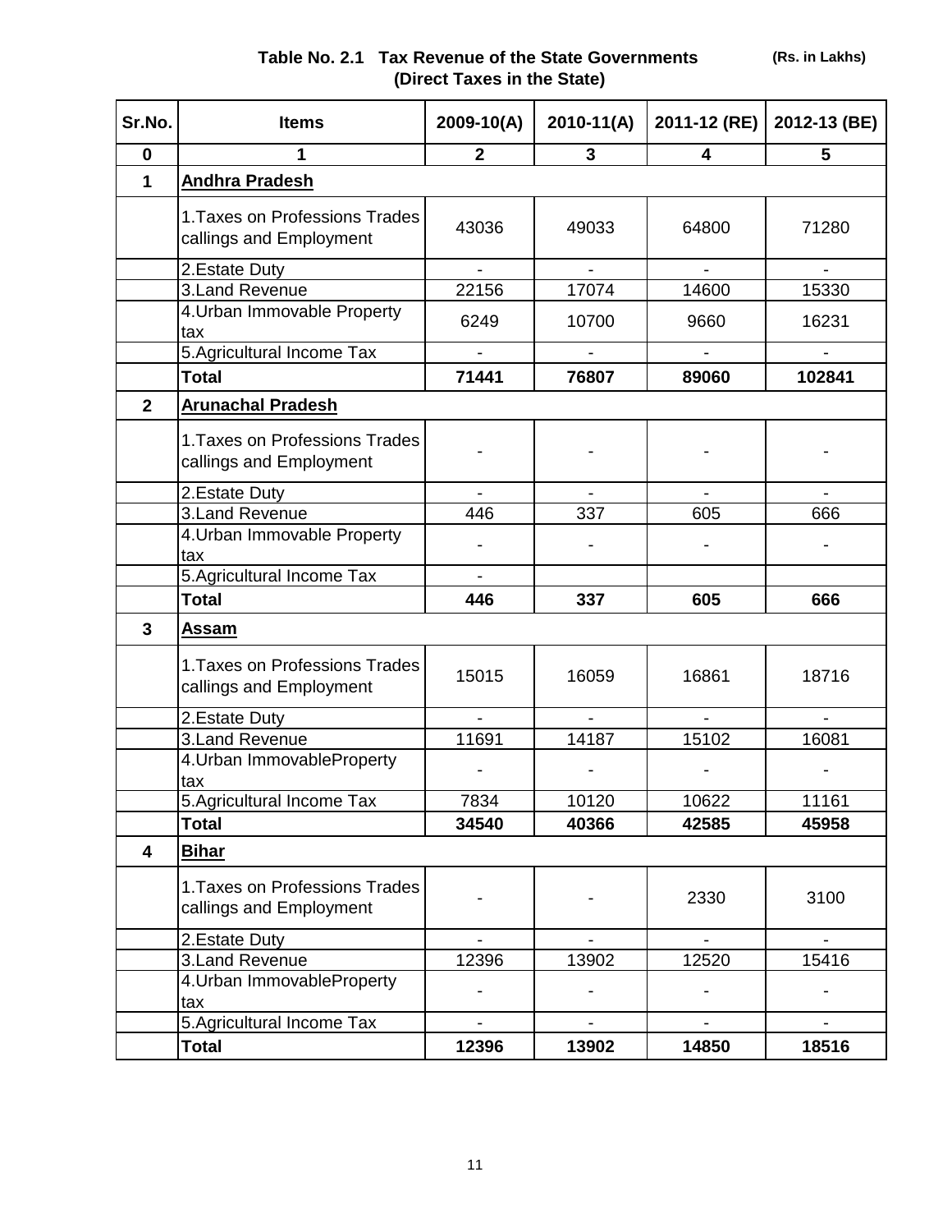**Table No. 2.1 Tax Revenue of the State Governments (Direct Taxes in the State)** (Rs. in Lakhs)

| Sr.No. | Items | 2009-10(A) | 2010-11(A) | 2011-12 (RE) | 2012-13 (BE) |
|---|---|---|---|---|---|
| 0 | 1 | 2 | 3 | 4 | 5 |
| 1 | **Andhra Pradesh** | | | | |
| | 1.Taxes on Professions Trades callings and Employment | 43036 | 49033 | 64800 | 71280 |
| | 2.Estate Duty | - | - | - | - |
| | 3.Land Revenue | 22156 | 17074 | 14600 | 15330 |
| | 4.Urban Immovable Property tax | 6249 | 10700 | 9660 | 16231 |
| | 5.Agricultural Income Tax | - | - | - | - |
| | **Total** | **71441** | **76807** | **89060** | **102841** |
| 2 | **Arunachal Pradesh** | | | | |
| | 1.Taxes on Professions Trades callings and Employment | - | - | - | - |
| | 2.Estate Duty | - | - | - | - |
| | 3.Land Revenue | 446 | 337 | 605 | 666 |
| | 4.Urban Immovable Property tax | - | - | - | - |
| | 5.Agricultural Income Tax | - | | | |
| | **Total** | **446** | **337** | **605** | **666** |
| 3 | **Assam** | | | | |
| | 1.Taxes on Professions Trades callings and Employment | 15015 | 16059 | 16861 | 18716 |
| | 2.Estate Duty | - | - | - | - |
| | 3.Land Revenue | 11691 | 14187 | 15102 | 16081 |
| | 4.Urban ImmovableProperty tax | - | - | - | - |
| | 5.Agricultural Income Tax | 7834 | 10120 | 10622 | 11161 |
| | **Total** | **34540** | **40366** | **42585** | **45958** |
| 4 | **Bihar** | | | | |
| | 1.Taxes on Professions Trades callings and Employment | - | - | 2330 | 3100 |
| | 2.Estate Duty | - | - | - | - |
| | 3.Land Revenue | 12396 | 13902 | 12520 | 15416 |
| | 4.Urban ImmovableProperty tax | - | - | - | - |
| | 5.Agricultural Income Tax | - | - | - | - |
| | **Total** | **12396** | **13902** | **14850** | **18516** |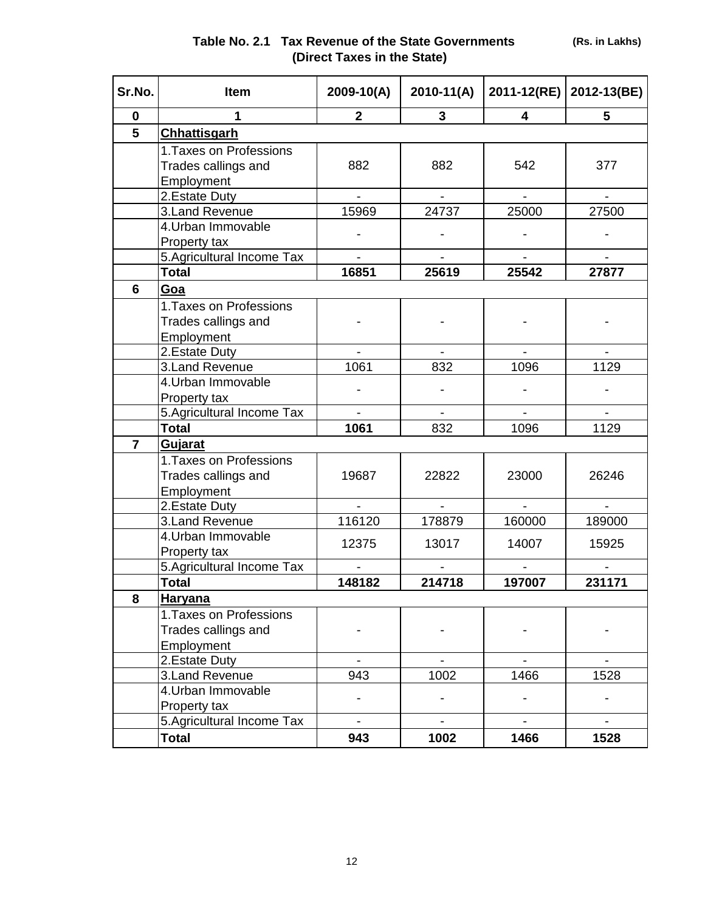## Table No. 2.1 Tax Revenue of the State Governments (Direct Taxes in the State)

(Rs. in Lakhs)

| Sr.No. | Item | 2009-10(A) | 2010-11(A) | 2011-12(RE) | 2012-13(BE) |
|---|---|---|---|---|---|
| 0 | 1 | 2 | 3 | 4 | 5 |
| 5 | **Chhattisgarh** | | | | |
| | 1.Taxes on Professions Trades callings and Employment | 882 | 882 | 542 | 377 |
| | 2.Estate Duty | - | - | - | - |
| | 3.Land Revenue | 15969 | 24737 | 25000 | 27500 |
| | 4.Urban Immovable Property tax | - | - | - | - |
| | 5.Agricultural Income Tax | - | - | - | - |
| | **Total** | **16851** | **25619** | **25542** | **27877** |
| 6 | **Goa** | | | | |
| | 1.Taxes on Professions Trades callings and Employment | - | - | - | - |
| | 2.Estate Duty | - | - | - | - |
| | 3.Land Revenue | 1061 | 832 | 1096 | 1129 |
| | 4.Urban Immovable Property tax | - | - | - | - |
| | 5.Agricultural Income Tax | - | - | - | - |
| | **Total** | **1061** | 832 | 1096 | 1129 |
| 7 | **Gujarat** | | | | |
| | 1.Taxes on Professions Trades callings and Employment | 19687 | 22822 | 23000 | 26246 |
| | 2.Estate Duty | - | - | - | - |
| | 3.Land Revenue | 116120 | 178879 | 160000 | 189000 |
| | 4.Urban Immovable Property tax | 12375 | 13017 | 14007 | 15925 |
| | 5.Agricultural Income Tax | - | - | - | - |
| | **Total** | **148182** | **214718** | **197007** | **231171** |
| 8 | **Haryana** | | | | |
| | 1.Taxes on Professions Trades callings and Employment | - | - | - | - |
| | 2.Estate Duty | - | - | - | - |
| | 3.Land Revenue | 943 | 1002 | 1466 | 1528 |
| | 4.Urban Immovable Property tax | - | - | - | - |
| | 5.Agricultural Income Tax | - | - | - | - |
| | **Total** | **943** | **1002** | **1466** | **1528** |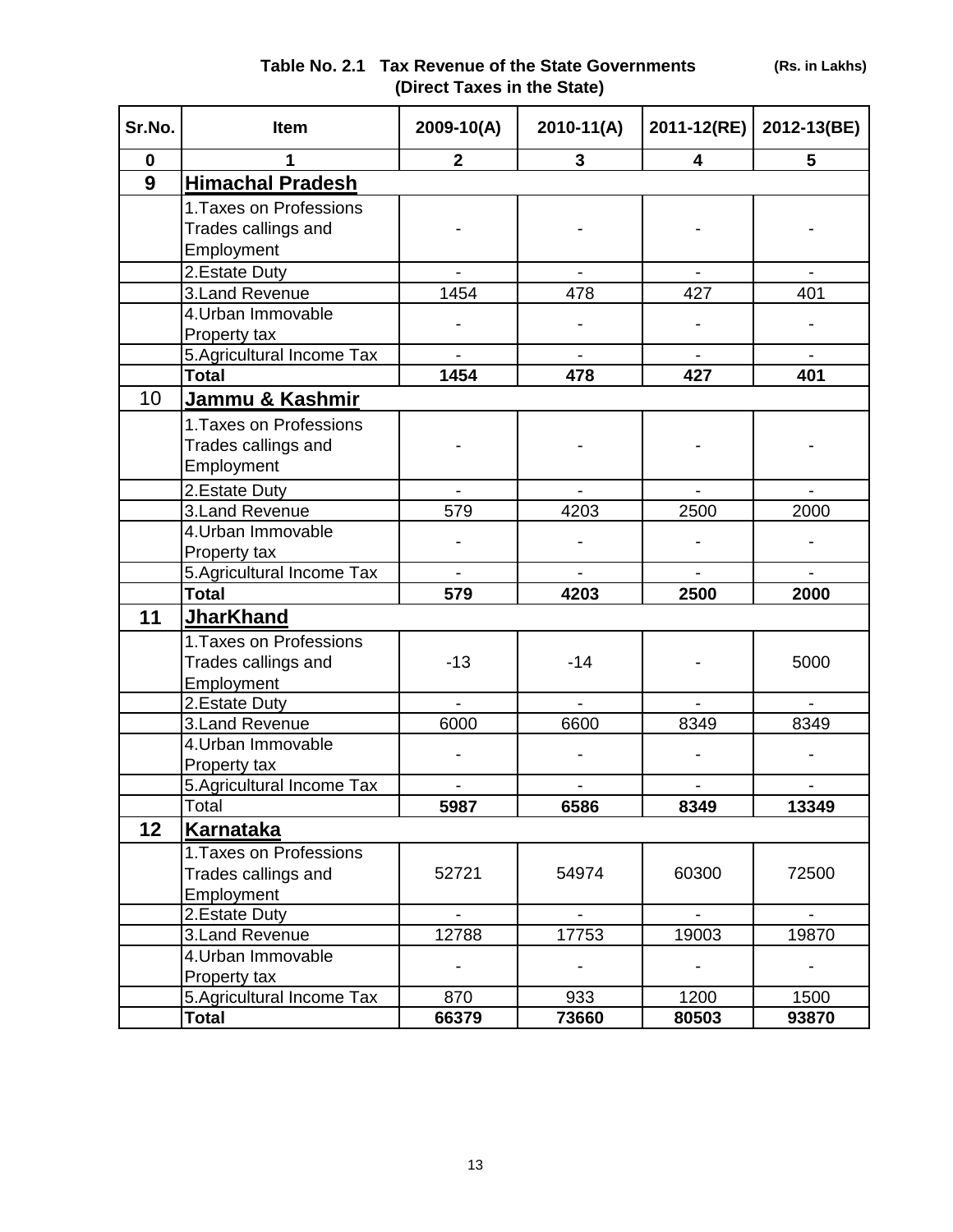**Table No. 2.1 Tax Revenue of the State Governments** **(Rs. in Lakhs)**

**(Direct Taxes in the State)**

| Sr.No. | Item | 2009-10(A) | 2010-11(A) | 2011-12(RE) | 2012-13(BE) |
|---|---|---|---|---|---|
| **0** | **1** | **2** | **3** | **4** | **5** |
| **9** | **Himachal Pradesh** | | | | |
| | 1.Taxes on Professions Trades callings and Employment | - | - | - | - |
| | 2.Estate Duty | - | - | - | - |
| | 3.Land Revenue | 1454 | 478 | 427 | 401 |
| | 4.Urban Immovable Property tax | - | - | - | - |
| | 5.Agricultural Income Tax | - | - | - | - |
| | **Total** | **1454** | **478** | **427** | **401** |
| 10 | **Jammu & Kashmir** | | | | |
| | 1.Taxes on Professions Trades callings and Employment | - | - | - | - |
| | 2.Estate Duty | - | - | - | - |
| | 3.Land Revenue | 579 | 4203 | 2500 | 2000 |
| | 4.Urban Immovable Property tax | - | - | - | - |
| | 5.Agricultural Income Tax | - | - | - | - |
| | **Total** | **579** | **4203** | **2500** | **2000** |
| **11** | **JharKhand** | | | | |
| | 1.Taxes on Professions Trades callings and Employment | -13 | -14 | - | 5000 |
| | 2.Estate Duty | - | - | - | - |
| | 3.Land Revenue | 6000 | 6600 | 8349 | 8349 |
| | 4.Urban Immovable Property tax | - | - | - | - |
| | 5.Agricultural Income Tax | - | - | - | - |
| | Total | **5987** | **6586** | **8349** | **13349** |
| **12** | **Karnataka** | | | | |
| | 1.Taxes on Professions Trades callings and Employment | 52721 | 54974 | 60300 | 72500 |
| | 2.Estate Duty | - | - | - | - |
| | 3.Land Revenue | 12788 | 17753 | 19003 | 19870 |
| | 4.Urban Immovable Property tax | - | - | - | - |
| | 5.Agricultural Income Tax | 870 | 933 | 1200 | 1500 |
| | **Total** | **66379** | **73660** | **80503** | **93870** |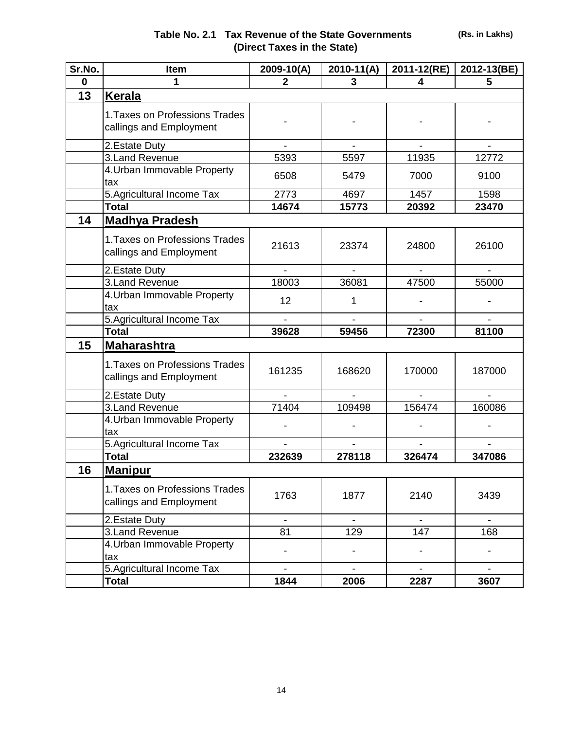**Table No. 2.1 Tax Revenue of the State Governments (Direct Taxes in the State)** (Rs. in Lakhs)

| Sr.No. | Item | 2009-10(A) | 2010-11(A) | 2011-12(RE) | 2012-13(BE) |
|---|---|---|---|---|---|
| 0 | 1 | 2 | 3 | 4 | 5 |
| **13** | **Kerala** | | | | |
| | 1.Taxes on Professions Trades callings and Employment | - | - | - | - |
| | 2.Estate Duty | - | - | - | - |
| | 3.Land Revenue | 5393 | 5597 | 11935 | 12772 |
| | 4.Urban Immovable Property tax | 6508 | 5479 | 7000 | 9100 |
| | 5.Agricultural Income Tax | 2773 | 4697 | 1457 | 1598 |
| | **Total** | **14674** | **15773** | **20392** | **23470** |
| **14** | **Madhya Pradesh** | | | | |
| | 1.Taxes on Professions Trades callings and Employment | 21613 | 23374 | 24800 | 26100 |
| | 2.Estate Duty | - | - | - | - |
| | 3.Land Revenue | 18003 | 36081 | 47500 | 55000 |
| | 4.Urban Immovable Property tax | 12 | 1 | - | - |
| | 5.Agricultural Income Tax | - | - | - | - |
| | **Total** | **39628** | **59456** | **72300** | **81100** |
| **15** | **Maharashtra** | | | | |
| | 1.Taxes on Professions Trades callings and Employment | 161235 | 168620 | 170000 | 187000 |
| | 2.Estate Duty | - | - | - | - |
| | 3.Land Revenue | 71404 | 109498 | 156474 | 160086 |
| | 4.Urban Immovable Property tax | - | - | - | - |
| | 5.Agricultural Income Tax | - | - | - | - |
| | **Total** | **232639** | **278118** | **326474** | **347086** |
| **16** | **Manipur** | | | | |
| | 1.Taxes on Professions Trades callings and Employment | 1763 | 1877 | 2140 | 3439 |
| | 2.Estate Duty | - | - | - | - |
| | 3.Land Revenue | 81 | 129 | 147 | 168 |
| | 4.Urban Immovable Property tax | - | - | - | - |
| | 5.Agricultural Income Tax | - | - | - | - |
| | **Total** | **1844** | **2006** | **2287** | **3607** |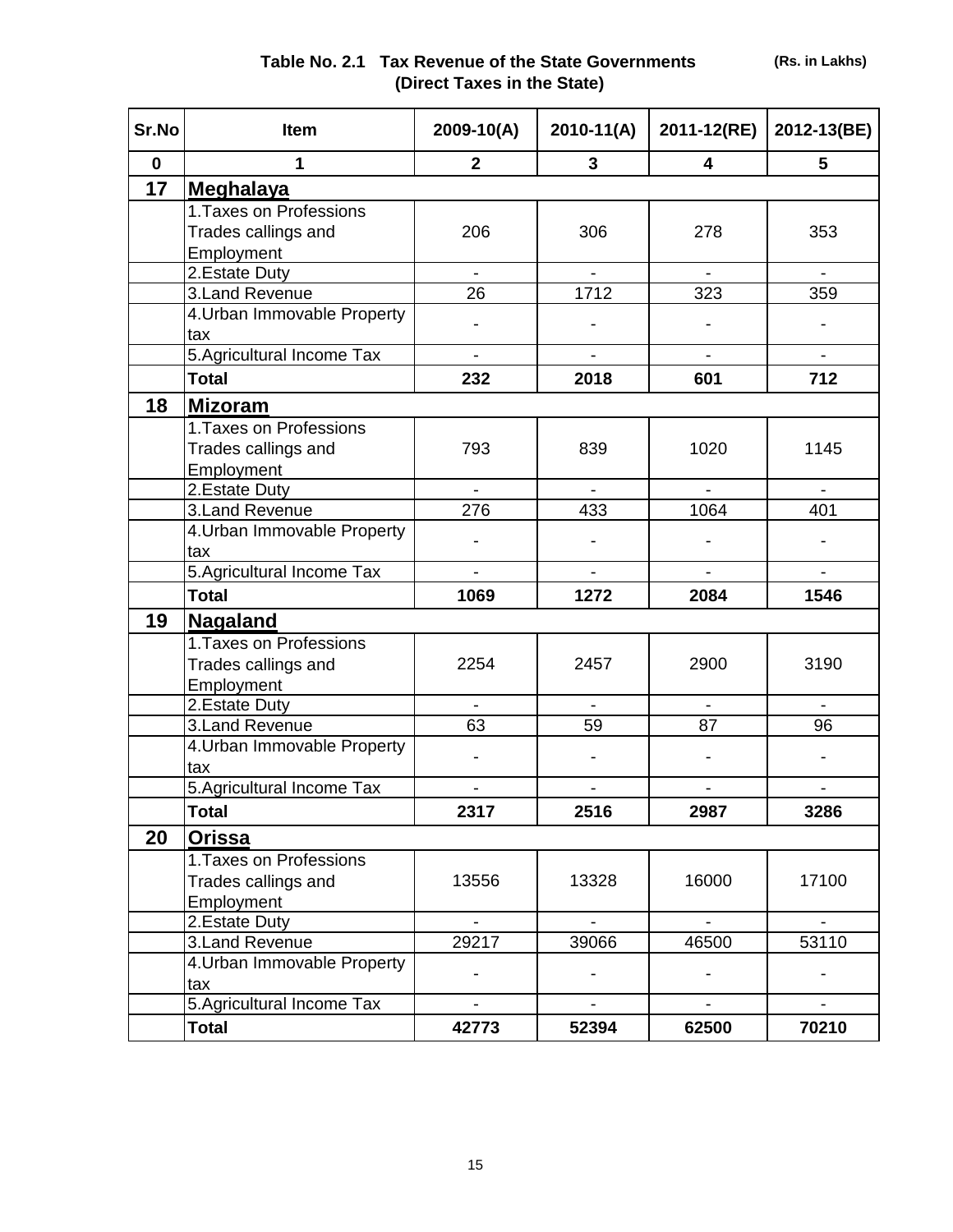**Table No. 2.1 Tax Revenue of the State Governments (Direct Taxes in the State)** (Rs. in Lakhs)

| Sr.No | Item | 2009-10(A) | 2010-11(A) | 2011-12(RE) | 2012-13(BE) |
|---|---|---|---|---|---|
| 0 | 1 | 2 | 3 | 4 | 5 |
| 17 | **Meghalaya** | | | | |
| | 1.Taxes on Professions Trades callings and Employment | 206 | 306 | 278 | 353 |
| | 2.Estate Duty | - | - | - | - |
| | 3.Land Revenue | 26 | 1712 | 323 | 359 |
| | 4.Urban Immovable Property tax | - | - | - | - |
| | 5.Agricultural Income Tax | - | - | - | - |
| | **Total** | **232** | **2018** | **601** | **712** |
| 18 | **Mizoram** | | | | |
| | 1.Taxes on Professions Trades callings and Employment | 793 | 839 | 1020 | 1145 |
| | 2.Estate Duty | - | - | - | - |
| | 3.Land Revenue | 276 | 433 | 1064 | 401 |
| | 4.Urban Immovable Property tax | - | - | - | - |
| | 5.Agricultural Income Tax | - | - | - | - |
| | **Total** | **1069** | **1272** | **2084** | **1546** |
| 19 | **Nagaland** | | | | |
| | 1.Taxes on Professions Trades callings and Employment | 2254 | 2457 | 2900 | 3190 |
| | 2.Estate Duty | - | - | - | - |
| | 3.Land Revenue | 63 | 59 | 87 | 96 |
| | 4.Urban Immovable Property tax | - | - | - | - |
| | 5.Agricultural Income Tax | - | - | - | - |
| | **Total** | **2317** | **2516** | **2987** | **3286** |
| 20 | **Orissa** | | | | |
| | 1.Taxes on Professions Trades callings and Employment | 13556 | 13328 | 16000 | 17100 |
| | 2.Estate Duty | - | - | - | - |
| | 3.Land Revenue | 29217 | 39066 | 46500 | 53110 |
| | 4.Urban Immovable Property tax | - | - | - | - |
| | 5.Agricultural Income Tax | - | - | - | - |
| | **Total** | **42773** | **52394** | **62500** | **70210** |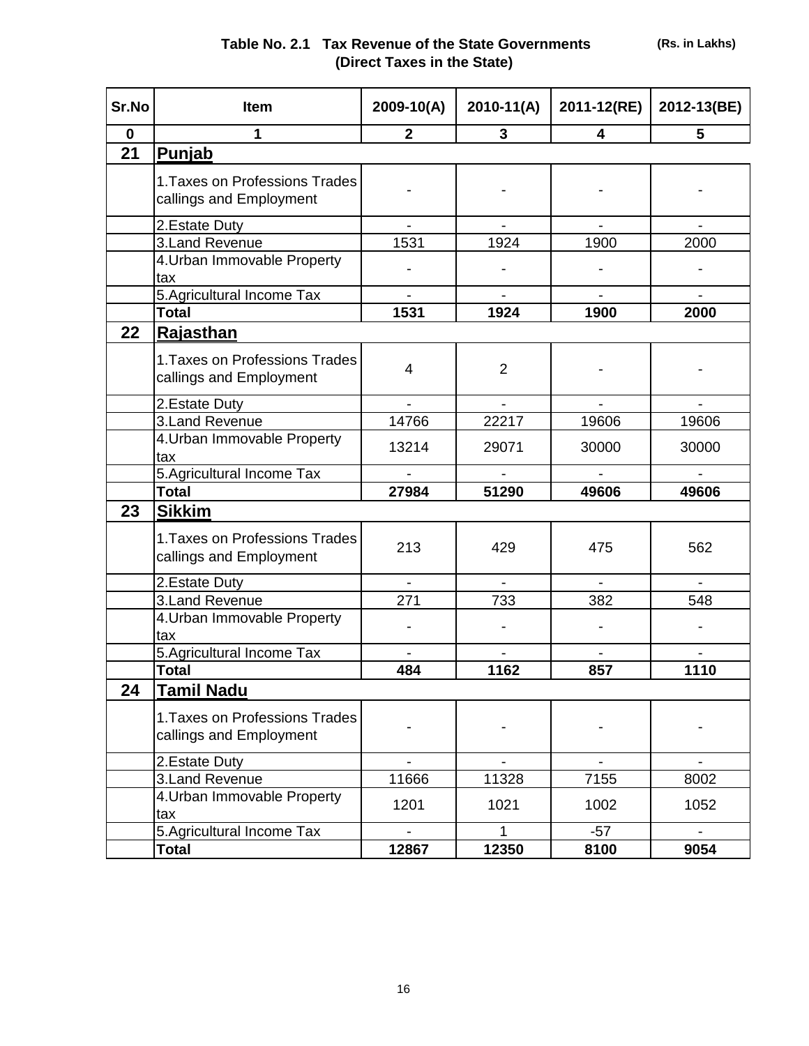**Table No. 2.1 Tax Revenue of the State Governments (Direct Taxes in the State)** (Rs. in Lakhs)

| Sr.No | Item | 2009-10(A) | 2010-11(A) | 2011-12(RE) | 2012-13(BE) |
|---|---|---|---|---|---|
| 0 | 1 | 2 | 3 | 4 | 5 |
| 21 | **Punjab** | | | | |
| | 1.Taxes on Professions Trades callings and Employment | - | - | - | - |
| | 2.Estate Duty | - | - | - | - |
| | 3.Land Revenue | 1531 | 1924 | 1900 | 2000 |
| | 4.Urban Immovable Property tax | - | - | - | - |
| | 5.Agricultural Income Tax | - | - | - | - |
| | **Total** | **1531** | **1924** | **1900** | **2000** |
| 22 | **Rajasthan** | | | | |
| | 1.Taxes on Professions Trades callings and Employment | 4 | 2 | - | - |
| | 2.Estate Duty | - | - | - | - |
| | 3.Land Revenue | 14766 | 22217 | 19606 | 19606 |
| | 4.Urban Immovable Property tax | 13214 | 29071 | 30000 | 30000 |
| | 5.Agricultural Income Tax | - | - | - | - |
| | **Total** | **27984** | **51290** | **49606** | **49606** |
| 23 | **Sikkim** | | | | |
| | 1.Taxes on Professions Trades callings and Employment | 213 | 429 | 475 | 562 |
| | 2.Estate Duty | - | - | - | - |
| | 3.Land Revenue | 271 | 733 | 382 | 548 |
| | 4.Urban Immovable Property tax | - | - | - | - |
| | 5.Agricultural Income Tax | - | - | - | - |
| | **Total** | **484** | **1162** | **857** | **1110** |
| 24 | **Tamil Nadu** | | | | |
| | 1.Taxes on Professions Trades callings and Employment | - | - | - | - |
| | 2.Estate Duty | - | - | - | - |
| | 3.Land Revenue | 11666 | 11328 | 7155 | 8002 |
| | 4.Urban Immovable Property tax | 1201 | 1021 | 1002 | 1052 |
| | 5.Agricultural Income Tax | - | 1 | -57 | - |
| | **Total** | **12867** | **12350** | **8100** | **9054** |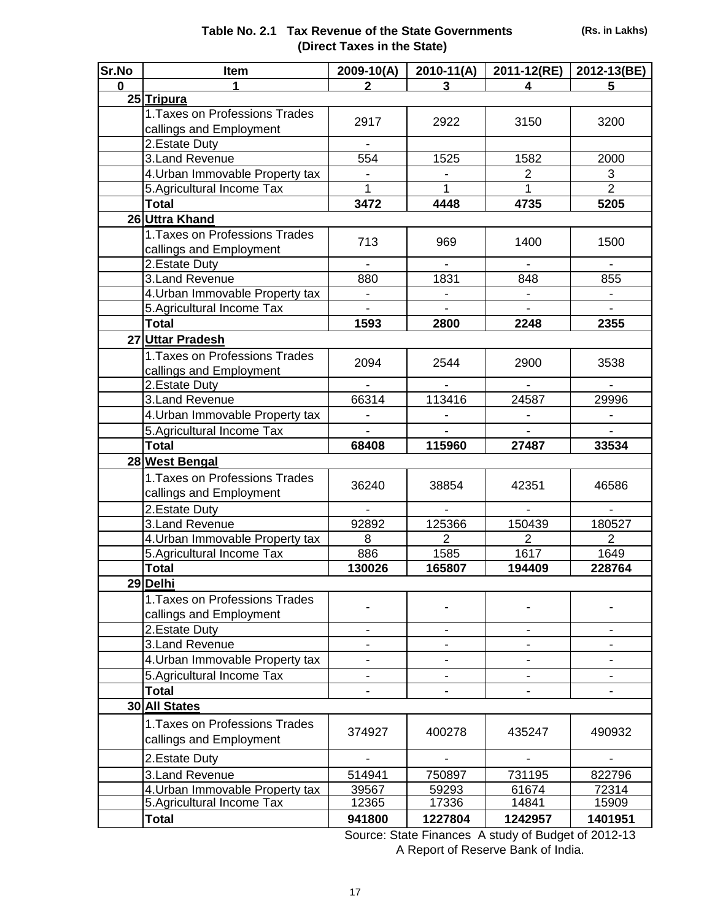**Table No. 2.1 Tax Revenue of the State Governments**
**(Direct Taxes in the State)**

(Rs. in Lakhs)

| Sr.No | Item | 2009-10(A) | 2010-11(A) | 2011-12(RE) | 2012-13(BE) |
|---|---|---|---|---|---|
| 0 | 1 | 2 | 3 | 4 | 5 |
| 25 | **Tripura** | | | | |
| | 1.Taxes on Professions Trades callings and Employment | 2917 | 2922 | 3150 | 3200 |
| | 2.Estate Duty | - | | | |
| | 3.Land Revenue | 554 | 1525 | 1582 | 2000 |
| | 4.Urban Immovable Property tax | - | - | 2 | 3 |
| | 5.Agricultural Income Tax | 1 | 1 | 1 | 2 |
| | **Total** | **3472** | **4448** | **4735** | **5205** |
| 26 | **Uttra Khand** | | | | |
| | 1.Taxes on Professions Trades callings and Employment | 713 | 969 | 1400 | 1500 |
| | 2.Estate Duty | - | - | - | - |
| | 3.Land Revenue | 880 | 1831 | 848 | 855 |
| | 4.Urban Immovable Property tax | - | - | - | - |
| | 5.Agricultural Income Tax | - | - | - | - |
| | **Total** | **1593** | **2800** | **2248** | **2355** |
| 27 | **Uttar Pradesh** | | | | |
| | 1.Taxes on Professions Trades callings and Employment | 2094 | 2544 | 2900 | 3538 |
| | 2.Estate Duty | - | - | - | - |
| | 3.Land Revenue | 66314 | 113416 | 24587 | 29996 |
| | 4.Urban Immovable Property tax | - | - | - | - |
| | 5.Agricultural Income Tax | - | - | - | - |
| | **Total** | **68408** | **115960** | **27487** | **33534** |
| 28 | **West Bengal** | | | | |
| | 1.Taxes on Professions Trades callings and Employment | 36240 | 38854 | 42351 | 46586 |
| | 2.Estate Duty | - | - | - | - |
| | 3.Land Revenue | 92892 | 125366 | 150439 | 180527 |
| | 4.Urban Immovable Property tax | 8 | 2 | 2 | 2 |
| | 5.Agricultural Income Tax | 886 | 1585 | 1617 | 1649 |
| | **Total** | **130026** | **165807** | **194409** | **228764** |
| 29 | **Delhi** | | | | |
| | 1.Taxes on Professions Trades callings and Employment | - | - | - | - |
| | 2.Estate Duty | - | - | - | - |
| | 3.Land Revenue | - | - | - | - |
| | 4.Urban Immovable Property tax | - | - | - | - |
| | 5.Agricultural Income Tax | - | - | - | - |
| | **Total** | - | - | - | - |
| 30 | **All States** | | | | |
| | 1.Taxes on Professions Trades callings and Employment | 374927 | 400278 | 435247 | 490932 |
| | 2.Estate Duty | - | - | - | - |
| | 3.Land Revenue | 514941 | 750897 | 731195 | 822796 |
| | 4.Urban Immovable Property tax | 39567 | 59293 | 61674 | 72314 |
| | 5.Agricultural Income Tax | 12365 | 17336 | 14841 | 15909 |
| | **Total** | **941800** | **1227804** | **1242957** | **1401951** |

Source: State Finances A study of Budget of 2012-13
A Report of Reserve Bank of India.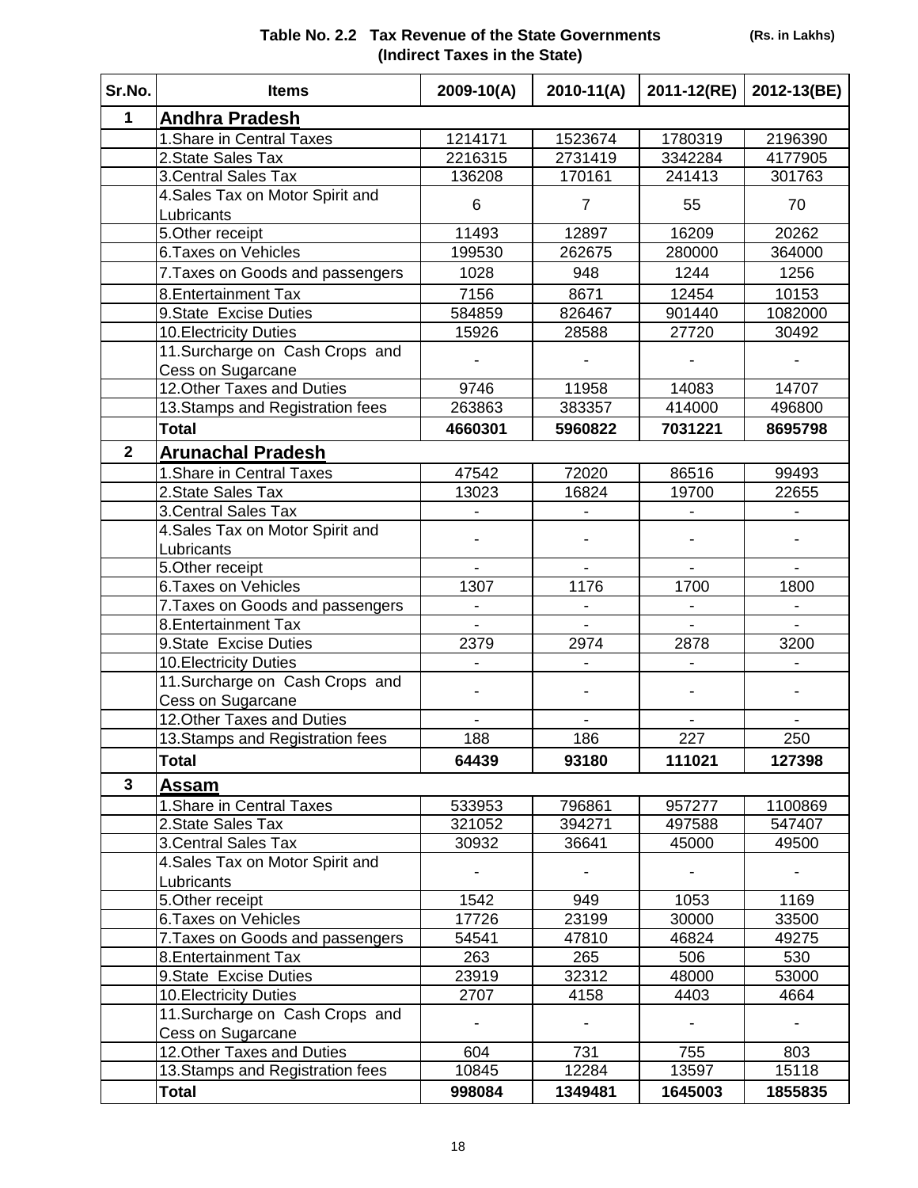**Table No. 2.2 Tax Revenue of the State Governments (Indirect Taxes in the State)** (Rs. in Lakhs)

| Sr.No. | Items | 2009-10(A) | 2010-11(A) | 2011-12(RE) | 2012-13(BE) |
|---|---|---|---|---|---|
| 1 | **Andhra Pradesh** | | | | |
| | 1.Share in Central Taxes | 1214171 | 1523674 | 1780319 | 2196390 |
| | 2.State Sales Tax | 2216315 | 2731419 | 3342284 | 4177905 |
| | 3.Central Sales Tax | 136208 | 170161 | 241413 | 301763 |
| | 4.Sales Tax on Motor Spirit and Lubricants | 6 | 7 | 55 | 70 |
| | 5.Other receipt | 11493 | 12897 | 16209 | 20262 |
| | 6.Taxes on Vehicles | 199530 | 262675 | 280000 | 364000 |
| | 7.Taxes on Goods and passengers | 1028 | 948 | 1244 | 1256 |
| | 8.Entertainment Tax | 7156 | 8671 | 12454 | 10153 |
| | 9.State Excise Duties | 584859 | 826467 | 901440 | 1082000 |
| | 10.Electricity Duties | 15926 | 28588 | 27720 | 30492 |
| | 11.Surcharge on Cash Crops and Cess on Sugarcane | - | - | - | - |
| | 12.Other Taxes and Duties | 9746 | 11958 | 14083 | 14707 |
| | 13.Stamps and Registration fees | 263863 | 383357 | 414000 | 496800 |
| | **Total** | **4660301** | **5960822** | **7031221** | **8695798** |
| 2 | **Arunachal Pradesh** | | | | |
| | 1.Share in Central Taxes | 47542 | 72020 | 86516 | 99493 |
| | 2.State Sales Tax | 13023 | 16824 | 19700 | 22655 |
| | 3.Central Sales Tax | - | - | - | - |
| | 4.Sales Tax on Motor Spirit and Lubricants | - | - | - | - |
| | 5.Other receipt | - | - | - | - |
| | 6.Taxes on Vehicles | 1307 | 1176 | 1700 | 1800 |
| | 7.Taxes on Goods and passengers | - | - | - | - |
| | 8.Entertainment Tax | - | - | - | - |
| | 9.State Excise Duties | 2379 | 2974 | 2878 | 3200 |
| | 10.Electricity Duties | - | - | - | - |
| | 11.Surcharge on Cash Crops and Cess on Sugarcane | - | - | - | - |
| | 12.Other Taxes and Duties | - | - | - | - |
| | 13.Stamps and Registration fees | 188 | 186 | 227 | 250 |
| | **Total** | **64439** | **93180** | **111021** | **127398** |
| 3 | **Assam** | | | | |
| | 1.Share in Central Taxes | 533953 | 796861 | 957277 | 1100869 |
| | 2.State Sales Tax | 321052 | 394271 | 497588 | 547407 |
| | 3.Central Sales Tax | 30932 | 36641 | 45000 | 49500 |
| | 4.Sales Tax on Motor Spirit and Lubricants | - | - | - | - |
| | 5.Other receipt | 1542 | 949 | 1053 | 1169 |
| | 6.Taxes on Vehicles | 17726 | 23199 | 30000 | 33500 |
| | 7.Taxes on Goods and passengers | 54541 | 47810 | 46824 | 49275 |
| | 8.Entertainment Tax | 263 | 265 | 506 | 530 |
| | 9.State Excise Duties | 23919 | 32312 | 48000 | 53000 |
| | 10.Electricity Duties | 2707 | 4158 | 4403 | 4664 |
| | 11.Surcharge on Cash Crops and Cess on Sugarcane | - | - | - | - |
| | 12.Other Taxes and Duties | 604 | 731 | 755 | 803 |
| | 13.Stamps and Registration fees | 10845 | 12284 | 13597 | 15118 |
| | **Total** | **998084** | **1349481** | **1645003** | **1855835** |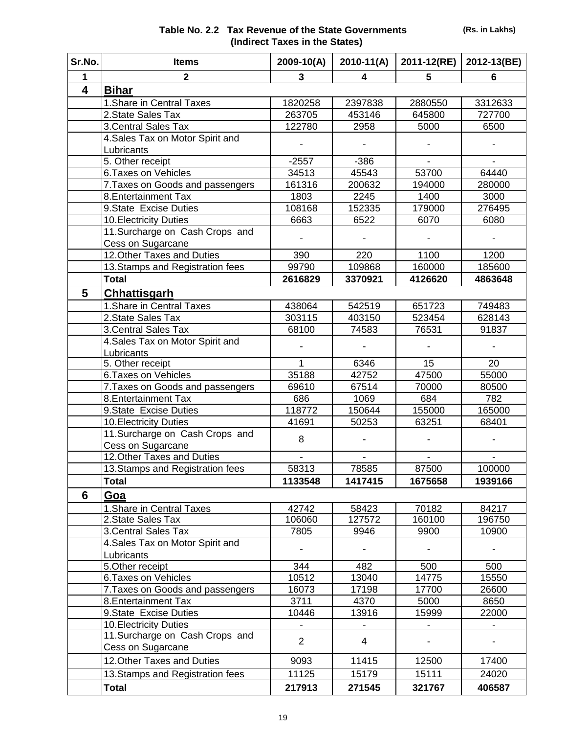**Table No. 2.2 Tax Revenue of the State Governments (Indirect Taxes in the States)** (Rs. in Lakhs)

| Sr.No. | Items | 2009-10(A) | 2010-11(A) | 2011-12(RE) | 2012-13(BE) |
|---|---|---|---|---|---|
| 1 | 2 | 3 | 4 | 5 | 6 |
| **4** | **Bihar** | | | | |
| | 1.Share in Central Taxes | 1820258 | 2397838 | 2880550 | 3312633 |
| | 2.State Sales Tax | 263705 | 453146 | 645800 | 727700 |
| | 3.Central Sales Tax | 122780 | 2958 | 5000 | 6500 |
| | 4.Sales Tax on Motor Spirit and Lubricants | - | - | - | - |
| | 5. Other receipt | -2557 | -386 | - | - |
| | 6.Taxes on Vehicles | 34513 | 45543 | 53700 | 64440 |
| | 7.Taxes on Goods and passengers | 161316 | 200632 | 194000 | 280000 |
| | 8.Entertainment Tax | 1803 | 2245 | 1400 | 3000 |
| | 9.State Excise Duties | 108168 | 152335 | 179000 | 276495 |
| | 10.Electricity Duties | 6663 | 6522 | 6070 | 6080 |
| | 11.Surcharge on Cash Crops and Cess on Sugarcane | - | - | - | - |
| | 12.Other Taxes and Duties | 390 | 220 | 1100 | 1200 |
| | 13.Stamps and Registration fees | 99790 | 109868 | 160000 | 185600 |
| | **Total** | **2616829** | **3370921** | **4126620** | **4863648** |
| **5** | **Chhattisgarh** | | | | |
| | 1.Share in Central Taxes | 438064 | 542519 | 651723 | 749483 |
| | 2.State Sales Tax | 303115 | 403150 | 523454 | 628143 |
| | 3.Central Sales Tax | 68100 | 74583 | 76531 | 91837 |
| | 4.Sales Tax on Motor Spirit and Lubricants | - | - | - | - |
| | 5. Other receipt | 1 | 6346 | 15 | 20 |
| | 6.Taxes on Vehicles | 35188 | 42752 | 47500 | 55000 |
| | 7.Taxes on Goods and passengers | 69610 | 67514 | 70000 | 80500 |
| | 8.Entertainment Tax | 686 | 1069 | 684 | 782 |
| | 9.State Excise Duties | 118772 | 150644 | 155000 | 165000 |
| | 10.Electricity Duties | 41691 | 50253 | 63251 | 68401 |
| | 11.Surcharge on Cash Crops and Cess on Sugarcane | 8 | - | - | - |
| | 12.Other Taxes and Duties | - | - | - | - |
| | 13.Stamps and Registration fees | 58313 | 78585 | 87500 | 100000 |
| | **Total** | **1133548** | **1417415** | **1675658** | **1939166** |
| **6** | **Goa** | | | | |
| | 1.Share in Central Taxes | 42742 | 58423 | 70182 | 84217 |
| | 2.State Sales Tax | 106060 | 127572 | 160100 | 196750 |
| | 3.Central Sales Tax | 7805 | 9946 | 9900 | 10900 |
| | 4.Sales Tax on Motor Spirit and Lubricants | - | - | - | - |
| | 5.Other receipt | 344 | 482 | 500 | 500 |
| | 6.Taxes on Vehicles | 10512 | 13040 | 14775 | 15550 |
| | 7.Taxes on Goods and passengers | 16073 | 17198 | 17700 | 26600 |
| | 8.Entertainment Tax | 3711 | 4370 | 5000 | 8650 |
| | 9.State Excise Duties | 10446 | 13916 | 15999 | 22000 |
| | 10.Electricity Duties | - | - | - | - |
| | 11.Surcharge on Cash Crops and Cess on Sugarcane | 2 | 4 | - | - |
| | 12.Other Taxes and Duties | 9093 | 11415 | 12500 | 17400 |
| | 13.Stamps and Registration fees | 11125 | 15179 | 15111 | 24020 |
| | **Total** | **217913** | **271545** | **321767** | **406587** |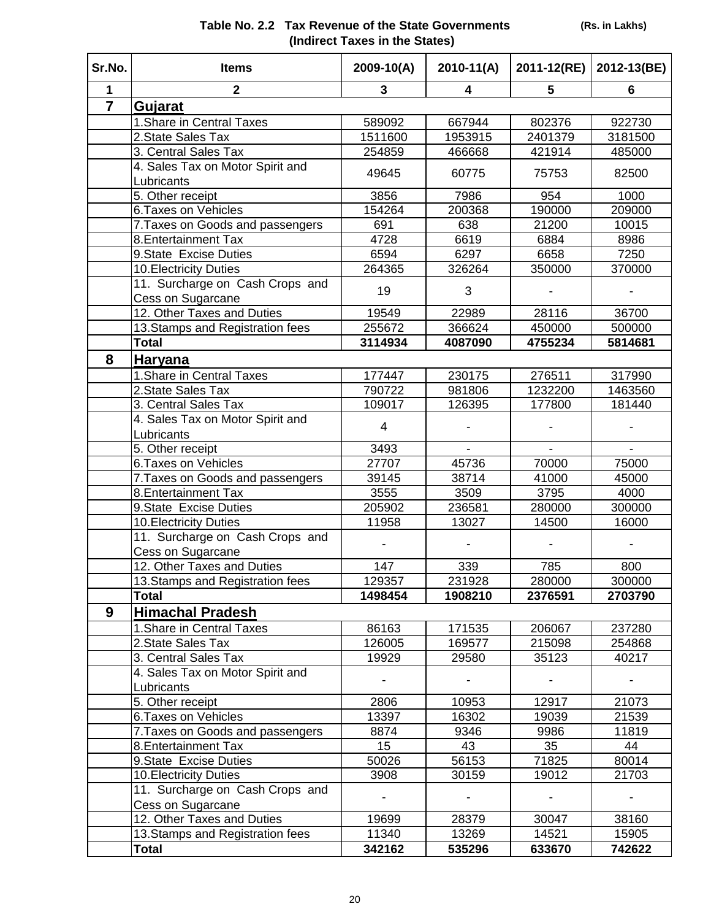**Table No. 2.2 Tax Revenue of the State Governments (Indirect Taxes in the States)** (Rs. in Lakhs)

| Sr.No. | Items | 2009-10(A) | 2010-11(A) | 2011-12(RE) | 2012-13(BE) |
|---|---|---|---|---|---|
| 1 | 2 | 3 | 4 | 5 | 6 |
| 7 | **Gujarat** | | | | |
| | 1.Share in Central Taxes | 589092 | 667944 | 802376 | 922730 |
| | 2.State Sales Tax | 1511600 | 1953915 | 2401379 | 3181500 |
| | 3. Central Sales Tax | 254859 | 466668 | 421914 | 485000 |
| | 4. Sales Tax on Motor Spirit and Lubricants | 49645 | 60775 | 75753 | 82500 |
| | 5. Other receipt | 3856 | 7986 | 954 | 1000 |
| | 6.Taxes on Vehicles | 154264 | 200368 | 190000 | 209000 |
| | 7.Taxes on Goods and passengers | 691 | 638 | 21200 | 10015 |
| | 8.Entertainment Tax | 4728 | 6619 | 6884 | 8986 |
| | 9.State Excise Duties | 6594 | 6297 | 6658 | 7250 |
| | 10.Electricity Duties | 264365 | 326264 | 350000 | 370000 |
| | 11. Surcharge on Cash Crops and Cess on Sugarcane | 19 | 3 | - | - |
| | 12. Other Taxes and Duties | 19549 | 22989 | 28116 | 36700 |
| | 13.Stamps and Registration fees | 255672 | 366624 | 450000 | 500000 |
| | **Total** | **3114934** | **4087090** | **4755234** | **5814681** |
| 8 | **Haryana** | | | | |
| | 1.Share in Central Taxes | 177447 | 230175 | 276511 | 317990 |
| | 2.State Sales Tax | 790722 | 981806 | 1232200 | 1463560 |
| | 3. Central Sales Tax | 109017 | 126395 | 177800 | 181440 |
| | 4. Sales Tax on Motor Spirit and Lubricants | 4 | - | - | - |
| | 5. Other receipt | 3493 | - | - | - |
| | 6.Taxes on Vehicles | 27707 | 45736 | 70000 | 75000 |
| | 7.Taxes on Goods and passengers | 39145 | 38714 | 41000 | 45000 |
| | 8.Entertainment Tax | 3555 | 3509 | 3795 | 4000 |
| | 9.State Excise Duties | 205902 | 236581 | 280000 | 300000 |
| | 10.Electricity Duties | 11958 | 13027 | 14500 | 16000 |
| | 11. Surcharge on Cash Crops and Cess on Sugarcane | - | - | - | - |
| | 12. Other Taxes and Duties | 147 | 339 | 785 | 800 |
| | 13.Stamps and Registration fees | 129357 | 231928 | 280000 | 300000 |
| | **Total** | **1498454** | **1908210** | **2376591** | **2703790** |
| 9 | **Himachal Pradesh** | | | | |
| | 1.Share in Central Taxes | 86163 | 171535 | 206067 | 237280 |
| | 2.State Sales Tax | 126005 | 169577 | 215098 | 254868 |
| | 3. Central Sales Tax | 19929 | 29580 | 35123 | 40217 |
| | 4. Sales Tax on Motor Spirit and Lubricants | - | - | - | - |
| | 5. Other receipt | 2806 | 10953 | 12917 | 21073 |
| | 6.Taxes on Vehicles | 13397 | 16302 | 19039 | 21539 |
| | 7.Taxes on Goods and passengers | 8874 | 9346 | 9986 | 11819 |
| | 8.Entertainment Tax | 15 | 43 | 35 | 44 |
| | 9.State Excise Duties | 50026 | 56153 | 71825 | 80014 |
| | 10.Electricity Duties | 3908 | 30159 | 19012 | 21703 |
| | 11. Surcharge on Cash Crops and Cess on Sugarcane | - | - | - | - |
| | 12. Other Taxes and Duties | 19699 | 28379 | 30047 | 38160 |
| | 13.Stamps and Registration fees | 11340 | 13269 | 14521 | 15905 |
| | **Total** | **342162** | **535296** | **633670** | **742622** |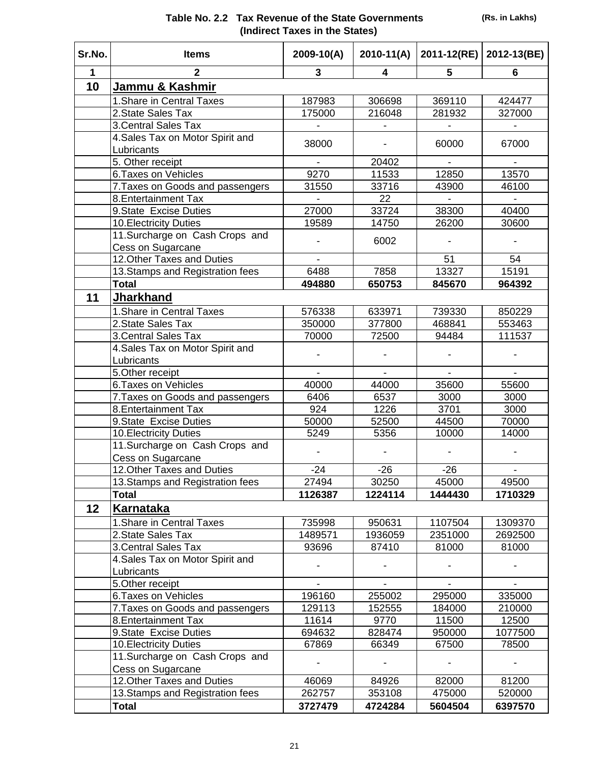**Table No. 2.2 Tax Revenue of the State Governments (Indirect Taxes in the States)** (Rs. in Lakhs)

| Sr.No. | Items | 2009-10(A) | 2010-11(A) | 2011-12(RE) | 2012-13(BE) |
|---|---|---|---|---|---|
| 1 | 2 | 3 | 4 | 5 | 6 |
| **10** | **Jammu & Kashmir** | | | | |
| | 1.Share in Central Taxes | 187983 | 306698 | 369110 | 424477 |
| | 2.State Sales Tax | 175000 | 216048 | 281932 | 327000 |
| | 3.Central Sales Tax | - | - | - | - |
| | 4.Sales Tax on Motor Spirit and Lubricants | 38000 | - | 60000 | 67000 |
| | 5. Other receipt | - | 20402 | - | - |
| | 6.Taxes on Vehicles | 9270 | 11533 | 12850 | 13570 |
| | 7.Taxes on Goods and passengers | 31550 | 33716 | 43900 | 46100 |
| | 8.Entertainment Tax | - | 22 | - | - |
| | 9.State Excise Duties | 27000 | 33724 | 38300 | 40400 |
| | 10.Electricity Duties | 19589 | 14750 | 26200 | 30600 |
| | 11.Surcharge on Cash Crops and Cess on Sugarcane | - | 6002 | - | - |
| | 12.Other Taxes and Duties | - | | 51 | 54 |
| | 13.Stamps and Registration fees | 6488 | 7858 | 13327 | 15191 |
| | **Total** | **494880** | **650753** | **845670** | **964392** |
| **11** | **Jharkhand** | | | | |
| | 1.Share in Central Taxes | 576338 | 633971 | 739330 | 850229 |
| | 2.State Sales Tax | 350000 | 377800 | 468841 | 553463 |
| | 3.Central Sales Tax | 70000 | 72500 | 94484 | 111537 |
| | 4.Sales Tax on Motor Spirit and Lubricants | - | - | - | - |
| | 5.Other receipt | - | - | - | - |
| | 6.Taxes on Vehicles | 40000 | 44000 | 35600 | 55600 |
| | 7.Taxes on Goods and passengers | 6406 | 6537 | 3000 | 3000 |
| | 8.Entertainment Tax | 924 | 1226 | 3701 | 3000 |
| | 9.State Excise Duties | 50000 | 52500 | 44500 | 70000 |
| | 10.Electricity Duties | 5249 | 5356 | 10000 | 14000 |
| | 11.Surcharge on Cash Crops and Cess on Sugarcane | - | - | - | - |
| | 12.Other Taxes and Duties | -24 | -26 | -26 | - |
| | 13.Stamps and Registration fees | 27494 | 30250 | 45000 | 49500 |
| | **Total** | **1126387** | **1224114** | **1444430** | **1710329** |
| **12** | **Karnataka** | | | | |
| | 1.Share in Central Taxes | 735998 | 950631 | 1107504 | 1309370 |
| | 2.State Sales Tax | 1489571 | 1936059 | 2351000 | 2692500 |
| | 3.Central Sales Tax | 93696 | 87410 | 81000 | 81000 |
| | 4.Sales Tax on Motor Spirit and Lubricants | - | - | - | - |
| | 5.Other receipt | - | - | - | - |
| | 6.Taxes on Vehicles | 196160 | 255002 | 295000 | 335000 |
| | 7.Taxes on Goods and passengers | 129113 | 152555 | 184000 | 210000 |
| | 8.Entertainment Tax | 11614 | 9770 | 11500 | 12500 |
| | 9.State Excise Duties | 694632 | 828474 | 950000 | 1077500 |
| | 10.Electricity Duties | 67869 | 66349 | 67500 | 78500 |
| | 11.Surcharge on Cash Crops and Cess on Sugarcane | - | - | - | - |
| | 12.Other Taxes and Duties | 46069 | 84926 | 82000 | 81200 |
| | 13.Stamps and Registration fees | 262757 | 353108 | 475000 | 520000 |
| | **Total** | **3727479** | **4724284** | **5604504** | **6397570** |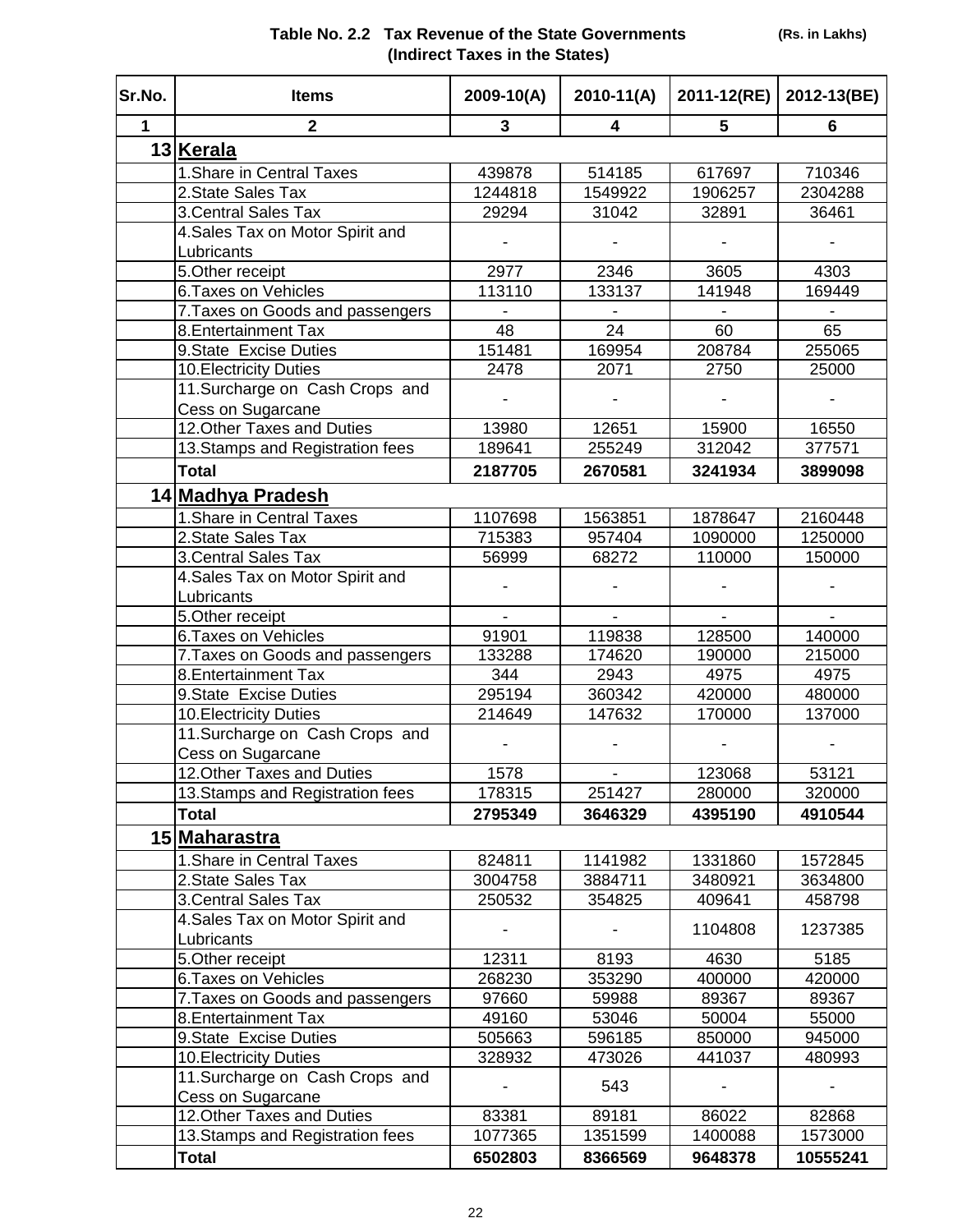**Table No. 2.2 Tax Revenue of the State Governments (Indirect Taxes in the States)** (Rs. in Lakhs)

| Sr.No. | Items | 2009-10(A) | 2010-11(A) | 2011-12(RE) | 2012-13(BE) |
|---|---|---|---|---|---|
| 1 | 2 | 3 | 4 | 5 | 6 |
| 13 | **Kerala** | | | | |
| | 1.Share in Central Taxes | 439878 | 514185 | 617697 | 710346 |
| | 2.State Sales Tax | 1244818 | 1549922 | 1906257 | 2304288 |
| | 3.Central Sales Tax | 29294 | 31042 | 32891 | 36461 |
| | 4.Sales Tax on Motor Spirit and Lubricants | - | - | - | - |
| | 5.Other receipt | 2977 | 2346 | 3605 | 4303 |
| | 6.Taxes on Vehicles | 113110 | 133137 | 141948 | 169449 |
| | 7.Taxes on Goods and passengers | - | - | - | - |
| | 8.Entertainment Tax | 48 | 24 | 60 | 65 |
| | 9.State Excise Duties | 151481 | 169954 | 208784 | 255065 |
| | 10.Electricity Duties | 2478 | 2071 | 2750 | 25000 |
| | 11.Surcharge on Cash Crops and Cess on Sugarcane | - | - | - | - |
| | 12.Other Taxes and Duties | 13980 | 12651 | 15900 | 16550 |
| | 13.Stamps and Registration fees | 189641 | 255249 | 312042 | 377571 |
| | **Total** | **2187705** | **2670581** | **3241934** | **3899098** |
| 14 | **Madhya Pradesh** | | | | |
| | 1.Share in Central Taxes | 1107698 | 1563851 | 1878647 | 2160448 |
| | 2.State Sales Tax | 715383 | 957404 | 1090000 | 1250000 |
| | 3.Central Sales Tax | 56999 | 68272 | 110000 | 150000 |
| | 4.Sales Tax on Motor Spirit and Lubricants | - | - | - | - |
| | 5.Other receipt | - | - | - | - |
| | 6.Taxes on Vehicles | 91901 | 119838 | 128500 | 140000 |
| | 7.Taxes on Goods and passengers | 133288 | 174620 | 190000 | 215000 |
| | 8.Entertainment Tax | 344 | 2943 | 4975 | 4975 |
| | 9.State Excise Duties | 295194 | 360342 | 420000 | 480000 |
| | 10.Electricity Duties | 214649 | 147632 | 170000 | 137000 |
| | 11.Surcharge on Cash Crops and Cess on Sugarcane | - | - | - | - |
| | 12.Other Taxes and Duties | 1578 | - | 123068 | 53121 |
| | 13.Stamps and Registration fees | 178315 | 251427 | 280000 | 320000 |
| | **Total** | **2795349** | **3646329** | **4395190** | **4910544** |
| 15 | **Maharastra** | | | | |
| | 1.Share in Central Taxes | 824811 | 1141982 | 1331860 | 1572845 |
| | 2.State Sales Tax | 3004758 | 3884711 | 3480921 | 3634800 |
| | 3.Central Sales Tax | 250532 | 354825 | 409641 | 458798 |
| | 4.Sales Tax on Motor Spirit and Lubricants | - | - | 1104808 | 1237385 |
| | 5.Other receipt | 12311 | 8193 | 4630 | 5185 |
| | 6.Taxes on Vehicles | 268230 | 353290 | 400000 | 420000 |
| | 7.Taxes on Goods and passengers | 97660 | 59988 | 89367 | 89367 |
| | 8.Entertainment Tax | 49160 | 53046 | 50004 | 55000 |
| | 9.State Excise Duties | 505663 | 596185 | 850000 | 945000 |
| | 10.Electricity Duties | 328932 | 473026 | 441037 | 480993 |
| | 11.Surcharge on Cash Crops and Cess on Sugarcane | - | 543 | - | - |
| | 12.Other Taxes and Duties | 83381 | 89181 | 86022 | 82868 |
| | 13.Stamps and Registration fees | 1077365 | 1351599 | 1400088 | 1573000 |
| | **Total** | **6502803** | **8366569** | **9648378** | **10555241** |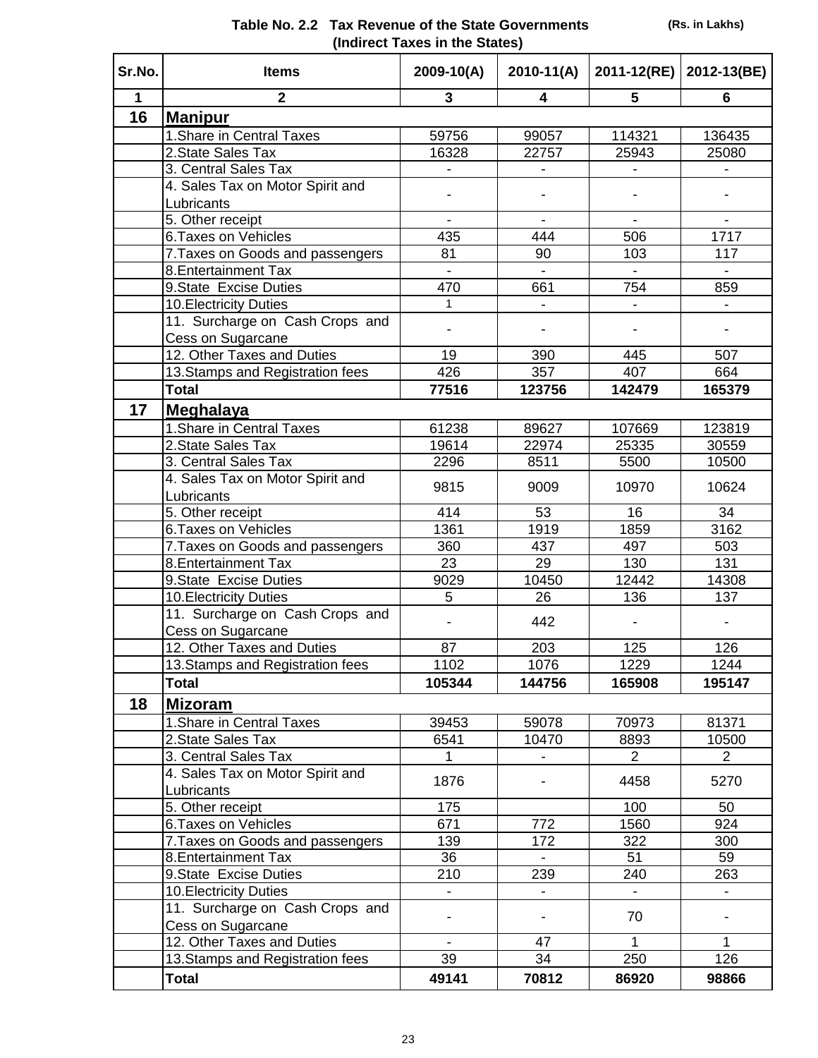**Table No. 2.2 Tax Revenue of the State Governments (Indirect Taxes in the States)** (Rs. in Lakhs)

| Sr.No. | Items | 2009-10(A) | 2010-11(A) | 2011-12(RE) | 2012-13(BE) |
|---|---|---|---|---|---|
| 1 | 2 | 3 | 4 | 5 | 6 |
| 16 | **Manipur** | | | | |
| | 1.Share in Central Taxes | 59756 | 99057 | 114321 | 136435 |
| | 2.State Sales Tax | 16328 | 22757 | 25943 | 25080 |
| | 3. Central Sales Tax | - | - | - | - |
| | 4. Sales Tax on Motor Spirit and Lubricants | - | - | - | - |
| | 5. Other receipt | - | - | - | - |
| | 6.Taxes on Vehicles | 435 | 444 | 506 | 1717 |
| | 7.Taxes on Goods and passengers | 81 | 90 | 103 | 117 |
| | 8.Entertainment Tax | - | - | - | - |
| | 9.State Excise Duties | 470 | 661 | 754 | 859 |
| | 10.Electricity Duties | 1 | - | - | - |
| | 11. Surcharge on Cash Crops and Cess on Sugarcane | - | - | - | - |
| | 12. Other Taxes and Duties | 19 | 390 | 445 | 507 |
| | 13.Stamps and Registration fees | 426 | 357 | 407 | 664 |
| | **Total** | **77516** | **123756** | **142479** | **165379** |
| 17 | **Meghalaya** | | | | |
| | 1.Share in Central Taxes | 61238 | 89627 | 107669 | 123819 |
| | 2.State Sales Tax | 19614 | 22974 | 25335 | 30559 |
| | 3. Central Sales Tax | 2296 | 8511 | 5500 | 10500 |
| | 4. Sales Tax on Motor Spirit and Lubricants | 9815 | 9009 | 10970 | 10624 |
| | 5. Other receipt | 414 | 53 | 16 | 34 |
| | 6.Taxes on Vehicles | 1361 | 1919 | 1859 | 3162 |
| | 7.Taxes on Goods and passengers | 360 | 437 | 497 | 503 |
| | 8.Entertainment Tax | 23 | 29 | 130 | 131 |
| | 9.State Excise Duties | 9029 | 10450 | 12442 | 14308 |
| | 10.Electricity Duties | 5 | 26 | 136 | 137 |
| | 11. Surcharge on Cash Crops and Cess on Sugarcane | - | 442 | - | - |
| | 12. Other Taxes and Duties | 87 | 203 | 125 | 126 |
| | 13.Stamps and Registration fees | 1102 | 1076 | 1229 | 1244 |
| | **Total** | **105344** | **144756** | **165908** | **195147** |
| 18 | **Mizoram** | | | | |
| | 1.Share in Central Taxes | 39453 | 59078 | 70973 | 81371 |
| | 2.State Sales Tax | 6541 | 10470 | 8893 | 10500 |
| | 3. Central Sales Tax | 1 | - | 2 | 2 |
| | 4. Sales Tax on Motor Spirit and Lubricants | 1876 | - | 4458 | 5270 |
| | 5. Other receipt | 175 | | 100 | 50 |
| | 6.Taxes on Vehicles | 671 | 772 | 1560 | 924 |
| | 7.Taxes on Goods and passengers | 139 | 172 | 322 | 300 |
| | 8.Entertainment Tax | 36 | - | 51 | 59 |
| | 9.State Excise Duties | 210 | 239 | 240 | 263 |
| | 10.Electricity Duties | - | - | - | - |
| | 11. Surcharge on Cash Crops and Cess on Sugarcane | - | - | 70 | - |
| | 12. Other Taxes and Duties | - | 47 | 1 | 1 |
| | 13.Stamps and Registration fees | 39 | 34 | 250 | 126 |
| | **Total** | **49141** | **70812** | **86920** | **98866** |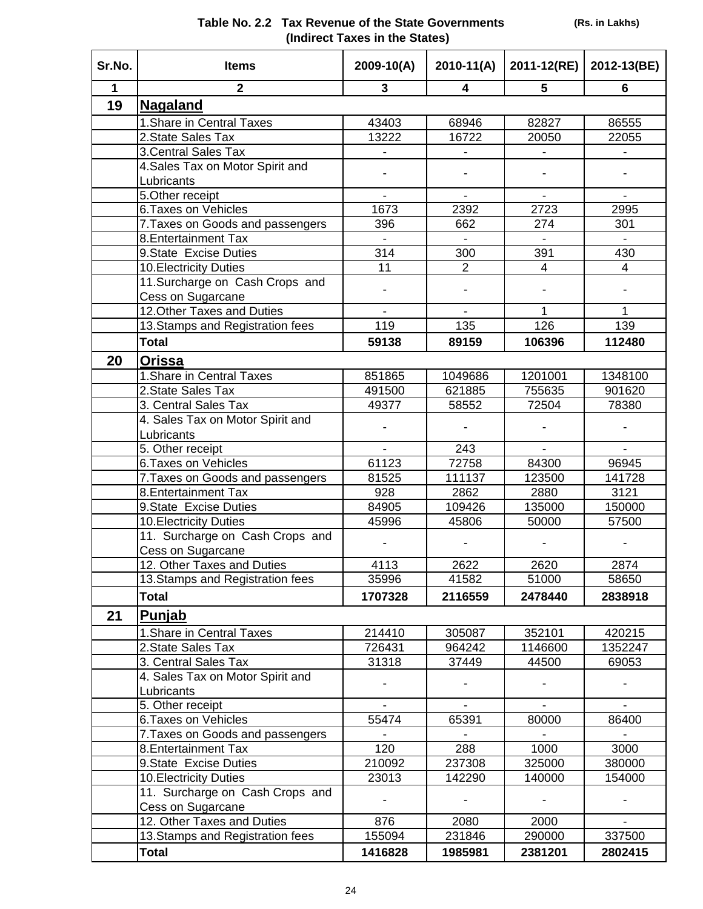**Table No. 2.2 Tax Revenue of the State Governments**
**(Indirect Taxes in the States)**

(Rs. in Lakhs)

| Sr.No. | Items | 2009-10(A) | 2010-11(A) | 2011-12(RE) | 2012-13(BE) |
|---|---|---|---|---|---|
| 1 | 2 | 3 | 4 | 5 | 6 |
| **19** | **Nagaland** | | | | |
| | 1.Share in Central Taxes | 43403 | 68946 | 82827 | 86555 |
| | 2.State Sales Tax | 13222 | 16722 | 20050 | 22055 |
| | 3.Central Sales Tax | - | - | - | - |
| | 4.Sales Tax on Motor Spirit and Lubricants | - | - | - | - |
| | 5.Other receipt | - | - | - | - |
| | 6.Taxes on Vehicles | 1673 | 2392 | 2723 | 2995 |
| | 7.Taxes on Goods and passengers | 396 | 662 | 274 | 301 |
| | 8.Entertainment Tax | - | - | - | - |
| | 9.State Excise Duties | 314 | 300 | 391 | 430 |
| | 10.Electricity Duties | 11 | 2 | 4 | 4 |
| | 11.Surcharge on Cash Crops and Cess on Sugarcane | - | - | - | - |
| | 12.Other Taxes and Duties | - | - | 1 | 1 |
| | 13.Stamps and Registration fees | 119 | 135 | 126 | 139 |
| | **Total** | **59138** | **89159** | **106396** | **112480** |
| **20** | **Orissa** | | | | |
| | 1.Share in Central Taxes | 851865 | 1049686 | 1201001 | 1348100 |
| | 2.State Sales Tax | 491500 | 621885 | 755635 | 901620 |
| | 3. Central Sales Tax | 49377 | 58552 | 72504 | 78380 |
| | 4. Sales Tax on Motor Spirit and Lubricants | - | - | - | - |
| | 5. Other receipt | - | 243 | - | - |
| | 6.Taxes on Vehicles | 61123 | 72758 | 84300 | 96945 |
| | 7.Taxes on Goods and passengers | 81525 | 111137 | 123500 | 141728 |
| | 8.Entertainment Tax | 928 | 2862 | 2880 | 3121 |
| | 9.State Excise Duties | 84905 | 109426 | 135000 | 150000 |
| | 10.Electricity Duties | 45996 | 45806 | 50000 | 57500 |
| | 11. Surcharge on Cash Crops and Cess on Sugarcane | - | - | - | - |
| | 12. Other Taxes and Duties | 4113 | 2622 | 2620 | 2874 |
| | 13.Stamps and Registration fees | 35996 | 41582 | 51000 | 58650 |
| | **Total** | **1707328** | **2116559** | **2478440** | **2838918** |
| **21** | **Punjab** | | | | |
| | 1.Share in Central Taxes | 214410 | 305087 | 352101 | 420215 |
| | 2.State Sales Tax | 726431 | 964242 | 1146600 | 1352247 |
| | 3. Central Sales Tax | 31318 | 37449 | 44500 | 69053 |
| | 4. Sales Tax on Motor Spirit and Lubricants | - | - | - | - |
| | 5. Other receipt | - | - | - | - |
| | 6.Taxes on Vehicles | 55474 | 65391 | 80000 | 86400 |
| | 7.Taxes on Goods and passengers | - | - | - | - |
| | 8.Entertainment Tax | 120 | 288 | 1000 | 3000 |
| | 9.State Excise Duties | 210092 | 237308 | 325000 | 380000 |
| | 10.Electricity Duties | 23013 | 142290 | 140000 | 154000 |
| | 11. Surcharge on Cash Crops and Cess on Sugarcane | - | - | - | - |
| | 12. Other Taxes and Duties | 876 | 2080 | 2000 | - |
| | 13.Stamps and Registration fees | 155094 | 231846 | 290000 | 337500 |
| | **Total** | **1416828** | **1985981** | **2381201** | **2802415** |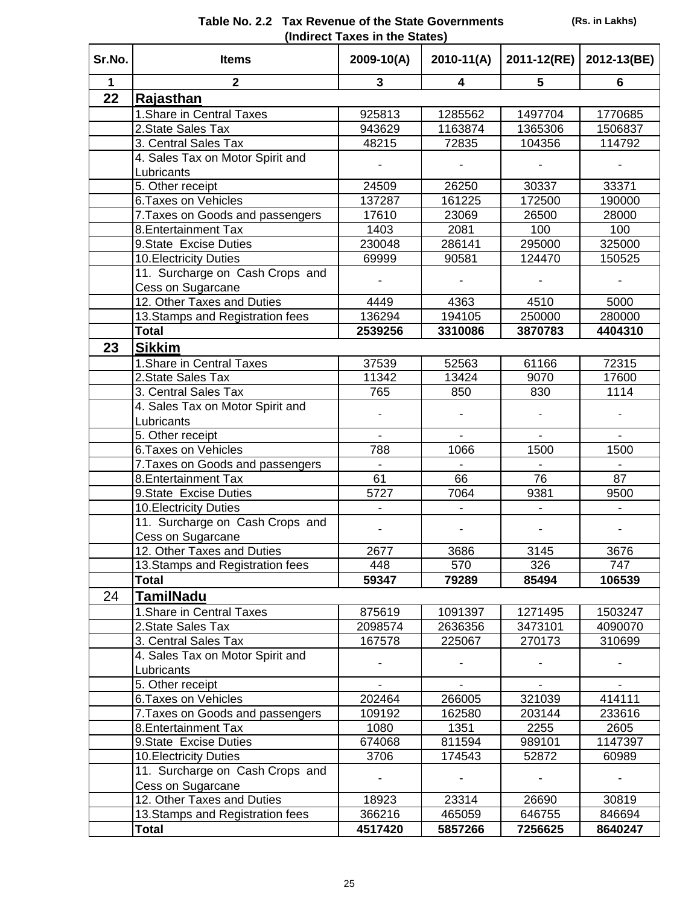# Table No. 2.2 Tax Revenue of the State Governments (Indirect Taxes in the States)

(Rs. in Lakhs)

| Sr.No. | Items | 2009-10(A) | 2010-11(A) | 2011-12(RE) | 2012-13(BE) |
|---|---|---|---|---|---|
| 1 | 2 | 3 | 4 | 5 | 6 |
| **22** | **Rajasthan** | | | | |
| | 1.Share in Central Taxes | 925813 | 1285562 | 1497704 | 1770685 |
| | 2.State Sales Tax | 943629 | 1163874 | 1365306 | 1506837 |
| | 3. Central Sales Tax | 48215 | 72835 | 104356 | 114792 |
| | 4. Sales Tax on Motor Spirit and Lubricants | - | - | - | - |
| | 5. Other receipt | 24509 | 26250 | 30337 | 33371 |
| | 6.Taxes on Vehicles | 137287 | 161225 | 172500 | 190000 |
| | 7.Taxes on Goods and passengers | 17610 | 23069 | 26500 | 28000 |
| | 8.Entertainment Tax | 1403 | 2081 | 100 | 100 |
| | 9.State Excise Duties | 230048 | 286141 | 295000 | 325000 |
| | 10.Electricity Duties | 69999 | 90581 | 124470 | 150525 |
| | 11. Surcharge on Cash Crops and Cess on Sugarcane | - | - | - | - |
| | 12. Other Taxes and Duties | 4449 | 4363 | 4510 | 5000 |
| | 13.Stamps and Registration fees | 136294 | 194105 | 250000 | 280000 |
| | **Total** | **2539256** | **3310086** | **3870783** | **4404310** |
| **23** | **Sikkim** | | | | |
| | 1.Share in Central Taxes | 37539 | 52563 | 61166 | 72315 |
| | 2.State Sales Tax | 11342 | 13424 | 9070 | 17600 |
| | 3. Central Sales Tax | 765 | 850 | 830 | 1114 |
| | 4. Sales Tax on Motor Spirit and Lubricants | - | - | - | - |
| | 5. Other receipt | - | - | - | - |
| | 6.Taxes on Vehicles | 788 | 1066 | 1500 | 1500 |
| | 7.Taxes on Goods and passengers | - | - | - | - |
| | 8.Entertainment Tax | 61 | 66 | 76 | 87 |
| | 9.State Excise Duties | 5727 | 7064 | 9381 | 9500 |
| | 10.Electricity Duties | - | - | - | - |
| | 11. Surcharge on Cash Crops and Cess on Sugarcane | - | - | - | - |
| | 12. Other Taxes and Duties | 2677 | 3686 | 3145 | 3676 |
| | 13.Stamps and Registration fees | 448 | 570 | 326 | 747 |
| | **Total** | **59347** | **79289** | **85494** | **106539** |
| 24 | **TamilNadu** | | | | |
| | 1.Share in Central Taxes | 875619 | 1091397 | 1271495 | 1503247 |
| | 2.State Sales Tax | 2098574 | 2636356 | 3473101 | 4090070 |
| | 3. Central Sales Tax | 167578 | 225067 | 270173 | 310699 |
| | 4. Sales Tax on Motor Spirit and Lubricants | - | - | - | - |
| | 5. Other receipt | - | - | - | - |
| | 6.Taxes on Vehicles | 202464 | 266005 | 321039 | 414111 |
| | 7.Taxes on Goods and passengers | 109192 | 162580 | 203144 | 233616 |
| | 8.Entertainment Tax | 1080 | 1351 | 2255 | 2605 |
| | 9.State Excise Duties | 674068 | 811594 | 989101 | 1147397 |
| | 10.Electricity Duties | 3706 | 174543 | 52872 | 60989 |
| | 11. Surcharge on Cash Crops and Cess on Sugarcane | - | - | - | - |
| | 12. Other Taxes and Duties | 18923 | 23314 | 26690 | 30819 |
| | 13.Stamps and Registration fees | 366216 | 465059 | 646755 | 846694 |
| | **Total** | **4517420** | **5857266** | **7256625** | **8640247** |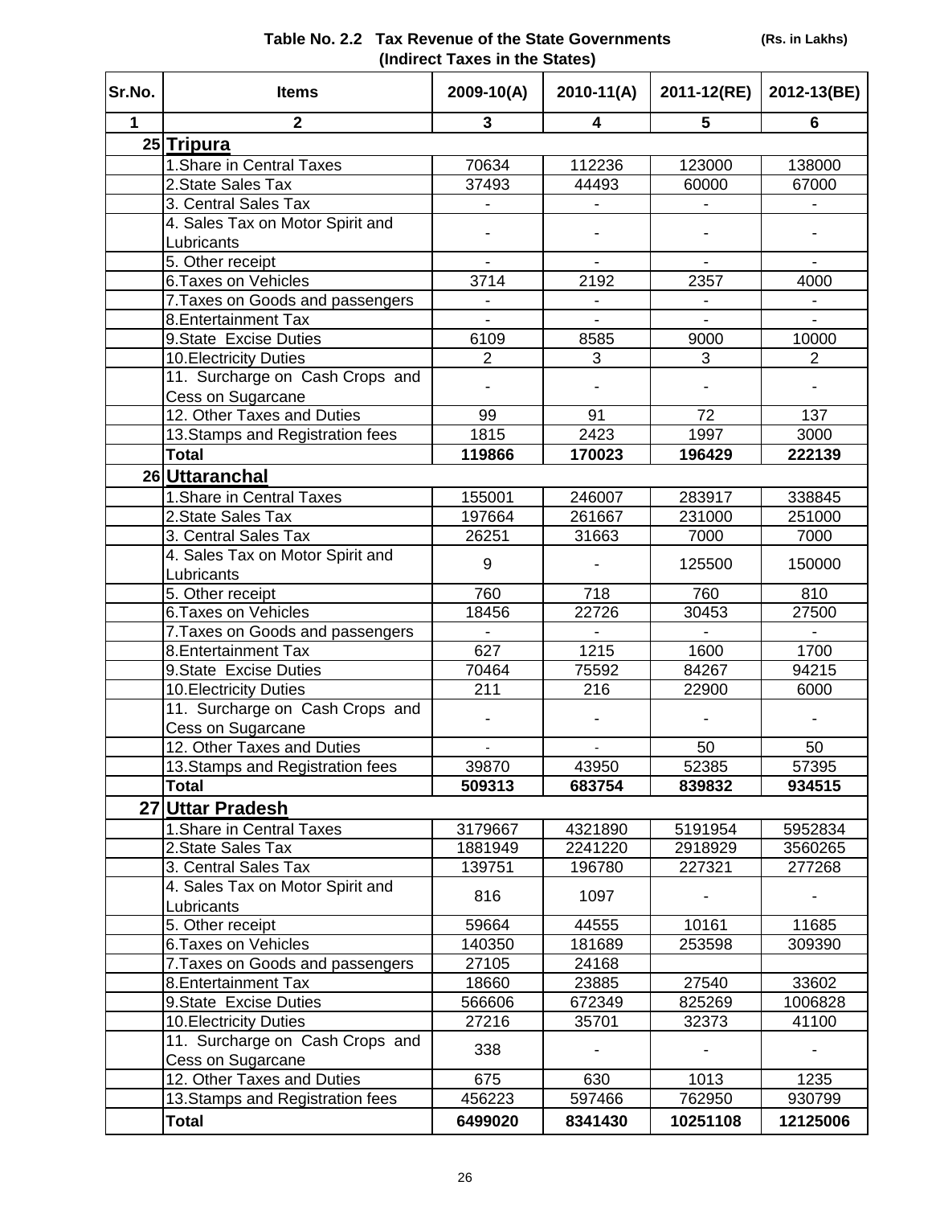**Table No. 2.2 Tax Revenue of the State Governments (Indirect Taxes in the States)** (Rs. in Lakhs)

| Sr.No. | Items | 2009-10(A) | 2010-11(A) | 2011-12(RE) | 2012-13(BE) |
|---|---|---|---|---|---|
| 1 | 2 | 3 | 4 | 5 | 6 |
| 25 | **Tripura** | | | | |
| | 1.Share in Central Taxes | 70634 | 112236 | 123000 | 138000 |
| | 2.State Sales Tax | 37493 | 44493 | 60000 | 67000 |
| | 3. Central Sales Tax | - | - | - | - |
| | 4. Sales Tax on Motor Spirit and Lubricants | - | - | - | - |
| | 5. Other receipt | - | - | - | - |
| | 6.Taxes on Vehicles | 3714 | 2192 | 2357 | 4000 |
| | 7.Taxes on Goods and passengers | - | - | - | - |
| | 8.Entertainment Tax | - | - | - | - |
| | 9.State Excise Duties | 6109 | 8585 | 9000 | 10000 |
| | 10.Electricity Duties | 2 | 3 | 3 | 2 |
| | 11. Surcharge on Cash Crops and Cess on Sugarcane | - | - | - | - |
| | 12. Other Taxes and Duties | 99 | 91 | 72 | 137 |
| | 13.Stamps and Registration fees | 1815 | 2423 | 1997 | 3000 |
| | **Total** | **119866** | **170023** | **196429** | **222139** |
| 26 | **Uttaranchal** | | | | |
| | 1.Share in Central Taxes | 155001 | 246007 | 283917 | 338845 |
| | 2.State Sales Tax | 197664 | 261667 | 231000 | 251000 |
| | 3. Central Sales Tax | 26251 | 31663 | 7000 | 7000 |
| | 4. Sales Tax on Motor Spirit and Lubricants | 9 | - | 125500 | 150000 |
| | 5. Other receipt | 760 | 718 | 760 | 810 |
| | 6.Taxes on Vehicles | 18456 | 22726 | 30453 | 27500 |
| | 7.Taxes on Goods and passengers | - | - | - | - |
| | 8.Entertainment Tax | 627 | 1215 | 1600 | 1700 |
| | 9.State Excise Duties | 70464 | 75592 | 84267 | 94215 |
| | 10.Electricity Duties | 211 | 216 | 22900 | 6000 |
| | 11. Surcharge on Cash Crops and Cess on Sugarcane | - | - | - | - |
| | 12. Other Taxes and Duties | - | - | 50 | 50 |
| | 13.Stamps and Registration fees | 39870 | 43950 | 52385 | 57395 |
| | **Total** | **509313** | **683754** | **839832** | **934515** |
| 27 | **Uttar Pradesh** | | | | |
| | 1.Share in Central Taxes | 3179667 | 4321890 | 5191954 | 5952834 |
| | 2.State Sales Tax | 1881949 | 2241220 | 2918929 | 3560265 |
| | 3. Central Sales Tax | 139751 | 196780 | 227321 | 277268 |
| | 4. Sales Tax on Motor Spirit and Lubricants | 816 | 1097 | - | - |
| | 5. Other receipt | 59664 | 44555 | 10161 | 11685 |
| | 6.Taxes on Vehicles | 140350 | 181689 | 253598 | 309390 |
| | 7.Taxes on Goods and passengers | 27105 | 24168 | | |
| | 8.Entertainment Tax | 18660 | 23885 | 27540 | 33602 |
| | 9.State Excise Duties | 566606 | 672349 | 825269 | 1006828 |
| | 10.Electricity Duties | 27216 | 35701 | 32373 | 41100 |
| | 11. Surcharge on Cash Crops and Cess on Sugarcane | 338 | - | - | - |
| | 12. Other Taxes and Duties | 675 | 630 | 1013 | 1235 |
| | 13.Stamps and Registration fees | 456223 | 597466 | 762950 | 930799 |
| | **Total** | **6499020** | **8341430** | **10251108** | **12125006** |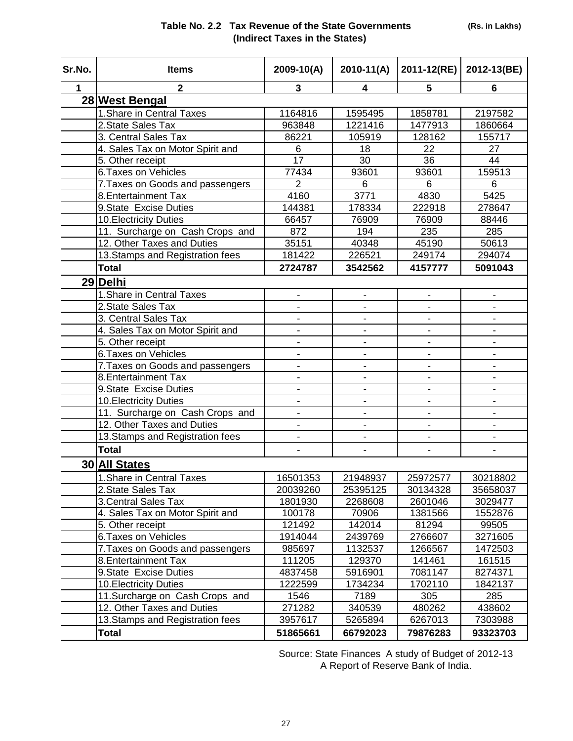**Table No. 2.2 Tax Revenue of the State Governments (Indirect Taxes in the States)** (Rs. in Lakhs)

| Sr.No. | Items | 2009-10(A) | 2010-11(A) | 2011-12(RE) | 2012-13(BE) |
|---|---|---|---|---|---|
| 1 | 2 | 3 | 4 | 5 | 6 |
| 28 | **West Bengal** | | | | |
| | 1.Share in Central Taxes | 1164816 | 1595495 | 1858781 | 2197582 |
| | 2.State Sales Tax | 963848 | 1221416 | 1477913 | 1860664 |
| | 3. Central Sales Tax | 86221 | 105919 | 128162 | 155717 |
| | 4. Sales Tax on Motor Spirit and | 6 | 18 | 22 | 27 |
| | 5. Other receipt | 17 | 30 | 36 | 44 |
| | 6.Taxes on Vehicles | 77434 | 93601 | 93601 | 159513 |
| | 7.Taxes on Goods and passengers | 2 | 6 | 6 | 6 |
| | 8.Entertainment Tax | 4160 | 3771 | 4830 | 5425 |
| | 9.State Excise Duties | 144381 | 178334 | 222918 | 278647 |
| | 10.Electricity Duties | 66457 | 76909 | 76909 | 88446 |
| | 11. Surcharge on Cash Crops and | 872 | 194 | 235 | 285 |
| | 12. Other Taxes and Duties | 35151 | 40348 | 45190 | 50613 |
| | 13.Stamps and Registration fees | 181422 | 226521 | 249174 | 294074 |
| | **Total** | **2724787** | **3542562** | **4157777** | **5091043** |
| 29 | **Delhi** | | | | |
| | 1.Share in Central Taxes | - | - | - | - |
| | 2.State Sales Tax | - | - | - | - |
| | 3. Central Sales Tax | - | - | - | - |
| | 4. Sales Tax on Motor Spirit and | - | - | - | - |
| | 5. Other receipt | - | - | - | - |
| | 6.Taxes on Vehicles | - | - | - | - |
| | 7.Taxes on Goods and passengers | - | - | - | - |
| | 8.Entertainment Tax | - | - | - | - |
| | 9.State Excise Duties | - | - | - | - |
| | 10.Electricity Duties | - | - | - | - |
| | 11. Surcharge on Cash Crops and | - | - | - | - |
| | 12. Other Taxes and Duties | - | - | - | - |
| | 13.Stamps and Registration fees | - | - | - | - |
| | **Total** | - | - | - | - |
| 30 | **All States** | | | | |
| | 1.Share in Central Taxes | 16501353 | 21948937 | 25972577 | 30218802 |
| | 2.State Sales Tax | 20039260 | 25395125 | 30134328 | 35658037 |
| | 3.Central Sales Tax | 1801930 | 2268608 | 2601046 | 3029477 |
| | 4. Sales Tax on Motor Spirit and | 100178 | 70906 | 1381566 | 1552876 |
| | 5. Other receipt | 121492 | 142014 | 81294 | 99505 |
| | 6.Taxes on Vehicles | 1914044 | 2439769 | 2766607 | 3271605 |
| | 7.Taxes on Goods and passengers | 985697 | 1132537 | 1266567 | 1472503 |
| | 8.Entertainment Tax | 111205 | 129370 | 141461 | 161515 |
| | 9.State Excise Duties | 4837458 | 5916901 | 7081147 | 8274371 |
| | 10.Electricity Duties | 1222599 | 1734234 | 1702110 | 1842137 |
| | 11.Surcharge on Cash Crops and | 1546 | 7189 | 305 | 285 |
| | 12. Other Taxes and Duties | 271282 | 340539 | 480262 | 438602 |
| | 13.Stamps and Registration fees | 3957617 | 5265894 | 6267013 | 7303988 |
| | **Total** | **51865661** | **66792023** | **79876283** | **93323703** |

Source: State Finances A study of Budget of 2012-13
A Report of Reserve Bank of India.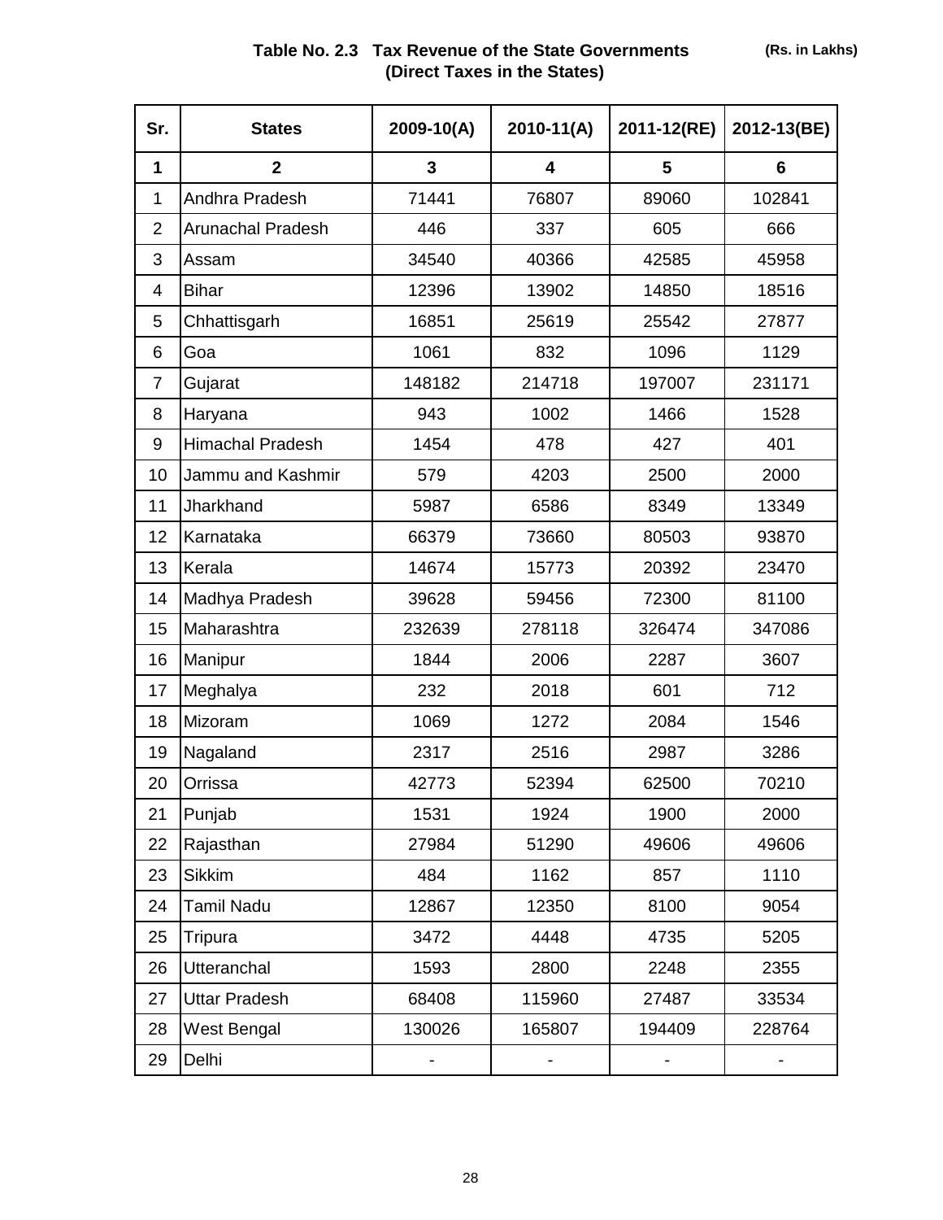**Table No. 2.3 Tax Revenue of the State Governments (Direct Taxes in the States)** **(Rs. in Lakhs)**

| Sr. | States | 2009-10(A) | 2010-11(A) | 2011-12(RE) | 2012-13(BE) |
|---|---|---|---|---|---|
| **1** | **2** | **3** | **4** | **5** | **6** |
| 1 | Andhra Pradesh | 71441 | 76807 | 89060 | 102841 |
| 2 | Arunachal Pradesh | 446 | 337 | 605 | 666 |
| 3 | Assam | 34540 | 40366 | 42585 | 45958 |
| 4 | Bihar | 12396 | 13902 | 14850 | 18516 |
| 5 | Chhattisgarh | 16851 | 25619 | 25542 | 27877 |
| 6 | Goa | 1061 | 832 | 1096 | 1129 |
| 7 | Gujarat | 148182 | 214718 | 197007 | 231171 |
| 8 | Haryana | 943 | 1002 | 1466 | 1528 |
| 9 | Himachal Pradesh | 1454 | 478 | 427 | 401 |
| 10 | Jammu and Kashmir | 579 | 4203 | 2500 | 2000 |
| 11 | Jharkhand | 5987 | 6586 | 8349 | 13349 |
| 12 | Karnataka | 66379 | 73660 | 80503 | 93870 |
| 13 | Kerala | 14674 | 15773 | 20392 | 23470 |
| 14 | Madhya Pradesh | 39628 | 59456 | 72300 | 81100 |
| 15 | Maharashtra | 232639 | 278118 | 326474 | 347086 |
| 16 | Manipur | 1844 | 2006 | 2287 | 3607 |
| 17 | Meghalya | 232 | 2018 | 601 | 712 |
| 18 | Mizoram | 1069 | 1272 | 2084 | 1546 |
| 19 | Nagaland | 2317 | 2516 | 2987 | 3286 |
| 20 | Orrissa | 42773 | 52394 | 62500 | 70210 |
| 21 | Punjab | 1531 | 1924 | 1900 | 2000 |
| 22 | Rajasthan | 27984 | 51290 | 49606 | 49606 |
| 23 | Sikkim | 484 | 1162 | 857 | 1110 |
| 24 | Tamil Nadu | 12867 | 12350 | 8100 | 9054 |
| 25 | Tripura | 3472 | 4448 | 4735 | 5205 |
| 26 | Utteranchal | 1593 | 2800 | 2248 | 2355 |
| 27 | Uttar Pradesh | 68408 | 115960 | 27487 | 33534 |
| 28 | West Bengal | 130026 | 165807 | 194409 | 228764 |
| 29 | Delhi | - | - | - | - |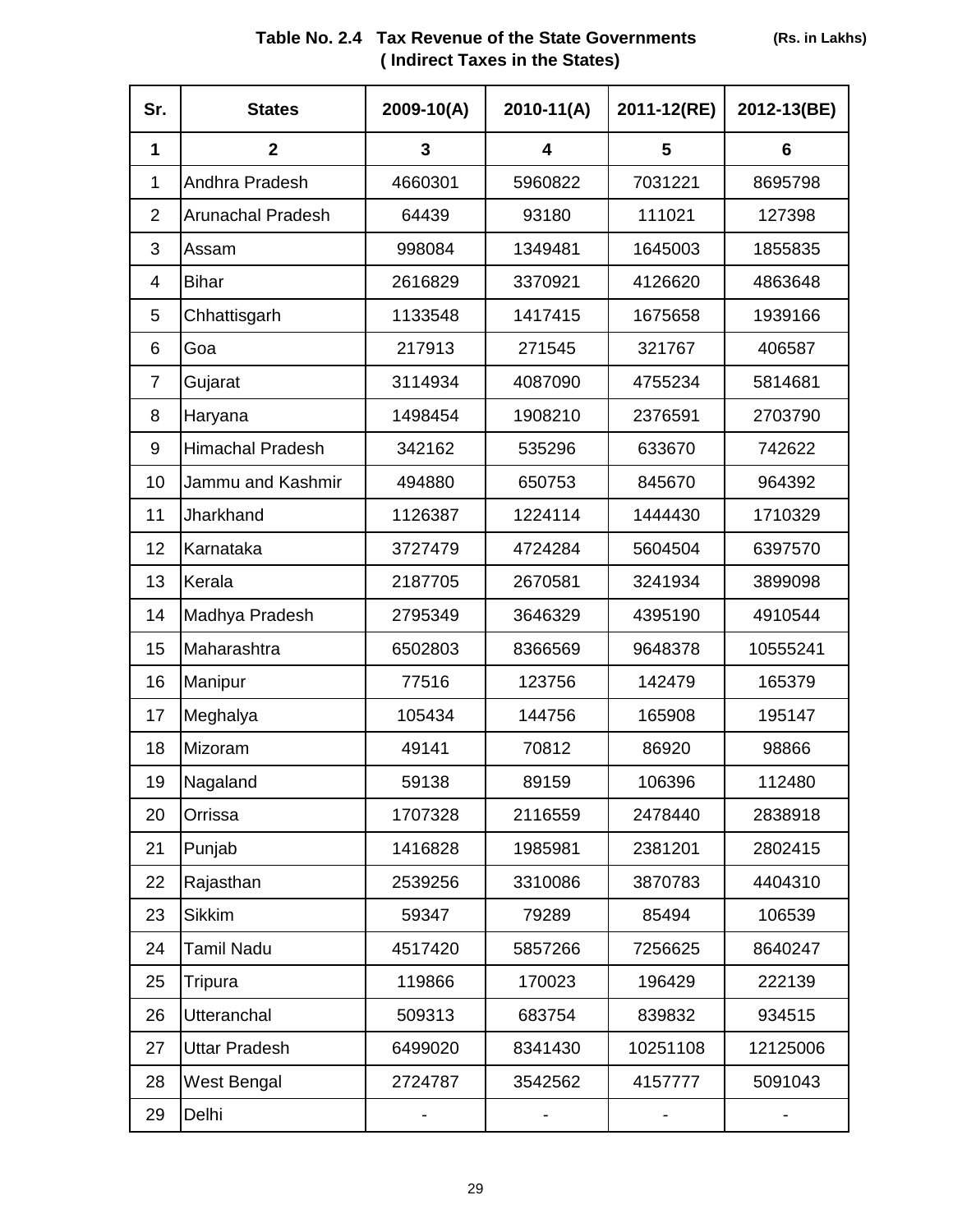## Table No. 2.4 Tax Revenue of the State Governments

**( Indirect Taxes in the States)** **(Rs. in Lakhs)**

| Sr. | States | 2009-10(A) | 2010-11(A) | 2011-12(RE) | 2012-13(BE) |
|---|---|---|---|---|---|
| 1 | 2 | 3 | 4 | 5 | 6 |
| 1 | Andhra Pradesh | 4660301 | 5960822 | 7031221 | 8695798 |
| 2 | Arunachal Pradesh | 64439 | 93180 | 111021 | 127398 |
| 3 | Assam | 998084 | 1349481 | 1645003 | 1855835 |
| 4 | Bihar | 2616829 | 3370921 | 4126620 | 4863648 |
| 5 | Chhattisgarh | 1133548 | 1417415 | 1675658 | 1939166 |
| 6 | Goa | 217913 | 271545 | 321767 | 406587 |
| 7 | Gujarat | 3114934 | 4087090 | 4755234 | 5814681 |
| 8 | Haryana | 1498454 | 1908210 | 2376591 | 2703790 |
| 9 | Himachal Pradesh | 342162 | 535296 | 633670 | 742622 |
| 10 | Jammu and Kashmir | 494880 | 650753 | 845670 | 964392 |
| 11 | Jharkhand | 1126387 | 1224114 | 1444430 | 1710329 |
| 12 | Karnataka | 3727479 | 4724284 | 5604504 | 6397570 |
| 13 | Kerala | 2187705 | 2670581 | 3241934 | 3899098 |
| 14 | Madhya Pradesh | 2795349 | 3646329 | 4395190 | 4910544 |
| 15 | Maharashtra | 6502803 | 8366569 | 9648378 | 10555241 |
| 16 | Manipur | 77516 | 123756 | 142479 | 165379 |
| 17 | Meghalya | 105434 | 144756 | 165908 | 195147 |
| 18 | Mizoram | 49141 | 70812 | 86920 | 98866 |
| 19 | Nagaland | 59138 | 89159 | 106396 | 112480 |
| 20 | Orrissa | 1707328 | 2116559 | 2478440 | 2838918 |
| 21 | Punjab | 1416828 | 1985981 | 2381201 | 2802415 |
| 22 | Rajasthan | 2539256 | 3310086 | 3870783 | 4404310 |
| 23 | Sikkim | 59347 | 79289 | 85494 | 106539 |
| 24 | Tamil Nadu | 4517420 | 5857266 | 7256625 | 8640247 |
| 25 | Tripura | 119866 | 170023 | 196429 | 222139 |
| 26 | Utteranchal | 509313 | 683754 | 839832 | 934515 |
| 27 | Uttar Pradesh | 6499020 | 8341430 | 10251108 | 12125006 |
| 28 | West Bengal | 2724787 | 3542562 | 4157777 | 5091043 |
| 29 | Delhi | - | - | - | - |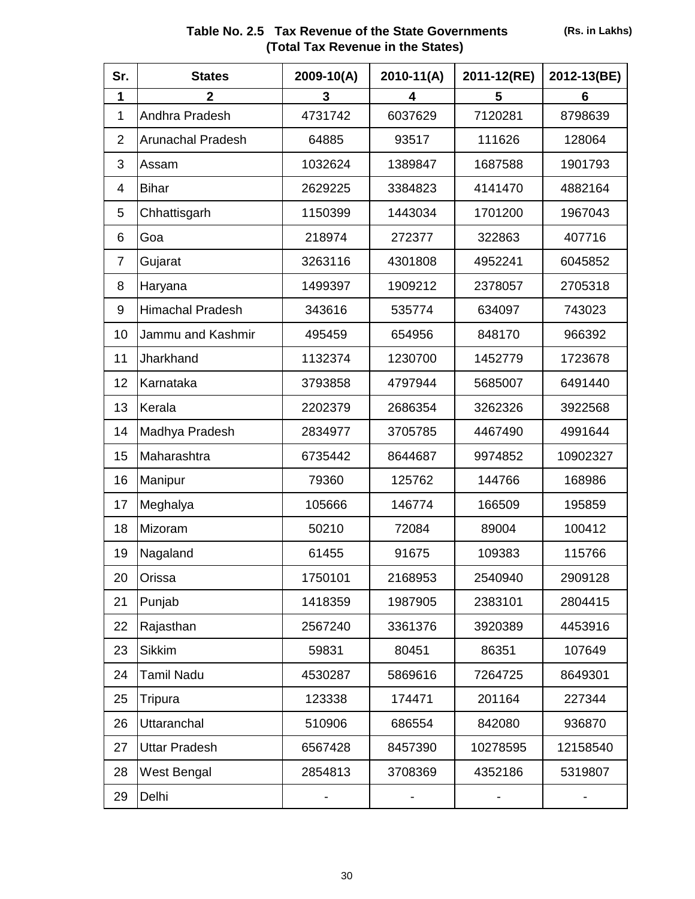## Table No. 2.5 Tax Revenue of the State Governments (Total Tax Revenue in the States)

(Rs. in Lakhs)

| Sr. | States | 2009-10(A) | 2010-11(A) | 2011-12(RE) | 2012-13(BE) |
|---|---|---|---|---|---|
| 1 | 2 | 3 | 4 | 5 | 6 |
| 1 | Andhra Pradesh | 4731742 | 6037629 | 7120281 | 8798639 |
| 2 | Arunachal Pradesh | 64885 | 93517 | 111626 | 128064 |
| 3 | Assam | 1032624 | 1389847 | 1687588 | 1901793 |
| 4 | Bihar | 2629225 | 3384823 | 4141470 | 4882164 |
| 5 | Chhattisgarh | 1150399 | 1443034 | 1701200 | 1967043 |
| 6 | Goa | 218974 | 272377 | 322863 | 407716 |
| 7 | Gujarat | 3263116 | 4301808 | 4952241 | 6045852 |
| 8 | Haryana | 1499397 | 1909212 | 2378057 | 2705318 |
| 9 | Himachal Pradesh | 343616 | 535774 | 634097 | 743023 |
| 10 | Jammu and Kashmir | 495459 | 654956 | 848170 | 966392 |
| 11 | Jharkhand | 1132374 | 1230700 | 1452779 | 1723678 |
| 12 | Karnataka | 3793858 | 4797944 | 5685007 | 6491440 |
| 13 | Kerala | 2202379 | 2686354 | 3262326 | 3922568 |
| 14 | Madhya Pradesh | 2834977 | 3705785 | 4467490 | 4991644 |
| 15 | Maharashtra | 6735442 | 8644687 | 9974852 | 10902327 |
| 16 | Manipur | 79360 | 125762 | 144766 | 168986 |
| 17 | Meghalya | 105666 | 146774 | 166509 | 195859 |
| 18 | Mizoram | 50210 | 72084 | 89004 | 100412 |
| 19 | Nagaland | 61455 | 91675 | 109383 | 115766 |
| 20 | Orissa | 1750101 | 2168953 | 2540940 | 2909128 |
| 21 | Punjab | 1418359 | 1987905 | 2383101 | 2804415 |
| 22 | Rajasthan | 2567240 | 3361376 | 3920389 | 4453916 |
| 23 | Sikkim | 59831 | 80451 | 86351 | 107649 |
| 24 | Tamil Nadu | 4530287 | 5869616 | 7264725 | 8649301 |
| 25 | Tripura | 123338 | 174471 | 201164 | 227344 |
| 26 | Uttaranchal | 510906 | 686554 | 842080 | 936870 |
| 27 | Uttar Pradesh | 6567428 | 8457390 | 10278595 | 12158540 |
| 28 | West Bengal | 2854813 | 3708369 | 4352186 | 5319807 |
| 29 | Delhi | - | - | - | - |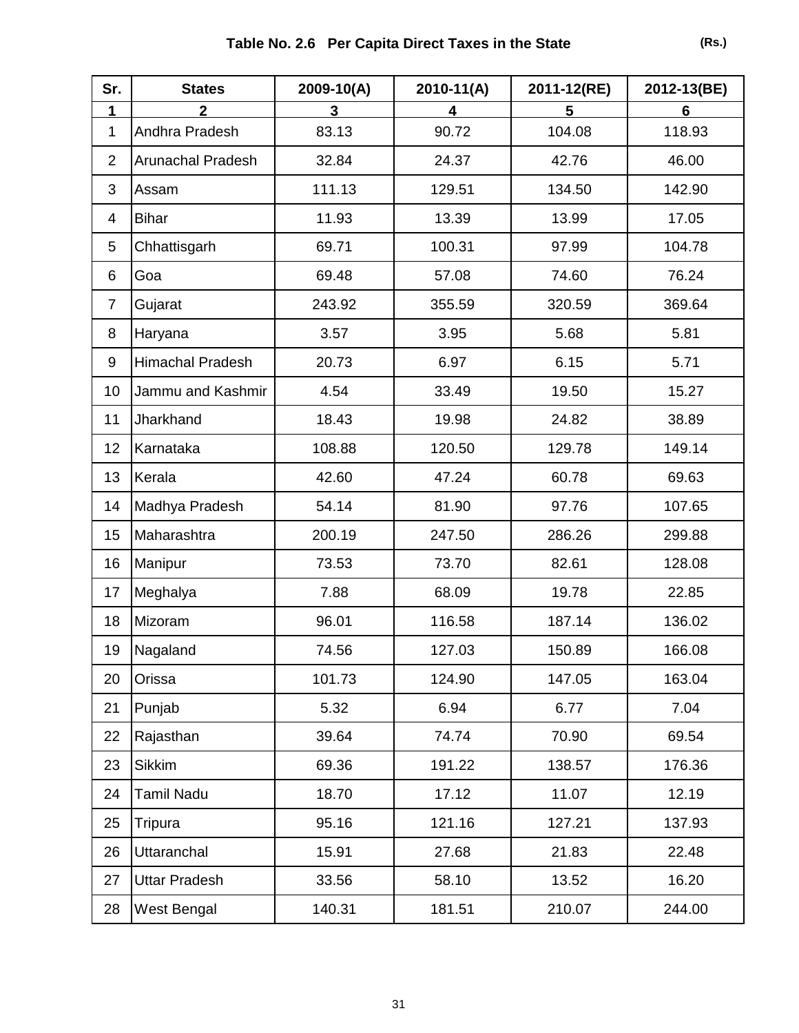## Table No. 2.6 Per Capita Direct Taxes in the State

(Rs.)

| Sr. | States | 2009-10(A) | 2010-11(A) | 2011-12(RE) | 2012-13(BE) |
|---|---|---|---|---|---|
| 1 | 2 | 3 | 4 | 5 | 6 |
| 1 | Andhra Pradesh | 83.13 | 90.72 | 104.08 | 118.93 |
| 2 | Arunachal Pradesh | 32.84 | 24.37 | 42.76 | 46.00 |
| 3 | Assam | 111.13 | 129.51 | 134.50 | 142.90 |
| 4 | Bihar | 11.93 | 13.39 | 13.99 | 17.05 |
| 5 | Chhattisgarh | 69.71 | 100.31 | 97.99 | 104.78 |
| 6 | Goa | 69.48 | 57.08 | 74.60 | 76.24 |
| 7 | Gujarat | 243.92 | 355.59 | 320.59 | 369.64 |
| 8 | Haryana | 3.57 | 3.95 | 5.68 | 5.81 |
| 9 | Himachal Pradesh | 20.73 | 6.97 | 6.15 | 5.71 |
| 10 | Jammu and Kashmir | 4.54 | 33.49 | 19.50 | 15.27 |
| 11 | Jharkhand | 18.43 | 19.98 | 24.82 | 38.89 |
| 12 | Karnataka | 108.88 | 120.50 | 129.78 | 149.14 |
| 13 | Kerala | 42.60 | 47.24 | 60.78 | 69.63 |
| 14 | Madhya Pradesh | 54.14 | 81.90 | 97.76 | 107.65 |
| 15 | Maharashtra | 200.19 | 247.50 | 286.26 | 299.88 |
| 16 | Manipur | 73.53 | 73.70 | 82.61 | 128.08 |
| 17 | Meghalya | 7.88 | 68.09 | 19.78 | 22.85 |
| 18 | Mizoram | 96.01 | 116.58 | 187.14 | 136.02 |
| 19 | Nagaland | 74.56 | 127.03 | 150.89 | 166.08 |
| 20 | Orissa | 101.73 | 124.90 | 147.05 | 163.04 |
| 21 | Punjab | 5.32 | 6.94 | 6.77 | 7.04 |
| 22 | Rajasthan | 39.64 | 74.74 | 70.90 | 69.54 |
| 23 | Sikkim | 69.36 | 191.22 | 138.57 | 176.36 |
| 24 | Tamil Nadu | 18.70 | 17.12 | 11.07 | 12.19 |
| 25 | Tripura | 95.16 | 121.16 | 127.21 | 137.93 |
| 26 | Uttaranchal | 15.91 | 27.68 | 21.83 | 22.48 |
| 27 | Uttar Pradesh | 33.56 | 58.10 | 13.52 | 16.20 |
| 28 | West Bengal | 140.31 | 181.51 | 210.07 | 244.00 |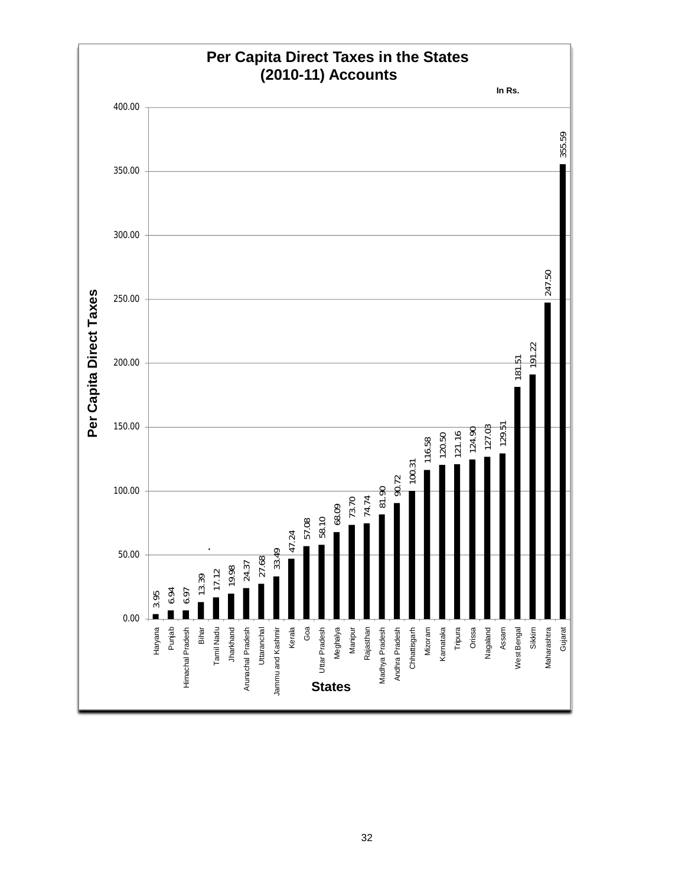# Per Capita Direct Taxes in the States (2010-11) Accounts

In Rs.

| States | Per Capita Direct Taxes |
|---|---|
| Haryana | 3.95 |
| Punjab | 6.94 |
| Himachal Pradesh | 6.97 |
| Bihar | 13.39 |
| Tamil Nadu | 17.12 |
| Jharkhand | 19.98 |
| Arunachal Pradesh | 24.37 |
| Uttaranchal | 27.68 |
| Jammu and Kashmir | 33.49 |
| Kerala | 47.24 |
| Goa | 57.08 |
| Uttar Pradesh | 58.10 |
| Meghalya | 68.09 |
| Manipur | 73.70 |
| Rajasthan | 74.74 |
| Madhya Pradesh | 81.90 |
| Andhra Pradesh | 90.72 |
| Chhattisgarh | 100.31 |
| Mizoram | 116.58 |
| Karnataka | 120.50 |
| Tripura | 121.16 |
| Orissa | 124.90 |
| Nagaland | 127.03 |
| Assam | 129.51 |
| West Bengal | 181.51 |
| Sikkim | 191.22 |
| Maharashtra | 247.50 |
| Gujarat | 355.59 |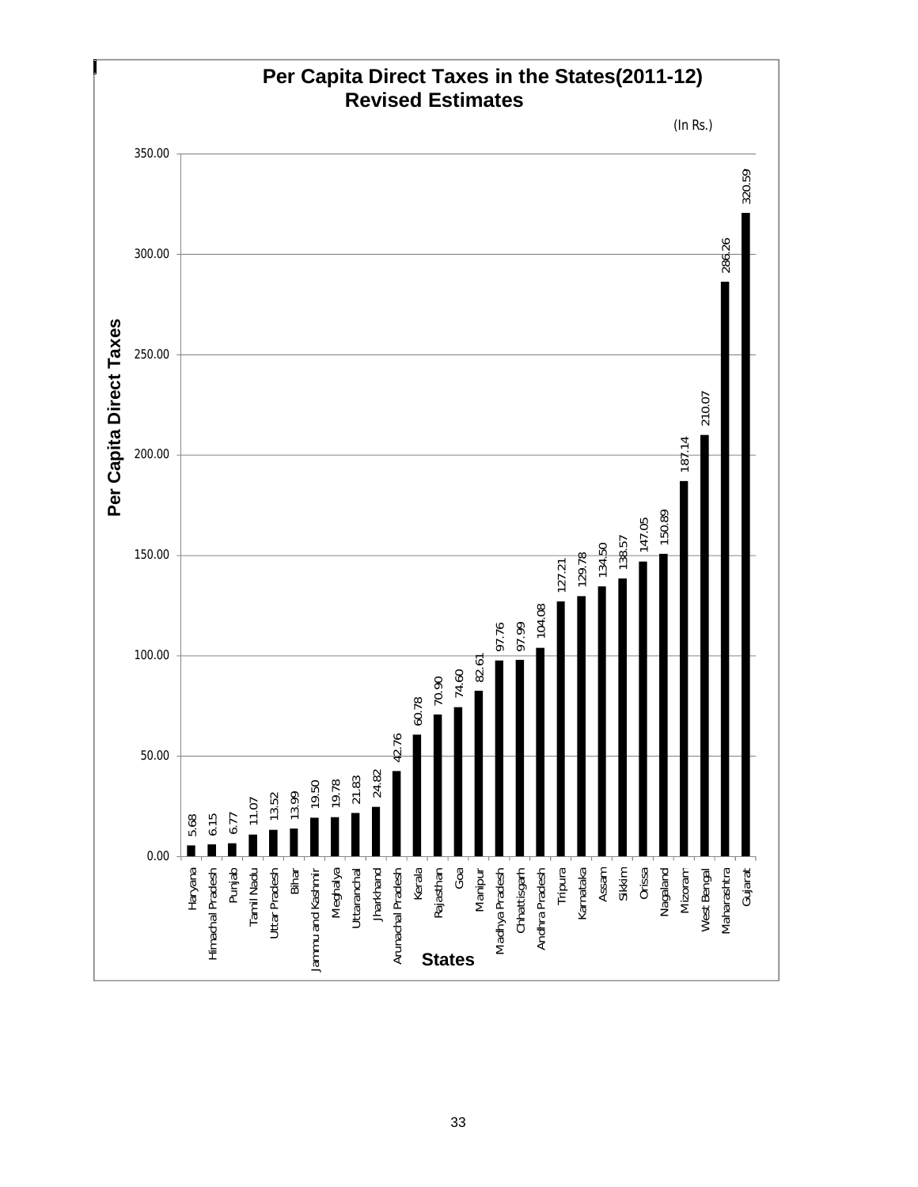# Per Capita Direct Taxes in the States(2011-12) Revised Estimates

(In Rs.)

| States | Per Capita Direct Taxes |
|---|---|
| Haryana | 5.68 |
| Himachal Pradesh | 6.15 |
| Punjab | 6.77 |
| Tamil Nadu | 11.07 |
| Uttar Pradesh | 13.52 |
| Bihar | 13.99 |
| Jammu and Kashmir | 19.50 |
| Meghalya | 19.78 |
| Uttaranchal | 21.83 |
| Jharkhand | 24.82 |
| Arunachal Pradesh | 42.76 |
| Kerala | 60.78 |
| Rajasthan | 70.90 |
| Goa | 74.60 |
| Manipur | 82.61 |
| Madhya Pradesh | 97.76 |
| Chhattisgarh | 97.99 |
| Andhra Pradesh | 104.08 |
| Tripura | 127.21 |
| Karnataka | 129.78 |
| Assam | 134.50 |
| Sikkim | 138.57 |
| Orissa | 147.05 |
| Nagaland | 150.89 |
| Mizoram | 187.14 |
| West Bengal | 210.07 |
| Maharashtra | 286.26 |
| Gujarat | 320.59 |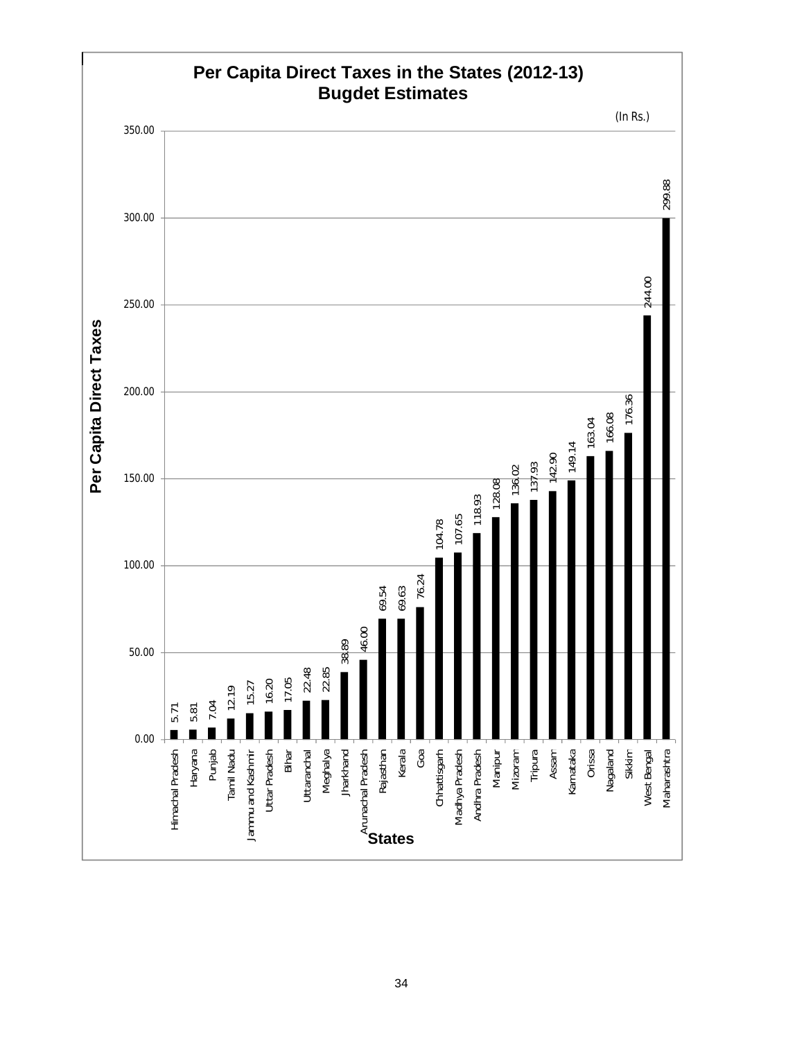# Per Capita Direct Taxes in the States (2012-13) Bugdet Estimates

(In Rs.)

| States | Per Capita Direct Taxes |
|---|---|
| Himachal Pradesh | 5.71 |
| Haryana | 5.81 |
| Punjab | 7.04 |
| Tamil Nadu | 12.19 |
| Jammu and Kashmir | 15.27 |
| Uttar Pradesh | 16.20 |
| Bihar | 17.05 |
| Uttaranchal | 22.48 |
| Meghalya | 22.85 |
| Jharkhand | 38.89 |
| Arunachal Pradesh | 46.00 |
| Rajasthan | 69.54 |
| Kerala | 69.63 |
| Goa | 76.24 |
| Chhattisgarh | 104.78 |
| Madhya Pradesh | 107.65 |
| Andhra Pradesh | 118.93 |
| Manipur | 128.08 |
| Mizoram | 136.02 |
| Tripura | 137.93 |
| Assam | 142.90 |
| Karnataka | 149.14 |
| Orissa | 163.04 |
| Nagaland | 166.08 |
| Sikkim | 176.36 |
| West Bengal | 244.00 |
| Maharashtra | 299.88 |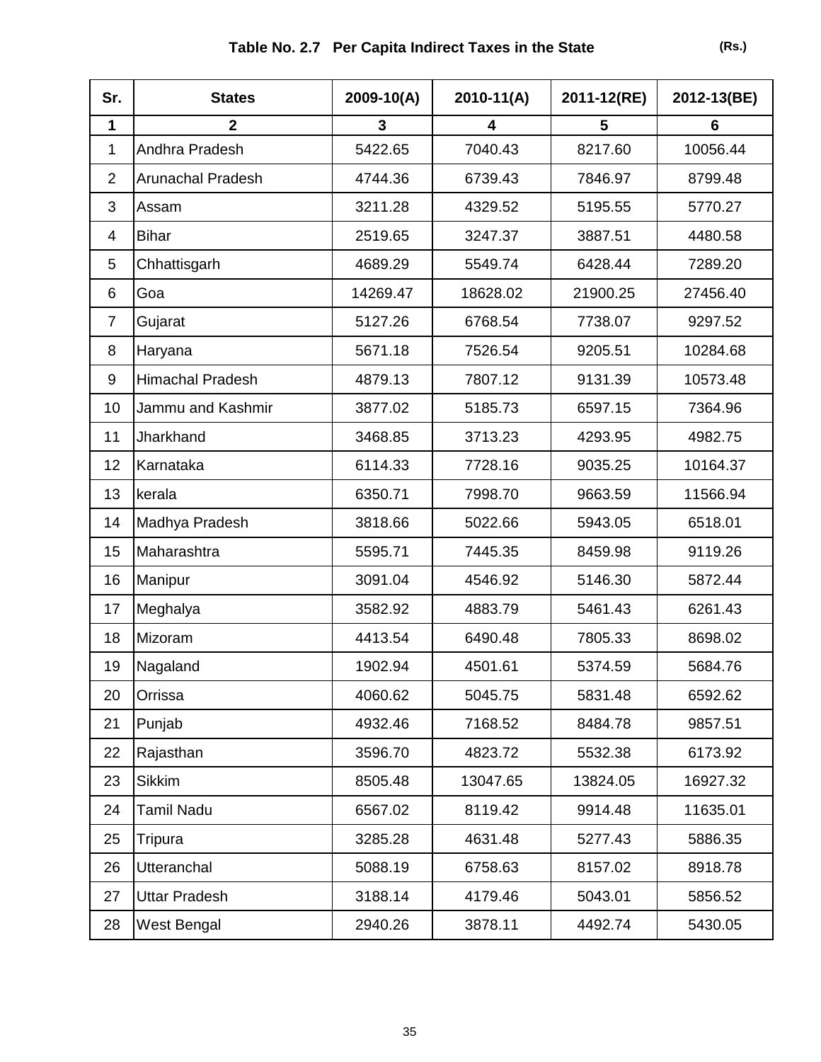## Table No. 2.7 Per Capita Indirect Taxes in the State

(Rs.)

| Sr. | States | 2009-10(A) | 2010-11(A) | 2011-12(RE) | 2012-13(BE) |
|---|---|---|---|---|---|
| **1** | **2** | **3** | **4** | **5** | **6** |
| 1 | Andhra Pradesh | 5422.65 | 7040.43 | 8217.60 | 10056.44 |
| 2 | Arunachal Pradesh | 4744.36 | 6739.43 | 7846.97 | 8799.48 |
| 3 | Assam | 3211.28 | 4329.52 | 5195.55 | 5770.27 |
| 4 | Bihar | 2519.65 | 3247.37 | 3887.51 | 4480.58 |
| 5 | Chhattisgarh | 4689.29 | 5549.74 | 6428.44 | 7289.20 |
| 6 | Goa | 14269.47 | 18628.02 | 21900.25 | 27456.40 |
| 7 | Gujarat | 5127.26 | 6768.54 | 7738.07 | 9297.52 |
| 8 | Haryana | 5671.18 | 7526.54 | 9205.51 | 10284.68 |
| 9 | Himachal Pradesh | 4879.13 | 7807.12 | 9131.39 | 10573.48 |
| 10 | Jammu and Kashmir | 3877.02 | 5185.73 | 6597.15 | 7364.96 |
| 11 | Jharkhand | 3468.85 | 3713.23 | 4293.95 | 4982.75 |
| 12 | Karnataka | 6114.33 | 7728.16 | 9035.25 | 10164.37 |
| 13 | kerala | 6350.71 | 7998.70 | 9663.59 | 11566.94 |
| 14 | Madhya Pradesh | 3818.66 | 5022.66 | 5943.05 | 6518.01 |
| 15 | Maharashtra | 5595.71 | 7445.35 | 8459.98 | 9119.26 |
| 16 | Manipur | 3091.04 | 4546.92 | 5146.30 | 5872.44 |
| 17 | Meghalya | 3582.92 | 4883.79 | 5461.43 | 6261.43 |
| 18 | Mizoram | 4413.54 | 6490.48 | 7805.33 | 8698.02 |
| 19 | Nagaland | 1902.94 | 4501.61 | 5374.59 | 5684.76 |
| 20 | Orrissa | 4060.62 | 5045.75 | 5831.48 | 6592.62 |
| 21 | Punjab | 4932.46 | 7168.52 | 8484.78 | 9857.51 |
| 22 | Rajasthan | 3596.70 | 4823.72 | 5532.38 | 6173.92 |
| 23 | Sikkim | 8505.48 | 13047.65 | 13824.05 | 16927.32 |
| 24 | Tamil Nadu | 6567.02 | 8119.42 | 9914.48 | 11635.01 |
| 25 | Tripura | 3285.28 | 4631.48 | 5277.43 | 5886.35 |
| 26 | Utteranchal | 5088.19 | 6758.63 | 8157.02 | 8918.78 |
| 27 | Uttar Pradesh | 3188.14 | 4179.46 | 5043.01 | 5856.52 |
| 28 | West Bengal | 2940.26 | 3878.11 | 4492.74 | 5430.05 |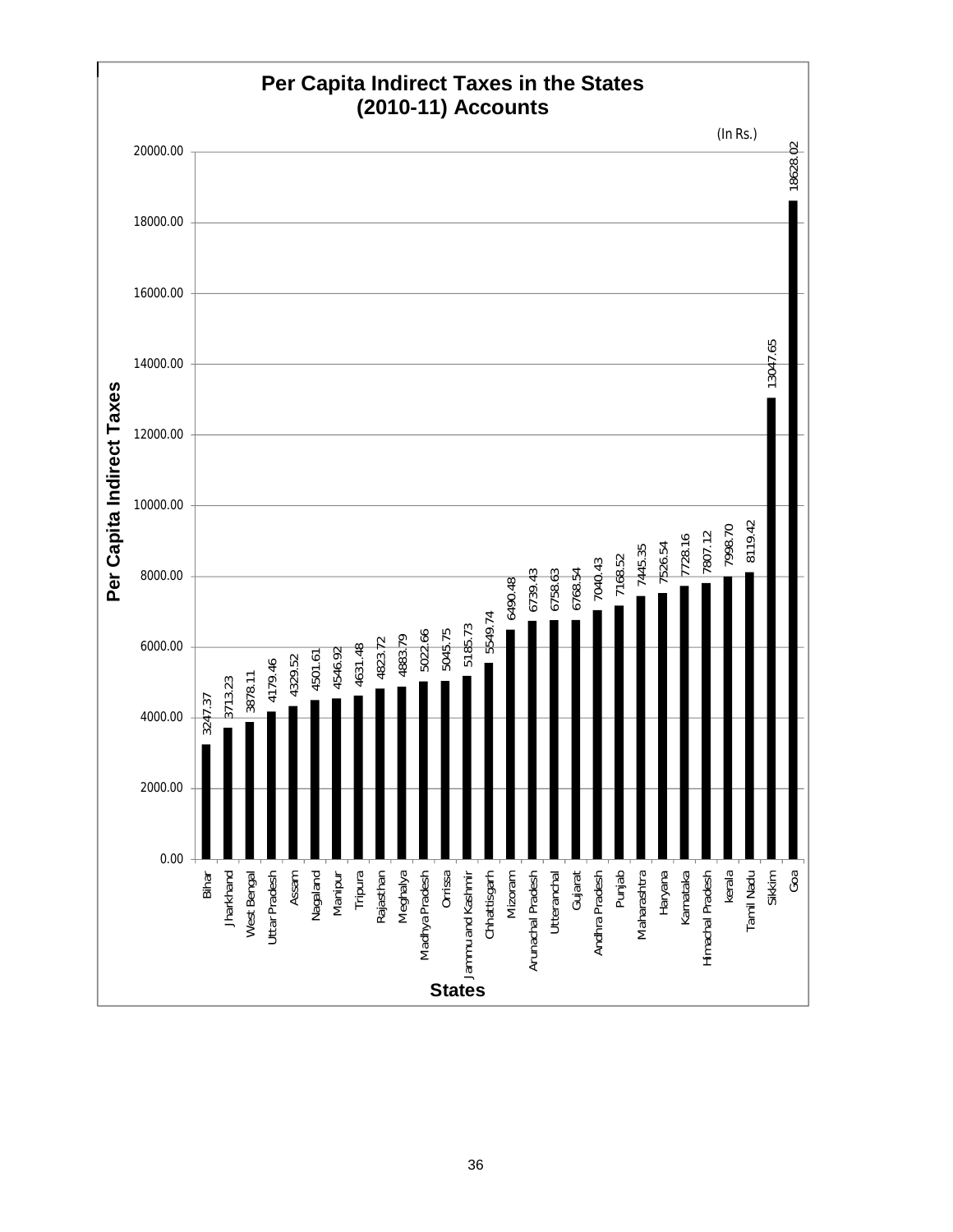## Per Capita Indirect Taxes in the States (2010-11) Accounts

(In Rs.)

| States | Per Capita Indirect Taxes |
|---|---|
| Bihar | 3247.37 |
| Jharkhand | 3713.23 |
| West Bengal | 3878.11 |
| Uttar Pradesh | 4179.46 |
| Assam | 4329.52 |
| Nagaland | 4501.61 |
| Manipur | 4546.92 |
| Tripura | 4631.48 |
| Rajasthan | 4823.72 |
| Meghalya | 4883.79 |
| Madhya Pradesh | 5022.66 |
| Orrissa | 5045.75 |
| Jammu and Kashmir | 5185.73 |
| Chhattisgarh | 5549.74 |
| Mizoram | 6490.48 |
| Arunachal Pradesh | 6739.43 |
| Utteranchal | 6758.63 |
| Gujarat | 6768.54 |
| Andhra Pradesh | 7040.43 |
| Punjab | 7168.52 |
| Maharashtra | 7445.35 |
| Haryana | 7526.54 |
| Karnataka | 7728.16 |
| Himachal Pradesh | 7807.12 |
| kerala | 7998.70 |
| Tamil Nadu | 8119.42 |
| Sikkim | 13047.65 |
| Goa | 18628.02 |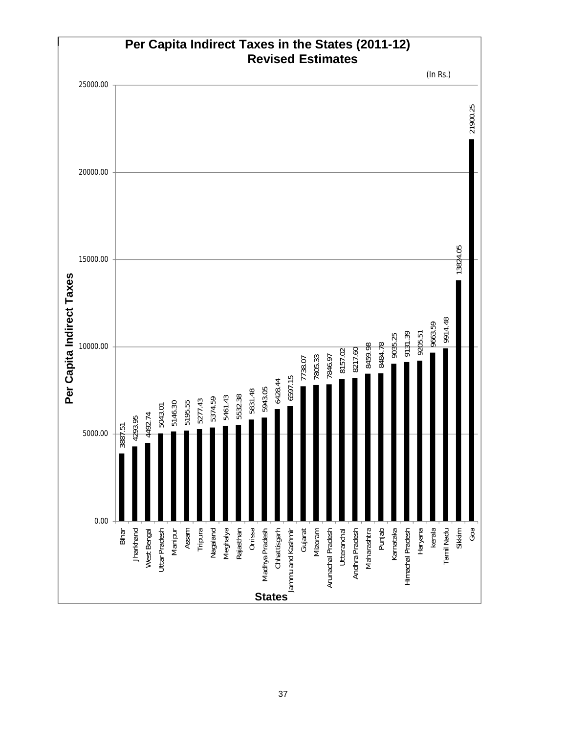# Per Capita Indirect Taxes in the States (2011-12) Revised Estimates

(In Rs.)

| States | Per Capita Indirect Taxes |
|---|---|
| Bihar | 3887.51 |
| Jharkhand | 4293.95 |
| West Bengal | 4492.74 |
| Uttar Pradesh | 5043.01 |
| Manipur | 5146.30 |
| Assam | 5195.55 |
| Tripura | 5277.43 |
| Nagaland | 5374.59 |
| Meghalya | 5461.43 |
| Rajasthan | 5532.38 |
| Orrissa | 5831.48 |
| Madhya Pradesh | 5943.05 |
| Chhattisgarh | 6428.44 |
| Jammu and Kashmir | 6597.15 |
| Gujarat | 7738.07 |
| Mizoram | 7805.33 |
| Arunachal Pradesh | 7846.97 |
| Utteranchal | 8157.02 |
| Andhra Pradesh | 8217.60 |
| Maharashtra | 8459.98 |
| Punjab | 8484.78 |
| Karnataka | 9035.25 |
| Himachal Pradesh | 9131.39 |
| Haryana | 9205.51 |
| kerala | 9663.59 |
| Tamil Nadu | 9914.48 |
| Sikkim | 13824.05 |
| Goa | 21900.25 |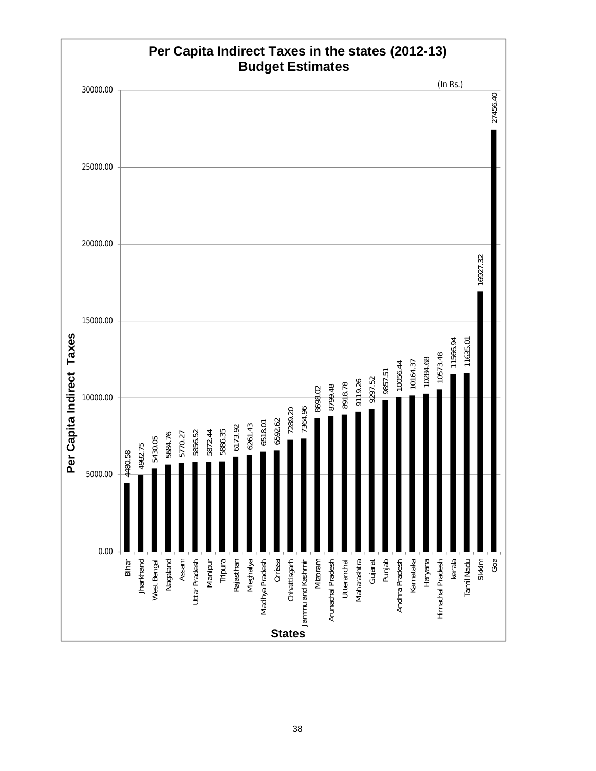## Per Capita Indirect Taxes in the states (2012-13) Budget Estimates

(In Rs.)

| States | Per Capita Indirect Taxes |
|---|---|
| Bihar | 4480.58 |
| Jharkhand | 4982.75 |
| West Bengal | 5430.05 |
| Nagaland | 5684.76 |
| Assam | 5770.27 |
| Uttar Pradesh | 5856.52 |
| Manipur | 5872.44 |
| Tripura | 5886.35 |
| Rajasthan | 6173.92 |
| Meghalya | 6261.43 |
| Madhya Pradesh | 6518.01 |
| Orrissa | 6592.62 |
| Chhattisgarh | 7289.20 |
| Jammu and Kashmir | 7364.96 |
| Mizoram | 8698.02 |
| Arunachal Pradesh | 8799.48 |
| Utteranchal | 8918.78 |
| Maharashtra | 9119.26 |
| Gujarat | 9297.52 |
| Punjab | 9857.51 |
| Andhra Pradesh | 10056.44 |
| Karnataka | 10164.37 |
| Haryana | 10284.68 |
| Himachal Pradesh | 10573.48 |
| kerala | 11566.94 |
| Tamil Nadu | 11635.01 |
| Sikkim | 16927.32 |
| Goa | 27456.40 |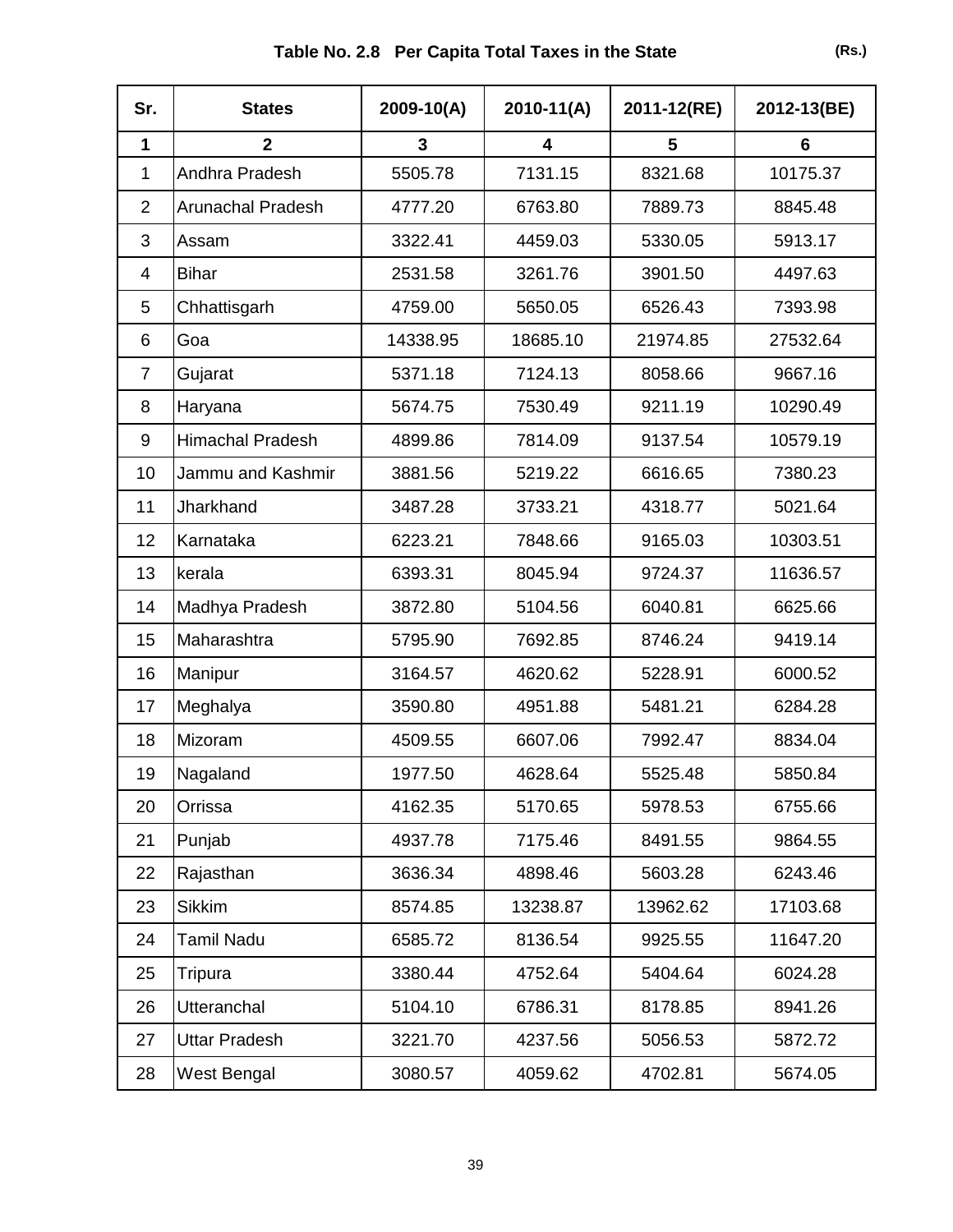## Table No. 2.8 Per Capita Total Taxes in the State

(Rs.)

| Sr. | States | 2009-10(A) | 2010-11(A) | 2011-12(RE) | 2012-13(BE) |
|---|---|---|---|---|---|
| 1 | 2 | 3 | 4 | 5 | 6 |
| 1 | Andhra Pradesh | 5505.78 | 7131.15 | 8321.68 | 10175.37 |
| 2 | Arunachal Pradesh | 4777.20 | 6763.80 | 7889.73 | 8845.48 |
| 3 | Assam | 3322.41 | 4459.03 | 5330.05 | 5913.17 |
| 4 | Bihar | 2531.58 | 3261.76 | 3901.50 | 4497.63 |
| 5 | Chhattisgarh | 4759.00 | 5650.05 | 6526.43 | 7393.98 |
| 6 | Goa | 14338.95 | 18685.10 | 21974.85 | 27532.64 |
| 7 | Gujarat | 5371.18 | 7124.13 | 8058.66 | 9667.16 |
| 8 | Haryana | 5674.75 | 7530.49 | 9211.19 | 10290.49 |
| 9 | Himachal Pradesh | 4899.86 | 7814.09 | 9137.54 | 10579.19 |
| 10 | Jammu and Kashmir | 3881.56 | 5219.22 | 6616.65 | 7380.23 |
| 11 | Jharkhand | 3487.28 | 3733.21 | 4318.77 | 5021.64 |
| 12 | Karnataka | 6223.21 | 7848.66 | 9165.03 | 10303.51 |
| 13 | kerala | 6393.31 | 8045.94 | 9724.37 | 11636.57 |
| 14 | Madhya Pradesh | 3872.80 | 5104.56 | 6040.81 | 6625.66 |
| 15 | Maharashtra | 5795.90 | 7692.85 | 8746.24 | 9419.14 |
| 16 | Manipur | 3164.57 | 4620.62 | 5228.91 | 6000.52 |
| 17 | Meghalya | 3590.80 | 4951.88 | 5481.21 | 6284.28 |
| 18 | Mizoram | 4509.55 | 6607.06 | 7992.47 | 8834.04 |
| 19 | Nagaland | 1977.50 | 4628.64 | 5525.48 | 5850.84 |
| 20 | Orrissa | 4162.35 | 5170.65 | 5978.53 | 6755.66 |
| 21 | Punjab | 4937.78 | 7175.46 | 8491.55 | 9864.55 |
| 22 | Rajasthan | 3636.34 | 4898.46 | 5603.28 | 6243.46 |
| 23 | Sikkim | 8574.85 | 13238.87 | 13962.62 | 17103.68 |
| 24 | Tamil Nadu | 6585.72 | 8136.54 | 9925.55 | 11647.20 |
| 25 | Tripura | 3380.44 | 4752.64 | 5404.64 | 6024.28 |
| 26 | Utteranchal | 5104.10 | 6786.31 | 8178.85 | 8941.26 |
| 27 | Uttar Pradesh | 3221.70 | 4237.56 | 5056.53 | 5872.72 |
| 28 | West Bengal | 3080.57 | 4059.62 | 4702.81 | 5674.05 |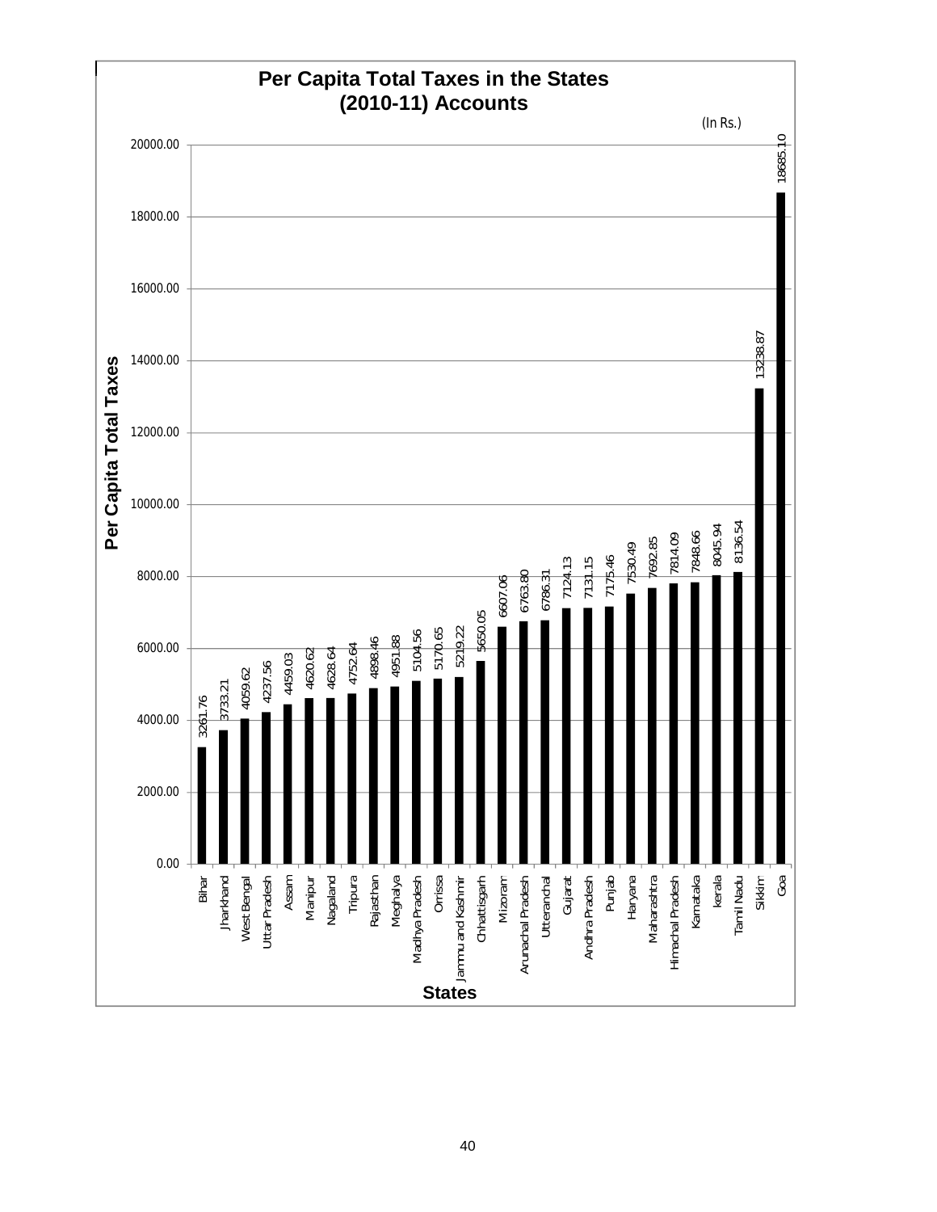# Per Capita Total Taxes in the States (2010-11) Accounts

(In Rs.)

| States | Per Capita Total Taxes |
|---|---|
| Bihar | 3261.76 |
| Jharkhand | 3733.21 |
| West Bengal | 4059.62 |
| Uttar Pradesh | 4237.56 |
| Assam | 4459.03 |
| Manipur | 4620.62 |
| Nagaland | 4628.64 |
| Tripura | 4752.64 |
| Rajasthan | 4898.46 |
| Meghalya | 4951.88 |
| Madhya Pradesh | 5104.56 |
| Orrissa | 5170.65 |
| Jammu and Kashmir | 5219.22 |
| Chhattisgarh | 5650.05 |
| Mizoram | 6607.06 |
| Arunachal Pradesh | 6763.80 |
| Utteranchal | 6786.31 |
| Gujarat | 7124.13 |
| Andhra Pradesh | 7131.15 |
| Punjab | 7175.46 |
| Haryana | 7530.49 |
| Maharashtra | 7692.85 |
| Himachal Pradesh | 7814.09 |
| Karnataka | 7848.66 |
| kerala | 8045.94 |
| Tamil Nadu | 8136.54 |
| Sikkim | 13238.87 |
| Goa | 18685.10 |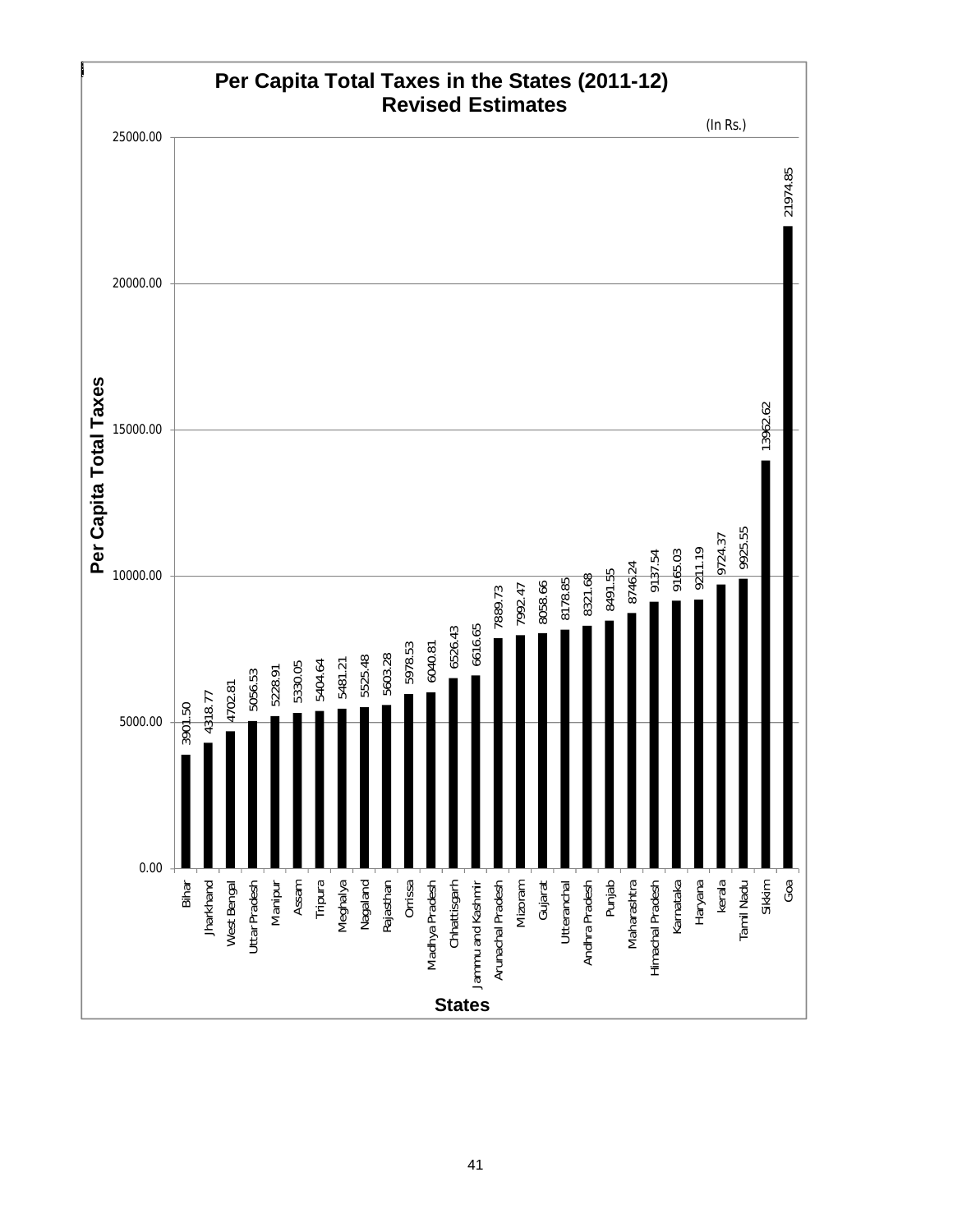## Per Capita Total Taxes in the States (2011-12) Revised Estimates

(In Rs.)

| States | Per Capita Total Taxes |
|---|---|
| Bihar | 3901.50 |
| Jharkhand | 4318.77 |
| West Bengal | 4702.81 |
| Uttar Pradesh | 5056.53 |
| Manipur | 5228.91 |
| Assam | 5330.05 |
| Tripura | 5404.64 |
| Meghalya | 5481.21 |
| Nagaland | 5525.48 |
| Rajasthan | 5603.28 |
| Orrissa | 5978.53 |
| Madhya Pradesh | 6040.81 |
| Chhattisgarh | 6526.43 |
| Jammu and Kashmir | 6616.65 |
| Arunachal Pradesh | 7889.73 |
| Mizoram | 7992.47 |
| Gujarat | 8058.66 |
| Utteranchal | 8178.85 |
| Andhra Pradesh | 8321.68 |
| Punjab | 8491.55 |
| Maharashtra | 8746.24 |
| Himachal Pradesh | 9137.54 |
| Karnataka | 9165.03 |
| Haryana | 9211.19 |
| kerala | 9724.37 |
| Tamil Nadu | 9925.55 |
| Sikkim | 13962.62 |
| Goa | 21974.85 |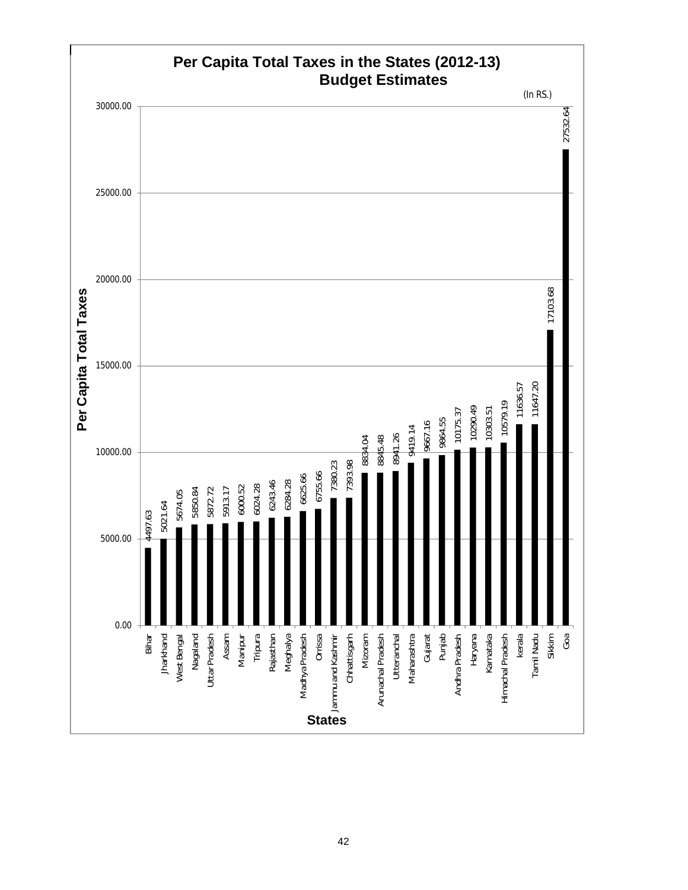# Per Capita Total Taxes in the States (2012-13) Budget Estimates

(In RS.)

| States | Per Capita Total Taxes |
|---|---|
| Bihar | 4497.63 |
| Jharkhand | 5021.64 |
| West Bengal | 5674.05 |
| Nagaland | 5850.84 |
| Uttar Pradesh | 5872.72 |
| Assam | 5913.17 |
| Manipur | 6000.52 |
| Tripura | 6024.28 |
| Rajasthan | 6243.46 |
| Meghalya | 6284.28 |
| Madhya Pradesh | 6625.66 |
| Orrissa | 6755.66 |
| Jammu and Kashmir | 7380.23 |
| Chhattisgarh | 7393.98 |
| Mizoram | 8834.04 |
| Arunachal Pradesh | 8845.48 |
| Utteranchal | 8941.26 |
| Maharashtra | 9419.14 |
| Gujarat | 9667.16 |
| Punjab | 9864.55 |
| Andhra Pradesh | 10175.37 |
| Haryana | 10290.49 |
| Karnataka | 10303.51 |
| Himachal Pradesh | 10579.19 |
| kerala | 11636.57 |
| Tamil Nadu | 11647.20 |
| Sikkim | 17103.68 |
| Goa | 27532.64 |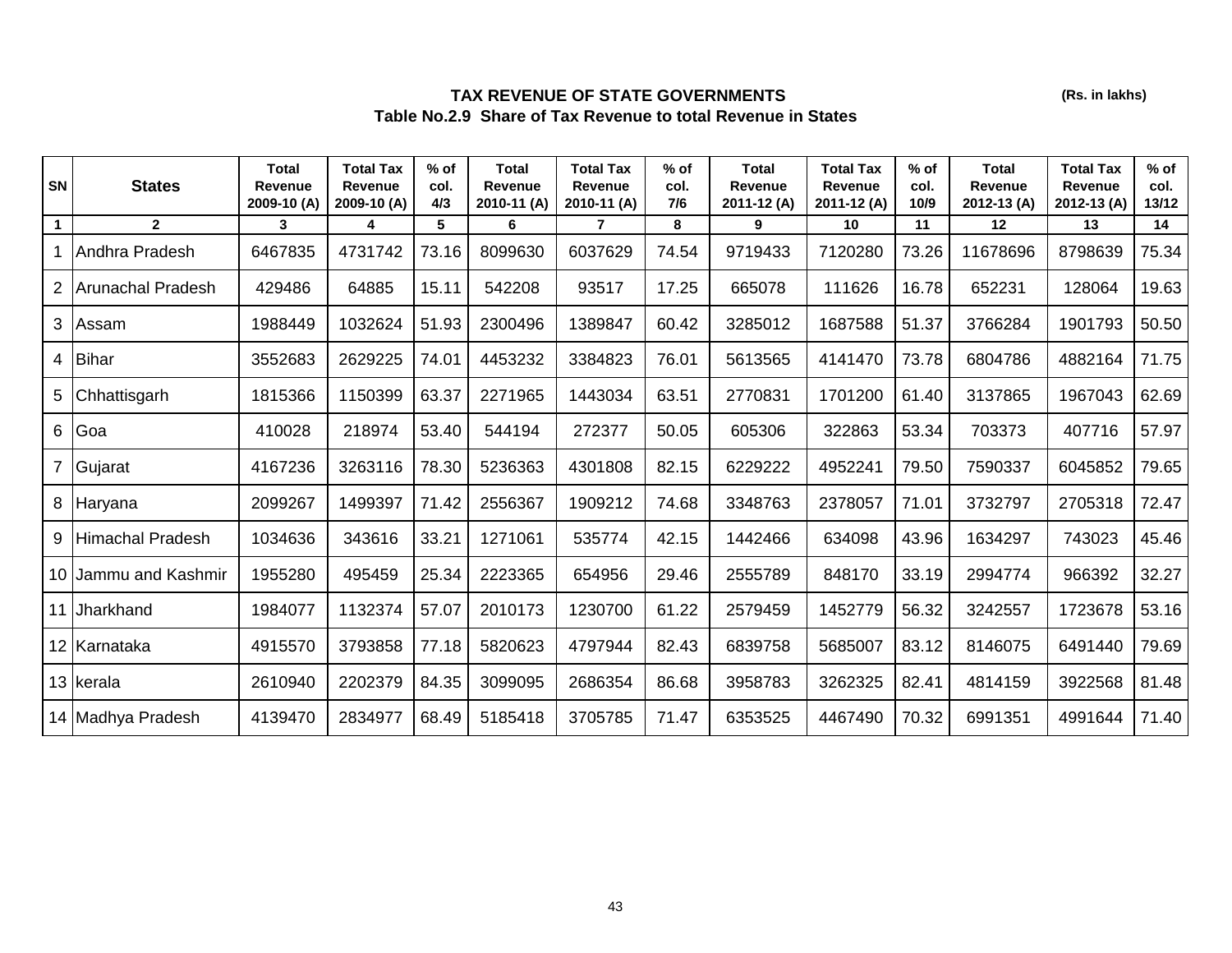# TAX REVENUE OF STATE GOVERNMENTS

**(Rs. in lakhs)**

## Table No.2.9 Share of Tax Revenue to total Revenue in States

| SN | States | Total Revenue 2009-10 (A) | Total Tax Revenue 2009-10 (A) | % of col. 4/3 | Total Revenue 2010-11 (A) | Total Tax Revenue 2010-11 (A) | % of col. 7/6 | Total Revenue 2011-12 (A) | Total Tax Revenue 2011-12 (A) | % of col. 10/9 | Total Revenue 2012-13 (A) | Total Tax Revenue 2012-13 (A) | % of col. 13/12 |
|---|---|---|---|---|---|---|---|---|---|---|---|---|---|
| 1 | 2 | 3 | 4 | 5 | 6 | 7 | 8 | 9 | 10 | 11 | 12 | 13 | 14 |
| 1 | Andhra Pradesh | 6467835 | 4731742 | 73.16 | 8099630 | 6037629 | 74.54 | 9719433 | 7120280 | 73.26 | 11678696 | 8798639 | 75.34 |
| 2 | Arunachal Pradesh | 429486 | 64885 | 15.11 | 542208 | 93517 | 17.25 | 665078 | 111626 | 16.78 | 652231 | 128064 | 19.63 |
| 3 | Assam | 1988449 | 1032624 | 51.93 | 2300496 | 1389847 | 60.42 | 3285012 | 1687588 | 51.37 | 3766284 | 1901793 | 50.50 |
| 4 | Bihar | 3552683 | 2629225 | 74.01 | 4453232 | 3384823 | 76.01 | 5613565 | 4141470 | 73.78 | 6804786 | 4882164 | 71.75 |
| 5 | Chhattisgarh | 1815366 | 1150399 | 63.37 | 2271965 | 1443034 | 63.51 | 2770831 | 1701200 | 61.40 | 3137865 | 1967043 | 62.69 |
| 6 | Goa | 410028 | 218974 | 53.40 | 544194 | 272377 | 50.05 | 605306 | 322863 | 53.34 | 703373 | 407716 | 57.97 |
| 7 | Gujarat | 4167236 | 3263116 | 78.30 | 5236363 | 4301808 | 82.15 | 6229222 | 4952241 | 79.50 | 7590337 | 6045852 | 79.65 |
| 8 | Haryana | 2099267 | 1499397 | 71.42 | 2556367 | 1909212 | 74.68 | 3348763 | 2378057 | 71.01 | 3732797 | 2705318 | 72.47 |
| 9 | Himachal Pradesh | 1034636 | 343616 | 33.21 | 1271061 | 535774 | 42.15 | 1442466 | 634098 | 43.96 | 1634297 | 743023 | 45.46 |
| 10 | Jammu and Kashmir | 1955280 | 495459 | 25.34 | 2223365 | 654956 | 29.46 | 2555789 | 848170 | 33.19 | 2994774 | 966392 | 32.27 |
| 11 | Jharkhand | 1984077 | 1132374 | 57.07 | 2010173 | 1230700 | 61.22 | 2579459 | 1452779 | 56.32 | 3242557 | 1723678 | 53.16 |
| 12 | Karnataka | 4915570 | 3793858 | 77.18 | 5820623 | 4797944 | 82.43 | 6839758 | 5685007 | 83.12 | 8146075 | 6491440 | 79.69 |
| 13 | kerala | 2610940 | 2202379 | 84.35 | 3099095 | 2686354 | 86.68 | 3958783 | 3262325 | 82.41 | 4814159 | 3922568 | 81.48 |
| 14 | Madhya Pradesh | 4139470 | 2834977 | 68.49 | 5185418 | 3705785 | 71.47 | 6353525 | 4467490 | 70.32 | 6991351 | 4991644 | 71.40 |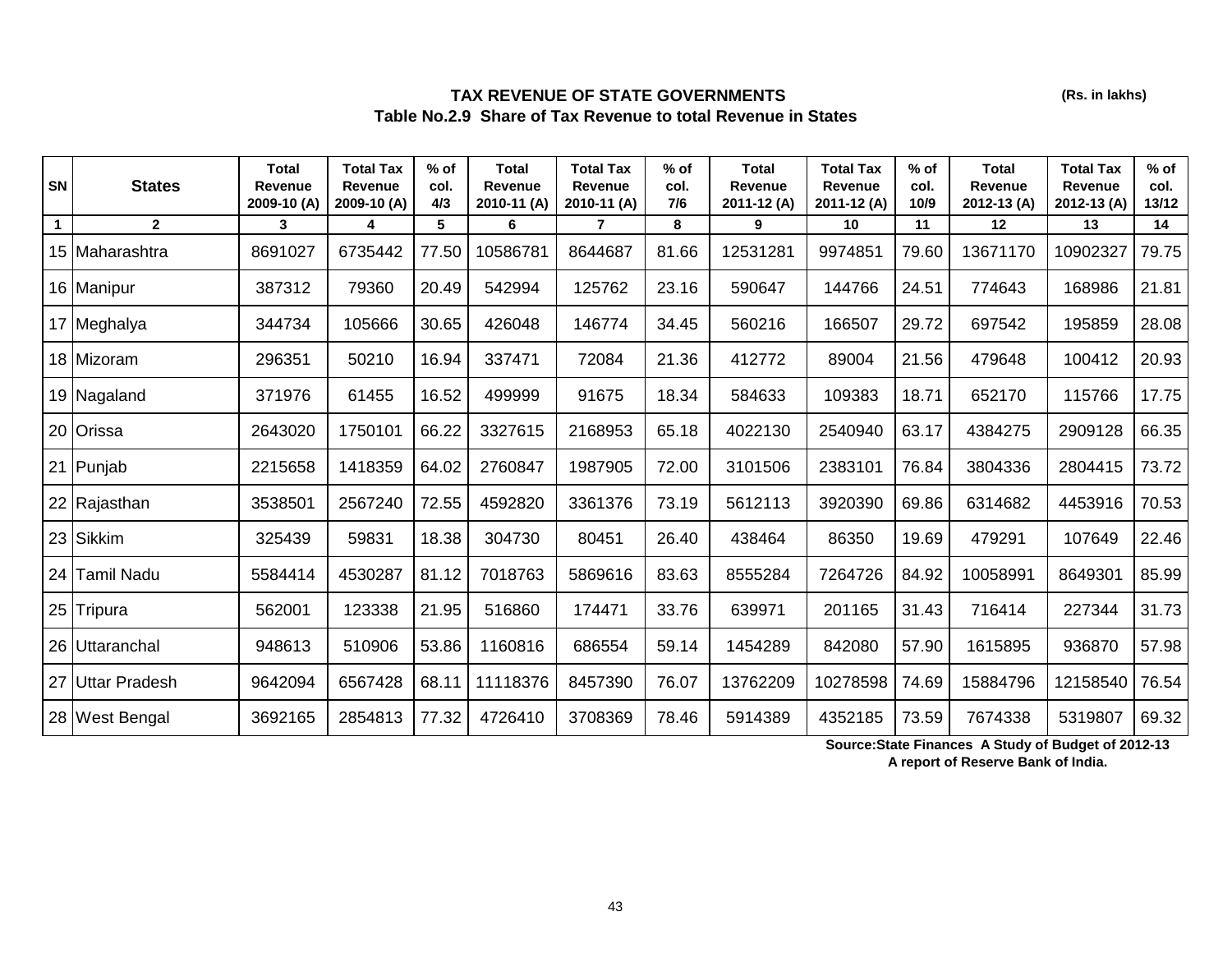## TAX REVENUE OF STATE GOVERNMENTS

### Table No.2.9 Share of Tax Revenue to total Revenue in States

**(Rs. in lakhs)**

| SN | States | Total Revenue 2009-10 (A) | Total Tax Revenue 2009-10 (A) | % of col. 4/3 | Total Revenue 2010-11 (A) | Total Tax Revenue 2010-11 (A) | % of col. 7/6 | Total Revenue 2011-12 (A) | Total Tax Revenue 2011-12 (A) | % of col. 10/9 | Total Revenue 2012-13 (A) | Total Tax Revenue 2012-13 (A) | % of col. 13/12 |
|---|---|---|---|---|---|---|---|---|---|---|---|---|---|
| 1 | 2 | 3 | 4 | 5 | 6 | 7 | 8 | 9 | 10 | 11 | 12 | 13 | 14 |
| 15 | Maharashtra | 8691027 | 6735442 | 77.50 | 10586781 | 8644687 | 81.66 | 12531281 | 9974851 | 79.60 | 13671170 | 10902327 | 79.75 |
| 16 | Manipur | 387312 | 79360 | 20.49 | 542994 | 125762 | 23.16 | 590647 | 144766 | 24.51 | 774643 | 168986 | 21.81 |
| 17 | Meghalya | 344734 | 105666 | 30.65 | 426048 | 146774 | 34.45 | 560216 | 166507 | 29.72 | 697542 | 195859 | 28.08 |
| 18 | Mizoram | 296351 | 50210 | 16.94 | 337471 | 72084 | 21.36 | 412772 | 89004 | 21.56 | 479648 | 100412 | 20.93 |
| 19 | Nagaland | 371976 | 61455 | 16.52 | 499999 | 91675 | 18.34 | 584633 | 109383 | 18.71 | 652170 | 115766 | 17.75 |
| 20 | Orissa | 2643020 | 1750101 | 66.22 | 3327615 | 2168953 | 65.18 | 4022130 | 2540940 | 63.17 | 4384275 | 2909128 | 66.35 |
| 21 | Punjab | 2215658 | 1418359 | 64.02 | 2760847 | 1987905 | 72.00 | 3101506 | 2383101 | 76.84 | 3804336 | 2804415 | 73.72 |
| 22 | Rajasthan | 3538501 | 2567240 | 72.55 | 4592820 | 3361376 | 73.19 | 5612113 | 3920390 | 69.86 | 6314682 | 4453916 | 70.53 |
| 23 | Sikkim | 325439 | 59831 | 18.38 | 304730 | 80451 | 26.40 | 438464 | 86350 | 19.69 | 479291 | 107649 | 22.46 |
| 24 | Tamil Nadu | 5584414 | 4530287 | 81.12 | 7018763 | 5869616 | 83.63 | 8555284 | 7264726 | 84.92 | 10058991 | 8649301 | 85.99 |
| 25 | Tripura | 562001 | 123338 | 21.95 | 516860 | 174471 | 33.76 | 639971 | 201165 | 31.43 | 716414 | 227344 | 31.73 |
| 26 | Uttaranchal | 948613 | 510906 | 53.86 | 1160816 | 686554 | 59.14 | 1454289 | 842080 | 57.90 | 1615895 | 936870 | 57.98 |
| 27 | Uttar Pradesh | 9642094 | 6567428 | 68.11 | 11118376 | 8457390 | 76.07 | 13762209 | 10278598 | 74.69 | 15884796 | 12158540 | 76.54 |
| 28 | West Bengal | 3692165 | 2854813 | 77.32 | 4726410 | 3708369 | 78.46 | 5914389 | 4352185 | 73.59 | 7674338 | 5319807 | 69.32 |

**Source:State Finances A Study of Budget of 2012-13**
**A report of Reserve Bank of India.**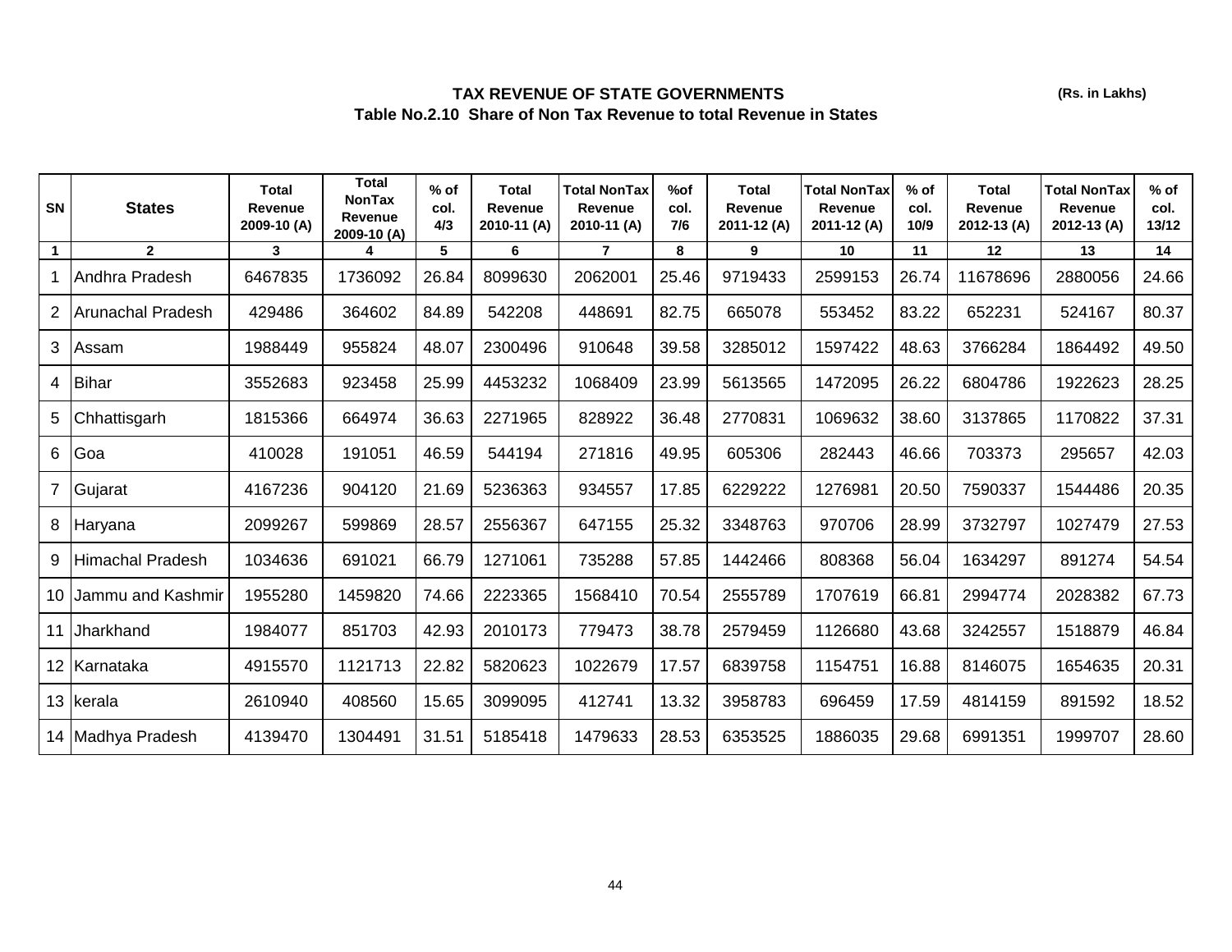# TAX REVENUE OF STATE GOVERNMENTS

## Table No.2.10 Share of Non Tax Revenue to total Revenue in States

(Rs. in Lakhs)

| SN | States | Total Revenue 2009-10 (A) | Total NonTax Revenue 2009-10 (A) | % of col. 4/3 | Total Revenue 2010-11 (A) | Total NonTax Revenue 2010-11 (A) | %of col. 7/6 | Total Revenue 2011-12 (A) | Total NonTax Revenue 2011-12 (A) | % of col. 10/9 | Total Revenue 2012-13 (A) | Total NonTax Revenue 2012-13 (A) | % of col. 13/12 |
|---|---|---|---|---|---|---|---|---|---|---|---|---|---|
| 1 | 2 | 3 | 4 | 5 | 6 | 7 | 8 | 9 | 10 | 11 | 12 | 13 | 14 |
| 1 | Andhra Pradesh | 6467835 | 1736092 | 26.84 | 8099630 | 2062001 | 25.46 | 9719433 | 2599153 | 26.74 | 11678696 | 2880056 | 24.66 |
| 2 | Arunachal Pradesh | 429486 | 364602 | 84.89 | 542208 | 448691 | 82.75 | 665078 | 553452 | 83.22 | 652231 | 524167 | 80.37 |
| 3 | Assam | 1988449 | 955824 | 48.07 | 2300496 | 910648 | 39.58 | 3285012 | 1597422 | 48.63 | 3766284 | 1864492 | 49.50 |
| 4 | Bihar | 3552683 | 923458 | 25.99 | 4453232 | 1068409 | 23.99 | 5613565 | 1472095 | 26.22 | 6804786 | 1922623 | 28.25 |
| 5 | Chhattisgarh | 1815366 | 664974 | 36.63 | 2271965 | 828922 | 36.48 | 2770831 | 1069632 | 38.60 | 3137865 | 1170822 | 37.31 |
| 6 | Goa | 410028 | 191051 | 46.59 | 544194 | 271816 | 49.95 | 605306 | 282443 | 46.66 | 703373 | 295657 | 42.03 |
| 7 | Gujarat | 4167236 | 904120 | 21.69 | 5236363 | 934557 | 17.85 | 6229222 | 1276981 | 20.50 | 7590337 | 1544486 | 20.35 |
| 8 | Haryana | 2099267 | 599869 | 28.57 | 2556367 | 647155 | 25.32 | 3348763 | 970706 | 28.99 | 3732797 | 1027479 | 27.53 |
| 9 | Himachal Pradesh | 1034636 | 691021 | 66.79 | 1271061 | 735288 | 57.85 | 1442466 | 808368 | 56.04 | 1634297 | 891274 | 54.54 |
| 10 | Jammu and Kashmir | 1955280 | 1459820 | 74.66 | 2223365 | 1568410 | 70.54 | 2555789 | 1707619 | 66.81 | 2994774 | 2028382 | 67.73 |
| 11 | Jharkhand | 1984077 | 851703 | 42.93 | 2010173 | 779473 | 38.78 | 2579459 | 1126680 | 43.68 | 3242557 | 1518879 | 46.84 |
| 12 | Karnataka | 4915570 | 1121713 | 22.82 | 5820623 | 1022679 | 17.57 | 6839758 | 1154751 | 16.88 | 8146075 | 1654635 | 20.31 |
| 13 | kerala | 2610940 | 408560 | 15.65 | 3099095 | 412741 | 13.32 | 3958783 | 696459 | 17.59 | 4814159 | 891592 | 18.52 |
| 14 | Madhya Pradesh | 4139470 | 1304491 | 31.51 | 5185418 | 1479633 | 28.53 | 6353525 | 1886035 | 29.68 | 6991351 | 1999707 | 28.60 |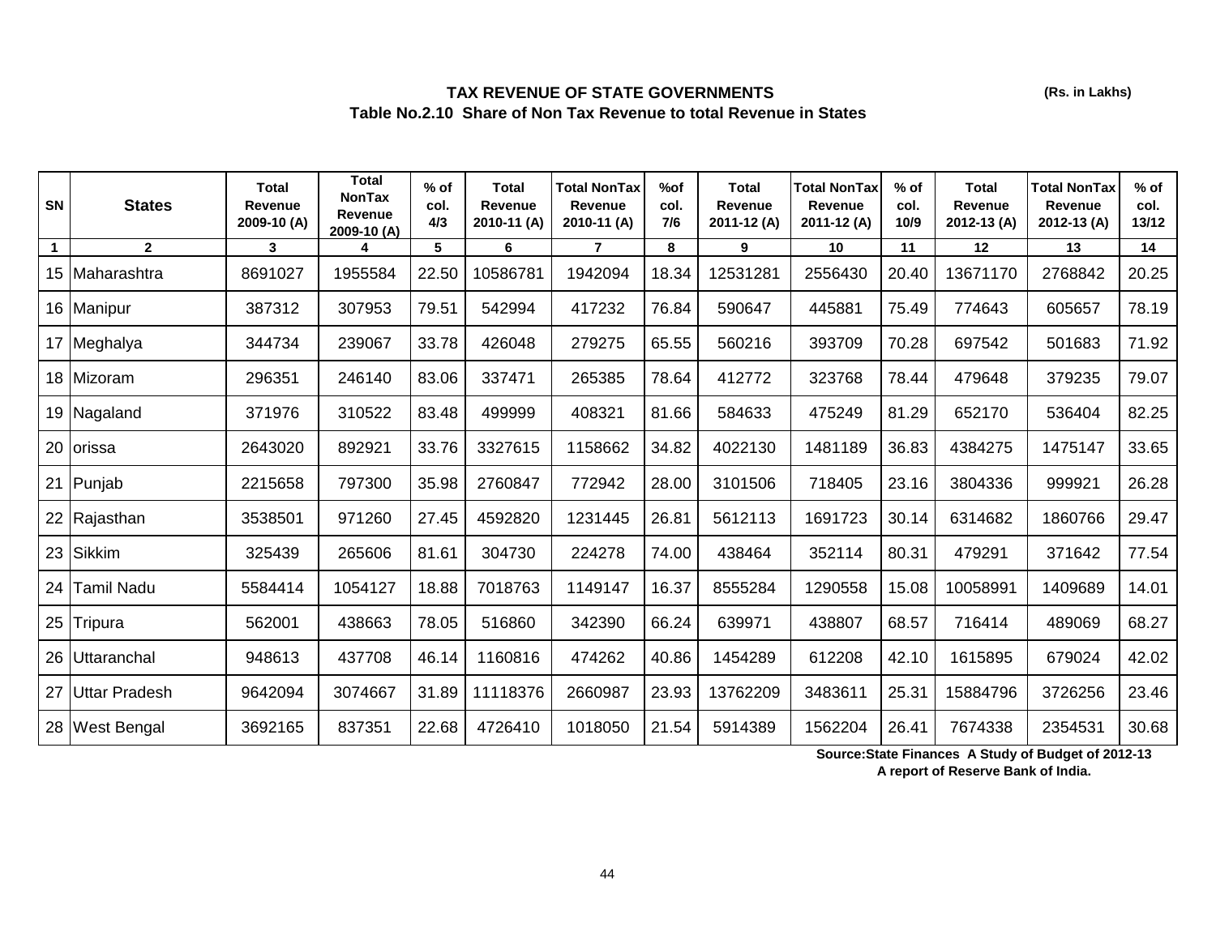# TAX REVENUE OF STATE GOVERNMENTS

**(Rs. in Lakhs)**

## Table No.2.10 Share of Non Tax Revenue to total Revenue in States

| SN | States | Total Revenue 2009-10 (A) | Total NonTax Revenue 2009-10 (A) | % of col. 4/3 | Total Revenue 2010-11 (A) | Total NonTax Revenue 2010-11 (A) | %of col. 7/6 | Total Revenue 2011-12 (A) | Total NonTax Revenue 2011-12 (A) | % of col. 10/9 | Total Revenue 2012-13 (A) | Total NonTax Revenue 2012-13 (A) | % of col. 13/12 |
|---|---|---|---|---|---|---|---|---|---|---|---|---|---|
| 1 | 2 | 3 | 4 | 5 | 6 | 7 | 8 | 9 | 10 | 11 | 12 | 13 | 14 |
| 15 | Maharashtra | 8691027 | 1955584 | 22.50 | 10586781 | 1942094 | 18.34 | 12531281 | 2556430 | 20.40 | 13671170 | 2768842 | 20.25 |
| 16 | Manipur | 387312 | 307953 | 79.51 | 542994 | 417232 | 76.84 | 590647 | 445881 | 75.49 | 774643 | 605657 | 78.19 |
| 17 | Meghalya | 344734 | 239067 | 33.78 | 426048 | 279275 | 65.55 | 560216 | 393709 | 70.28 | 697542 | 501683 | 71.92 |
| 18 | Mizoram | 296351 | 246140 | 83.06 | 337471 | 265385 | 78.64 | 412772 | 323768 | 78.44 | 479648 | 379235 | 79.07 |
| 19 | Nagaland | 371976 | 310522 | 83.48 | 499999 | 408321 | 81.66 | 584633 | 475249 | 81.29 | 652170 | 536404 | 82.25 |
| 20 | orissa | 2643020 | 892921 | 33.76 | 3327615 | 1158662 | 34.82 | 4022130 | 1481189 | 36.83 | 4384275 | 1475147 | 33.65 |
| 21 | Punjab | 2215658 | 797300 | 35.98 | 2760847 | 772942 | 28.00 | 3101506 | 718405 | 23.16 | 3804336 | 999921 | 26.28 |
| 22 | Rajasthan | 3538501 | 971260 | 27.45 | 4592820 | 1231445 | 26.81 | 5612113 | 1691723 | 30.14 | 6314682 | 1860766 | 29.47 |
| 23 | Sikkim | 325439 | 265606 | 81.61 | 304730 | 224278 | 74.00 | 438464 | 352114 | 80.31 | 479291 | 371642 | 77.54 |
| 24 | Tamil Nadu | 5584414 | 1054127 | 18.88 | 7018763 | 1149147 | 16.37 | 8555284 | 1290558 | 15.08 | 10058991 | 1409689 | 14.01 |
| 25 | Tripura | 562001 | 438663 | 78.05 | 516860 | 342390 | 66.24 | 639971 | 438807 | 68.57 | 716414 | 489069 | 68.27 |
| 26 | Uttaranchal | 948613 | 437708 | 46.14 | 1160816 | 474262 | 40.86 | 1454289 | 612208 | 42.10 | 1615895 | 679024 | 42.02 |
| 27 | Uttar Pradesh | 9642094 | 3074667 | 31.89 | 11118376 | 2660987 | 23.93 | 13762209 | 3483611 | 25.31 | 15884796 | 3726256 | 23.46 |
| 28 | West Bengal | 3692165 | 837351 | 22.68 | 4726410 | 1018050 | 21.54 | 5914389 | 1562204 | 26.41 | 7674338 | 2354531 | 30.68 |

**Source:State Finances A Study of Budget of 2012-13**
**A report of Reserve Bank of India.**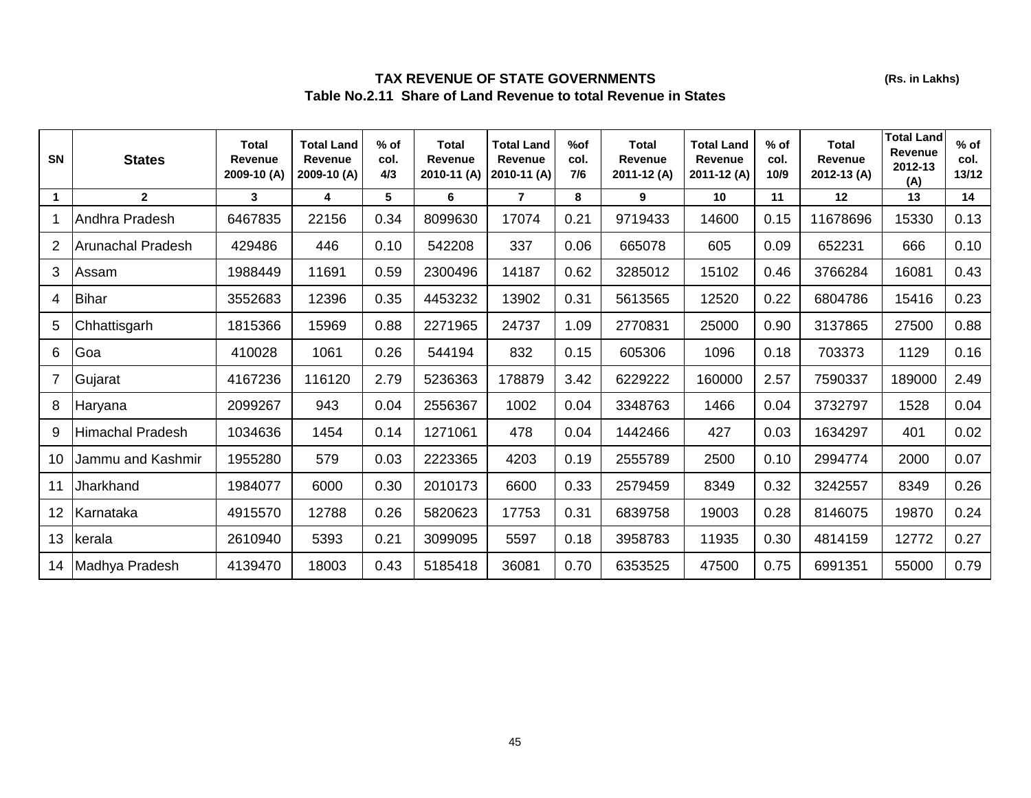## TAX REVENUE OF STATE GOVERNMENTS

(Rs. in Lakhs)

### Table No.2.11 Share of Land Revenue to total Revenue in States

| SN | States | Total Revenue 2009-10 (A) | Total Land Revenue 2009-10 (A) | % of col. 4/3 | Total Revenue 2010-11 (A) | Total Land Revenue 2010-11 (A) | %of col. 7/6 | Total Revenue 2011-12 (A) | Total Land Revenue 2011-12 (A) | % of col. 10/9 | Total Revenue 2012-13 (A) | Total Land Revenue 2012-13 (A) | % of col. 13/12 |
|---|---|---|---|---|---|---|---|---|---|---|---|---|---|
| 1 | 2 | 3 | 4 | 5 | 6 | 7 | 8 | 9 | 10 | 11 | 12 | 13 | 14 |
| 1 | Andhra Pradesh | 6467835 | 22156 | 0.34 | 8099630 | 17074 | 0.21 | 9719433 | 14600 | 0.15 | 11678696 | 15330 | 0.13 |
| 2 | Arunachal Pradesh | 429486 | 446 | 0.10 | 542208 | 337 | 0.06 | 665078 | 605 | 0.09 | 652231 | 666 | 0.10 |
| 3 | Assam | 1988449 | 11691 | 0.59 | 2300496 | 14187 | 0.62 | 3285012 | 15102 | 0.46 | 3766284 | 16081 | 0.43 |
| 4 | Bihar | 3552683 | 12396 | 0.35 | 4453232 | 13902 | 0.31 | 5613565 | 12520 | 0.22 | 6804786 | 15416 | 0.23 |
| 5 | Chhattisgarh | 1815366 | 15969 | 0.88 | 2271965 | 24737 | 1.09 | 2770831 | 25000 | 0.90 | 3137865 | 27500 | 0.88 |
| 6 | Goa | 410028 | 1061 | 0.26 | 544194 | 832 | 0.15 | 605306 | 1096 | 0.18 | 703373 | 1129 | 0.16 |
| 7 | Gujarat | 4167236 | 116120 | 2.79 | 5236363 | 178879 | 3.42 | 6229222 | 160000 | 2.57 | 7590337 | 189000 | 2.49 |
| 8 | Haryana | 2099267 | 943 | 0.04 | 2556367 | 1002 | 0.04 | 3348763 | 1466 | 0.04 | 3732797 | 1528 | 0.04 |
| 9 | Himachal Pradesh | 1034636 | 1454 | 0.14 | 1271061 | 478 | 0.04 | 1442466 | 427 | 0.03 | 1634297 | 401 | 0.02 |
| 10 | Jammu and Kashmir | 1955280 | 579 | 0.03 | 2223365 | 4203 | 0.19 | 2555789 | 2500 | 0.10 | 2994774 | 2000 | 0.07 |
| 11 | Jharkhand | 1984077 | 6000 | 0.30 | 2010173 | 6600 | 0.33 | 2579459 | 8349 | 0.32 | 3242557 | 8349 | 0.26 |
| 12 | Karnataka | 4915570 | 12788 | 0.26 | 5820623 | 17753 | 0.31 | 6839758 | 19003 | 0.28 | 8146075 | 19870 | 0.24 |
| 13 | kerala | 2610940 | 5393 | 0.21 | 3099095 | 5597 | 0.18 | 3958783 | 11935 | 0.30 | 4814159 | 12772 | 0.27 |
| 14 | Madhya Pradesh | 4139470 | 18003 | 0.43 | 5185418 | 36081 | 0.70 | 6353525 | 47500 | 0.75 | 6991351 | 55000 | 0.79 |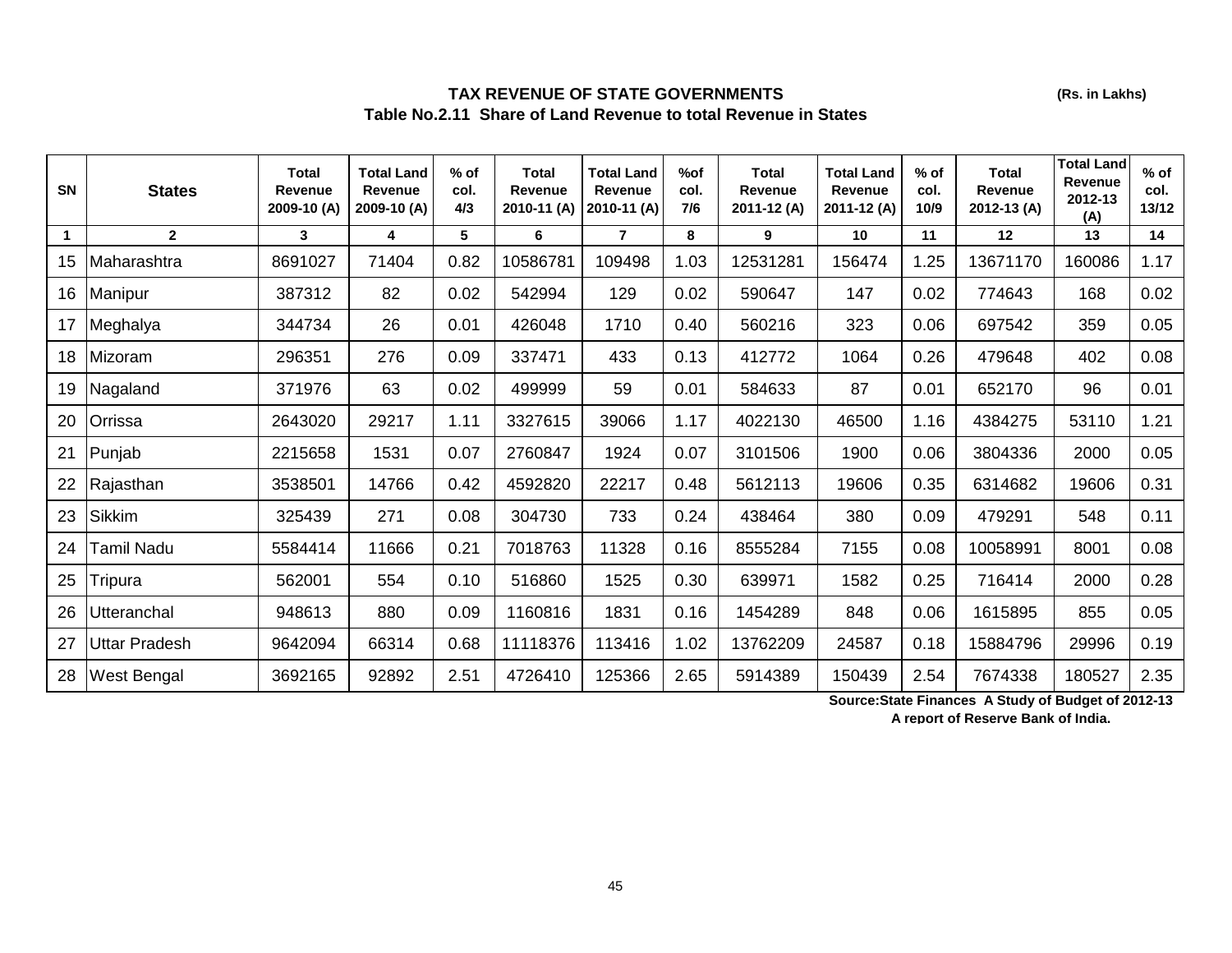## TAX REVENUE OF STATE GOVERNMENTS

**(Rs. in Lakhs)**

### Table No.2.11 Share of Land Revenue to total Revenue in States

| SN | States | Total Revenue 2009-10 (A) | Total Land Revenue 2009-10 (A) | % of col. 4/3 | Total Revenue 2010-11 (A) | Total Land Revenue 2010-11 (A) | %of col. 7/6 | Total Revenue 2011-12 (A) | Total Land Revenue 2011-12 (A) | % of col. 10/9 | Total Revenue 2012-13 (A) | Total Land Revenue 2012-13 (A) | % of col. 13/12 |
|---|---|---|---|---|---|---|---|---|---|---|---|---|---|
| 1 | 2 | 3 | 4 | 5 | 6 | 7 | 8 | 9 | 10 | 11 | 12 | 13 | 14 |
| 15 | Maharashtra | 8691027 | 71404 | 0.82 | 10586781 | 109498 | 1.03 | 12531281 | 156474 | 1.25 | 13671170 | 160086 | 1.17 |
| 16 | Manipur | 387312 | 82 | 0.02 | 542994 | 129 | 0.02 | 590647 | 147 | 0.02 | 774643 | 168 | 0.02 |
| 17 | Meghalya | 344734 | 26 | 0.01 | 426048 | 1710 | 0.40 | 560216 | 323 | 0.06 | 697542 | 359 | 0.05 |
| 18 | Mizoram | 296351 | 276 | 0.09 | 337471 | 433 | 0.13 | 412772 | 1064 | 0.26 | 479648 | 402 | 0.08 |
| 19 | Nagaland | 371976 | 63 | 0.02 | 499999 | 59 | 0.01 | 584633 | 87 | 0.01 | 652170 | 96 | 0.01 |
| 20 | Orrissa | 2643020 | 29217 | 1.11 | 3327615 | 39066 | 1.17 | 4022130 | 46500 | 1.16 | 4384275 | 53110 | 1.21 |
| 21 | Punjab | 2215658 | 1531 | 0.07 | 2760847 | 1924 | 0.07 | 3101506 | 1900 | 0.06 | 3804336 | 2000 | 0.05 |
| 22 | Rajasthan | 3538501 | 14766 | 0.42 | 4592820 | 22217 | 0.48 | 5612113 | 19606 | 0.35 | 6314682 | 19606 | 0.31 |
| 23 | Sikkim | 325439 | 271 | 0.08 | 304730 | 733 | 0.24 | 438464 | 380 | 0.09 | 479291 | 548 | 0.11 |
| 24 | Tamil Nadu | 5584414 | 11666 | 0.21 | 7018763 | 11328 | 0.16 | 8555284 | 7155 | 0.08 | 10058991 | 8001 | 0.08 |
| 25 | Tripura | 562001 | 554 | 0.10 | 516860 | 1525 | 0.30 | 639971 | 1582 | 0.25 | 716414 | 2000 | 0.28 |
| 26 | Utteranchal | 948613 | 880 | 0.09 | 1160816 | 1831 | 0.16 | 1454289 | 848 | 0.06 | 1615895 | 855 | 0.05 |
| 27 | Uttar Pradesh | 9642094 | 66314 | 0.68 | 11118376 | 113416 | 1.02 | 13762209 | 24587 | 0.18 | 15884796 | 29996 | 0.19 |
| 28 | West Bengal | 3692165 | 92892 | 2.51 | 4726410 | 125366 | 2.65 | 5914389 | 150439 | 2.54 | 7674338 | 180527 | 2.35 |

**Source:State Finances A Study of Budget of 2012-13**
**A report of Reserve Bank of India.**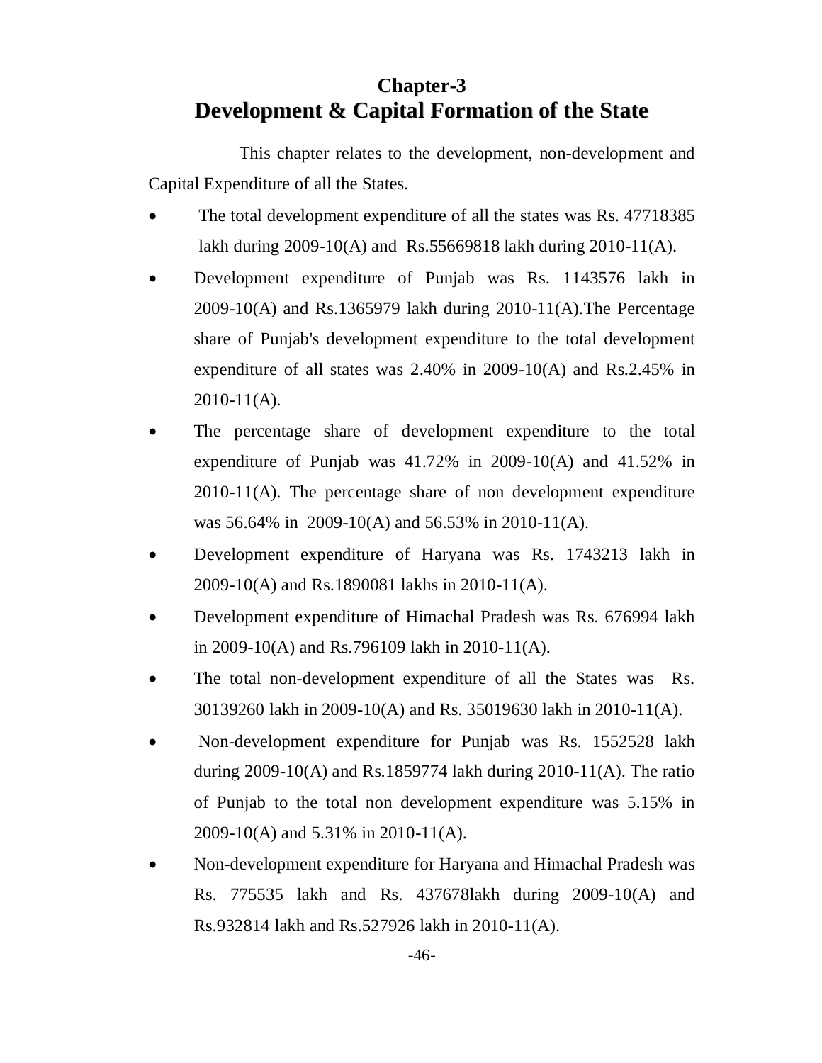# Chapter-3
# Development & Capital Formation of the State

This chapter relates to the development, non-development and Capital Expenditure of all the States.

- The total development expenditure of all the states was Rs. 47718385 lakh during 2009-10(A) and Rs.55669818 lakh during 2010-11(A).
- Development expenditure of Punjab was Rs. 1143576 lakh in 2009-10(A) and Rs.1365979 lakh during 2010-11(A).The Percentage share of Punjab's development expenditure to the total development expenditure of all states was 2.40% in 2009-10(A) and Rs.2.45% in 2010-11(A).
- The percentage share of development expenditure to the total expenditure of Punjab was 41.72% in 2009-10(A) and 41.52% in 2010-11(A). The percentage share of non development expenditure was 56.64% in 2009-10(A) and 56.53% in 2010-11(A).
- Development expenditure of Haryana was Rs. 1743213 lakh in 2009-10(A) and Rs.1890081 lakhs in 2010-11(A).
- Development expenditure of Himachal Pradesh was Rs. 676994 lakh in 2009-10(A) and Rs.796109 lakh in 2010-11(A).
- The total non-development expenditure of all the States was Rs. 30139260 lakh in 2009-10(A) and Rs. 35019630 lakh in 2010-11(A).
- Non-development expenditure for Punjab was Rs. 1552528 lakh during 2009-10(A) and Rs.1859774 lakh during 2010-11(A). The ratio of Punjab to the total non development expenditure was 5.15% in 2009-10(A) and 5.31% in 2010-11(A).
- Non-development expenditure for Haryana and Himachal Pradesh was Rs. 775535 lakh and Rs. 437678lakh during 2009-10(A) and Rs.932814 lakh and Rs.527926 lakh in 2010-11(A).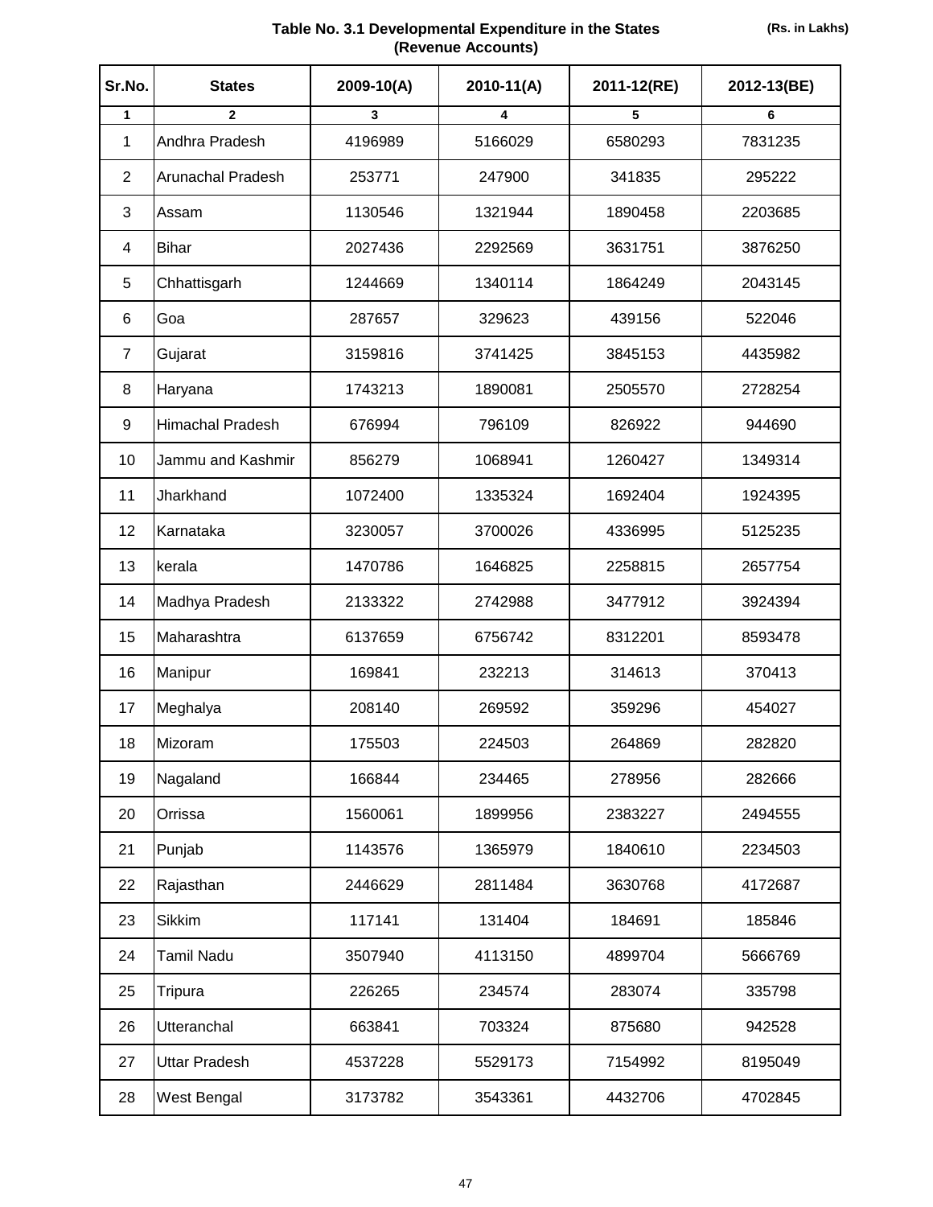### Table No. 3.1 Developmental Expenditure in the States (Revenue Accounts)

(Rs. in Lakhs)

| Sr.No. | States | 2009-10(A) | 2010-11(A) | 2011-12(RE) | 2012-13(BE) |
|---|---|---|---|---|---|
| 1 | 2 | 3 | 4 | 5 | 6 |
| 1 | Andhra Pradesh | 4196989 | 5166029 | 6580293 | 7831235 |
| 2 | Arunachal Pradesh | 253771 | 247900 | 341835 | 295222 |
| 3 | Assam | 1130546 | 1321944 | 1890458 | 2203685 |
| 4 | Bihar | 2027436 | 2292569 | 3631751 | 3876250 |
| 5 | Chhattisgarh | 1244669 | 1340114 | 1864249 | 2043145 |
| 6 | Goa | 287657 | 329623 | 439156 | 522046 |
| 7 | Gujarat | 3159816 | 3741425 | 3845153 | 4435982 |
| 8 | Haryana | 1743213 | 1890081 | 2505570 | 2728254 |
| 9 | Himachal Pradesh | 676994 | 796109 | 826922 | 944690 |
| 10 | Jammu and Kashmir | 856279 | 1068941 | 1260427 | 1349314 |
| 11 | Jharkhand | 1072400 | 1335324 | 1692404 | 1924395 |
| 12 | Karnataka | 3230057 | 3700026 | 4336995 | 5125235 |
| 13 | kerala | 1470786 | 1646825 | 2258815 | 2657754 |
| 14 | Madhya Pradesh | 2133322 | 2742988 | 3477912 | 3924394 |
| 15 | Maharashtra | 6137659 | 6756742 | 8312201 | 8593478 |
| 16 | Manipur | 169841 | 232213 | 314613 | 370413 |
| 17 | Meghalya | 208140 | 269592 | 359296 | 454027 |
| 18 | Mizoram | 175503 | 224503 | 264869 | 282820 |
| 19 | Nagaland | 166844 | 234465 | 278956 | 282666 |
| 20 | Orrissa | 1560061 | 1899956 | 2383227 | 2494555 |
| 21 | Punjab | 1143576 | 1365979 | 1840610 | 2234503 |
| 22 | Rajasthan | 2446629 | 2811484 | 3630768 | 4172687 |
| 23 | Sikkim | 117141 | 131404 | 184691 | 185846 |
| 24 | Tamil Nadu | 3507940 | 4113150 | 4899704 | 5666769 |
| 25 | Tripura | 226265 | 234574 | 283074 | 335798 |
| 26 | Utteranchal | 663841 | 703324 | 875680 | 942528 |
| 27 | Uttar Pradesh | 4537228 | 5529173 | 7154992 | 8195049 |
| 28 | West Bengal | 3173782 | 3543361 | 4432706 | 4702845 |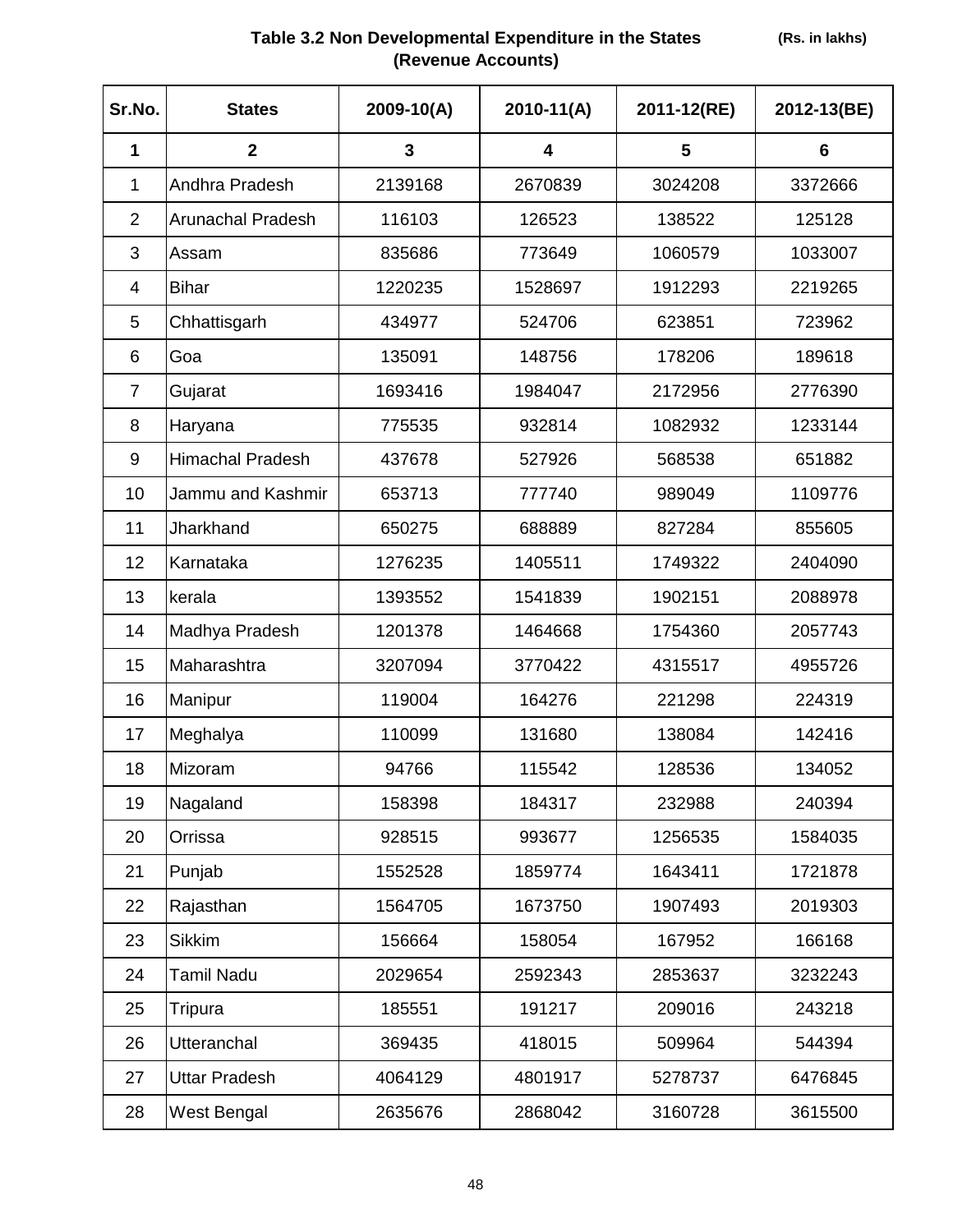**Table 3.2 Non Developmental Expenditure in the States (Revenue Accounts)** **(Rs. in lakhs)**

| Sr.No. | States | 2009-10(A) | 2010-11(A) | 2011-12(RE) | 2012-13(BE) |
|---|---|---|---|---|---|
| 1 | 2 | 3 | 4 | 5 | 6 |
| 1 | Andhra Pradesh | 2139168 | 2670839 | 3024208 | 3372666 |
| 2 | Arunachal Pradesh | 116103 | 126523 | 138522 | 125128 |
| 3 | Assam | 835686 | 773649 | 1060579 | 1033007 |
| 4 | Bihar | 1220235 | 1528697 | 1912293 | 2219265 |
| 5 | Chhattisgarh | 434977 | 524706 | 623851 | 723962 |
| 6 | Goa | 135091 | 148756 | 178206 | 189618 |
| 7 | Gujarat | 1693416 | 1984047 | 2172956 | 2776390 |
| 8 | Haryana | 775535 | 932814 | 1082932 | 1233144 |
| 9 | Himachal Pradesh | 437678 | 527926 | 568538 | 651882 |
| 10 | Jammu and Kashmir | 653713 | 777740 | 989049 | 1109776 |
| 11 | Jharkhand | 650275 | 688889 | 827284 | 855605 |
| 12 | Karnataka | 1276235 | 1405511 | 1749322 | 2404090 |
| 13 | kerala | 1393552 | 1541839 | 1902151 | 2088978 |
| 14 | Madhya Pradesh | 1201378 | 1464668 | 1754360 | 2057743 |
| 15 | Maharashtra | 3207094 | 3770422 | 4315517 | 4955726 |
| 16 | Manipur | 119004 | 164276 | 221298 | 224319 |
| 17 | Meghalya | 110099 | 131680 | 138084 | 142416 |
| 18 | Mizoram | 94766 | 115542 | 128536 | 134052 |
| 19 | Nagaland | 158398 | 184317 | 232988 | 240394 |
| 20 | Orrissa | 928515 | 993677 | 1256535 | 1584035 |
| 21 | Punjab | 1552528 | 1859774 | 1643411 | 1721878 |
| 22 | Rajasthan | 1564705 | 1673750 | 1907493 | 2019303 |
| 23 | Sikkim | 156664 | 158054 | 167952 | 166168 |
| 24 | Tamil Nadu | 2029654 | 2592343 | 2853637 | 3232243 |
| 25 | Tripura | 185551 | 191217 | 209016 | 243218 |
| 26 | Utteranchal | 369435 | 418015 | 509964 | 544394 |
| 27 | Uttar Pradesh | 4064129 | 4801917 | 5278737 | 6476845 |
| 28 | West Bengal | 2635676 | 2868042 | 3160728 | 3615500 |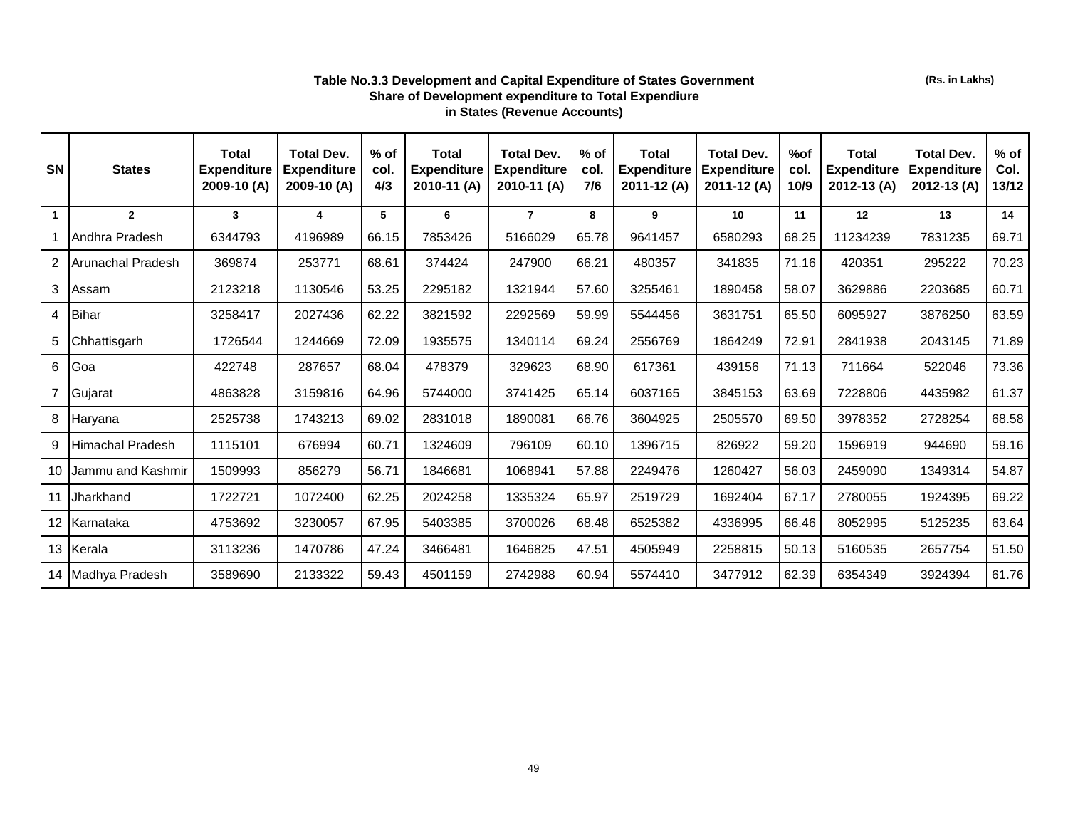**Table No.3.3 Development and Capital Expenditure of States Government**
**Share of Development expenditure to Total Expendiure**
**in States (Revenue Accounts)**

**(Rs. in Lakhs)**

| SN | States | Total Expenditure 2009-10 (A) | Total Dev. Expenditure 2009-10 (A) | % of col. 4/3 | Total Expenditure 2010-11 (A) | Total Dev. Expenditure 2010-11 (A) | % of col. 7/6 | Total Expenditure 2011-12 (A) | Total Dev. Expenditure 2011-12 (A) | %of col. 10/9 | Total Expenditure 2012-13 (A) | Total Dev. Expenditure 2012-13 (A) | % of Col. 13/12 |
|---|---|---|---|---|---|---|---|---|---|---|---|---|---|
| 1 | 2 | 3 | 4 | 5 | 6 | 7 | 8 | 9 | 10 | 11 | 12 | 13 | 14 |
| 1 | Andhra Pradesh | 6344793 | 4196989 | 66.15 | 7853426 | 5166029 | 65.78 | 9641457 | 6580293 | 68.25 | 11234239 | 7831235 | 69.71 |
| 2 | Arunachal Pradesh | 369874 | 253771 | 68.61 | 374424 | 247900 | 66.21 | 480357 | 341835 | 71.16 | 420351 | 295222 | 70.23 |
| 3 | Assam | 2123218 | 1130546 | 53.25 | 2295182 | 1321944 | 57.60 | 3255461 | 1890458 | 58.07 | 3629886 | 2203685 | 60.71 |
| 4 | Bihar | 3258417 | 2027436 | 62.22 | 3821592 | 2292569 | 59.99 | 5544456 | 3631751 | 65.50 | 6095927 | 3876250 | 63.59 |
| 5 | Chhattisgarh | 1726544 | 1244669 | 72.09 | 1935575 | 1340114 | 69.24 | 2556769 | 1864249 | 72.91 | 2841938 | 2043145 | 71.89 |
| 6 | Goa | 422748 | 287657 | 68.04 | 478379 | 329623 | 68.90 | 617361 | 439156 | 71.13 | 711664 | 522046 | 73.36 |
| 7 | Gujarat | 4863828 | 3159816 | 64.96 | 5744000 | 3741425 | 65.14 | 6037165 | 3845153 | 63.69 | 7228806 | 4435982 | 61.37 |
| 8 | Haryana | 2525738 | 1743213 | 69.02 | 2831018 | 1890081 | 66.76 | 3604925 | 2505570 | 69.50 | 3978352 | 2728254 | 68.58 |
| 9 | Himachal Pradesh | 1115101 | 676994 | 60.71 | 1324609 | 796109 | 60.10 | 1396715 | 826922 | 59.20 | 1596919 | 944690 | 59.16 |
| 10 | Jammu and Kashmir | 1509993 | 856279 | 56.71 | 1846681 | 1068941 | 57.88 | 2249476 | 1260427 | 56.03 | 2459090 | 1349314 | 54.87 |
| 11 | Jharkhand | 1722721 | 1072400 | 62.25 | 2024258 | 1335324 | 65.97 | 2519729 | 1692404 | 67.17 | 2780055 | 1924395 | 69.22 |
| 12 | Karnataka | 4753692 | 3230057 | 67.95 | 5403385 | 3700026 | 68.48 | 6525382 | 4336995 | 66.46 | 8052995 | 5125235 | 63.64 |
| 13 | Kerala | 3113236 | 1470786 | 47.24 | 3466481 | 1646825 | 47.51 | 4505949 | 2258815 | 50.13 | 5160535 | 2657754 | 51.50 |
| 14 | Madhya Pradesh | 3589690 | 2133322 | 59.43 | 4501159 | 2742988 | 60.94 | 5574410 | 3477912 | 62.39 | 6354349 | 3924394 | 61.76 |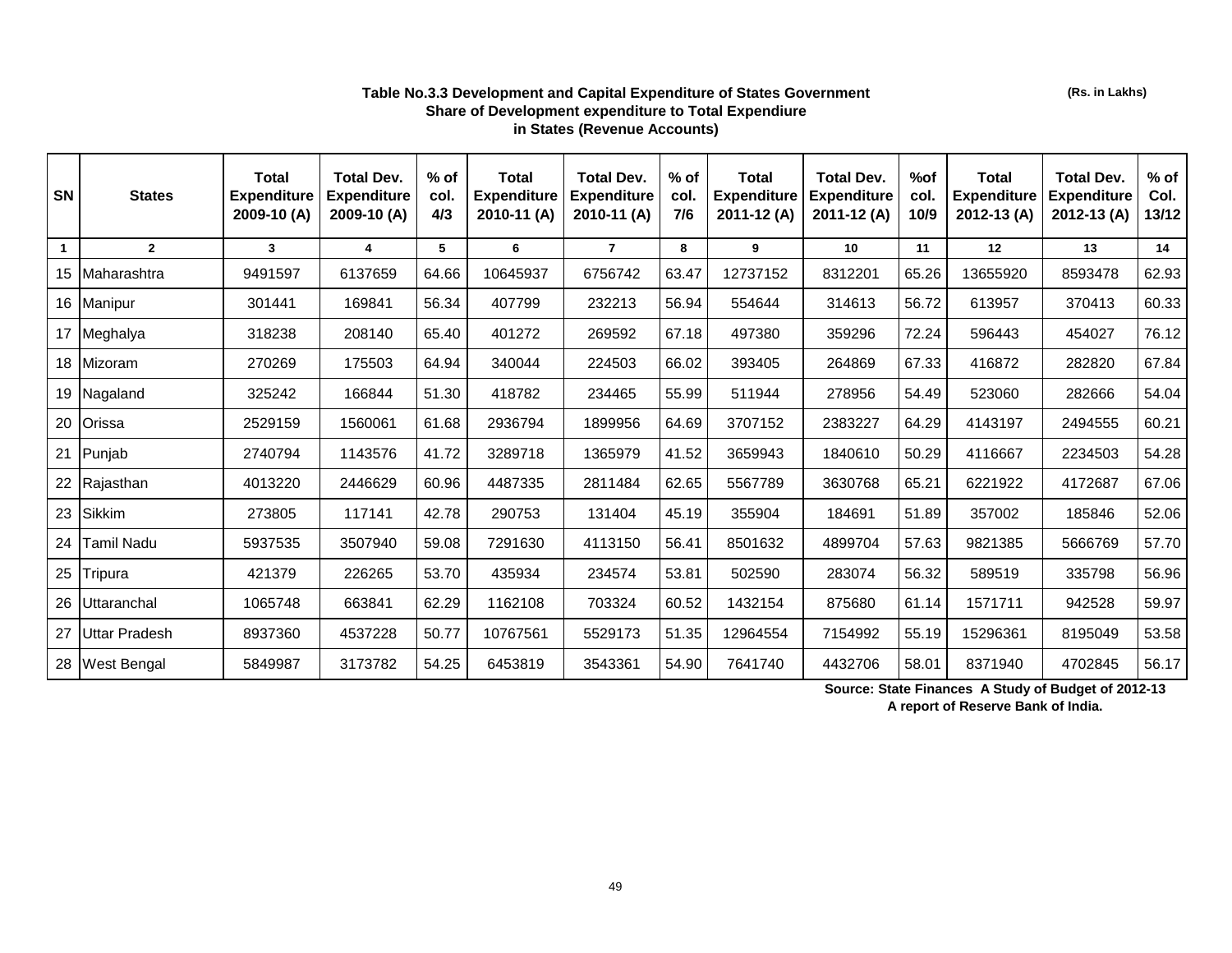**Table No.3.3 Development and Capital Expenditure of States Government**
**Share of Development expenditure to Total Expendiure**
**in States (Revenue Accounts)**

**(Rs. in Lakhs)**

| SN | States | Total Expenditure 2009-10 (A) | Total Dev. Expenditure 2009-10 (A) | % of col. 4/3 | Total Expenditure 2010-11 (A) | Total Dev. Expenditure 2010-11 (A) | % of col. 7/6 | Total Expenditure 2011-12 (A) | Total Dev. Expenditure 2011-12 (A) | %of col. 10/9 | Total Expenditure 2012-13 (A) | Total Dev. Expenditure 2012-13 (A) | % of Col. 13/12 |
|---|---|---|---|---|---|---|---|---|---|---|---|---|---|
| 1 | 2 | 3 | 4 | 5 | 6 | 7 | 8 | 9 | 10 | 11 | 12 | 13 | 14 |
| 15 | Maharashtra | 9491597 | 6137659 | 64.66 | 10645937 | 6756742 | 63.47 | 12737152 | 8312201 | 65.26 | 13655920 | 8593478 | 62.93 |
| 16 | Manipur | 301441 | 169841 | 56.34 | 407799 | 232213 | 56.94 | 554644 | 314613 | 56.72 | 613957 | 370413 | 60.33 |
| 17 | Meghalya | 318238 | 208140 | 65.40 | 401272 | 269592 | 67.18 | 497380 | 359296 | 72.24 | 596443 | 454027 | 76.12 |
| 18 | Mizoram | 270269 | 175503 | 64.94 | 340044 | 224503 | 66.02 | 393405 | 264869 | 67.33 | 416872 | 282820 | 67.84 |
| 19 | Nagaland | 325242 | 166844 | 51.30 | 418782 | 234465 | 55.99 | 511944 | 278956 | 54.49 | 523060 | 282666 | 54.04 |
| 20 | Orissa | 2529159 | 1560061 | 61.68 | 2936794 | 1899956 | 64.69 | 3707152 | 2383227 | 64.29 | 4143197 | 2494555 | 60.21 |
| 21 | Punjab | 2740794 | 1143576 | 41.72 | 3289718 | 1365979 | 41.52 | 3659943 | 1840610 | 50.29 | 4116667 | 2234503 | 54.28 |
| 22 | Rajasthan | 4013220 | 2446629 | 60.96 | 4487335 | 2811484 | 62.65 | 5567789 | 3630768 | 65.21 | 6221922 | 4172687 | 67.06 |
| 23 | Sikkim | 273805 | 117141 | 42.78 | 290753 | 131404 | 45.19 | 355904 | 184691 | 51.89 | 357002 | 185846 | 52.06 |
| 24 | Tamil Nadu | 5937535 | 3507940 | 59.08 | 7291630 | 4113150 | 56.41 | 8501632 | 4899704 | 57.63 | 9821385 | 5666769 | 57.70 |
| 25 | Tripura | 421379 | 226265 | 53.70 | 435934 | 234574 | 53.81 | 502590 | 283074 | 56.32 | 589519 | 335798 | 56.96 |
| 26 | Uttaranchal | 1065748 | 663841 | 62.29 | 1162108 | 703324 | 60.52 | 1432154 | 875680 | 61.14 | 1571711 | 942528 | 59.97 |
| 27 | Uttar Pradesh | 8937360 | 4537228 | 50.77 | 10767561 | 5529173 | 51.35 | 12964554 | 7154992 | 55.19 | 15296361 | 8195049 | 53.58 |
| 28 | West Bengal | 5849987 | 3173782 | 54.25 | 6453819 | 3543361 | 54.90 | 7641740 | 4432706 | 58.01 | 8371940 | 4702845 | 56.17 |

**Source: State Finances A Study of Budget of 2012-13**
**A report of Reserve Bank of India.**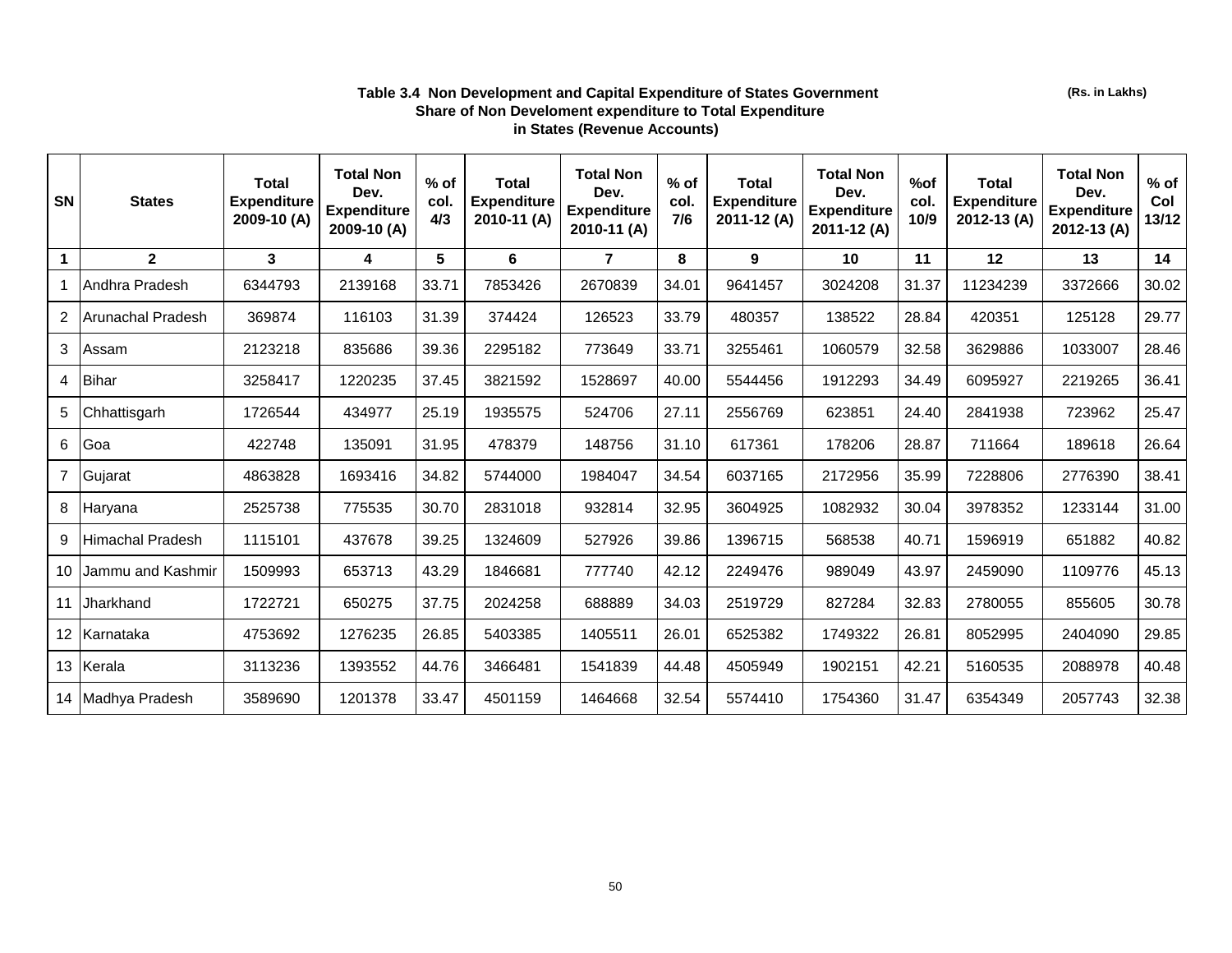### Table 3.4 Non Development and Capital Expenditure of States Government Share of Non Develoment expenditure to Total Expenditure in States (Revenue Accounts)

(Rs. in Lakhs)

| SN | States | Total Expenditure 2009-10 (A) | Total Non Dev. Expenditure 2009-10 (A) | % of col. 4/3 | Total Expenditure 2010-11 (A) | Total Non Dev. Expenditure 2010-11 (A) | % of col. 7/6 | Total Expenditure 2011-12 (A) | Total Non Dev. Expenditure 2011-12 (A) | %of col. 10/9 | Total Expenditure 2012-13 (A) | Total Non Dev. Expenditure 2012-13 (A) | % of Col 13/12 |
|---|---|---|---|---|---|---|---|---|---|---|---|---|---|
| 1 | 2 | 3 | 4 | 5 | 6 | 7 | 8 | 9 | 10 | 11 | 12 | 13 | 14 |
| 1 | Andhra Pradesh | 6344793 | 2139168 | 33.71 | 7853426 | 2670839 | 34.01 | 9641457 | 3024208 | 31.37 | 11234239 | 3372666 | 30.02 |
| 2 | Arunachal Pradesh | 369874 | 116103 | 31.39 | 374424 | 126523 | 33.79 | 480357 | 138522 | 28.84 | 420351 | 125128 | 29.77 |
| 3 | Assam | 2123218 | 835686 | 39.36 | 2295182 | 773649 | 33.71 | 3255461 | 1060579 | 32.58 | 3629886 | 1033007 | 28.46 |
| 4 | Bihar | 3258417 | 1220235 | 37.45 | 3821592 | 1528697 | 40.00 | 5544456 | 1912293 | 34.49 | 6095927 | 2219265 | 36.41 |
| 5 | Chhattisgarh | 1726544 | 434977 | 25.19 | 1935575 | 524706 | 27.11 | 2556769 | 623851 | 24.40 | 2841938 | 723962 | 25.47 |
| 6 | Goa | 422748 | 135091 | 31.95 | 478379 | 148756 | 31.10 | 617361 | 178206 | 28.87 | 711664 | 189618 | 26.64 |
| 7 | Gujarat | 4863828 | 1693416 | 34.82 | 5744000 | 1984047 | 34.54 | 6037165 | 2172956 | 35.99 | 7228806 | 2776390 | 38.41 |
| 8 | Haryana | 2525738 | 775535 | 30.70 | 2831018 | 932814 | 32.95 | 3604925 | 1082932 | 30.04 | 3978352 | 1233144 | 31.00 |
| 9 | Himachal Pradesh | 1115101 | 437678 | 39.25 | 1324609 | 527926 | 39.86 | 1396715 | 568538 | 40.71 | 1596919 | 651882 | 40.82 |
| 10 | Jammu and Kashmir | 1509993 | 653713 | 43.29 | 1846681 | 777740 | 42.12 | 2249476 | 989049 | 43.97 | 2459090 | 1109776 | 45.13 |
| 11 | Jharkhand | 1722721 | 650275 | 37.75 | 2024258 | 688889 | 34.03 | 2519729 | 827284 | 32.83 | 2780055 | 855605 | 30.78 |
| 12 | Karnataka | 4753692 | 1276235 | 26.85 | 5403385 | 1405511 | 26.01 | 6525382 | 1749322 | 26.81 | 8052995 | 2404090 | 29.85 |
| 13 | Kerala | 3113236 | 1393552 | 44.76 | 3466481 | 1541839 | 44.48 | 4505949 | 1902151 | 42.21 | 5160535 | 2088978 | 40.48 |
| 14 | Madhya Pradesh | 3589690 | 1201378 | 33.47 | 4501159 | 1464668 | 32.54 | 5574410 | 1754360 | 31.47 | 6354349 | 2057743 | 32.38 |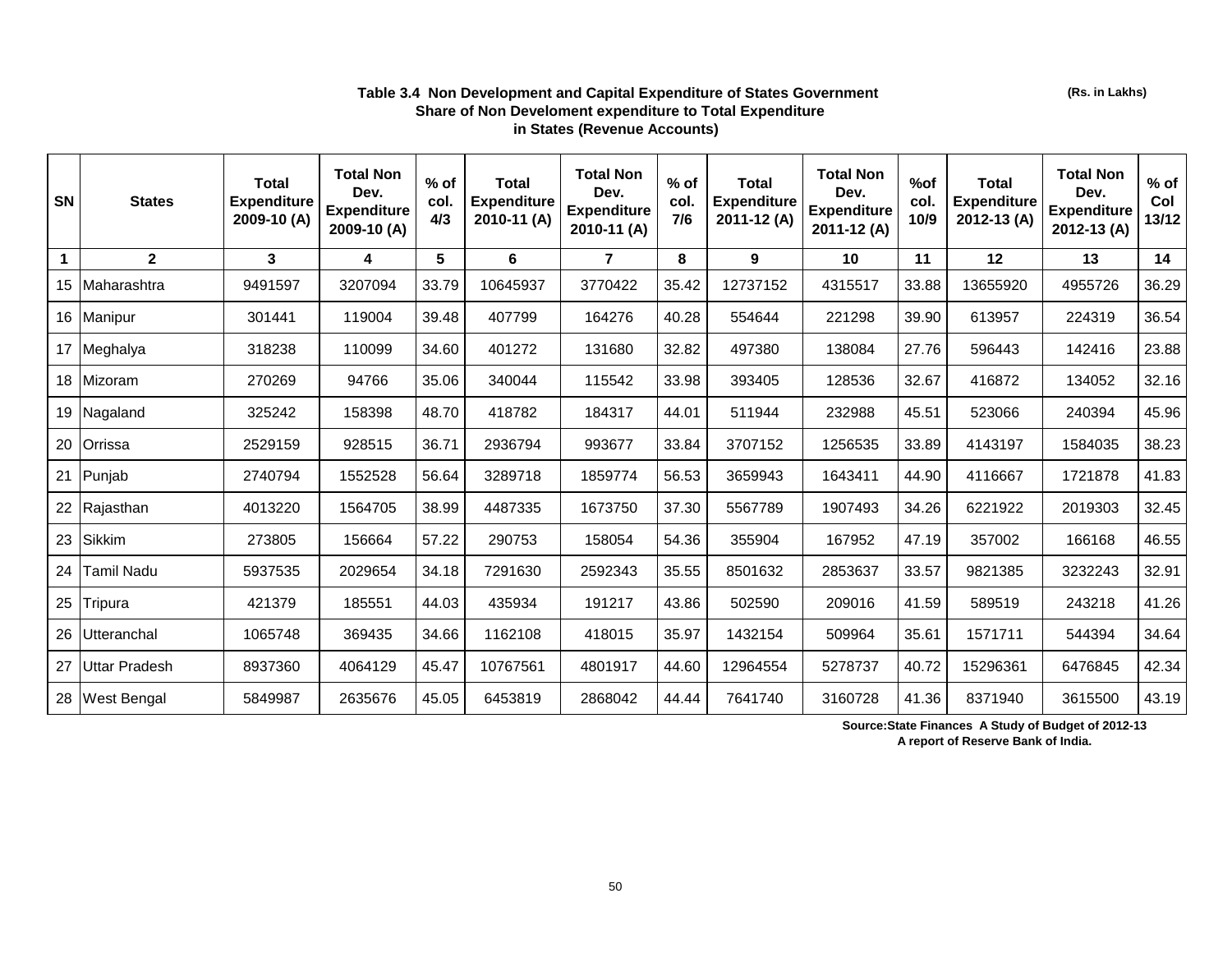**Table 3.4 Non Development and Capital Expenditure of States Government**
**Share of Non Develoment expenditure to Total Expenditure**
**in States (Revenue Accounts)**

**(Rs. in Lakhs)**

| SN | States | Total Expenditure 2009-10 (A) | Total Non Dev. Expenditure 2009-10 (A) | % of col. 4/3 | Total Expenditure 2010-11 (A) | Total Non Dev. Expenditure 2010-11 (A) | % of col. 7/6 | Total Expenditure 2011-12 (A) | Total Non Dev. Expenditure 2011-12 (A) | %of col. 10/9 | Total Expenditure 2012-13 (A) | Total Non Dev. Expenditure 2012-13 (A) | % of Col 13/12 |
|---|---|---|---|---|---|---|---|---|---|---|---|---|---|
| 1 | 2 | 3 | 4 | 5 | 6 | 7 | 8 | 9 | 10 | 11 | 12 | 13 | 14 |
| 15 | Maharashtra | 9491597 | 3207094 | 33.79 | 10645937 | 3770422 | 35.42 | 12737152 | 4315517 | 33.88 | 13655920 | 4955726 | 36.29 |
| 16 | Manipur | 301441 | 119004 | 39.48 | 407799 | 164276 | 40.28 | 554644 | 221298 | 39.90 | 613957 | 224319 | 36.54 |
| 17 | Meghalya | 318238 | 110099 | 34.60 | 401272 | 131680 | 32.82 | 497380 | 138084 | 27.76 | 596443 | 142416 | 23.88 |
| 18 | Mizoram | 270269 | 94766 | 35.06 | 340044 | 115542 | 33.98 | 393405 | 128536 | 32.67 | 416872 | 134052 | 32.16 |
| 19 | Nagaland | 325242 | 158398 | 48.70 | 418782 | 184317 | 44.01 | 511944 | 232988 | 45.51 | 523066 | 240394 | 45.96 |
| 20 | Orrissa | 2529159 | 928515 | 36.71 | 2936794 | 993677 | 33.84 | 3707152 | 1256535 | 33.89 | 4143197 | 1584035 | 38.23 |
| 21 | Punjab | 2740794 | 1552528 | 56.64 | 3289718 | 1859774 | 56.53 | 3659943 | 1643411 | 44.90 | 4116667 | 1721878 | 41.83 |
| 22 | Rajasthan | 4013220 | 1564705 | 38.99 | 4487335 | 1673750 | 37.30 | 5567789 | 1907493 | 34.26 | 6221922 | 2019303 | 32.45 |
| 23 | Sikkim | 273805 | 156664 | 57.22 | 290753 | 158054 | 54.36 | 355904 | 167952 | 47.19 | 357002 | 166168 | 46.55 |
| 24 | Tamil Nadu | 5937535 | 2029654 | 34.18 | 7291630 | 2592343 | 35.55 | 8501632 | 2853637 | 33.57 | 9821385 | 3232243 | 32.91 |
| 25 | Tripura | 421379 | 185551 | 44.03 | 435934 | 191217 | 43.86 | 502590 | 209016 | 41.59 | 589519 | 243218 | 41.26 |
| 26 | Utteranchal | 1065748 | 369435 | 34.66 | 1162108 | 418015 | 35.97 | 1432154 | 509964 | 35.61 | 1571711 | 544394 | 34.64 |
| 27 | Uttar Pradesh | 8937360 | 4064129 | 45.47 | 10767561 | 4801917 | 44.60 | 12964554 | 5278737 | 40.72 | 15296361 | 6476845 | 42.34 |
| 28 | West Bengal | 5849987 | 2635676 | 45.05 | 6453819 | 2868042 | 44.44 | 7641740 | 3160728 | 41.36 | 8371940 | 3615500 | 43.19 |

**Source:State Finances A Study of Budget of 2012-13**
**A report of Reserve Bank of India.**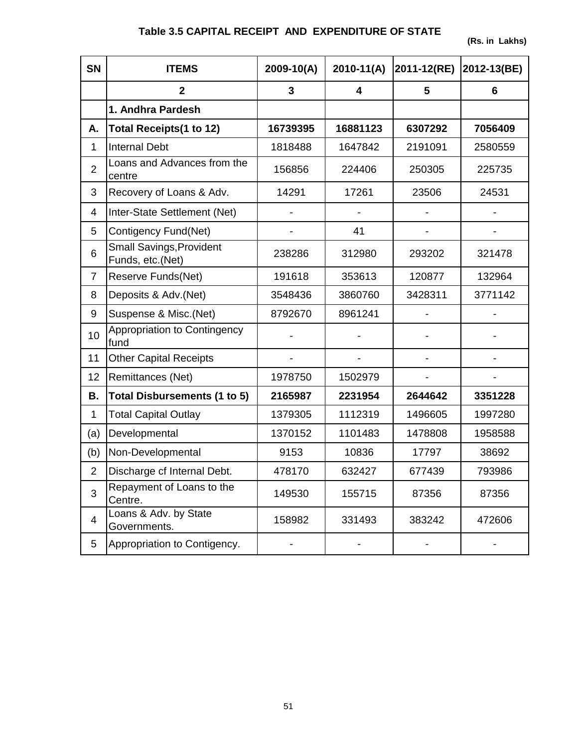## Table 3.5 CAPITAL RECEIPT AND EXPENDITURE OF STATE

(Rs. in Lakhs)

| SN | ITEMS | 2009-10(A) | 2010-11(A) | 2011-12(RE) | 2012-13(BE) |
|---|---|---|---|---|---|
| | 2 | 3 | 4 | 5 | 6 |
| | **1. Andhra Pardesh** | | | | |
| **A.** | **Total Receipts(1 to 12)** | **16739395** | **16881123** | **6307292** | **7056409** |
| 1 | Internal Debt | 1818488 | 1647842 | 2191091 | 2580559 |
| 2 | Loans and Advances from the centre | 156856 | 224406 | 250305 | 225735 |
| 3 | Recovery of Loans & Adv. | 14291 | 17261 | 23506 | 24531 |
| 4 | Inter-State Settlement (Net) | - | - | - | - |
| 5 | Contigency Fund(Net) | - | 41 | - | - |
| 6 | Small Savings,Provident Funds, etc.(Net) | 238286 | 312980 | 293202 | 321478 |
| 7 | Reserve Funds(Net) | 191618 | 353613 | 120877 | 132964 |
| 8 | Deposits & Adv.(Net) | 3548436 | 3860760 | 3428311 | 3771142 |
| 9 | Suspense & Misc.(Net) | 8792670 | 8961241 | - | - |
| 10 | Appropriation to Contingency fund | - | - | - | - |
| 11 | Other Capital Receipts | - | - | - | - |
| 12 | Remittances (Net) | 1978750 | 1502979 | - | - |
| **B.** | **Total Disbursements (1 to 5)** | **2165987** | **2231954** | **2644642** | **3351228** |
| 1 | Total Capital Outlay | 1379305 | 1112319 | 1496605 | 1997280 |
| (a) | Developmental | 1370152 | 1101483 | 1478808 | 1958588 |
| (b) | Non-Developmental | 9153 | 10836 | 17797 | 38692 |
| 2 | Discharge cf Internal Debt. | 478170 | 632427 | 677439 | 793986 |
| 3 | Repayment of Loans to the Centre. | 149530 | 155715 | 87356 | 87356 |
| 4 | Loans & Adv. by State Governments. | 158982 | 331493 | 383242 | 472606 |
| 5 | Appropriation to Contigency. | - | - | - | - |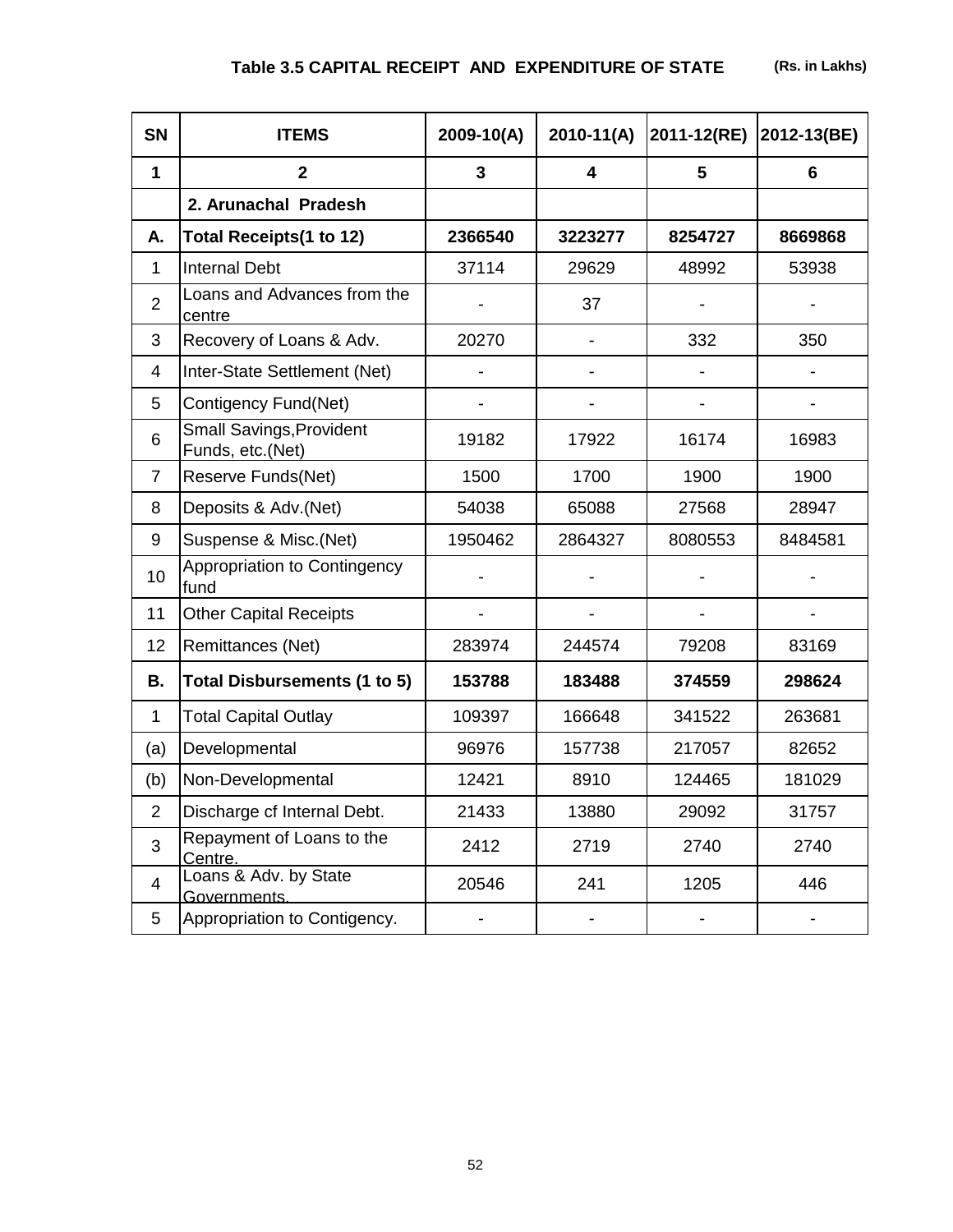## Table 3.5 CAPITAL RECEIPT AND EXPENDITURE OF STATE

(Rs. in Lakhs)

| SN | ITEMS | 2009-10(A) | 2010-11(A) | 2011-12(RE) | 2012-13(BE) |
|---|---|---|---|---|---|
| 1 | 2 | 3 | 4 | 5 | 6 |
| | **2. Arunachal Pradesh** | | | | |
| **A.** | **Total Receipts(1 to 12)** | **2366540** | **3223277** | **8254727** | **8669868** |
| 1 | Internal Debt | 37114 | 29629 | 48992 | 53938 |
| 2 | Loans and Advances from the centre | - | 37 | - | - |
| 3 | Recovery of Loans & Adv. | 20270 | - | 332 | 350 |
| 4 | Inter-State Settlement (Net) | - | - | - | - |
| 5 | Contigency Fund(Net) | - | - | - | - |
| 6 | Small Savings,Provident Funds, etc.(Net) | 19182 | 17922 | 16174 | 16983 |
| 7 | Reserve Funds(Net) | 1500 | 1700 | 1900 | 1900 |
| 8 | Deposits & Adv.(Net) | 54038 | 65088 | 27568 | 28947 |
| 9 | Suspense & Misc.(Net) | 1950462 | 2864327 | 8080553 | 8484581 |
| 10 | Appropriation to Contingency fund | - | - | - | - |
| 11 | Other Capital Receipts | - | - | - | - |
| 12 | Remittances (Net) | 283974 | 244574 | 79208 | 83169 |
| **B.** | **Total Disbursements (1 to 5)** | **153788** | **183488** | **374559** | **298624** |
| 1 | Total Capital Outlay | 109397 | 166648 | 341522 | 263681 |
| (a) | Developmental | 96976 | 157738 | 217057 | 82652 |
| (b) | Non-Developmental | 12421 | 8910 | 124465 | 181029 |
| 2 | Discharge cf Internal Debt. | 21433 | 13880 | 29092 | 31757 |
| 3 | Repayment of Loans to the Centre. | 2412 | 2719 | 2740 | 2740 |
| 4 | Loans & Adv. by State Governments. | 20546 | 241 | 1205 | 446 |
| 5 | Appropriation to Contigency. | - | - | - | - |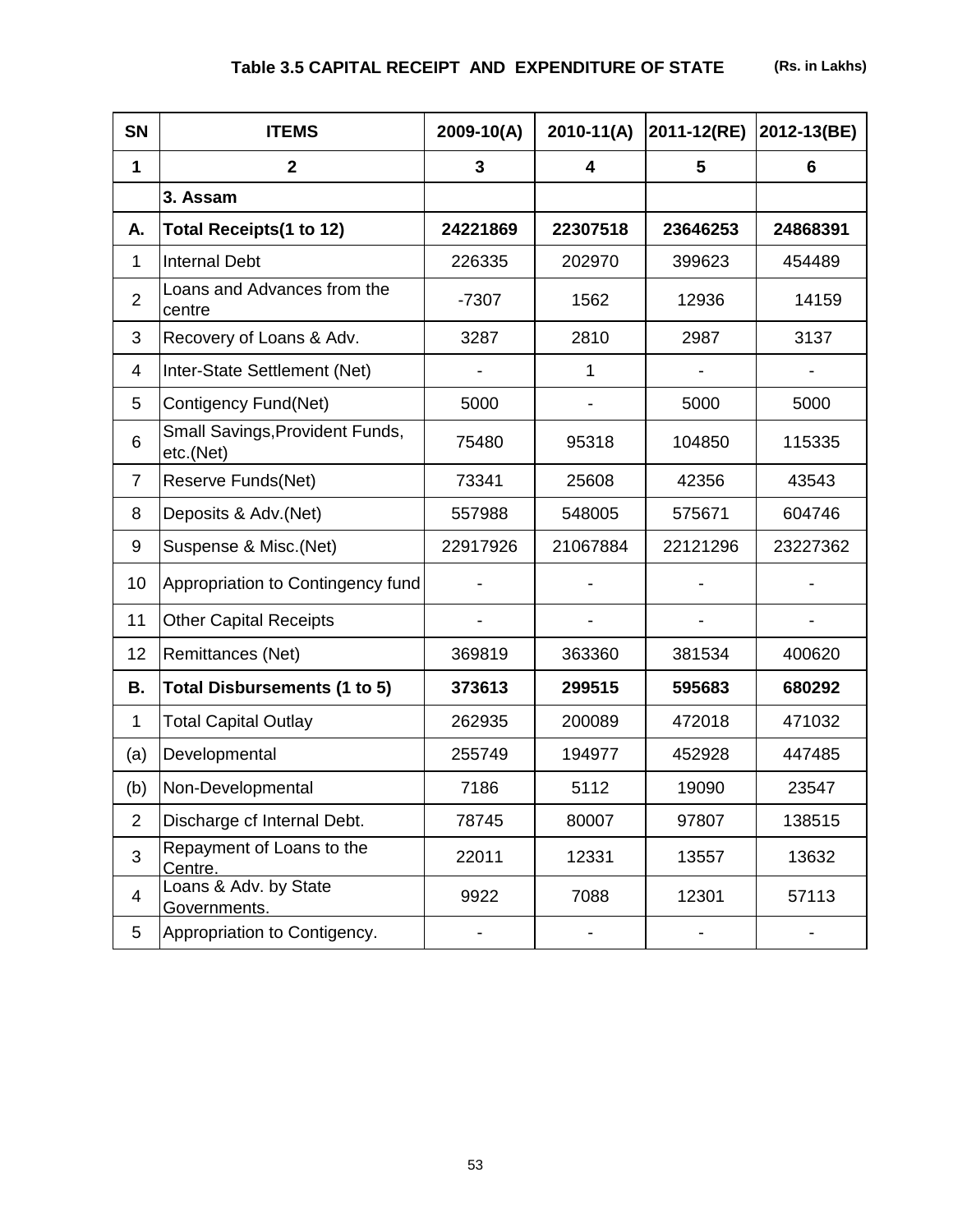## Table 3.5 CAPITAL RECEIPT AND EXPENDITURE OF STATE

(Rs. in Lakhs)

| SN | ITEMS | 2009-10(A) | 2010-11(A) | 2011-12(RE) | 2012-13(BE) |
|---|---|---|---|---|---|
| 1 | 2 | 3 | 4 | 5 | 6 |
| | **3. Assam** | | | | |
| **A.** | **Total Receipts(1 to 12)** | **24221869** | **22307518** | **23646253** | **24868391** |
| 1 | Internal Debt | 226335 | 202970 | 399623 | 454489 |
| 2 | Loans and Advances from the centre | -7307 | 1562 | 12936 | 14159 |
| 3 | Recovery of Loans & Adv. | 3287 | 2810 | 2987 | 3137 |
| 4 | Inter-State Settlement (Net) | - | 1 | - | - |
| 5 | Contigency Fund(Net) | 5000 | - | 5000 | 5000 |
| 6 | Small Savings,Provident Funds, etc.(Net) | 75480 | 95318 | 104850 | 115335 |
| 7 | Reserve Funds(Net) | 73341 | 25608 | 42356 | 43543 |
| 8 | Deposits & Adv.(Net) | 557988 | 548005 | 575671 | 604746 |
| 9 | Suspense & Misc.(Net) | 22917926 | 21067884 | 22121296 | 23227362 |
| 10 | Appropriation to Contingency fund | - | - | - | - |
| 11 | Other Capital Receipts | - | - | - | - |
| 12 | Remittances (Net) | 369819 | 363360 | 381534 | 400620 |
| **B.** | **Total Disbursements (1 to 5)** | **373613** | **299515** | **595683** | **680292** |
| 1 | Total Capital Outlay | 262935 | 200089 | 472018 | 471032 |
| (a) | Developmental | 255749 | 194977 | 452928 | 447485 |
| (b) | Non-Developmental | 7186 | 5112 | 19090 | 23547 |
| 2 | Discharge cf Internal Debt. | 78745 | 80007 | 97807 | 138515 |
| 3 | Repayment of Loans to the Centre. | 22011 | 12331 | 13557 | 13632 |
| 4 | Loans & Adv. by State Governments. | 9922 | 7088 | 12301 | 57113 |
| 5 | Appropriation to Contigency. | - | - | - | - |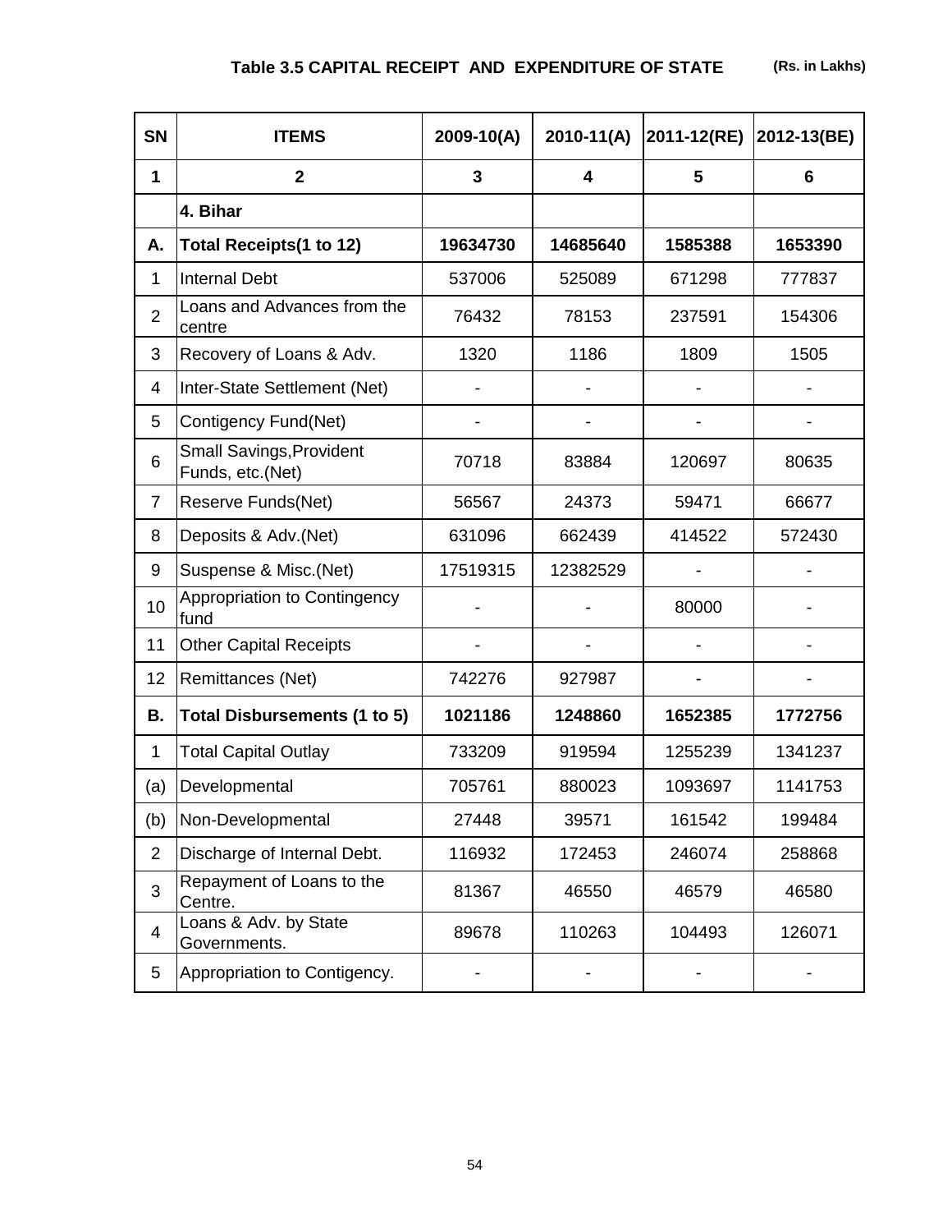## Table 3.5 CAPITAL RECEIPT AND EXPENDITURE OF STATE

(Rs. in Lakhs)

| SN | ITEMS | 2009-10(A) | 2010-11(A) | 2011-12(RE) | 2012-13(BE) |
|---|---|---|---|---|---|
| 1 | 2 | 3 | 4 | 5 | 6 |
| | **4. Bihar** | | | | |
| **A.** | **Total Receipts(1 to 12)** | **19634730** | **14685640** | **1585388** | **1653390** |
| 1 | Internal Debt | 537006 | 525089 | 671298 | 777837 |
| 2 | Loans and Advances from the centre | 76432 | 78153 | 237591 | 154306 |
| 3 | Recovery of Loans & Adv. | 1320 | 1186 | 1809 | 1505 |
| 4 | Inter-State Settlement (Net) | - | - | - | - |
| 5 | Contigency Fund(Net) | - | - | - | - |
| 6 | Small Savings,Provident Funds, etc.(Net) | 70718 | 83884 | 120697 | 80635 |
| 7 | Reserve Funds(Net) | 56567 | 24373 | 59471 | 66677 |
| 8 | Deposits & Adv.(Net) | 631096 | 662439 | 414522 | 572430 |
| 9 | Suspense & Misc.(Net) | 17519315 | 12382529 | - | - |
| 10 | Appropriation to Contingency fund | - | - | 80000 | - |
| 11 | Other Capital Receipts | - | - | - | - |
| 12 | Remittances (Net) | 742276 | 927987 | - | - |
| **B.** | **Total Disbursements (1 to 5)** | **1021186** | **1248860** | **1652385** | **1772756** |
| 1 | Total Capital Outlay | 733209 | 919594 | 1255239 | 1341237 |
| (a) | Developmental | 705761 | 880023 | 1093697 | 1141753 |
| (b) | Non-Developmental | 27448 | 39571 | 161542 | 199484 |
| 2 | Discharge of Internal Debt. | 116932 | 172453 | 246074 | 258868 |
| 3 | Repayment of Loans to the Centre. | 81367 | 46550 | 46579 | 46580 |
| 4 | Loans & Adv. by State Governments. | 89678 | 110263 | 104493 | 126071 |
| 5 | Appropriation to Contigency. | - | - | - | - |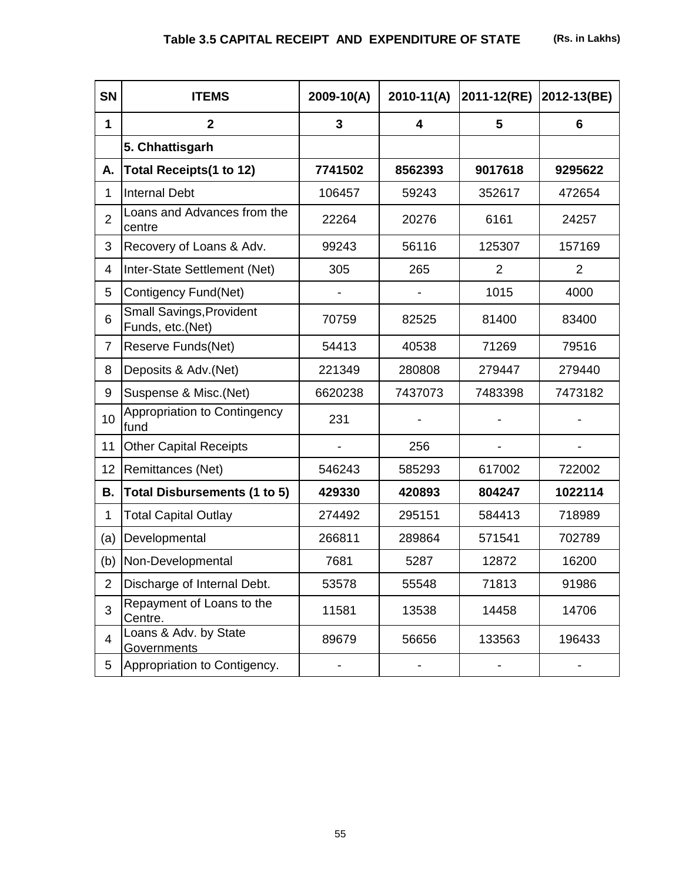## Table 3.5 CAPITAL RECEIPT AND EXPENDITURE OF STATE (Rs. in Lakhs)

| SN | ITEMS | 2009-10(A) | 2010-11(A) | 2011-12(RE) | 2012-13(BE) |
|---|---|---|---|---|---|
| 1 | 2 | 3 | 4 | 5 | 6 |
| | **5. Chhattisgarh** | | | | |
| **A.** | **Total Receipts(1 to 12)** | **7741502** | **8562393** | **9017618** | **9295622** |
| 1 | Internal Debt | 106457 | 59243 | 352617 | 472654 |
| 2 | Loans and Advances from the centre | 22264 | 20276 | 6161 | 24257 |
| 3 | Recovery of Loans & Adv. | 99243 | 56116 | 125307 | 157169 |
| 4 | Inter-State Settlement (Net) | 305 | 265 | 2 | 2 |
| 5 | Contigency Fund(Net) | - | - | 1015 | 4000 |
| 6 | Small Savings,Provident Funds, etc.(Net) | 70759 | 82525 | 81400 | 83400 |
| 7 | Reserve Funds(Net) | 54413 | 40538 | 71269 | 79516 |
| 8 | Deposits & Adv.(Net) | 221349 | 280808 | 279447 | 279440 |
| 9 | Suspense & Misc.(Net) | 6620238 | 7437073 | 7483398 | 7473182 |
| 10 | Appropriation to Contingency fund | 231 | - | - | - |
| 11 | Other Capital Receipts | - | 256 | - | - |
| 12 | Remittances (Net) | 546243 | 585293 | 617002 | 722002 |
| **B.** | **Total Disbursements (1 to 5)** | **429330** | **420893** | **804247** | **1022114** |
| 1 | Total Capital Outlay | 274492 | 295151 | 584413 | 718989 |
| (a) | Developmental | 266811 | 289864 | 571541 | 702789 |
| (b) | Non-Developmental | 7681 | 5287 | 12872 | 16200 |
| 2 | Discharge of Internal Debt. | 53578 | 55548 | 71813 | 91986 |
| 3 | Repayment of Loans to the Centre. | 11581 | 13538 | 14458 | 14706 |
| 4 | Loans & Adv. by State Governments | 89679 | 56656 | 133563 | 196433 |
| 5 | Appropriation to Contigency. | - | - | - | - |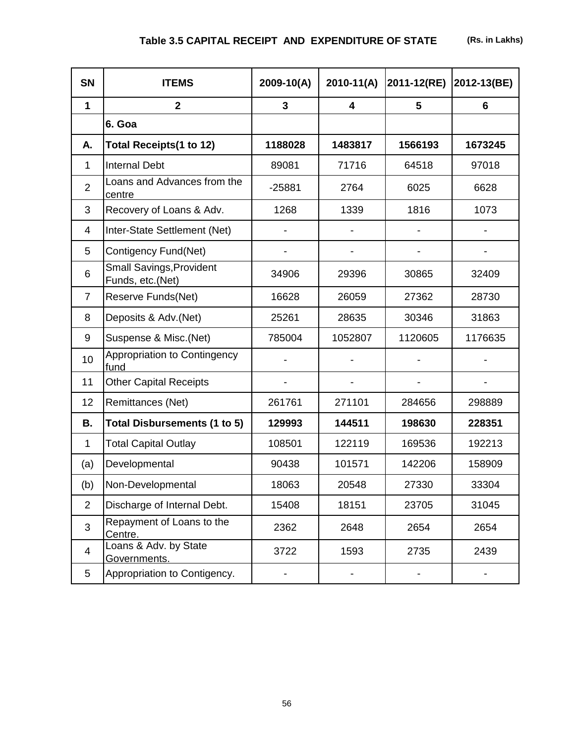## Table 3.5 CAPITAL RECEIPT AND EXPENDITURE OF STATE

(Rs. in Lakhs)

| SN | ITEMS | 2009-10(A) | 2010-11(A) | 2011-12(RE) | 2012-13(BE) |
|---|---|---|---|---|---|
| 1 | 2 | 3 | 4 | 5 | 6 |
| | **6. Goa** | | | | |
| **A.** | **Total Receipts(1 to 12)** | **1188028** | **1483817** | **1566193** | **1673245** |
| 1 | Internal Debt | 89081 | 71716 | 64518 | 97018 |
| 2 | Loans and Advances from the centre | -25881 | 2764 | 6025 | 6628 |
| 3 | Recovery of Loans & Adv. | 1268 | 1339 | 1816 | 1073 |
| 4 | Inter-State Settlement (Net) | - | - | - | - |
| 5 | Contigency Fund(Net) | - | - | - | - |
| 6 | Small Savings,Provident Funds, etc.(Net) | 34906 | 29396 | 30865 | 32409 |
| 7 | Reserve Funds(Net) | 16628 | 26059 | 27362 | 28730 |
| 8 | Deposits & Adv.(Net) | 25261 | 28635 | 30346 | 31863 |
| 9 | Suspense & Misc.(Net) | 785004 | 1052807 | 1120605 | 1176635 |
| 10 | Appropriation to Contingency fund | - | - | - | - |
| 11 | Other Capital Receipts | - | - | - | - |
| 12 | Remittances (Net) | 261761 | 271101 | 284656 | 298889 |
| **B.** | **Total Disbursements (1 to 5)** | **129993** | **144511** | **198630** | **228351** |
| 1 | Total Capital Outlay | 108501 | 122119 | 169536 | 192213 |
| (a) | Developmental | 90438 | 101571 | 142206 | 158909 |
| (b) | Non-Developmental | 18063 | 20548 | 27330 | 33304 |
| 2 | Discharge of Internal Debt. | 15408 | 18151 | 23705 | 31045 |
| 3 | Repayment of Loans to the Centre. | 2362 | 2648 | 2654 | 2654 |
| 4 | Loans & Adv. by State Governments. | 3722 | 1593 | 2735 | 2439 |
| 5 | Appropriation to Contigency. | - | - | - | - |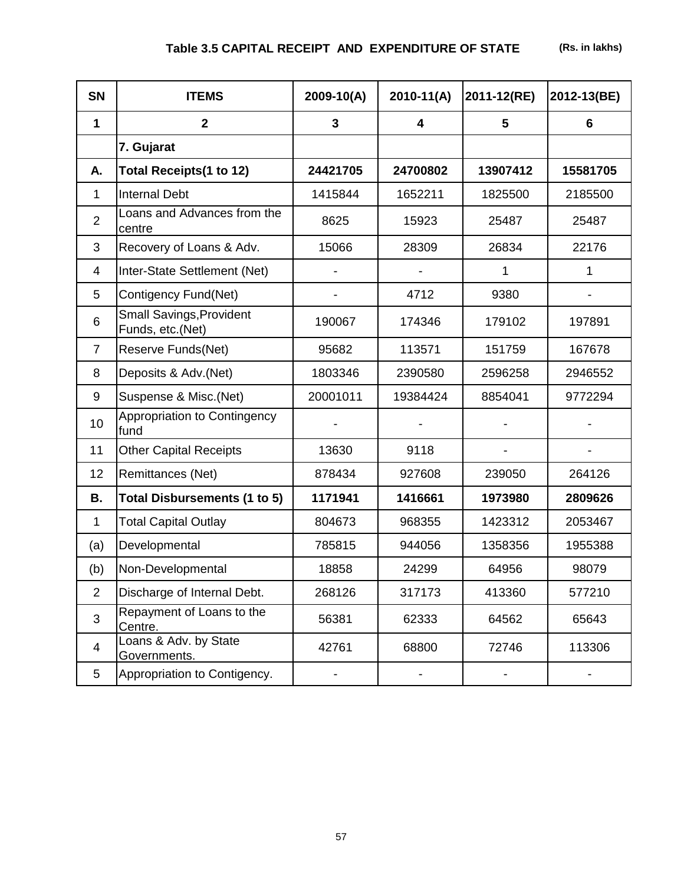## Table 3.5 CAPITAL RECEIPT AND EXPENDITURE OF STATE

(Rs. in lakhs)

| SN | ITEMS | 2009-10(A) | 2010-11(A) | 2011-12(RE) | 2012-13(BE) |
|---|---|---|---|---|---|
| **1** | **2** | **3** | **4** | **5** | **6** |
| | **7. Gujarat** | | | | |
| **A.** | **Total Receipts(1 to 12)** | **24421705** | **24700802** | **13907412** | **15581705** |
| 1 | Internal Debt | 1415844 | 1652211 | 1825500 | 2185500 |
| 2 | Loans and Advances from the centre | 8625 | 15923 | 25487 | 25487 |
| 3 | Recovery of Loans & Adv. | 15066 | 28309 | 26834 | 22176 |
| 4 | Inter-State Settlement (Net) | - | - | 1 | 1 |
| 5 | Contigency Fund(Net) | - | 4712 | 9380 | - |
| 6 | Small Savings,Provident Funds, etc.(Net) | 190067 | 174346 | 179102 | 197891 |
| 7 | Reserve Funds(Net) | 95682 | 113571 | 151759 | 167678 |
| 8 | Deposits & Adv.(Net) | 1803346 | 2390580 | 2596258 | 2946552 |
| 9 | Suspense & Misc.(Net) | 20001011 | 19384424 | 8854041 | 9772294 |
| 10 | Appropriation to Contingency fund | - | - | - | - |
| 11 | Other Capital Receipts | 13630 | 9118 | - | - |
| 12 | Remittances (Net) | 878434 | 927608 | 239050 | 264126 |
| **B.** | **Total Disbursements (1 to 5)** | **1171941** | **1416661** | **1973980** | **2809626** |
| 1 | Total Capital Outlay | 804673 | 968355 | 1423312 | 2053467 |
| (a) | Developmental | 785815 | 944056 | 1358356 | 1955388 |
| (b) | Non-Developmental | 18858 | 24299 | 64956 | 98079 |
| 2 | Discharge of Internal Debt. | 268126 | 317173 | 413360 | 577210 |
| 3 | Repayment of Loans to the Centre. | 56381 | 62333 | 64562 | 65643 |
| 4 | Loans & Adv. by State Governments. | 42761 | 68800 | 72746 | 113306 |
| 5 | Appropriation to Contigency. | - | - | - | - |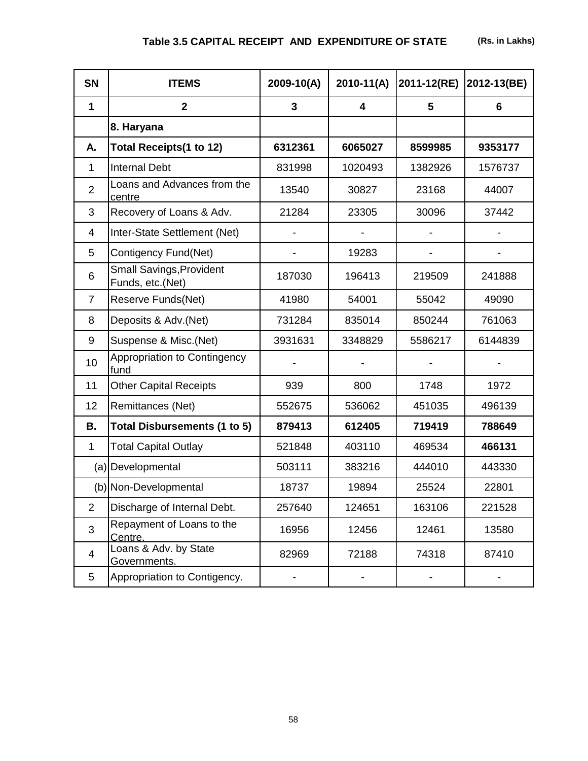**Table 3.5 CAPITAL RECEIPT AND EXPENDITURE OF STATE** **(Rs. in Lakhs)**

| SN | ITEMS | 2009-10(A) | 2010-11(A) | 2011-12(RE) | 2012-13(BE) |
|---|---|---|---|---|---|
| 1 | 2 | 3 | 4 | 5 | 6 |
| | **8. Haryana** | | | | |
| **A.** | **Total Receipts(1 to 12)** | **6312361** | **6065027** | **8599985** | **9353177** |
| 1 | Internal Debt | 831998 | 1020493 | 1382926 | 1576737 |
| 2 | Loans and Advances from the centre | 13540 | 30827 | 23168 | 44007 |
| 3 | Recovery of Loans & Adv. | 21284 | 23305 | 30096 | 37442 |
| 4 | Inter-State Settlement (Net) | - | - | - | - |
| 5 | Contigency Fund(Net) | - | 19283 | - | - |
| 6 | Small Savings,Provident Funds, etc.(Net) | 187030 | 196413 | 219509 | 241888 |
| 7 | Reserve Funds(Net) | 41980 | 54001 | 55042 | 49090 |
| 8 | Deposits & Adv.(Net) | 731284 | 835014 | 850244 | 761063 |
| 9 | Suspense & Misc.(Net) | 3931631 | 3348829 | 5586217 | 6144839 |
| 10 | Appropriation to Contingency fund | - | - | - | - |
| 11 | Other Capital Receipts | 939 | 800 | 1748 | 1972 |
| 12 | Remittances (Net) | 552675 | 536062 | 451035 | 496139 |
| **B.** | **Total Disbursements (1 to 5)** | **879413** | **612405** | **719419** | **788649** |
| 1 | Total Capital Outlay | 521848 | 403110 | 469534 | **466131** |
| (a) | Developmental | 503111 | 383216 | 444010 | 443330 |
| (b) | Non-Developmental | 18737 | 19894 | 25524 | 22801 |
| 2 | Discharge of Internal Debt. | 257640 | 124651 | 163106 | 221528 |
| 3 | Repayment of Loans to the Centre. | 16956 | 12456 | 12461 | 13580 |
| 4 | Loans & Adv. by State Governments. | 82969 | 72188 | 74318 | 87410 |
| 5 | Appropriation to Contigency. | - | - | - | - |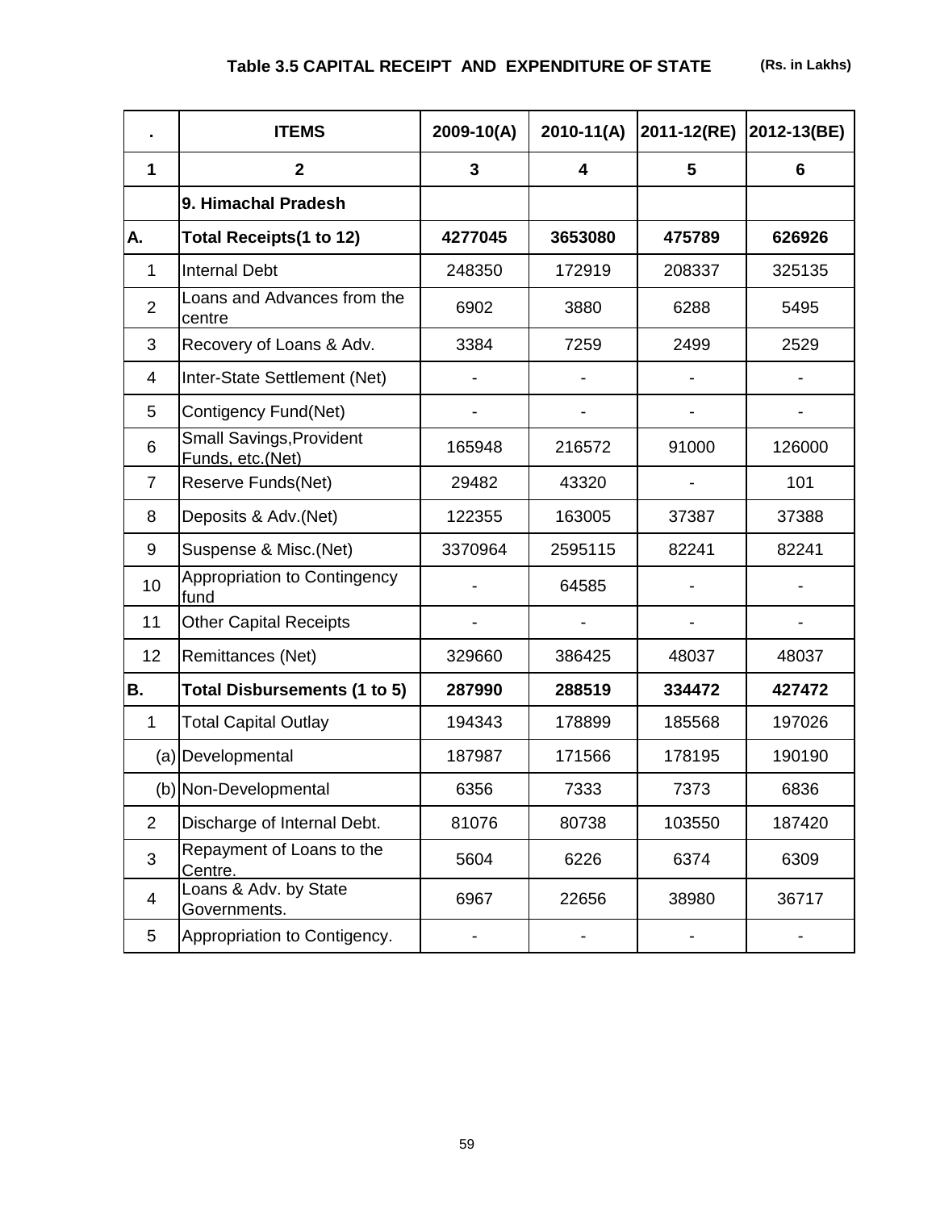## Table 3.5 CAPITAL RECEIPT AND EXPENDITURE OF STATE

(Rs. in Lakhs)

| . | ITEMS | 2009-10(A) | 2010-11(A) | 2011-12(RE) | 2012-13(BE) |
|---|---|---|---|---|---|
| 1 | 2 | 3 | 4 | 5 | 6 |
| | **9. Himachal Pradesh** | | | | |
| **A.** | **Total Receipts(1 to 12)** | **4277045** | **3653080** | **475789** | **626926** |
| 1 | Internal Debt | 248350 | 172919 | 208337 | 325135 |
| 2 | Loans and Advances from the centre | 6902 | 3880 | 6288 | 5495 |
| 3 | Recovery of Loans & Adv. | 3384 | 7259 | 2499 | 2529 |
| 4 | Inter-State Settlement (Net) | - | - | - | - |
| 5 | Contigency Fund(Net) | - | - | - | - |
| 6 | Small Savings,Provident Funds, etc.(Net) | 165948 | 216572 | 91000 | 126000 |
| 7 | Reserve Funds(Net) | 29482 | 43320 | - | 101 |
| 8 | Deposits & Adv.(Net) | 122355 | 163005 | 37387 | 37388 |
| 9 | Suspense & Misc.(Net) | 3370964 | 2595115 | 82241 | 82241 |
| 10 | Appropriation to Contingency fund | - | 64585 | - | - |
| 11 | Other Capital Receipts | - | - | - | - |
| 12 | Remittances (Net) | 329660 | 386425 | 48037 | 48037 |
| **B.** | **Total Disbursements (1 to 5)** | **287990** | **288519** | **334472** | **427472** |
| 1 | Total Capital Outlay | 194343 | 178899 | 185568 | 197026 |
| (a) | Developmental | 187987 | 171566 | 178195 | 190190 |
| (b) | Non-Developmental | 6356 | 7333 | 7373 | 6836 |
| 2 | Discharge of Internal Debt. | 81076 | 80738 | 103550 | 187420 |
| 3 | Repayment of Loans to the Centre. | 5604 | 6226 | 6374 | 6309 |
| 4 | Loans & Adv. by State Governments. | 6967 | 22656 | 38980 | 36717 |
| 5 | Appropriation to Contigency. | - | - | - | - |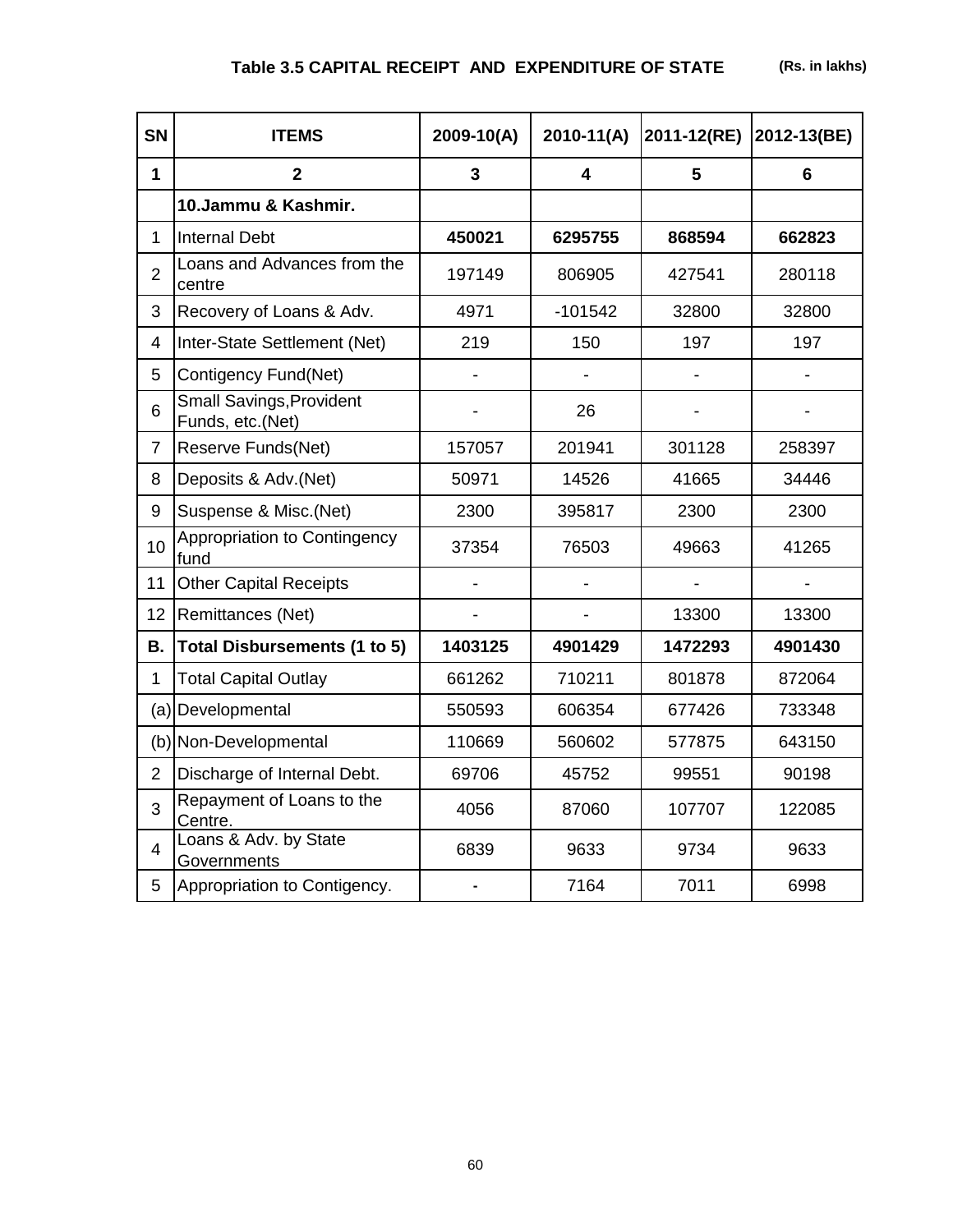**Table 3.5 CAPITAL RECEIPT AND EXPENDITURE OF STATE** **(Rs. in lakhs)**

| SN | ITEMS | 2009-10(A) | 2010-11(A) | 2011-12(RE) | 2012-13(BE) |
|---|---|---|---|---|---|
| **1** | **2** | **3** | **4** | **5** | **6** |
| | **10.Jammu & Kashmir.** | | | | |
| 1 | Internal Debt | **450021** | **6295755** | **868594** | **662823** |
| 2 | Loans and Advances from the centre | 197149 | 806905 | 427541 | 280118 |
| 3 | Recovery of Loans & Adv. | 4971 | -101542 | 32800 | 32800 |
| 4 | Inter-State Settlement (Net) | 219 | 150 | 197 | 197 |
| 5 | Contigency Fund(Net) | - | - | - | - |
| 6 | Small Savings,Provident Funds, etc.(Net) | - | 26 | - | - |
| 7 | Reserve Funds(Net) | 157057 | 201941 | 301128 | 258397 |
| 8 | Deposits & Adv.(Net) | 50971 | 14526 | 41665 | 34446 |
| 9 | Suspense & Misc.(Net) | 2300 | 395817 | 2300 | 2300 |
| 10 | Appropriation to Contingency fund | 37354 | 76503 | 49663 | 41265 |
| 11 | Other Capital Receipts | - | - | - | - |
| 12 | Remittances (Net) | - | - | 13300 | 13300 |
| **B.** | **Total Disbursements (1 to 5)** | **1403125** | **4901429** | **1472293** | **4901430** |
| 1 | Total Capital Outlay | 661262 | 710211 | 801878 | 872064 |
| (a) | Developmental | 550593 | 606354 | 677426 | 733348 |
| (b) | Non-Developmental | 110669 | 560602 | 577875 | 643150 |
| 2 | Discharge of Internal Debt. | 69706 | 45752 | 99551 | 90198 |
| 3 | Repayment of Loans to the Centre. | 4056 | 87060 | 107707 | 122085 |
| 4 | Loans & Adv. by State Governments | 6839 | 9633 | 9734 | 9633 |
| 5 | Appropriation to Contigency. | - | 7164 | 7011 | 6998 |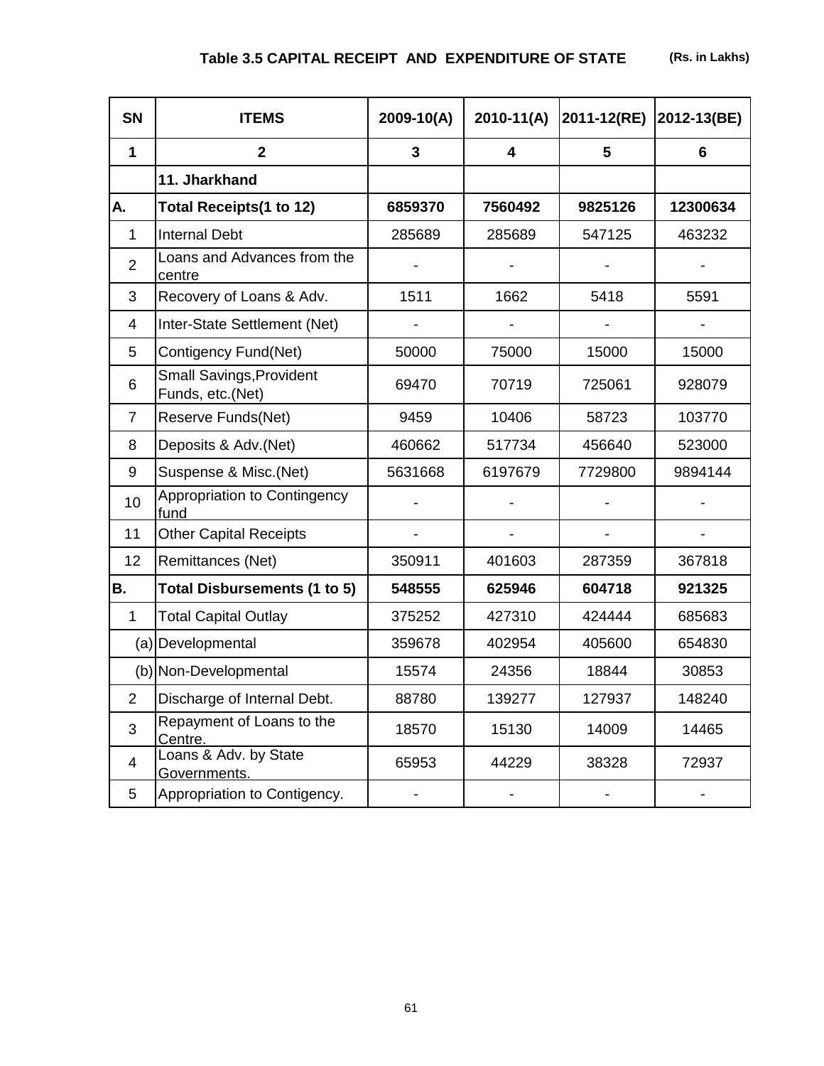## Table 3.5 CAPITAL RECEIPT AND EXPENDITURE OF STATE

(Rs. in Lakhs)

| SN | ITEMS | 2009-10(A) | 2010-11(A) | 2011-12(RE) | 2012-13(BE) |
|---|---|---|---|---|---|
| 1 | 2 | 3 | 4 | 5 | 6 |
| | **11. Jharkhand** | | | | |
| **A.** | **Total Receipts(1 to 12)** | **6859370** | **7560492** | **9825126** | **12300634** |
| 1 | Internal Debt | 285689 | 285689 | 547125 | 463232 |
| 2 | Loans and Advances from the centre | - | - | - | - |
| 3 | Recovery of Loans & Adv. | 1511 | 1662 | 5418 | 5591 |
| 4 | Inter-State Settlement (Net) | - | - | - | - |
| 5 | Contigency Fund(Net) | 50000 | 75000 | 15000 | 15000 |
| 6 | Small Savings,Provident Funds, etc.(Net) | 69470 | 70719 | 725061 | 928079 |
| 7 | Reserve Funds(Net) | 9459 | 10406 | 58723 | 103770 |
| 8 | Deposits & Adv.(Net) | 460662 | 517734 | 456640 | 523000 |
| 9 | Suspense & Misc.(Net) | 5631668 | 6197679 | 7729800 | 9894144 |
| 10 | Appropriation to Contingency fund | - | - | - | - |
| 11 | Other Capital Receipts | - | - | - | - |
| 12 | Remittances (Net) | 350911 | 401603 | 287359 | 367818 |
| **B.** | **Total Disbursements (1 to 5)** | **548555** | **625946** | **604718** | **921325** |
| 1 | Total Capital Outlay | 375252 | 427310 | 424444 | 685683 |
| (a) | Developmental | 359678 | 402954 | 405600 | 654830 |
| (b) | Non-Developmental | 15574 | 24356 | 18844 | 30853 |
| 2 | Discharge of Internal Debt. | 88780 | 139277 | 127937 | 148240 |
| 3 | Repayment of Loans to the Centre. | 18570 | 15130 | 14009 | 14465 |
| 4 | Loans & Adv. by State Governments. | 65953 | 44229 | 38328 | 72937 |
| 5 | Appropriation to Contigency. | - | - | - | - |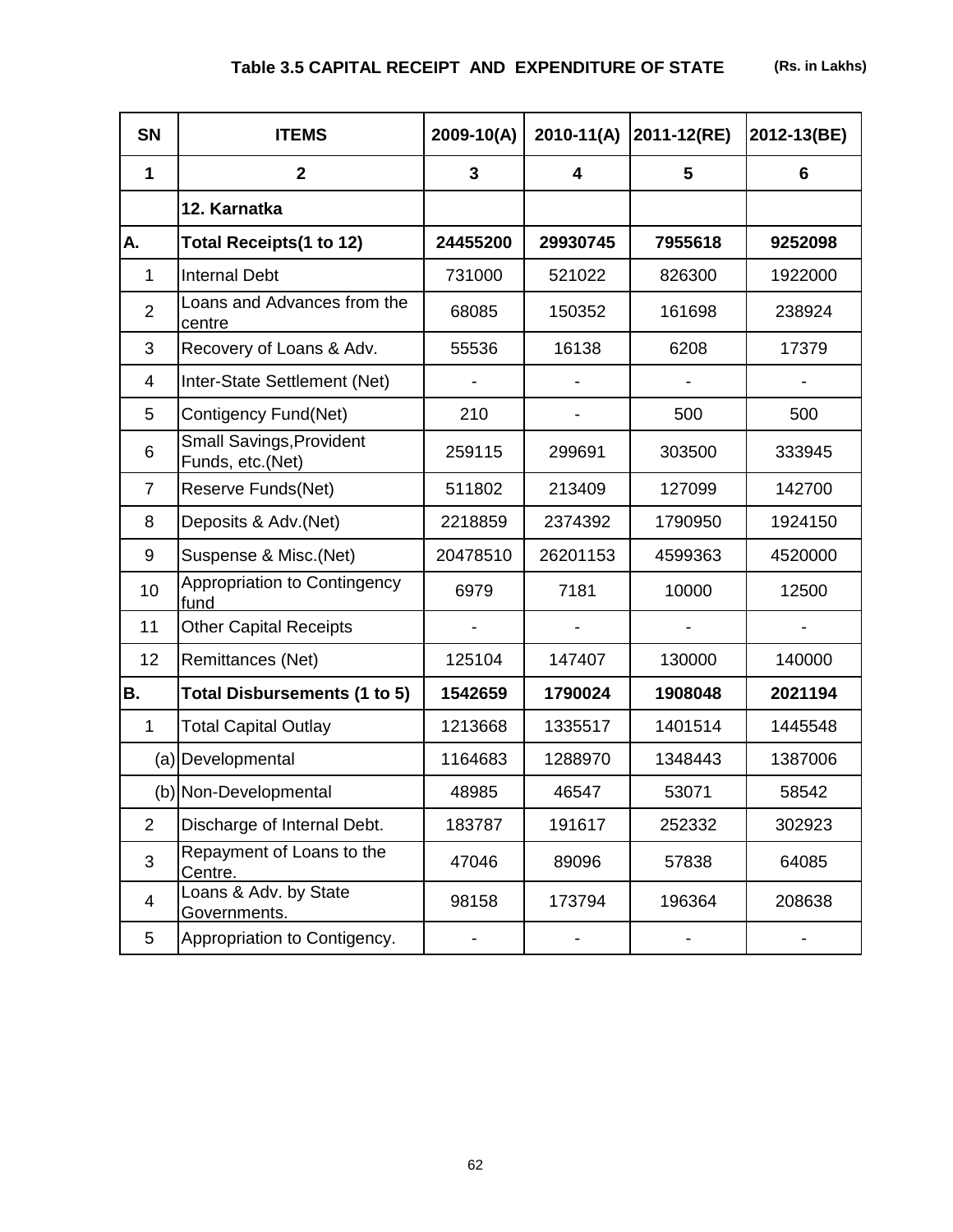**Table 3.5 CAPITAL RECEIPT AND EXPENDITURE OF STATE** **(Rs. in Lakhs)**

| SN | ITEMS | 2009-10(A) | 2010-11(A) | 2011-12(RE) | 2012-13(BE) |
|---|---|---|---|---|---|
| 1 | 2 | 3 | 4 | 5 | 6 |
| | **12. Karnatka** | | | | |
| **A.** | **Total Receipts(1 to 12)** | **24455200** | **29930745** | **7955618** | **9252098** |
| 1 | Internal Debt | 731000 | 521022 | 826300 | 1922000 |
| 2 | Loans and Advances from the centre | 68085 | 150352 | 161698 | 238924 |
| 3 | Recovery of Loans & Adv. | 55536 | 16138 | 6208 | 17379 |
| 4 | Inter-State Settlement (Net) | - | - | - | - |
| 5 | Contigency Fund(Net) | 210 | - | 500 | 500 |
| 6 | Small Savings,Provident Funds, etc.(Net) | 259115 | 299691 | 303500 | 333945 |
| 7 | Reserve Funds(Net) | 511802 | 213409 | 127099 | 142700 |
| 8 | Deposits & Adv.(Net) | 2218859 | 2374392 | 1790950 | 1924150 |
| 9 | Suspense & Misc.(Net) | 20478510 | 26201153 | 4599363 | 4520000 |
| 10 | Appropriation to Contingency fund | 6979 | 7181 | 10000 | 12500 |
| 11 | Other Capital Receipts | - | - | - | - |
| 12 | Remittances (Net) | 125104 | 147407 | 130000 | 140000 |
| **B.** | **Total Disbursements (1 to 5)** | **1542659** | **1790024** | **1908048** | **2021194** |
| 1 | Total Capital Outlay | 1213668 | 1335517 | 1401514 | 1445548 |
| (a) | Developmental | 1164683 | 1288970 | 1348443 | 1387006 |
| (b) | Non-Developmental | 48985 | 46547 | 53071 | 58542 |
| 2 | Discharge of Internal Debt. | 183787 | 191617 | 252332 | 302923 |
| 3 | Repayment of Loans to the Centre. | 47046 | 89096 | 57838 | 64085 |
| 4 | Loans & Adv. by State Governments. | 98158 | 173794 | 196364 | 208638 |
| 5 | Appropriation to Contigency. | - | - | - | - |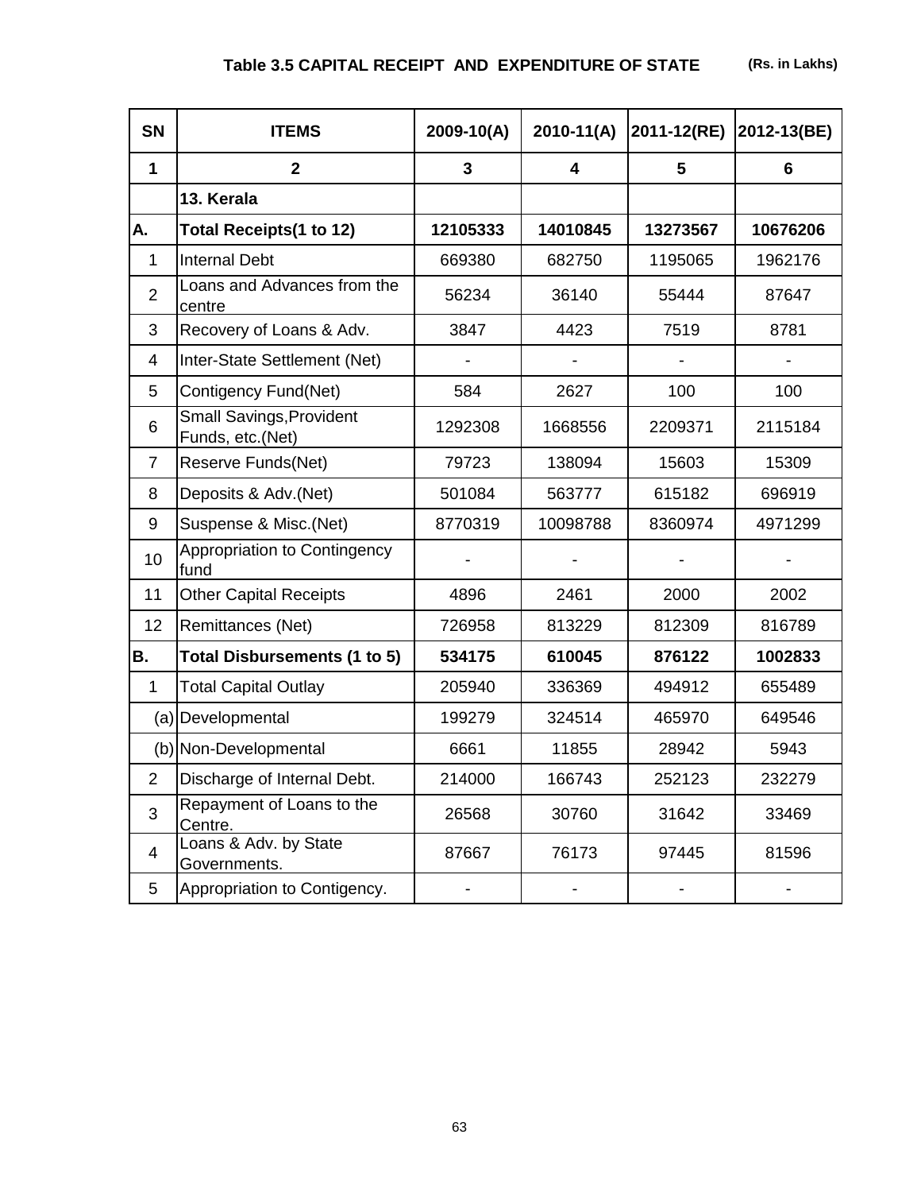## Table 3.5 CAPITAL RECEIPT AND EXPENDITURE OF STATE

(Rs. in Lakhs)

| SN | ITEMS | 2009-10(A) | 2010-11(A) | 2011-12(RE) | 2012-13(BE) |
|---|---|---|---|---|---|
| 1 | 2 | 3 | 4 | 5 | 6 |
| | **13. Kerala** | | | | |
| **A.** | **Total Receipts(1 to 12)** | **12105333** | **14010845** | **13273567** | **10676206** |
| 1 | Internal Debt | 669380 | 682750 | 1195065 | 1962176 |
| 2 | Loans and Advances from the centre | 56234 | 36140 | 55444 | 87647 |
| 3 | Recovery of Loans & Adv. | 3847 | 4423 | 7519 | 8781 |
| 4 | Inter-State Settlement (Net) | - | - | - | - |
| 5 | Contigency Fund(Net) | 584 | 2627 | 100 | 100 |
| 6 | Small Savings,Provident Funds, etc.(Net) | 1292308 | 1668556 | 2209371 | 2115184 |
| 7 | Reserve Funds(Net) | 79723 | 138094 | 15603 | 15309 |
| 8 | Deposits & Adv.(Net) | 501084 | 563777 | 615182 | 696919 |
| 9 | Suspense & Misc.(Net) | 8770319 | 10098788 | 8360974 | 4971299 |
| 10 | Appropriation to Contingency fund | - | - | - | - |
| 11 | Other Capital Receipts | 4896 | 2461 | 2000 | 2002 |
| 12 | Remittances (Net) | 726958 | 813229 | 812309 | 816789 |
| **B.** | **Total Disbursements (1 to 5)** | **534175** | **610045** | **876122** | **1002833** |
| 1 | Total Capital Outlay | 205940 | 336369 | 494912 | 655489 |
| (a) | Developmental | 199279 | 324514 | 465970 | 649546 |
| (b) | Non-Developmental | 6661 | 11855 | 28942 | 5943 |
| 2 | Discharge of Internal Debt. | 214000 | 166743 | 252123 | 232279 |
| 3 | Repayment of Loans to the Centre. | 26568 | 30760 | 31642 | 33469 |
| 4 | Loans & Adv. by State Governments. | 87667 | 76173 | 97445 | 81596 |
| 5 | Appropriation to Contigency. | - | - | - | - |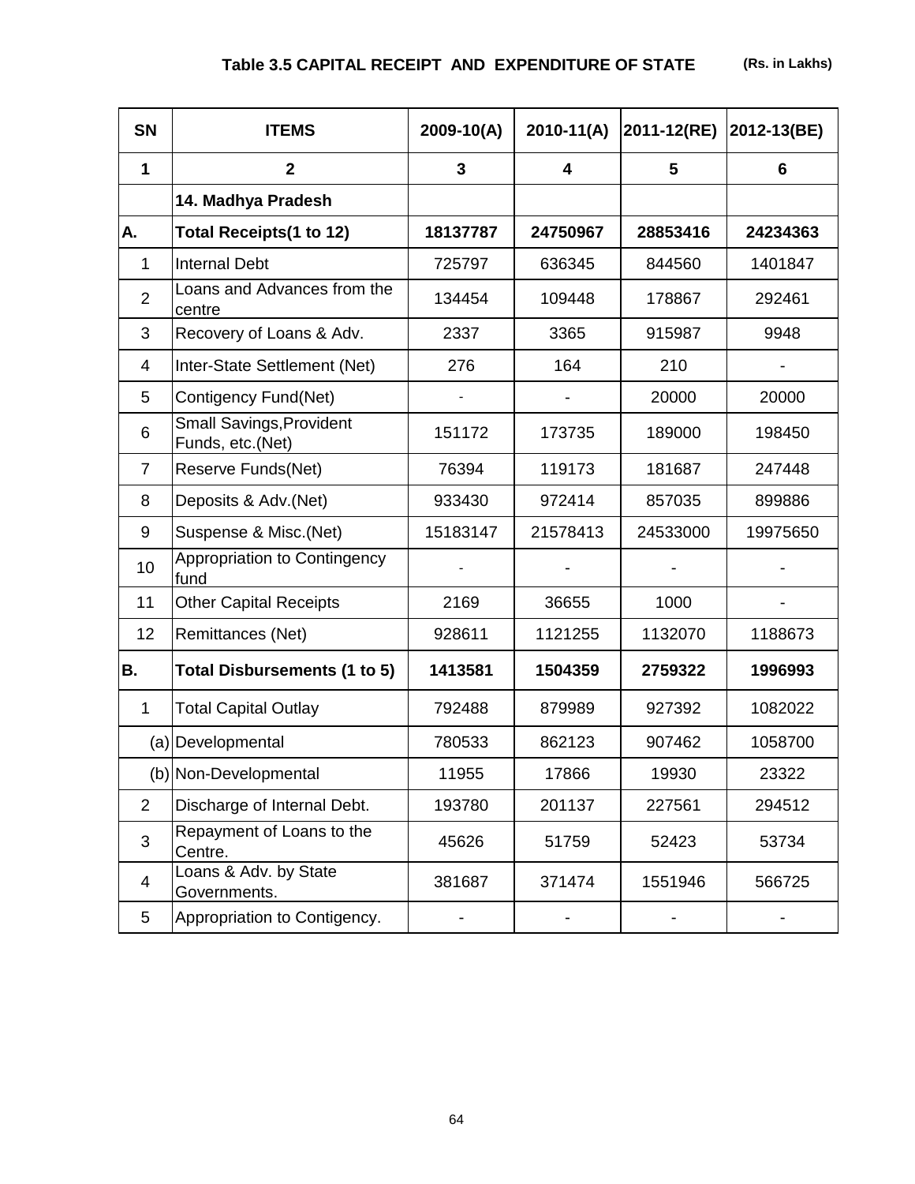# Table 3.5 CAPITAL RECEIPT AND EXPENDITURE OF STATE

(Rs. in Lakhs)

| SN | ITEMS | 2009-10(A) | 2010-11(A) | 2011-12(RE) | 2012-13(BE) |
|---|---|---|---|---|---|
| 1 | 2 | 3 | 4 | 5 | 6 |
| | **14. Madhya Pradesh** | | | | |
| **A.** | **Total Receipts(1 to 12)** | **18137787** | **24750967** | **28853416** | **24234363** |
| 1 | Internal Debt | 725797 | 636345 | 844560 | 1401847 |
| 2 | Loans and Advances from the centre | 134454 | 109448 | 178867 | 292461 |
| 3 | Recovery of Loans & Adv. | 2337 | 3365 | 915987 | 9948 |
| 4 | Inter-State Settlement (Net) | 276 | 164 | 210 | - |
| 5 | Contigency Fund(Net) | - | - | 20000 | 20000 |
| 6 | Small Savings,Provident Funds, etc.(Net) | 151172 | 173735 | 189000 | 198450 |
| 7 | Reserve Funds(Net) | 76394 | 119173 | 181687 | 247448 |
| 8 | Deposits & Adv.(Net) | 933430 | 972414 | 857035 | 899886 |
| 9 | Suspense & Misc.(Net) | 15183147 | 21578413 | 24533000 | 19975650 |
| 10 | Appropriation to Contingency fund | - | - | - | - |
| 11 | Other Capital Receipts | 2169 | 36655 | 1000 | - |
| 12 | Remittances (Net) | 928611 | 1121255 | 1132070 | 1188673 |
| **B.** | **Total Disbursements (1 to 5)** | **1413581** | **1504359** | **2759322** | **1996993** |
| 1 | Total Capital Outlay | 792488 | 879989 | 927392 | 1082022 |
| (a) | Developmental | 780533 | 862123 | 907462 | 1058700 |
| (b) | Non-Developmental | 11955 | 17866 | 19930 | 23322 |
| 2 | Discharge of Internal Debt. | 193780 | 201137 | 227561 | 294512 |
| 3 | Repayment of Loans to the Centre. | 45626 | 51759 | 52423 | 53734 |
| 4 | Loans & Adv. by State Governments. | 381687 | 371474 | 1551946 | 566725 |
| 5 | Appropriation to Contigency. | - | - | - | - |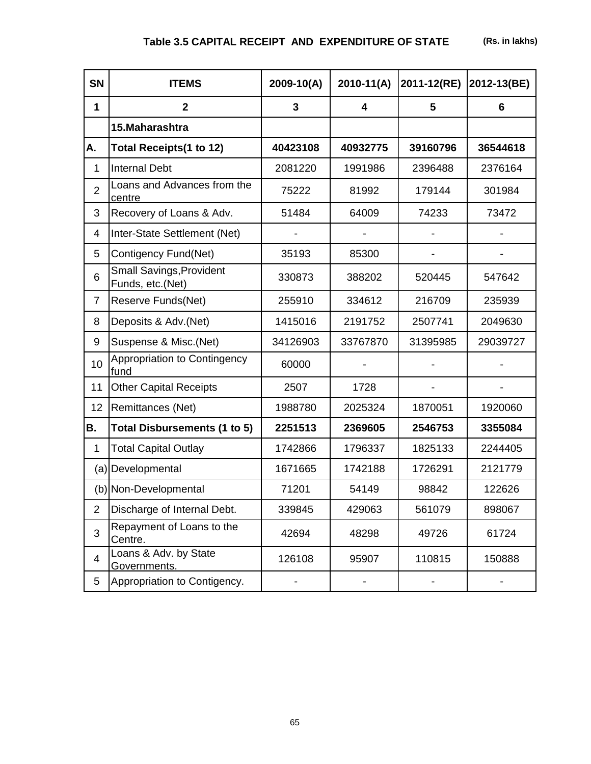## Table 3.5 CAPITAL RECEIPT AND EXPENDITURE OF STATE (Rs. in lakhs)

| SN | ITEMS | 2009-10(A) | 2010-11(A) | 2011-12(RE) | 2012-13(BE) |
|---|---|---|---|---|---|
| **1** | **2** | **3** | **4** | **5** | **6** |
| | **15.Maharashtra** | | | | |
| **A.** | **Total Receipts(1 to 12)** | **40423108** | **40932775** | **39160796** | **36544618** |
| 1 | Internal Debt | 2081220 | 1991986 | 2396488 | 2376164 |
| 2 | Loans and Advances from the centre | 75222 | 81992 | 179144 | 301984 |
| 3 | Recovery of Loans & Adv. | 51484 | 64009 | 74233 | 73472 |
| 4 | Inter-State Settlement (Net) | - | - | - | - |
| 5 | Contigency Fund(Net) | 35193 | 85300 | - | - |
| 6 | Small Savings,Provident Funds, etc.(Net) | 330873 | 388202 | 520445 | 547642 |
| 7 | Reserve Funds(Net) | 255910 | 334612 | 216709 | 235939 |
| 8 | Deposits & Adv.(Net) | 1415016 | 2191752 | 2507741 | 2049630 |
| 9 | Suspense & Misc.(Net) | 34126903 | 33767870 | 31395985 | 29039727 |
| 10 | Appropriation to Contingency fund | 60000 | - | - | - |
| 11 | Other Capital Receipts | 2507 | 1728 | - | - |
| 12 | Remittances (Net) | 1988780 | 2025324 | 1870051 | 1920060 |
| **B.** | **Total Disbursements (1 to 5)** | **2251513** | **2369605** | **2546753** | **3355084** |
| 1 | Total Capital Outlay | 1742866 | 1796337 | 1825133 | 2244405 |
| (a) | Developmental | 1671665 | 1742188 | 1726291 | 2121779 |
| (b) | Non-Developmental | 71201 | 54149 | 98842 | 122626 |
| 2 | Discharge of Internal Debt. | 339845 | 429063 | 561079 | 898067 |
| 3 | Repayment of Loans to the Centre. | 42694 | 48298 | 49726 | 61724 |
| 4 | Loans & Adv. by State Governments. | 126108 | 95907 | 110815 | 150888 |
| 5 | Appropriation to Contigency. | - | - | - | - |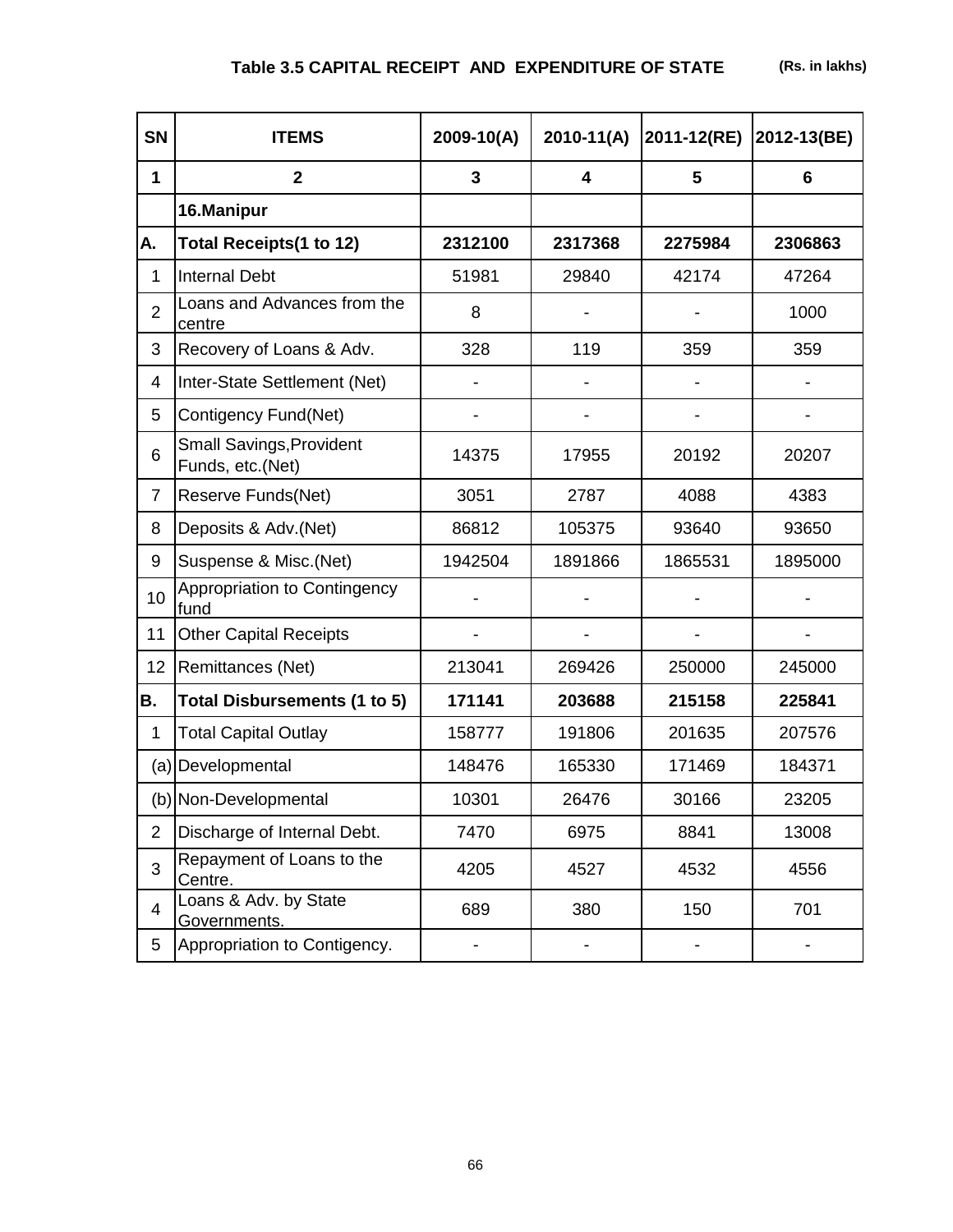## Table 3.5 CAPITAL RECEIPT AND EXPENDITURE OF STATE

(Rs. in lakhs)

| SN | ITEMS | 2009-10(A) | 2010-11(A) | 2011-12(RE) | 2012-13(BE) |
|---|---|---|---|---|---|
| **1** | **2** | **3** | **4** | **5** | **6** |
| | **16.Manipur** | | | | |
| **A.** | **Total Receipts(1 to 12)** | **2312100** | **2317368** | **2275984** | **2306863** |
| 1 | Internal Debt | 51981 | 29840 | 42174 | 47264 |
| 2 | Loans and Advances from the centre | 8 | - | - | 1000 |
| 3 | Recovery of Loans & Adv. | 328 | 119 | 359 | 359 |
| 4 | Inter-State Settlement (Net) | - | - | - | - |
| 5 | Contigency Fund(Net) | - | - | - | - |
| 6 | Small Savings,Provident Funds, etc.(Net) | 14375 | 17955 | 20192 | 20207 |
| 7 | Reserve Funds(Net) | 3051 | 2787 | 4088 | 4383 |
| 8 | Deposits & Adv.(Net) | 86812 | 105375 | 93640 | 93650 |
| 9 | Suspense & Misc.(Net) | 1942504 | 1891866 | 1865531 | 1895000 |
| 10 | Appropriation to Contingency fund | - | - | - | - |
| 11 | Other Capital Receipts | - | - | - | - |
| 12 | Remittances (Net) | 213041 | 269426 | 250000 | 245000 |
| **B.** | **Total Disbursements (1 to 5)** | **171141** | **203688** | **215158** | **225841** |
| 1 | Total Capital Outlay | 158777 | 191806 | 201635 | 207576 |
| (a) | Developmental | 148476 | 165330 | 171469 | 184371 |
| (b) | Non-Developmental | 10301 | 26476 | 30166 | 23205 |
| 2 | Discharge of Internal Debt. | 7470 | 6975 | 8841 | 13008 |
| 3 | Repayment of Loans to the Centre. | 4205 | 4527 | 4532 | 4556 |
| 4 | Loans & Adv. by State Governments. | 689 | 380 | 150 | 701 |
| 5 | Appropriation to Contigency. | - | - | - | - |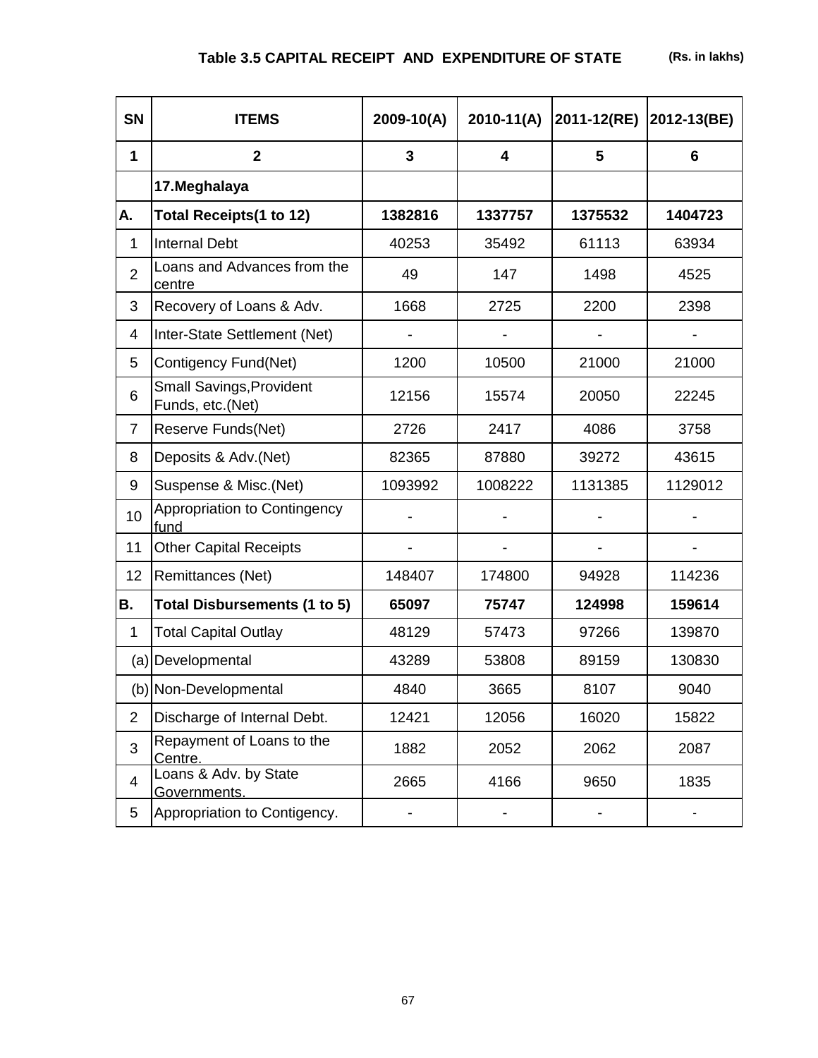## Table 3.5 CAPITAL RECEIPT AND EXPENDITURE OF STATE

(Rs. in lakhs)

| SN | ITEMS | 2009-10(A) | 2010-11(A) | 2011-12(RE) | 2012-13(BE) |
|---|---|---|---|---|---|
| 1 | 2 | 3 | 4 | 5 | 6 |
| | **17.Meghalaya** | | | | |
| **A.** | **Total Receipts(1 to 12)** | **1382816** | **1337757** | **1375532** | **1404723** |
| 1 | Internal Debt | 40253 | 35492 | 61113 | 63934 |
| 2 | Loans and Advances from the centre | 49 | 147 | 1498 | 4525 |
| 3 | Recovery of Loans & Adv. | 1668 | 2725 | 2200 | 2398 |
| 4 | Inter-State Settlement (Net) | - | - | - | - |
| 5 | Contigency Fund(Net) | 1200 | 10500 | 21000 | 21000 |
| 6 | Small Savings,Provident Funds, etc.(Net) | 12156 | 15574 | 20050 | 22245 |
| 7 | Reserve Funds(Net) | 2726 | 2417 | 4086 | 3758 |
| 8 | Deposits & Adv.(Net) | 82365 | 87880 | 39272 | 43615 |
| 9 | Suspense & Misc.(Net) | 1093992 | 1008222 | 1131385 | 1129012 |
| 10 | Appropriation to Contingency fund | - | - | - | - |
| 11 | Other Capital Receipts | - | - | - | - |
| 12 | Remittances (Net) | 148407 | 174800 | 94928 | 114236 |
| **B.** | **Total Disbursements (1 to 5)** | **65097** | **75747** | **124998** | **159614** |
| 1 | Total Capital Outlay | 48129 | 57473 | 97266 | 139870 |
| (a) | Developmental | 43289 | 53808 | 89159 | 130830 |
| (b) | Non-Developmental | 4840 | 3665 | 8107 | 9040 |
| 2 | Discharge of Internal Debt. | 12421 | 12056 | 16020 | 15822 |
| 3 | Repayment of Loans to the Centre. | 1882 | 2052 | 2062 | 2087 |
| 4 | Loans & Adv. by State Governments. | 2665 | 4166 | 9650 | 1835 |
| 5 | Appropriation to Contigency. | - | - | - | - |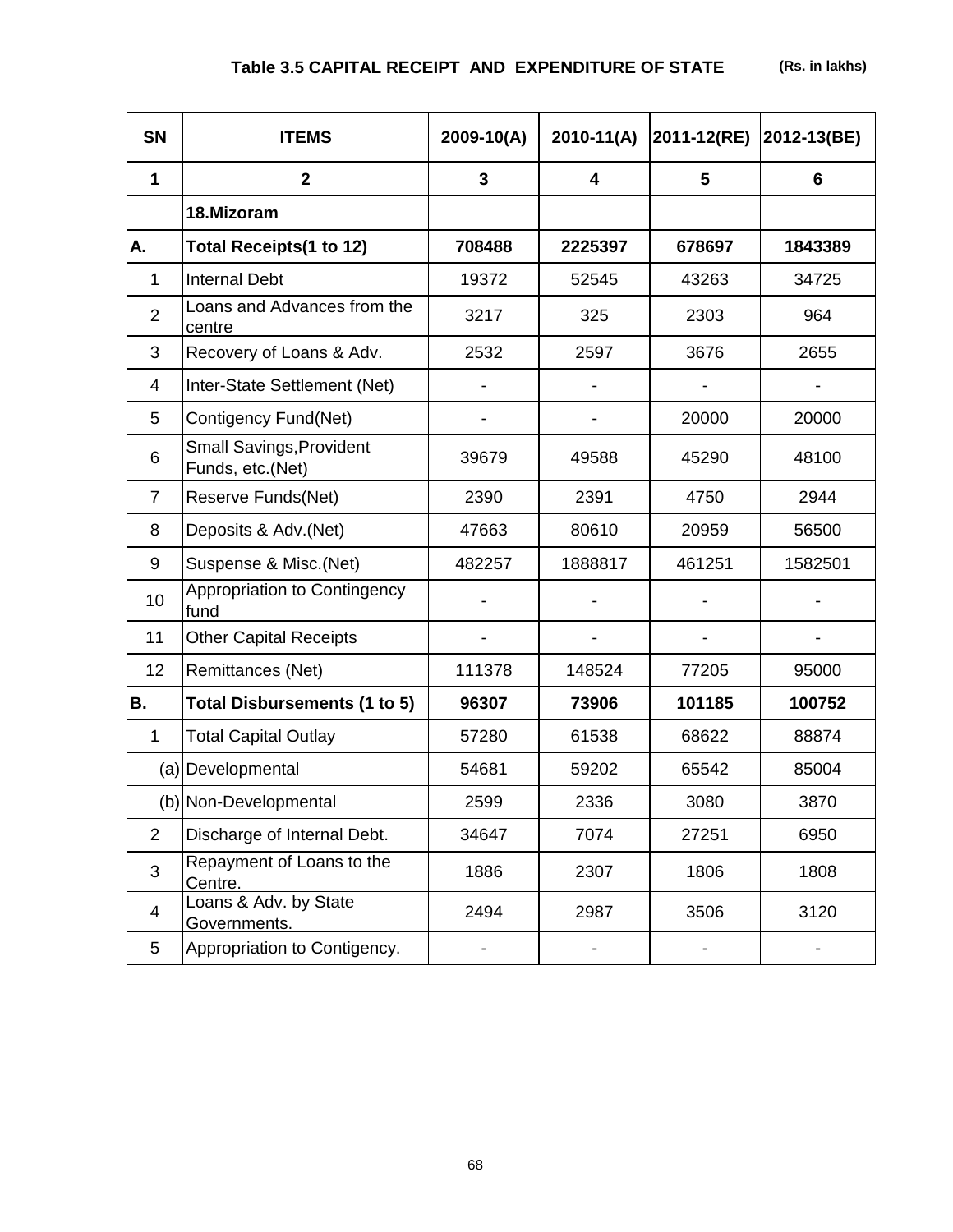## Table 3.5 CAPITAL RECEIPT AND EXPENDITURE OF STATE (Rs. in lakhs)

| SN | ITEMS | 2009-10(A) | 2010-11(A) | 2011-12(RE) | 2012-13(BE) |
|---|---|---|---|---|---|
| 1 | 2 | 3 | 4 | 5 | 6 |
| | **18.Mizoram** | | | | |
| **A.** | **Total Receipts(1 to 12)** | **708488** | **2225397** | **678697** | **1843389** |
| 1 | Internal Debt | 19372 | 52545 | 43263 | 34725 |
| 2 | Loans and Advances from the centre | 3217 | 325 | 2303 | 964 |
| 3 | Recovery of Loans & Adv. | 2532 | 2597 | 3676 | 2655 |
| 4 | Inter-State Settlement (Net) | - | - | - | - |
| 5 | Contigency Fund(Net) | - | - | 20000 | 20000 |
| 6 | Small Savings,Provident Funds, etc.(Net) | 39679 | 49588 | 45290 | 48100 |
| 7 | Reserve Funds(Net) | 2390 | 2391 | 4750 | 2944 |
| 8 | Deposits & Adv.(Net) | 47663 | 80610 | 20959 | 56500 |
| 9 | Suspense & Misc.(Net) | 482257 | 1888817 | 461251 | 1582501 |
| 10 | Appropriation to Contingency fund | - | - | - | - |
| 11 | Other Capital Receipts | - | - | - | - |
| 12 | Remittances (Net) | 111378 | 148524 | 77205 | 95000 |
| **B.** | **Total Disbursements (1 to 5)** | **96307** | **73906** | **101185** | **100752** |
| 1 | Total Capital Outlay | 57280 | 61538 | 68622 | 88874 |
| (a) | Developmental | 54681 | 59202 | 65542 | 85004 |
| (b) | Non-Developmental | 2599 | 2336 | 3080 | 3870 |
| 2 | Discharge of Internal Debt. | 34647 | 7074 | 27251 | 6950 |
| 3 | Repayment of Loans to the Centre. | 1886 | 2307 | 1806 | 1808 |
| 4 | Loans & Adv. by State Governments. | 2494 | 2987 | 3506 | 3120 |
| 5 | Appropriation to Contigency. | - | - | - | - |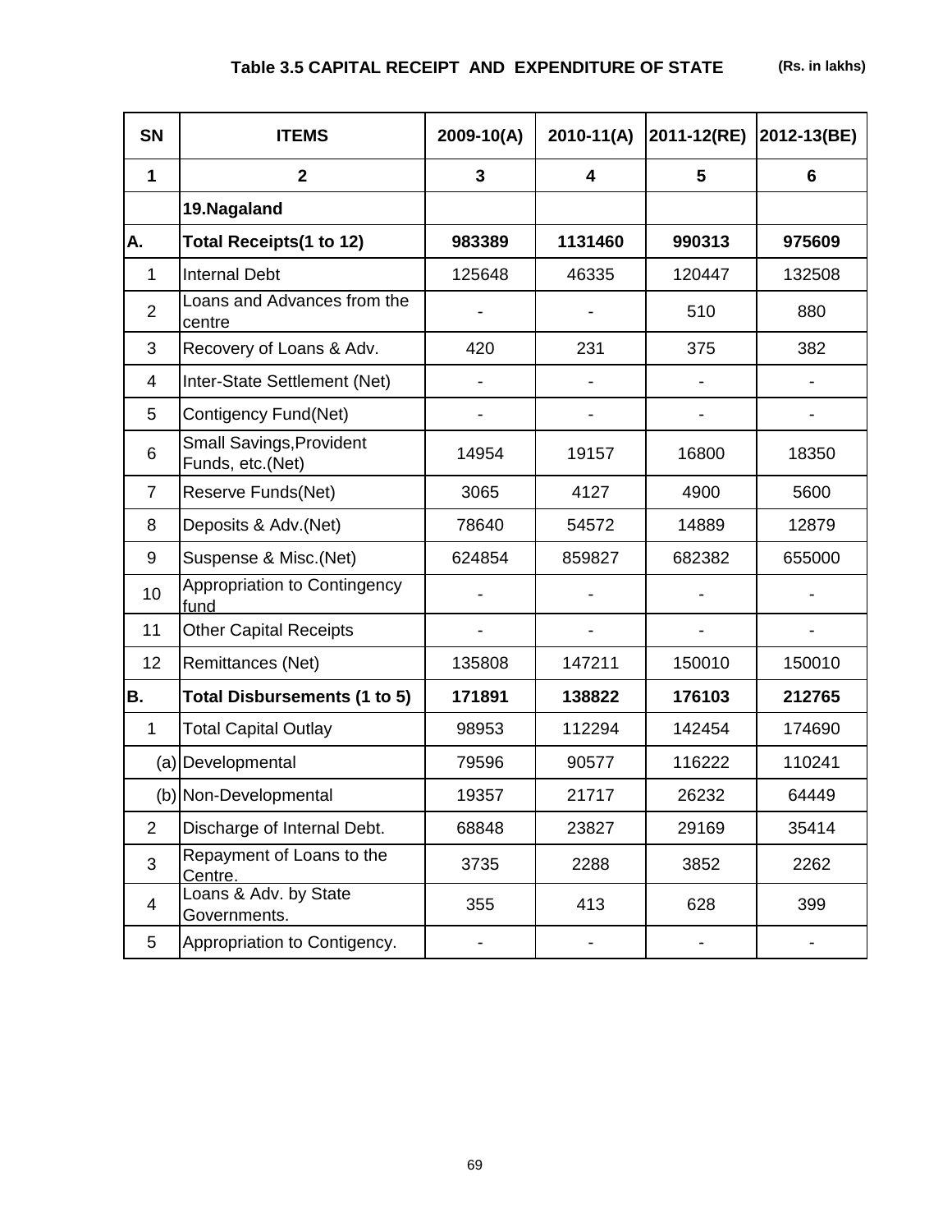## Table 3.5 CAPITAL RECEIPT AND EXPENDITURE OF STATE

(Rs. in lakhs)

| SN | ITEMS | 2009-10(A) | 2010-11(A) | 2011-12(RE) | 2012-13(BE) |
|---|---|---|---|---|---|
| 1 | 2 | 3 | 4 | 5 | 6 |
| | **19.Nagaland** | | | | |
| **A.** | **Total Receipts(1 to 12)** | **983389** | **1131460** | **990313** | **975609** |
| 1 | Internal Debt | 125648 | 46335 | 120447 | 132508 |
| 2 | Loans and Advances from the centre | - | - | 510 | 880 |
| 3 | Recovery of Loans & Adv. | 420 | 231 | 375 | 382 |
| 4 | Inter-State Settlement (Net) | - | - | - | - |
| 5 | Contigency Fund(Net) | - | - | - | - |
| 6 | Small Savings,Provident Funds, etc.(Net) | 14954 | 19157 | 16800 | 18350 |
| 7 | Reserve Funds(Net) | 3065 | 4127 | 4900 | 5600 |
| 8 | Deposits & Adv.(Net) | 78640 | 54572 | 14889 | 12879 |
| 9 | Suspense & Misc.(Net) | 624854 | 859827 | 682382 | 655000 |
| 10 | Appropriation to Contingency fund | - | - | - | - |
| 11 | Other Capital Receipts | - | - | - | - |
| 12 | Remittances (Net) | 135808 | 147211 | 150010 | 150010 |
| **B.** | **Total Disbursements (1 to 5)** | **171891** | **138822** | **176103** | **212765** |
| 1 | Total Capital Outlay | 98953 | 112294 | 142454 | 174690 |
| (a) | Developmental | 79596 | 90577 | 116222 | 110241 |
| (b) | Non-Developmental | 19357 | 21717 | 26232 | 64449 |
| 2 | Discharge of Internal Debt. | 68848 | 23827 | 29169 | 35414 |
| 3 | Repayment of Loans to the Centre. | 3735 | 2288 | 3852 | 2262 |
| 4 | Loans & Adv. by State Governments. | 355 | 413 | 628 | 399 |
| 5 | Appropriation to Contigency. | - | - | - | - |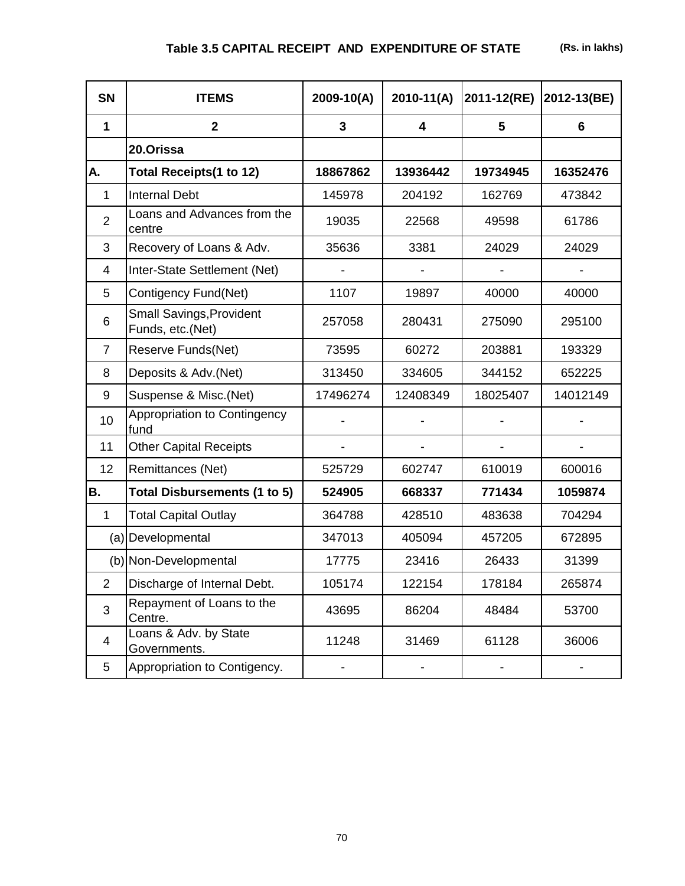## Table 3.5 CAPITAL RECEIPT AND EXPENDITURE OF STATE

(Rs. in lakhs)

| SN | ITEMS | 2009-10(A) | 2010-11(A) | 2011-12(RE) | 2012-13(BE) |
|---|---|---|---|---|---|
| 1 | 2 | 3 | 4 | 5 | 6 |
| | **20.Orissa** | | | | |
| **A.** | **Total Receipts(1 to 12)** | **18867862** | **13936442** | **19734945** | **16352476** |
| 1 | Internal Debt | 145978 | 204192 | 162769 | 473842 |
| 2 | Loans and Advances from the centre | 19035 | 22568 | 49598 | 61786 |
| 3 | Recovery of Loans & Adv. | 35636 | 3381 | 24029 | 24029 |
| 4 | Inter-State Settlement (Net) | - | - | - | - |
| 5 | Contigency Fund(Net) | 1107 | 19897 | 40000 | 40000 |
| 6 | Small Savings,Provident Funds, etc.(Net) | 257058 | 280431 | 275090 | 295100 |
| 7 | Reserve Funds(Net) | 73595 | 60272 | 203881 | 193329 |
| 8 | Deposits & Adv.(Net) | 313450 | 334605 | 344152 | 652225 |
| 9 | Suspense & Misc.(Net) | 17496274 | 12408349 | 18025407 | 14012149 |
| 10 | Appropriation to Contingency fund | - | - | - | - |
| 11 | Other Capital Receipts | - | - | - | - |
| 12 | Remittances (Net) | 525729 | 602747 | 610019 | 600016 |
| **B.** | **Total Disbursements (1 to 5)** | **524905** | **668337** | **771434** | **1059874** |
| 1 | Total Capital Outlay | 364788 | 428510 | 483638 | 704294 |
| (a) | Developmental | 347013 | 405094 | 457205 | 672895 |
| (b) | Non-Developmental | 17775 | 23416 | 26433 | 31399 |
| 2 | Discharge of Internal Debt. | 105174 | 122154 | 178184 | 265874 |
| 3 | Repayment of Loans to the Centre. | 43695 | 86204 | 48484 | 53700 |
| 4 | Loans & Adv. by State Governments. | 11248 | 31469 | 61128 | 36006 |
| 5 | Appropriation to Contigency. | - | - | - | - |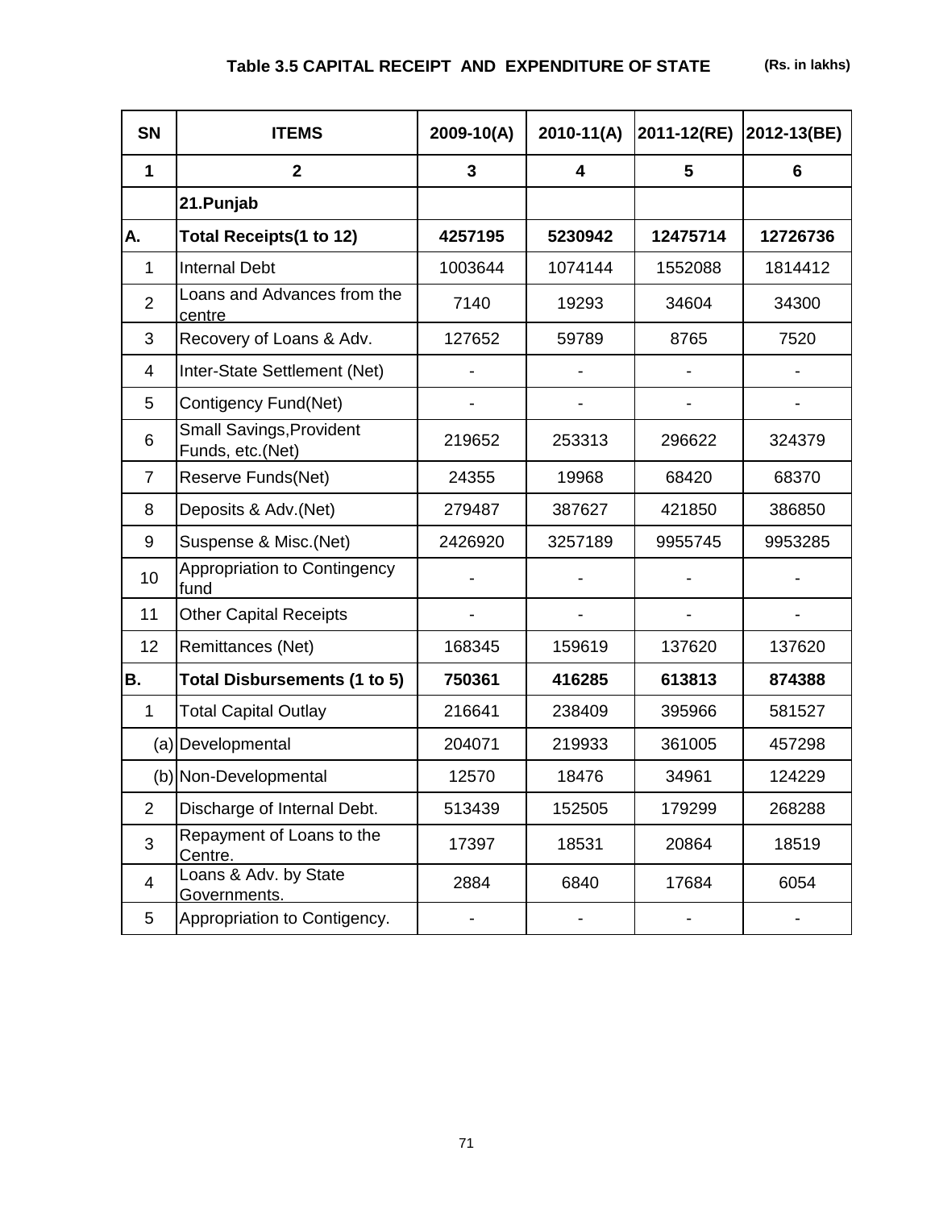**Table 3.5 CAPITAL RECEIPT AND EXPENDITURE OF STATE** **(Rs. in lakhs)**

| SN | ITEMS | 2009-10(A) | 2010-11(A) | 2011-12(RE) | 2012-13(BE) |
|---|---|---|---|---|---|
| **1** | **2** | **3** | **4** | **5** | **6** |
| | **21.Punjab** | | | | |
| **A.** | **Total Receipts(1 to 12)** | **4257195** | **5230942** | **12475714** | **12726736** |
| 1 | Internal Debt | 1003644 | 1074144 | 1552088 | 1814412 |
| 2 | Loans and Advances from the centre | 7140 | 19293 | 34604 | 34300 |
| 3 | Recovery of Loans & Adv. | 127652 | 59789 | 8765 | 7520 |
| 4 | Inter-State Settlement (Net) | - | - | - | - |
| 5 | Contigency Fund(Net) | - | - | - | - |
| 6 | Small Savings,Provident Funds, etc.(Net) | 219652 | 253313 | 296622 | 324379 |
| 7 | Reserve Funds(Net) | 24355 | 19968 | 68420 | 68370 |
| 8 | Deposits & Adv.(Net) | 279487 | 387627 | 421850 | 386850 |
| 9 | Suspense & Misc.(Net) | 2426920 | 3257189 | 9955745 | 9953285 |
| 10 | Appropriation to Contingency fund | - | - | - | - |
| 11 | Other Capital Receipts | - | - | - | - |
| 12 | Remittances (Net) | 168345 | 159619 | 137620 | 137620 |
| **B.** | **Total Disbursements (1 to 5)** | **750361** | **416285** | **613813** | **874388** |
| 1 | Total Capital Outlay | 216641 | 238409 | 395966 | 581527 |
| (a) | Developmental | 204071 | 219933 | 361005 | 457298 |
| (b) | Non-Developmental | 12570 | 18476 | 34961 | 124229 |
| 2 | Discharge of Internal Debt. | 513439 | 152505 | 179299 | 268288 |
| 3 | Repayment of Loans to the Centre. | 17397 | 18531 | 20864 | 18519 |
| 4 | Loans & Adv. by State Governments. | 2884 | 6840 | 17684 | 6054 |
| 5 | Appropriation to Contigency. | - | - | - | - |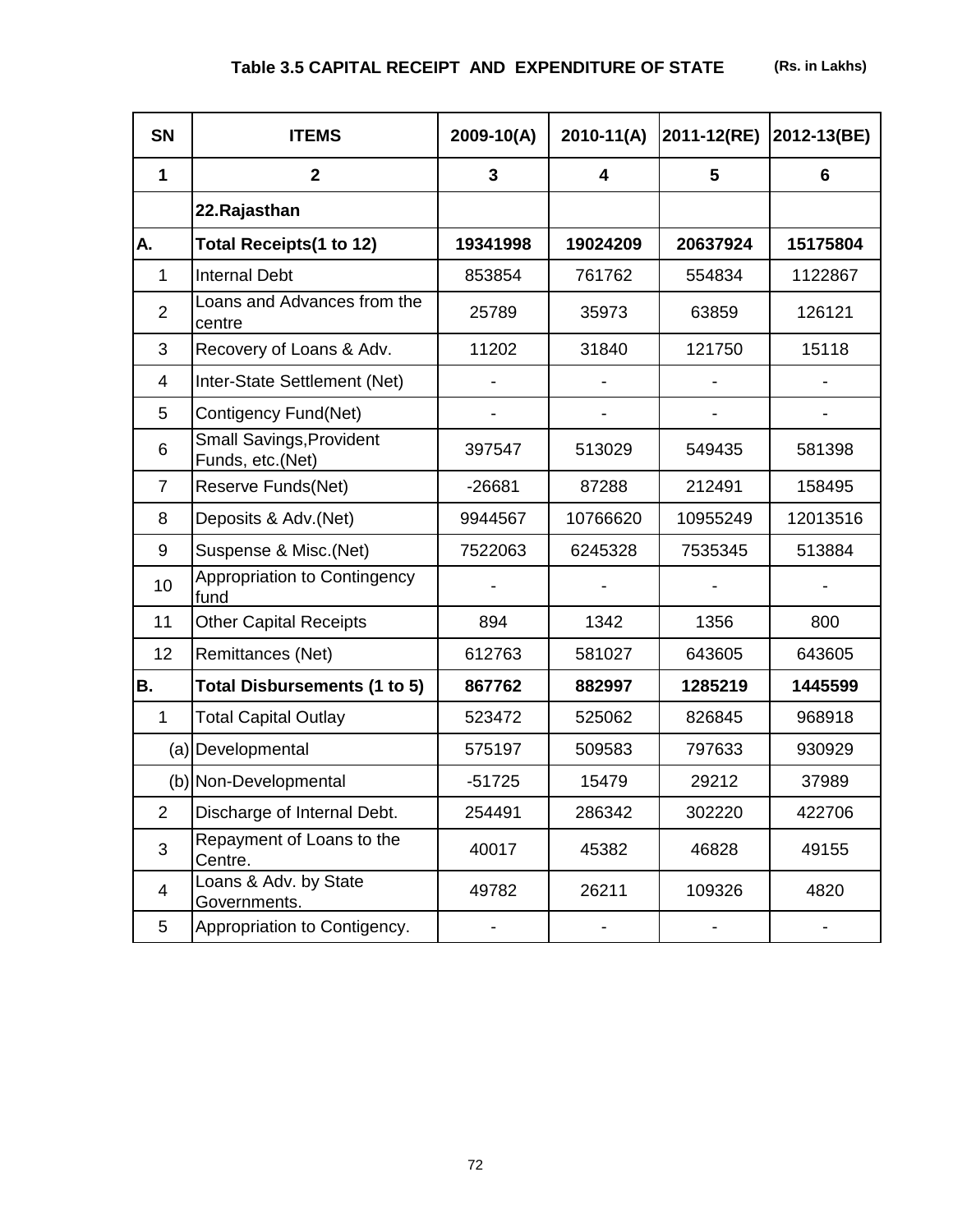**Table 3.5 CAPITAL RECEIPT AND EXPENDITURE OF STATE** (Rs. in Lakhs)

| SN | ITEMS | 2009-10(A) | 2010-11(A) | 2011-12(RE) | 2012-13(BE) |
|---|---|---|---|---|---|
| 1 | 2 | 3 | 4 | 5 | 6 |
| | **22.Rajasthan** | | | | |
| **A.** | **Total Receipts(1 to 12)** | **19341998** | **19024209** | **20637924** | **15175804** |
| 1 | Internal Debt | 853854 | 761762 | 554834 | 1122867 |
| 2 | Loans and Advances from the centre | 25789 | 35973 | 63859 | 126121 |
| 3 | Recovery of Loans & Adv. | 11202 | 31840 | 121750 | 15118 |
| 4 | Inter-State Settlement (Net) | - | - | - | - |
| 5 | Contigency Fund(Net) | - | - | - | - |
| 6 | Small Savings,Provident Funds, etc.(Net) | 397547 | 513029 | 549435 | 581398 |
| 7 | Reserve Funds(Net) | -26681 | 87288 | 212491 | 158495 |
| 8 | Deposits & Adv.(Net) | 9944567 | 10766620 | 10955249 | 12013516 |
| 9 | Suspense & Misc.(Net) | 7522063 | 6245328 | 7535345 | 513884 |
| 10 | Appropriation to Contingency fund | - | - | - | - |
| 11 | Other Capital Receipts | 894 | 1342 | 1356 | 800 |
| 12 | Remittances (Net) | 612763 | 581027 | 643605 | 643605 |
| **B.** | **Total Disbursements (1 to 5)** | **867762** | **882997** | **1285219** | **1445599** |
| 1 | Total Capital Outlay | 523472 | 525062 | 826845 | 968918 |
| (a) | Developmental | 575197 | 509583 | 797633 | 930929 |
| (b) | Non-Developmental | -51725 | 15479 | 29212 | 37989 |
| 2 | Discharge of Internal Debt. | 254491 | 286342 | 302220 | 422706 |
| 3 | Repayment of Loans to the Centre. | 40017 | 45382 | 46828 | 49155 |
| 4 | Loans & Adv. by State Governments. | 49782 | 26211 | 109326 | 4820 |
| 5 | Appropriation to Contigency. | - | - | - | - |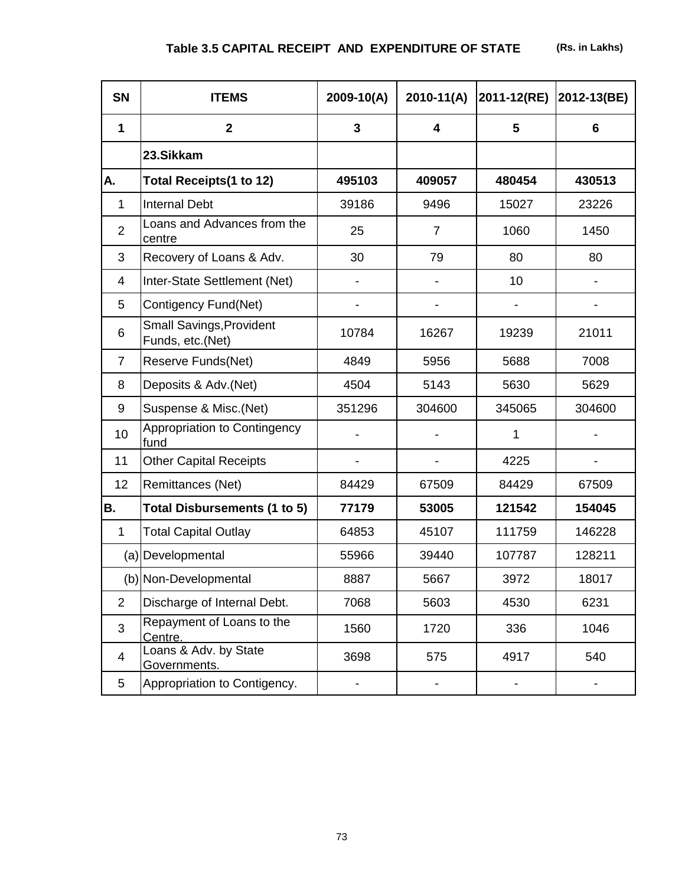## Table 3.5 CAPITAL RECEIPT AND EXPENDITURE OF STATE

(Rs. in Lakhs)

| SN | ITEMS | 2009-10(A) | 2010-11(A) | 2011-12(RE) | 2012-13(BE) |
|---|---|---|---|---|---|
| **1** | **2** | **3** | **4** | **5** | **6** |
| | **23.Sikkam** | | | | |
| **A.** | **Total Receipts(1 to 12)** | **495103** | **409057** | **480454** | **430513** |
| 1 | Internal Debt | 39186 | 9496 | 15027 | 23226 |
| 2 | Loans and Advances from the centre | 25 | 7 | 1060 | 1450 |
| 3 | Recovery of Loans & Adv. | 30 | 79 | 80 | 80 |
| 4 | Inter-State Settlement (Net) | - | - | 10 | - |
| 5 | Contigency Fund(Net) | - | - | - | - |
| 6 | Small Savings,Provident Funds, etc.(Net) | 10784 | 16267 | 19239 | 21011 |
| 7 | Reserve Funds(Net) | 4849 | 5956 | 5688 | 7008 |
| 8 | Deposits & Adv.(Net) | 4504 | 5143 | 5630 | 5629 |
| 9 | Suspense & Misc.(Net) | 351296 | 304600 | 345065 | 304600 |
| 10 | Appropriation to Contingency fund | - | - | 1 | - |
| 11 | Other Capital Receipts | - | - | 4225 | - |
| 12 | Remittances (Net) | 84429 | 67509 | 84429 | 67509 |
| **B.** | **Total Disbursements (1 to 5)** | **77179** | **53005** | **121542** | **154045** |
| 1 | Total Capital Outlay | 64853 | 45107 | 111759 | 146228 |
| (a) | Developmental | 55966 | 39440 | 107787 | 128211 |
| (b) | Non-Developmental | 8887 | 5667 | 3972 | 18017 |
| 2 | Discharge of Internal Debt. | 7068 | 5603 | 4530 | 6231 |
| 3 | Repayment of Loans to the Centre. | 1560 | 1720 | 336 | 1046 |
| 4 | Loans & Adv. by State Governments. | 3698 | 575 | 4917 | 540 |
| 5 | Appropriation to Contigency. | - | - | - | - |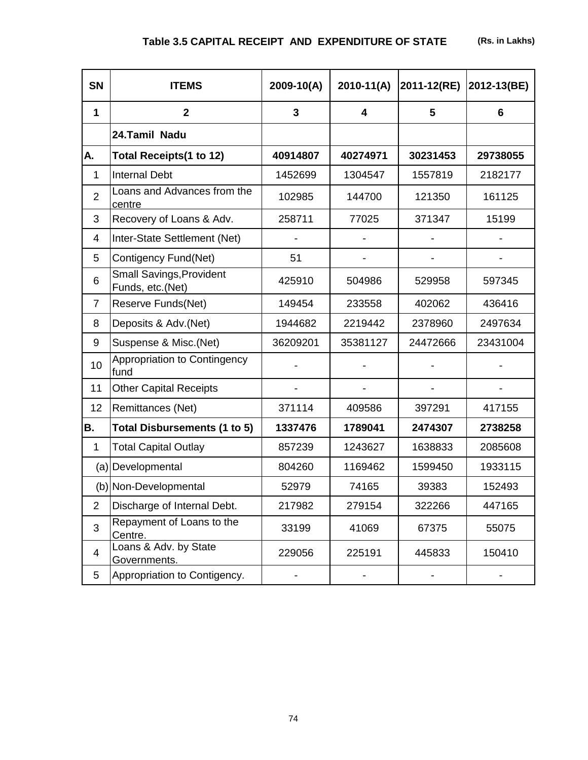## Table 3.5 CAPITAL RECEIPT AND EXPENDITURE OF STATE (Rs. in Lakhs)

| SN | ITEMS | 2009-10(A) | 2010-11(A) | 2011-12(RE) | 2012-13(BE) |
|---|---|---|---|---|---|
| **1** | **2** | **3** | **4** | **5** | **6** |
| | **24.Tamil Nadu** | | | | |
| **A.** | **Total Receipts(1 to 12)** | **40914807** | **40274971** | **30231453** | **29738055** |
| 1 | Internal Debt | 1452699 | 1304547 | 1557819 | 2182177 |
| 2 | Loans and Advances from the centre | 102985 | 144700 | 121350 | 161125 |
| 3 | Recovery of Loans & Adv. | 258711 | 77025 | 371347 | 15199 |
| 4 | Inter-State Settlement (Net) | - | - | - | - |
| 5 | Contigency Fund(Net) | 51 | - | - | - |
| 6 | Small Savings,Provident Funds, etc.(Net) | 425910 | 504986 | 529958 | 597345 |
| 7 | Reserve Funds(Net) | 149454 | 233558 | 402062 | 436416 |
| 8 | Deposits & Adv.(Net) | 1944682 | 2219442 | 2378960 | 2497634 |
| 9 | Suspense & Misc.(Net) | 36209201 | 35381127 | 24472666 | 23431004 |
| 10 | Appropriation to Contingency fund | - | - | - | - |
| 11 | Other Capital Receipts | - | - | - | - |
| 12 | Remittances (Net) | 371114 | 409586 | 397291 | 417155 |
| **B.** | **Total Disbursements (1 to 5)** | **1337476** | **1789041** | **2474307** | **2738258** |
| 1 | Total Capital Outlay | 857239 | 1243627 | 1638833 | 2085608 |
| (a) | Developmental | 804260 | 1169462 | 1599450 | 1933115 |
| (b) | Non-Developmental | 52979 | 74165 | 39383 | 152493 |
| 2 | Discharge of Internal Debt. | 217982 | 279154 | 322266 | 447165 |
| 3 | Repayment of Loans to the Centre. | 33199 | 41069 | 67375 | 55075 |
| 4 | Loans & Adv. by State Governments. | 229056 | 225191 | 445833 | 150410 |
| 5 | Appropriation to Contigency. | - | - | - | - |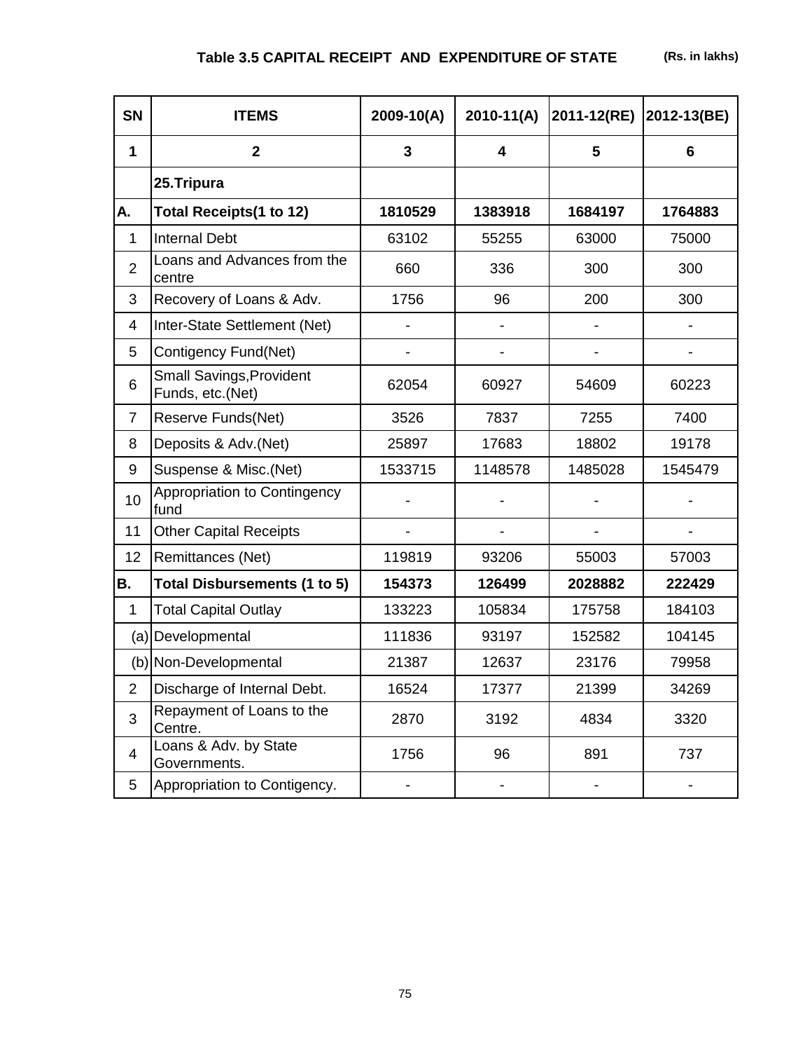**Table 3.5 CAPITAL RECEIPT AND EXPENDITURE OF STATE** **(Rs. in lakhs)**

| SN | ITEMS | 2009-10(A) | 2010-11(A) | 2011-12(RE) | 2012-13(BE) |
|---|---|---|---|---|---|
| **1** | **2** | **3** | **4** | **5** | **6** |
| | **25.Tripura** | | | | |
| **A.** | **Total Receipts(1 to 12)** | **1810529** | **1383918** | **1684197** | **1764883** |
| 1 | Internal Debt | 63102 | 55255 | 63000 | 75000 |
| 2 | Loans and Advances from the centre | 660 | 336 | 300 | 300 |
| 3 | Recovery of Loans & Adv. | 1756 | 96 | 200 | 300 |
| 4 | Inter-State Settlement (Net) | - | - | - | - |
| 5 | Contigency Fund(Net) | - | - | - | - |
| 6 | Small Savings,Provident Funds, etc.(Net) | 62054 | 60927 | 54609 | 60223 |
| 7 | Reserve Funds(Net) | 3526 | 7837 | 7255 | 7400 |
| 8 | Deposits & Adv.(Net) | 25897 | 17683 | 18802 | 19178 |
| 9 | Suspense & Misc.(Net) | 1533715 | 1148578 | 1485028 | 1545479 |
| 10 | Appropriation to Contingency fund | - | - | - | - |
| 11 | Other Capital Receipts | - | - | - | - |
| 12 | Remittances (Net) | 119819 | 93206 | 55003 | 57003 |
| **B.** | **Total Disbursements (1 to 5)** | **154373** | **126499** | **2028882** | **222429** |
| 1 | Total Capital Outlay | 133223 | 105834 | 175758 | 184103 |
| (a) | Developmental | 111836 | 93197 | 152582 | 104145 |
| (b) | Non-Developmental | 21387 | 12637 | 23176 | 79958 |
| 2 | Discharge of Internal Debt. | 16524 | 17377 | 21399 | 34269 |
| 3 | Repayment of Loans to the Centre. | 2870 | 3192 | 4834 | 3320 |
| 4 | Loans & Adv. by State Governments. | 1756 | 96 | 891 | 737 |
| 5 | Appropriation to Contigency. | - | - | - | - |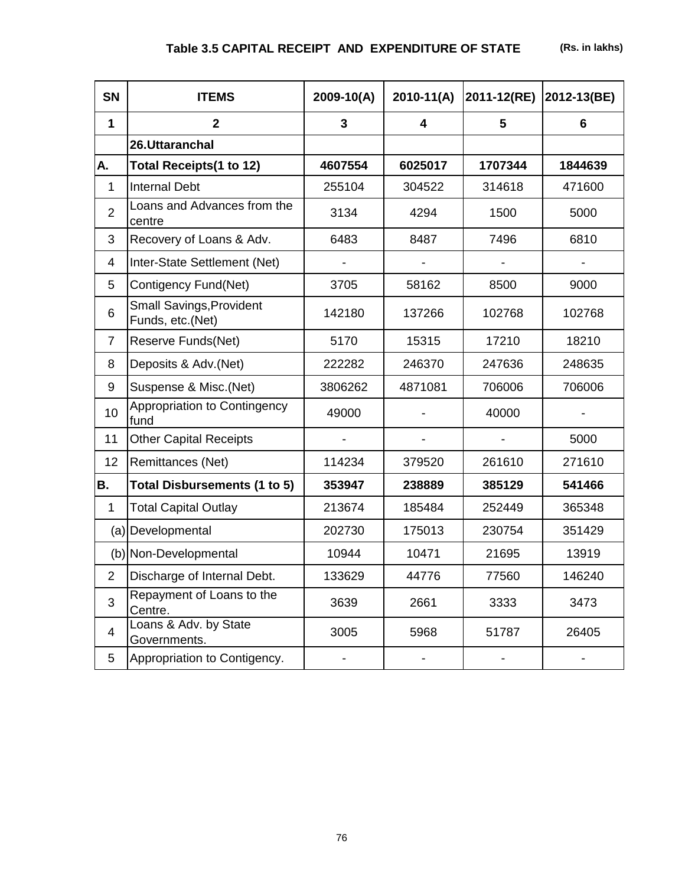## Table 3.5 CAPITAL RECEIPT AND EXPENDITURE OF STATE

(Rs. in lakhs)

| SN | ITEMS | 2009-10(A) | 2010-11(A) | 2011-12(RE) | 2012-13(BE) |
|---|---|---|---|---|---|
| 1 | 2 | 3 | 4 | 5 | 6 |
| | **26.Uttaranchal** | | | | |
| **A.** | **Total Receipts(1 to 12)** | **4607554** | **6025017** | **1707344** | **1844639** |
| 1 | Internal Debt | 255104 | 304522 | 314618 | 471600 |
| 2 | Loans and Advances from the centre | 3134 | 4294 | 1500 | 5000 |
| 3 | Recovery of Loans & Adv. | 6483 | 8487 | 7496 | 6810 |
| 4 | Inter-State Settlement (Net) | - | - | - | - |
| 5 | Contigency Fund(Net) | 3705 | 58162 | 8500 | 9000 |
| 6 | Small Savings,Provident Funds, etc.(Net) | 142180 | 137266 | 102768 | 102768 |
| 7 | Reserve Funds(Net) | 5170 | 15315 | 17210 | 18210 |
| 8 | Deposits & Adv.(Net) | 222282 | 246370 | 247636 | 248635 |
| 9 | Suspense & Misc.(Net) | 3806262 | 4871081 | 706006 | 706006 |
| 10 | Appropriation to Contingency fund | 49000 | - | 40000 | - |
| 11 | Other Capital Receipts | - | - | - | 5000 |
| 12 | Remittances (Net) | 114234 | 379520 | 261610 | 271610 |
| **B.** | **Total Disbursements (1 to 5)** | **353947** | **238889** | **385129** | **541466** |
| 1 | Total Capital Outlay | 213674 | 185484 | 252449 | 365348 |
| (a) | Developmental | 202730 | 175013 | 230754 | 351429 |
| (b) | Non-Developmental | 10944 | 10471 | 21695 | 13919 |
| 2 | Discharge of Internal Debt. | 133629 | 44776 | 77560 | 146240 |
| 3 | Repayment of Loans to the Centre. | 3639 | 2661 | 3333 | 3473 |
| 4 | Loans & Adv. by State Governments. | 3005 | 5968 | 51787 | 26405 |
| 5 | Appropriation to Contigency. | - | - | - | - |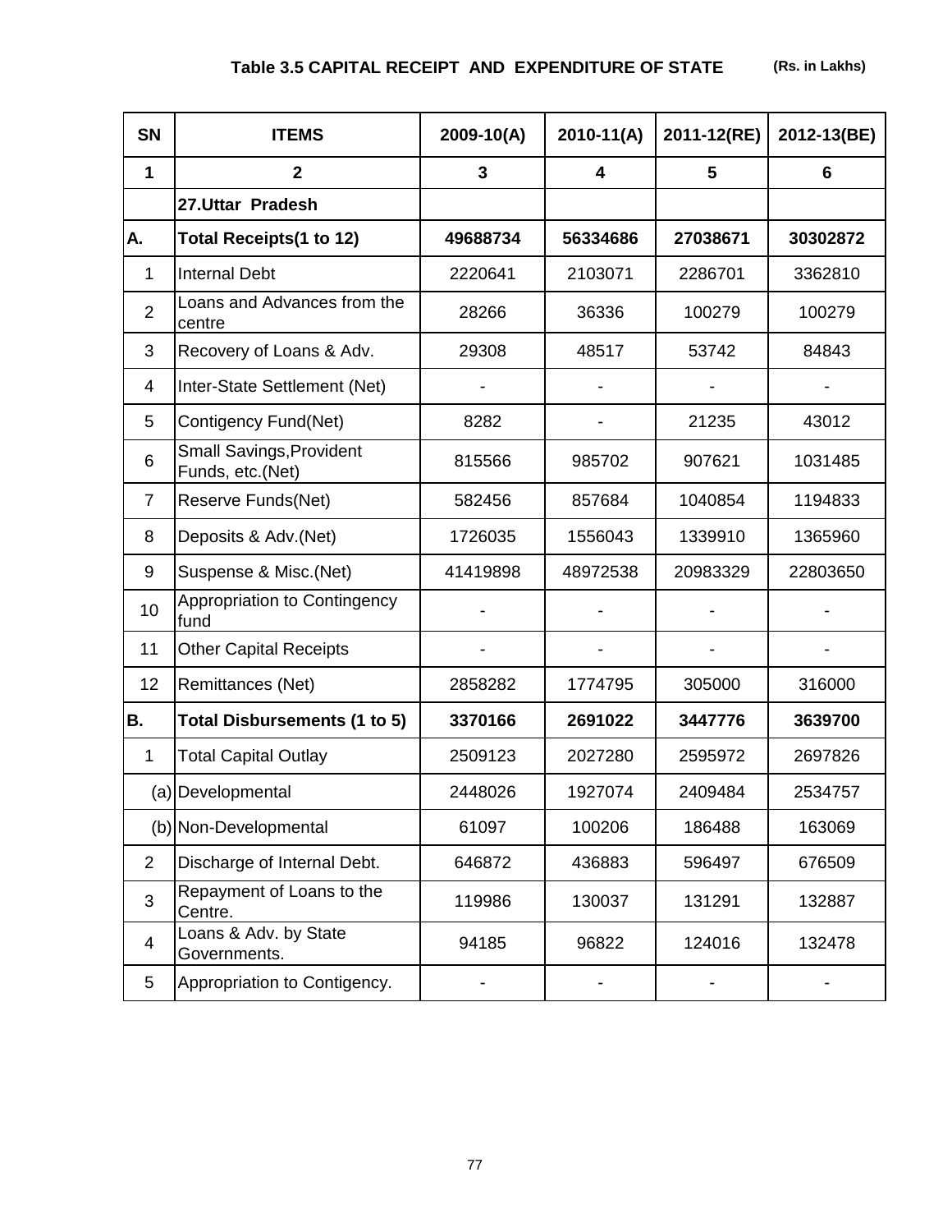## Table 3.5 CAPITAL RECEIPT AND EXPENDITURE OF STATE

(Rs. in Lakhs)

| SN | ITEMS | 2009-10(A) | 2010-11(A) | 2011-12(RE) | 2012-13(BE) |
|---|---|---|---|---|---|
| 1 | 2 | 3 | 4 | 5 | 6 |
| | **27.Uttar Pradesh** | | | | |
| **A.** | **Total Receipts(1 to 12)** | **49688734** | **56334686** | **27038671** | **30302872** |
| 1 | Internal Debt | 2220641 | 2103071 | 2286701 | 3362810 |
| 2 | Loans and Advances from the centre | 28266 | 36336 | 100279 | 100279 |
| 3 | Recovery of Loans & Adv. | 29308 | 48517 | 53742 | 84843 |
| 4 | Inter-State Settlement (Net) | - | - | - | - |
| 5 | Contigency Fund(Net) | 8282 | - | 21235 | 43012 |
| 6 | Small Savings,Provident Funds, etc.(Net) | 815566 | 985702 | 907621 | 1031485 |
| 7 | Reserve Funds(Net) | 582456 | 857684 | 1040854 | 1194833 |
| 8 | Deposits & Adv.(Net) | 1726035 | 1556043 | 1339910 | 1365960 |
| 9 | Suspense & Misc.(Net) | 41419898 | 48972538 | 20983329 | 22803650 |
| 10 | Appropriation to Contingency fund | - | - | - | - |
| 11 | Other Capital Receipts | - | - | - | - |
| 12 | Remittances (Net) | 2858282 | 1774795 | 305000 | 316000 |
| **B.** | **Total Disbursements (1 to 5)** | **3370166** | **2691022** | **3447776** | **3639700** |
| 1 | Total Capital Outlay | 2509123 | 2027280 | 2595972 | 2697826 |
| (a) | Developmental | 2448026 | 1927074 | 2409484 | 2534757 |
| (b) | Non-Developmental | 61097 | 100206 | 186488 | 163069 |
| 2 | Discharge of Internal Debt. | 646872 | 436883 | 596497 | 676509 |
| 3 | Repayment of Loans to the Centre. | 119986 | 130037 | 131291 | 132887 |
| 4 | Loans & Adv. by State Governments. | 94185 | 96822 | 124016 | 132478 |
| 5 | Appropriation to Contigency. | - | - | - | - |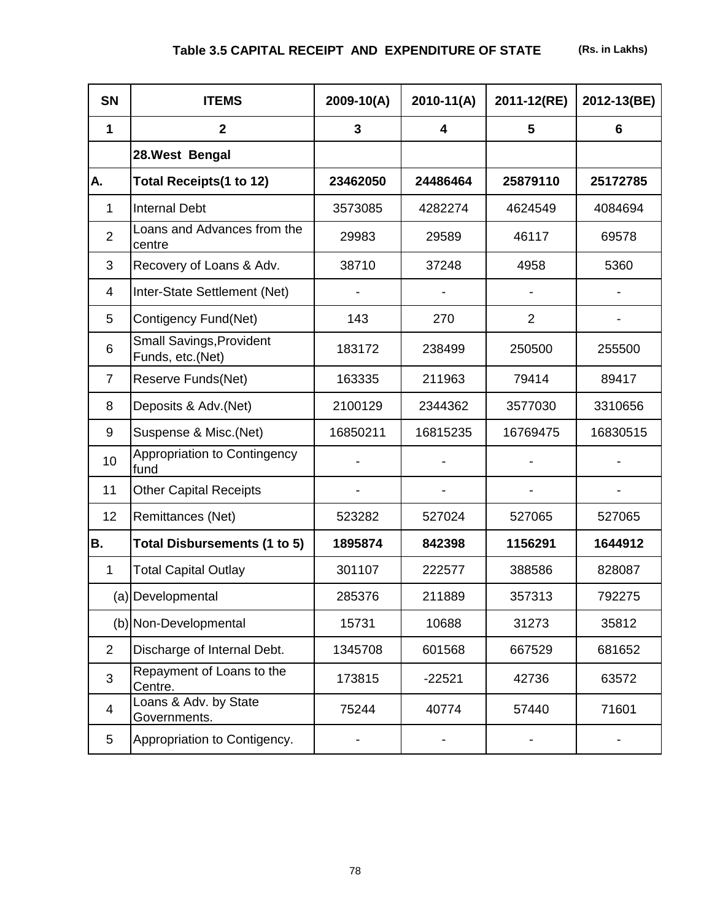## Table 3.5 CAPITAL RECEIPT AND EXPENDITURE OF STATE (Rs. in Lakhs)

| SN | ITEMS | 2009-10(A) | 2010-11(A) | 2011-12(RE) | 2012-13(BE) |
|---|---|---|---|---|---|
| 1 | 2 | 3 | 4 | 5 | 6 |
| | **28.West Bengal** | | | | |
| **A.** | **Total Receipts(1 to 12)** | **23462050** | **24486464** | **25879110** | **25172785** |
| 1 | Internal Debt | 3573085 | 4282274 | 4624549 | 4084694 |
| 2 | Loans and Advances from the centre | 29983 | 29589 | 46117 | 69578 |
| 3 | Recovery of Loans & Adv. | 38710 | 37248 | 4958 | 5360 |
| 4 | Inter-State Settlement (Net) | - | - | - | - |
| 5 | Contigency Fund(Net) | 143 | 270 | 2 | - |
| 6 | Small Savings,Provident Funds, etc.(Net) | 183172 | 238499 | 250500 | 255500 |
| 7 | Reserve Funds(Net) | 163335 | 211963 | 79414 | 89417 |
| 8 | Deposits & Adv.(Net) | 2100129 | 2344362 | 3577030 | 3310656 |
| 9 | Suspense & Misc.(Net) | 16850211 | 16815235 | 16769475 | 16830515 |
| 10 | Appropriation to Contingency fund | - | - | - | - |
| 11 | Other Capital Receipts | - | - | - | - |
| 12 | Remittances (Net) | 523282 | 527024 | 527065 | 527065 |
| **B.** | **Total Disbursements (1 to 5)** | **1895874** | **842398** | **1156291** | **1644912** |
| 1 | Total Capital Outlay | 301107 | 222577 | 388586 | 828087 |
| (a) | Developmental | 285376 | 211889 | 357313 | 792275 |
| (b) | Non-Developmental | 15731 | 10688 | 31273 | 35812 |
| 2 | Discharge of Internal Debt. | 1345708 | 601568 | 667529 | 681652 |
| 3 | Repayment of Loans to the Centre. | 173815 | -22521 | 42736 | 63572 |
| 4 | Loans & Adv. by State Governments. | 75244 | 40774 | 57440 | 71601 |
| 5 | Appropriation to Contigency. | - | - | - | - |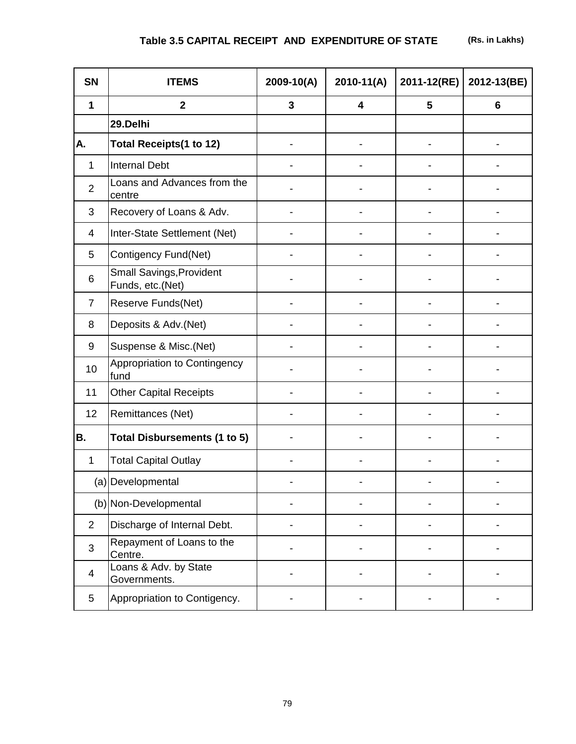## Table 3.5 CAPITAL RECEIPT AND EXPENDITURE OF STATE

(Rs. in Lakhs)

| SN | ITEMS | 2009-10(A) | 2010-11(A) | 2011-12(RE) | 2012-13(BE) |
|---|---|---|---|---|---|
| 1 | 2 | 3 | 4 | 5 | 6 |
| | **29.Delhi** | | | | |
| **A.** | **Total Receipts(1 to 12)** | - | - | - | - |
| 1 | Internal Debt | - | - | - | - |
| 2 | Loans and Advances from the centre | - | - | - | - |
| 3 | Recovery of Loans & Adv. | - | - | - | - |
| 4 | Inter-State Settlement (Net) | - | - | - | - |
| 5 | Contigency Fund(Net) | - | - | - | - |
| 6 | Small Savings,Provident Funds, etc.(Net) | - | - | - | - |
| 7 | Reserve Funds(Net) | - | - | - | - |
| 8 | Deposits & Adv.(Net) | - | - | - | - |
| 9 | Suspense & Misc.(Net) | - | - | - | - |
| 10 | Appropriation to Contingency fund | - | - | - | - |
| 11 | Other Capital Receipts | - | - | - | - |
| 12 | Remittances (Net) | - | - | - | - |
| **B.** | **Total Disbursements (1 to 5)** | - | - | - | - |
| 1 | Total Capital Outlay | - | - | - | - |
| (a) | Developmental | - | - | - | - |
| (b) | Non-Developmental | - | - | - | - |
| 2 | Discharge of Internal Debt. | - | - | - | - |
| 3 | Repayment of Loans to the Centre. | - | - | - | - |
| 4 | Loans & Adv. by State Governments. | - | - | - | - |
| 5 | Appropriation to Contigency. | - | - | - | - |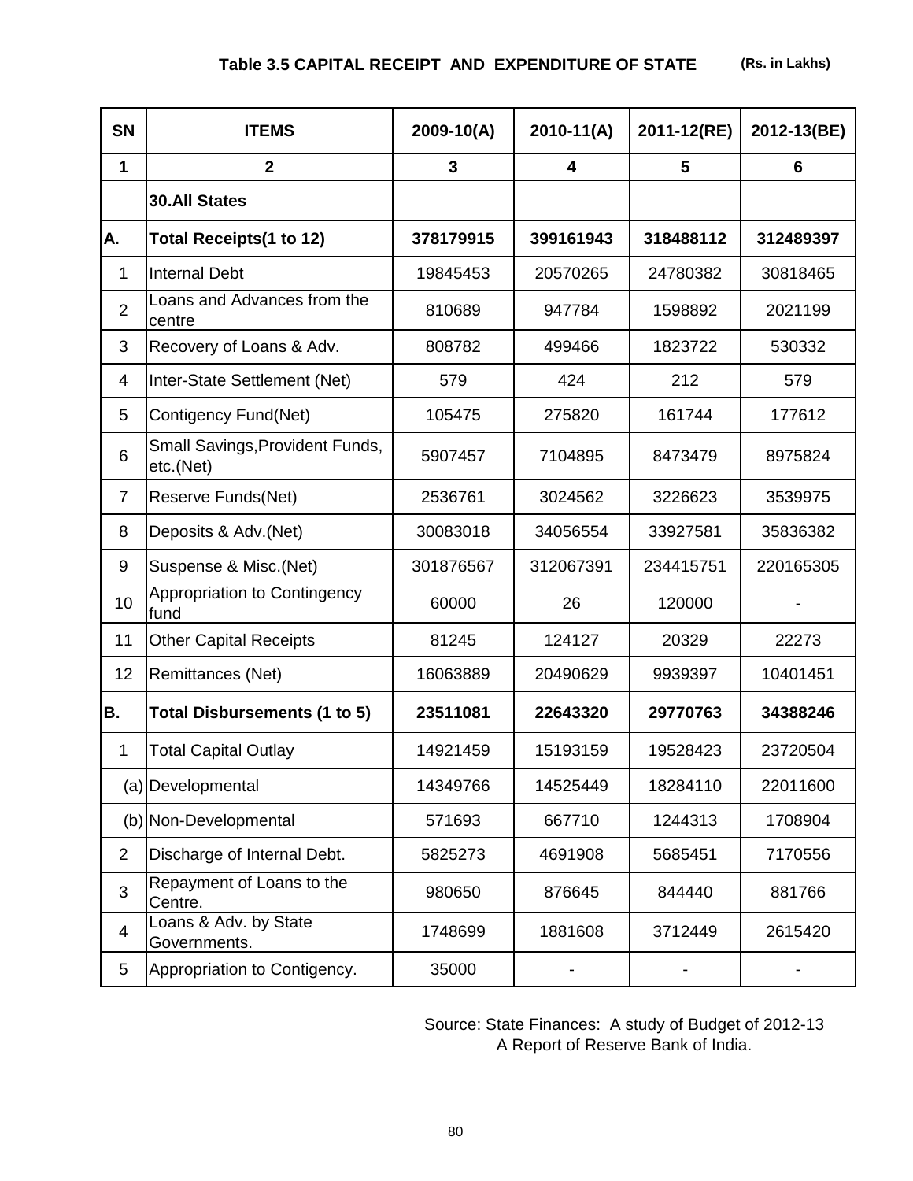## Table 3.5 CAPITAL RECEIPT AND EXPENDITURE OF STATE (Rs. in Lakhs)

| SN | ITEMS | 2009-10(A) | 2010-11(A) | 2011-12(RE) | 2012-13(BE) |
|---|---|---|---|---|---|
| **1** | **2** | **3** | **4** | **5** | **6** |
| | **30.All States** | | | | |
| **A.** | **Total Receipts(1 to 12)** | **378179915** | **399161943** | **318488112** | **312489397** |
| 1 | Internal Debt | 19845453 | 20570265 | 24780382 | 30818465 |
| 2 | Loans and Advances from the centre | 810689 | 947784 | 1598892 | 2021199 |
| 3 | Recovery of Loans & Adv. | 808782 | 499466 | 1823722 | 530332 |
| 4 | Inter-State Settlement (Net) | 579 | 424 | 212 | 579 |
| 5 | Contigency Fund(Net) | 105475 | 275820 | 161744 | 177612 |
| 6 | Small Savings,Provident Funds, etc.(Net) | 5907457 | 7104895 | 8473479 | 8975824 |
| 7 | Reserve Funds(Net) | 2536761 | 3024562 | 3226623 | 3539975 |
| 8 | Deposits & Adv.(Net) | 30083018 | 34056554 | 33927581 | 35836382 |
| 9 | Suspense & Misc.(Net) | 301876567 | 312067391 | 234415751 | 220165305 |
| 10 | Appropriation to Contingency fund | 60000 | 26 | 120000 | - |
| 11 | Other Capital Receipts | 81245 | 124127 | 20329 | 22273 |
| 12 | Remittances (Net) | 16063889 | 20490629 | 9939397 | 10401451 |
| **B.** | **Total Disbursements (1 to 5)** | **23511081** | **22643320** | **29770763** | **34388246** |
| 1 | Total Capital Outlay | 14921459 | 15193159 | 19528423 | 23720504 |
| (a) | Developmental | 14349766 | 14525449 | 18284110 | 22011600 |
| (b) | Non-Developmental | 571693 | 667710 | 1244313 | 1708904 |
| 2 | Discharge of Internal Debt. | 5825273 | 4691908 | 5685451 | 7170556 |
| 3 | Repayment of Loans to the Centre. | 980650 | 876645 | 844440 | 881766 |
| 4 | Loans & Adv. by State Governments. | 1748699 | 1881608 | 3712449 | 2615420 |
| 5 | Appropriation to Contigency. | 35000 | - | - | - |

Source: State Finances: A study of Budget of 2012-13
A Report of Reserve Bank of India.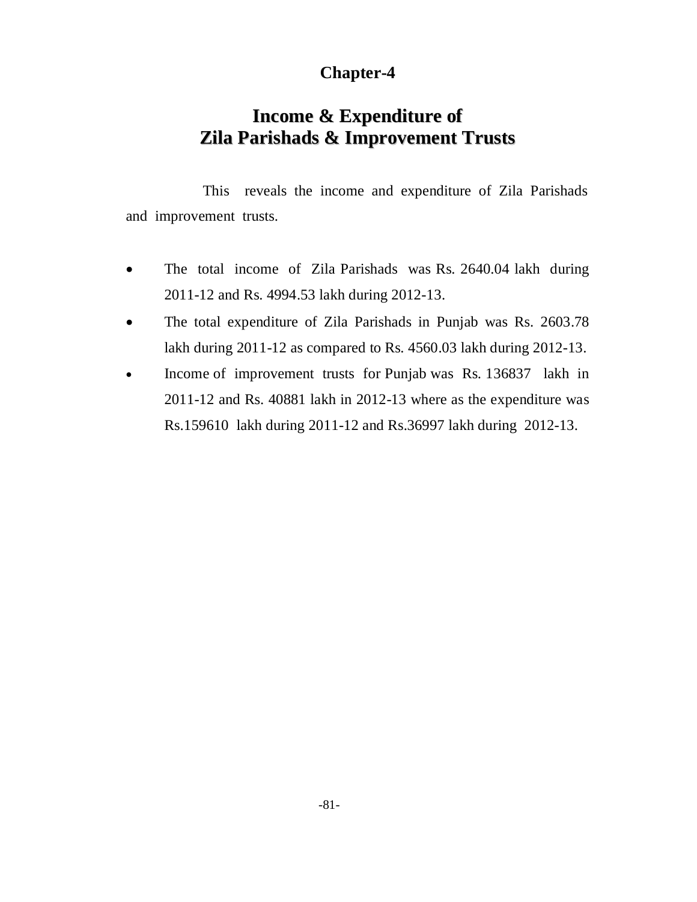# Chapter-4

## Income & Expenditure of Zila Parishads & Improvement Trusts

This reveals the income and expenditure of Zila Parishads and improvement trusts.

- The total income of Zila Parishads was Rs. 2640.04 lakh during 2011-12 and Rs. 4994.53 lakh during 2012-13.
- The total expenditure of Zila Parishads in Punjab was Rs. 2603.78 lakh during 2011-12 as compared to Rs. 4560.03 lakh during 2012-13.
- Income of improvement trusts for Punjab was Rs. 136837 lakh in 2011-12 and Rs. 40881 lakh in 2012-13 where as the expenditure was Rs.159610 lakh during 2011-12 and Rs.36997 lakh during 2012-13.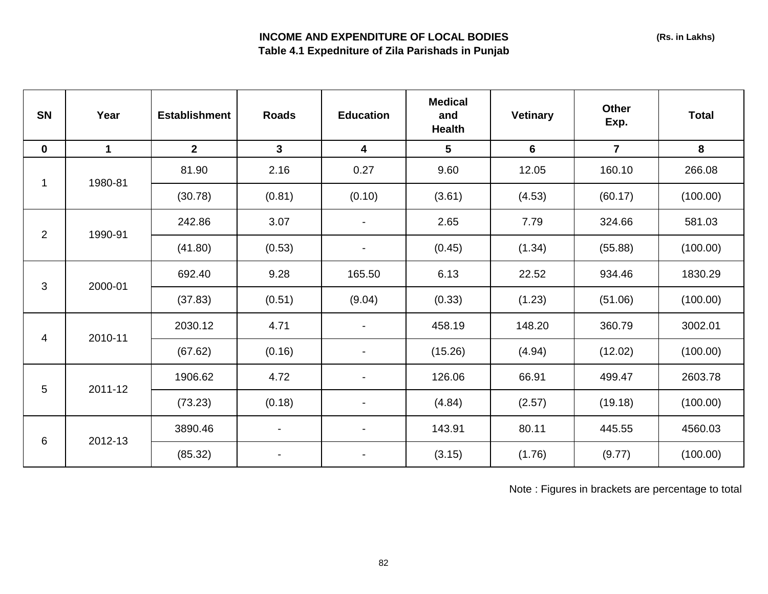## INCOME AND EXPENDITURE OF LOCAL BODIES

**(Rs. in Lakhs)**

### Table 4.1 Expedniture of Zila Parishads in Punjab

| SN | Year | Establishment | Roads | Education | Medical and Health | Vetinary | Other Exp. | Total |
|---|---|---|---|---|---|---|---|---|
| 0 | 1 | 2 | 3 | 4 | 5 | 6 | 7 | 8 |
| 1 | 1980-81 | 81.90 | 2.16 | 0.27 | 9.60 | 12.05 | 160.10 | 266.08 |
| | | (30.78) | (0.81) | (0.10) | (3.61) | (4.53) | (60.17) | (100.00) |
| 2 | 1990-91 | 242.86 | 3.07 | - | 2.65 | 7.79 | 324.66 | 581.03 |
| | | (41.80) | (0.53) | - | (0.45) | (1.34) | (55.88) | (100.00) |
| 3 | 2000-01 | 692.40 | 9.28 | 165.50 | 6.13 | 22.52 | 934.46 | 1830.29 |
| | | (37.83) | (0.51) | (9.04) | (0.33) | (1.23) | (51.06) | (100.00) |
| 4 | 2010-11 | 2030.12 | 4.71 | - | 458.19 | 148.20 | 360.79 | 3002.01 |
| | | (67.62) | (0.16) | - | (15.26) | (4.94) | (12.02) | (100.00) |
| 5 | 2011-12 | 1906.62 | 4.72 | - | 126.06 | 66.91 | 499.47 | 2603.78 |
| | | (73.23) | (0.18) | - | (4.84) | (2.57) | (19.18) | (100.00) |
| 6 | 2012-13 | 3890.46 | - | - | 143.91 | 80.11 | 445.55 | 4560.03 |
| | | (85.32) | - | - | (3.15) | (1.76) | (9.77) | (100.00) |

Note : Figures in brackets are percentage to total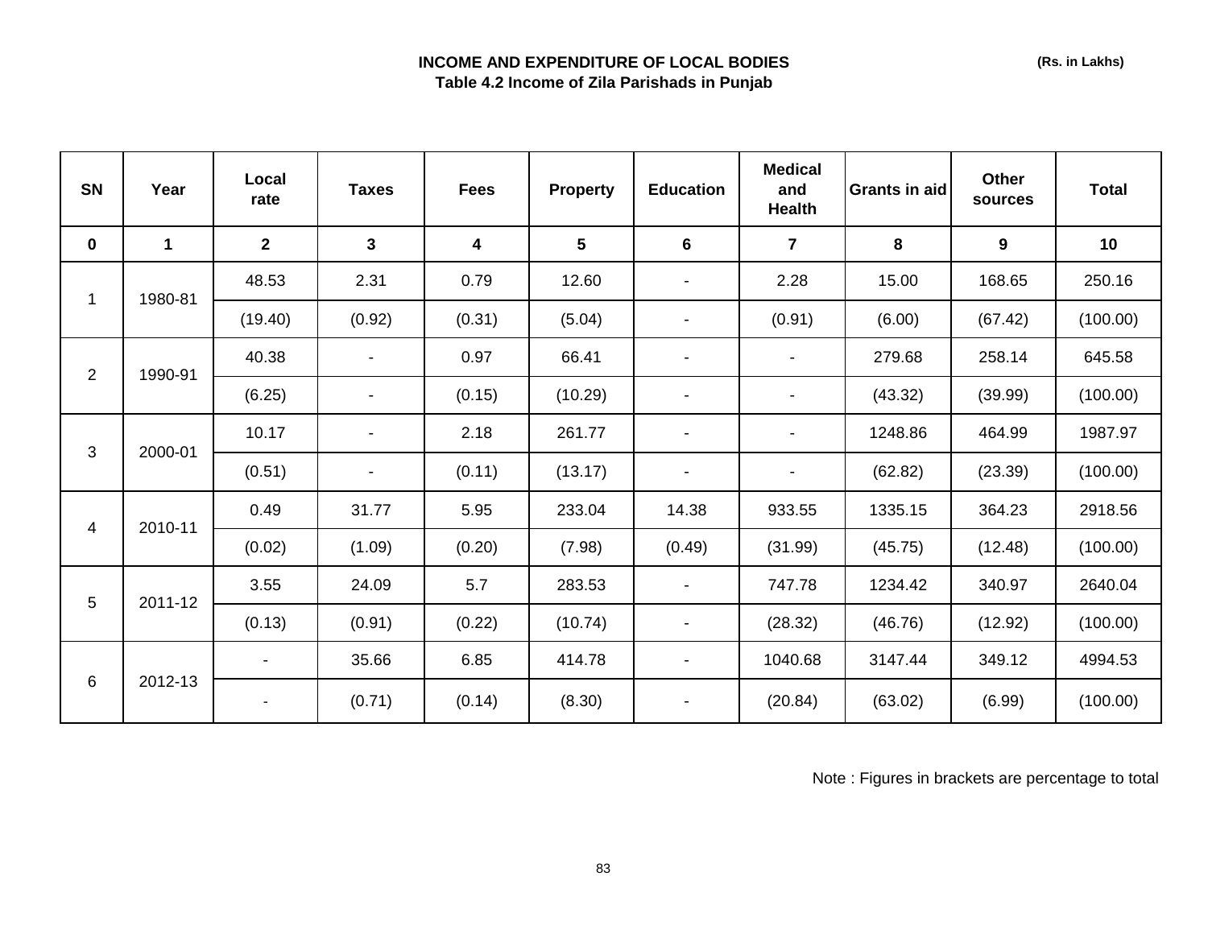**(Rs. in Lakhs)**

# INCOME AND EXPENDITURE OF LOCAL BODIES

## Table 4.2 Income of Zila Parishads in Punjab

| SN | Year | Local rate | Taxes | Fees | Property | Education | Medical and Health | Grants in aid | Other sources | Total |
|---|---|---|---|---|---|---|---|---|---|---|
| 0 | 1 | 2 | 3 | 4 | 5 | 6 | 7 | 8 | 9 | 10 |
| 1 | 1980-81 | 48.53 | 2.31 | 0.79 | 12.60 | - | 2.28 | 15.00 | 168.65 | 250.16 |
| | | (19.40) | (0.92) | (0.31) | (5.04) | - | (0.91) | (6.00) | (67.42) | (100.00) |
| 2 | 1990-91 | 40.38 | - | 0.97 | 66.41 | - | - | 279.68 | 258.14 | 645.58 |
| | | (6.25) | - | (0.15) | (10.29) | - | - | (43.32) | (39.99) | (100.00) |
| 3 | 2000-01 | 10.17 | - | 2.18 | 261.77 | - | - | 1248.86 | 464.99 | 1987.97 |
| | | (0.51) | - | (0.11) | (13.17) | - | - | (62.82) | (23.39) | (100.00) |
| 4 | 2010-11 | 0.49 | 31.77 | 5.95 | 233.04 | 14.38 | 933.55 | 1335.15 | 364.23 | 2918.56 |
| | | (0.02) | (1.09) | (0.20) | (7.98) | (0.49) | (31.99) | (45.75) | (12.48) | (100.00) |
| 5 | 2011-12 | 3.55 | 24.09 | 5.7 | 283.53 | - | 747.78 | 1234.42 | 340.97 | 2640.04 |
| | | (0.13) | (0.91) | (0.22) | (10.74) | - | (28.32) | (46.76) | (12.92) | (100.00) |
| 6 | 2012-13 | - | 35.66 | 6.85 | 414.78 | - | 1040.68 | 3147.44 | 349.12 | 4994.53 |
| | | - | (0.71) | (0.14) | (8.30) | - | (20.84) | (63.02) | (6.99) | (100.00) |

Note : Figures in brackets are percentage to total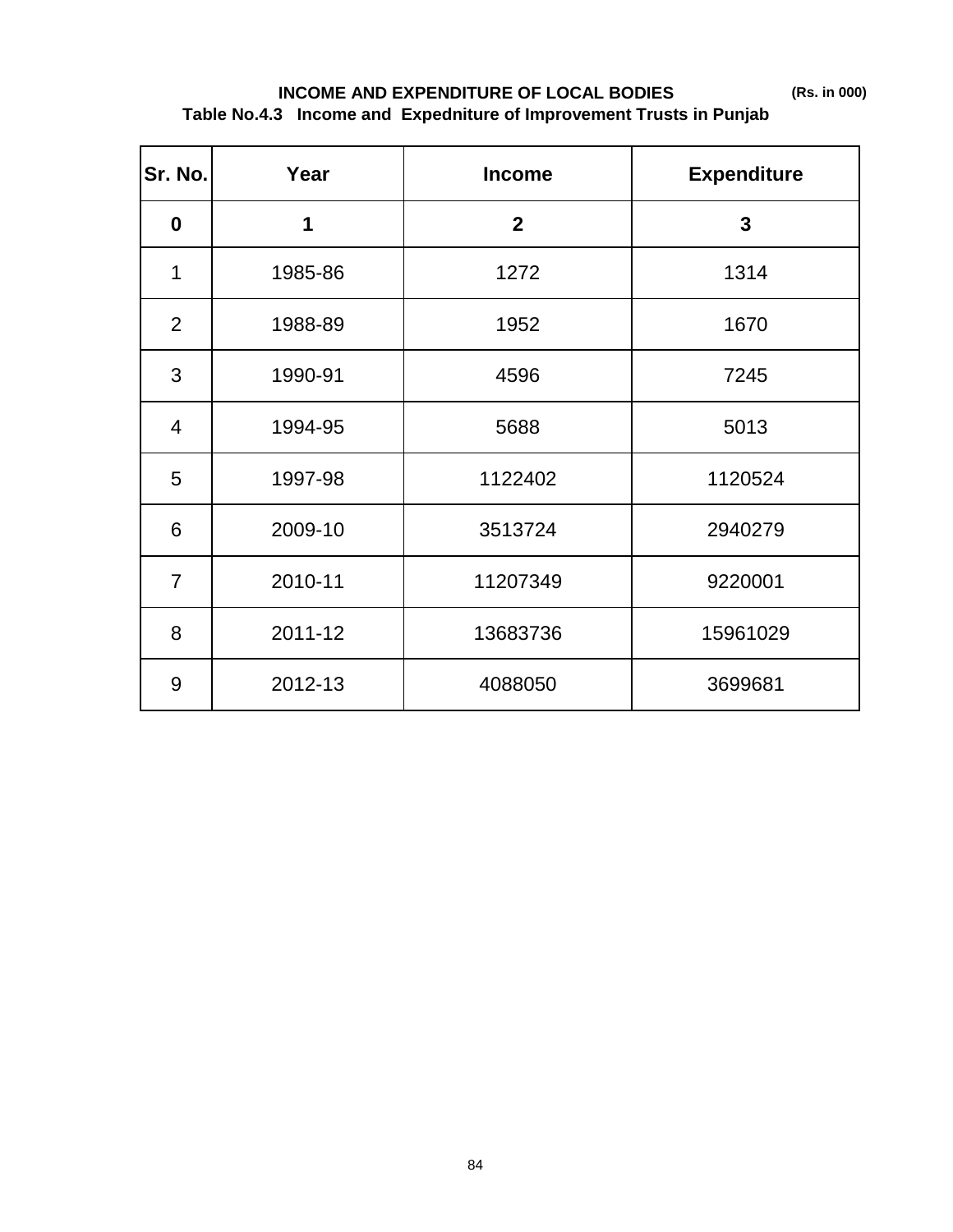**INCOME AND EXPENDITURE OF LOCAL BODIES** **(Rs. in 000)**

**Table No.4.3 Income and Expednditure of Improvement Trusts in Punjab**

| Sr. No. | Year | Income | Expenditure |
|---|---|---|---|
| **0** | **1** | **2** | **3** |
| 1 | 1985-86 | 1272 | 1314 |
| 2 | 1988-89 | 1952 | 1670 |
| 3 | 1990-91 | 4596 | 7245 |
| 4 | 1994-95 | 5688 | 5013 |
| 5 | 1997-98 | 1122402 | 1120524 |
| 6 | 2009-10 | 3513724 | 2940279 |
| 7 | 2010-11 | 11207349 | 9220001 |
| 8 | 2011-12 | 13683736 | 15961029 |
| 9 | 2012-13 | 4088050 | 3699681 |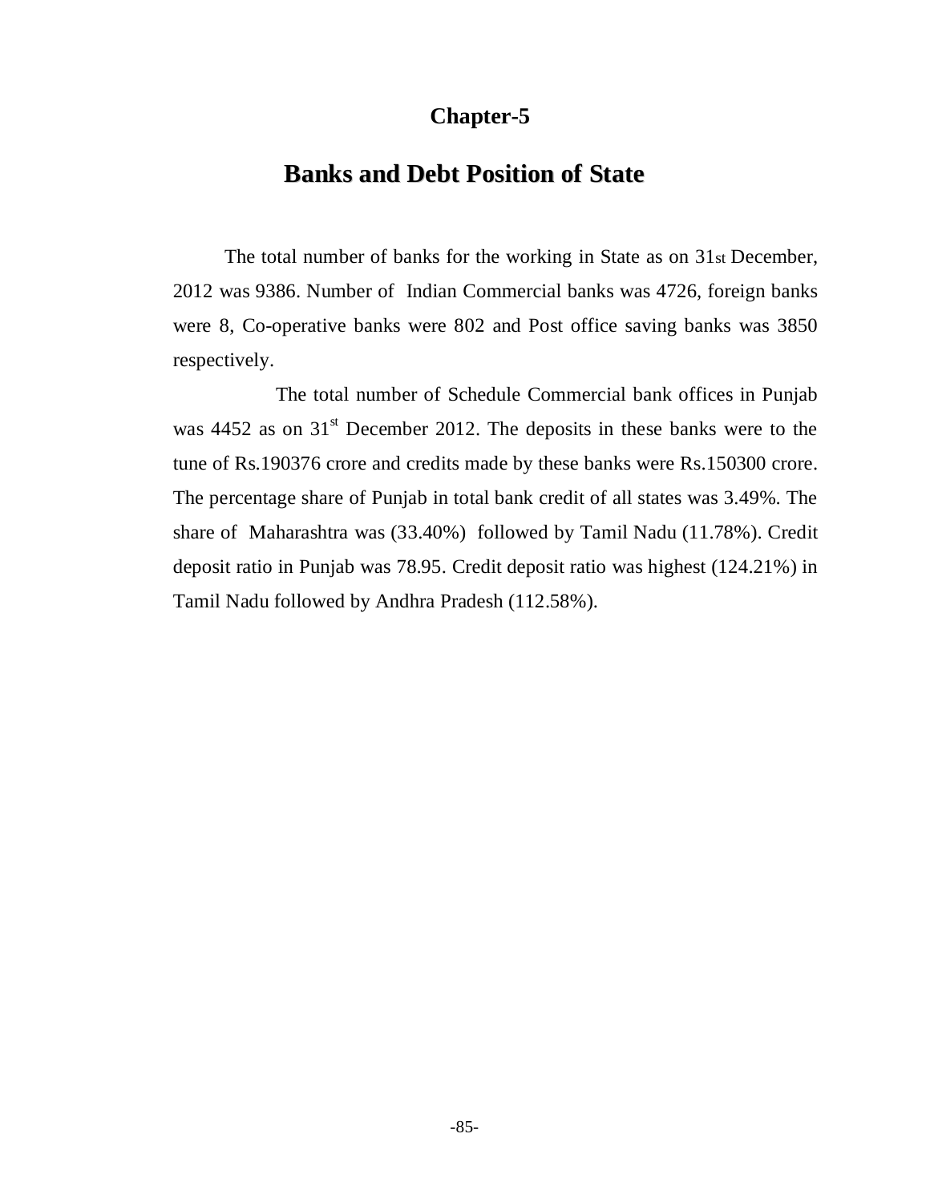# Chapter-5

## Banks and Debt Position of State

The total number of banks for the working in State as on 31st December, 2012 was 9386. Number of Indian Commercial banks was 4726, foreign banks were 8, Co-operative banks were 802 and Post office saving banks was 3850 respectively.

The total number of Schedule Commercial bank offices in Punjab was 4452 as on 31st December 2012. The deposits in these banks were to the tune of Rs.190376 crore and credits made by these banks were Rs.150300 crore. The percentage share of Punjab in total bank credit of all states was 3.49%. The share of Maharashtra was (33.40%) followed by Tamil Nadu (11.78%). Credit deposit ratio in Punjab was 78.95. Credit deposit ratio was highest (124.21%) in Tamil Nadu followed by Andhra Pradesh (112.58%).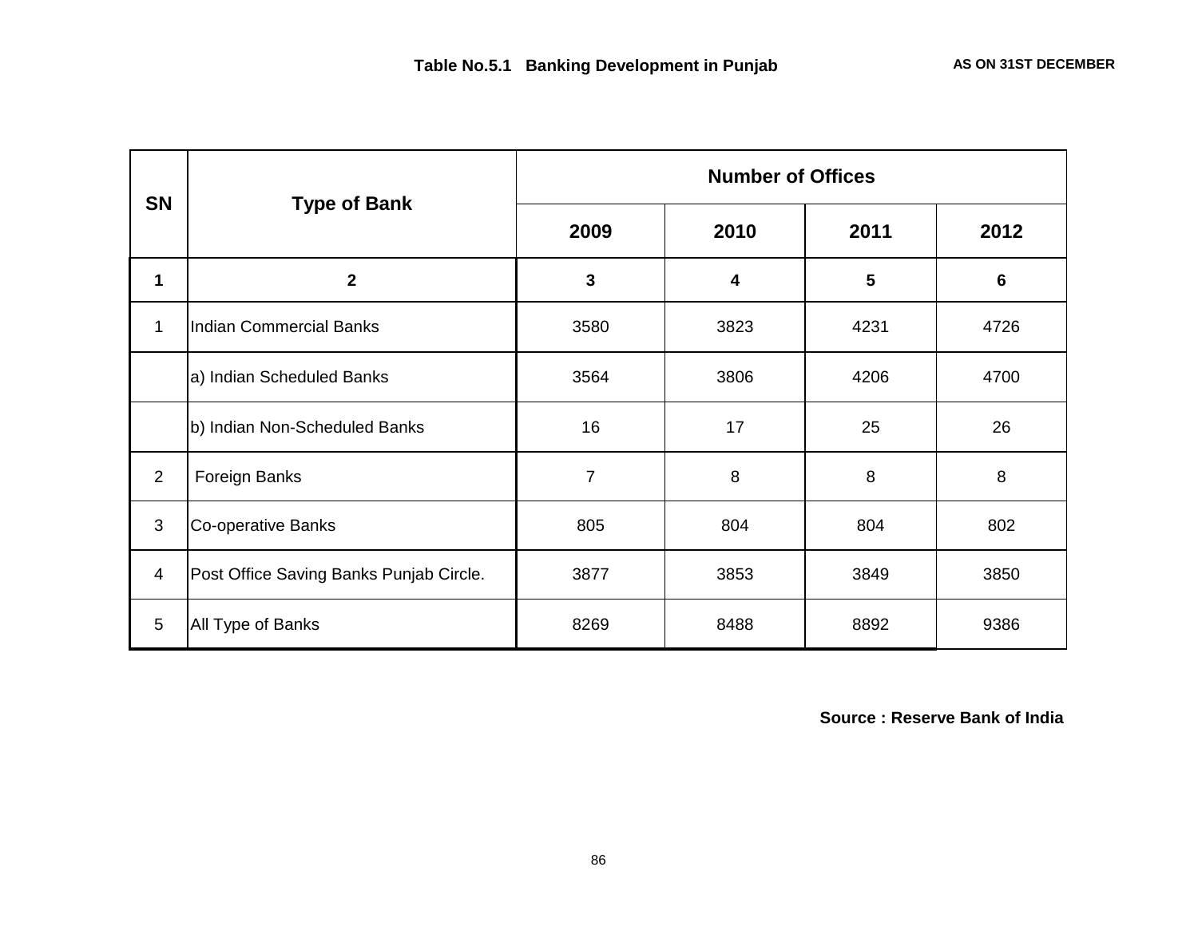**Table No.5.1 Banking Development in Punjab** **AS ON 31ST DECEMBER**

| SN | Type of Bank | Number of Offices | | | |
|---|---|---|---|---|---|
| | | 2009 | 2010 | 2011 | 2012 |
| 1 | 2 | 3 | 4 | 5 | 6 |
| 1 | Indian Commercial Banks | 3580 | 3823 | 4231 | 4726 |
| | a) Indian Scheduled Banks | 3564 | 3806 | 4206 | 4700 |
| | b) Indian Non-Scheduled Banks | 16 | 17 | 25 | 26 |
| 2 | Foreign Banks | 7 | 8 | 8 | 8 |
| 3 | Co-operative Banks | 805 | 804 | 804 | 802 |
| 4 | Post Office Saving Banks Punjab Circle. | 3877 | 3853 | 3849 | 3850 |
| 5 | All Type of Banks | 8269 | 8488 | 8892 | 9386 |

**Source : Reserve Bank of India**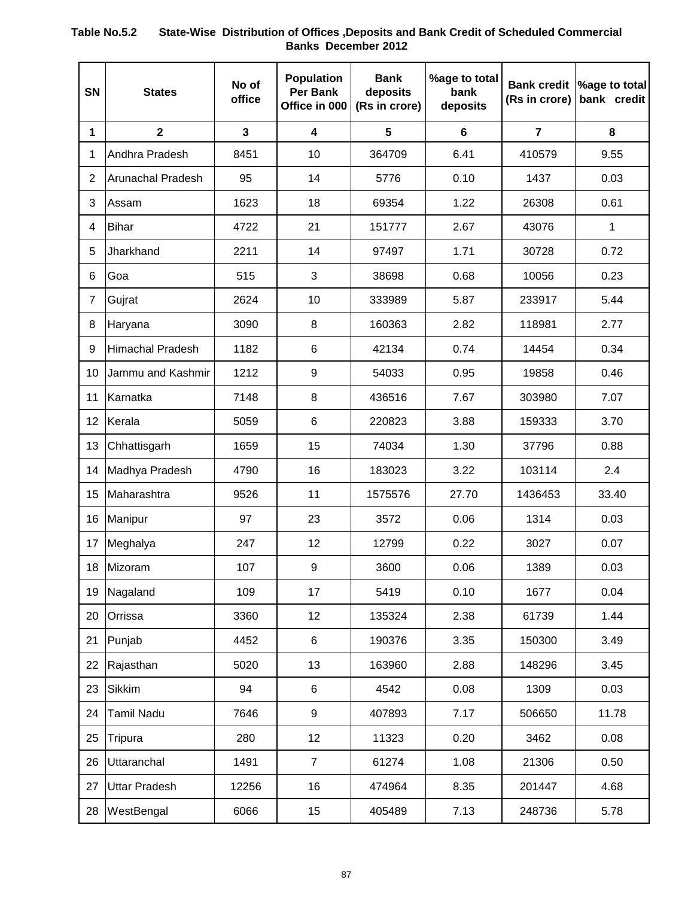**Table No.5.2 State-Wise Distribution of Offices ,Deposits and Bank Credit of Scheduled Commercial Banks December 2012**

| SN | States | No of office | Population Per Bank Office in 000 | Bank deposits (Rs in crore) | %age to total bank deposits | Bank credit (Rs in crore) | %age to total bank credit |
|---|---|---|---|---|---|---|---|
| 1 | 2 | 3 | 4 | 5 | 6 | 7 | 8 |
| 1 | Andhra Pradesh | 8451 | 10 | 364709 | 6.41 | 410579 | 9.55 |
| 2 | Arunachal Pradesh | 95 | 14 | 5776 | 0.10 | 1437 | 0.03 |
| 3 | Assam | 1623 | 18 | 69354 | 1.22 | 26308 | 0.61 |
| 4 | Bihar | 4722 | 21 | 151777 | 2.67 | 43076 | 1 |
| 5 | Jharkhand | 2211 | 14 | 97497 | 1.71 | 30728 | 0.72 |
| 6 | Goa | 515 | 3 | 38698 | 0.68 | 10056 | 0.23 |
| 7 | Gujrat | 2624 | 10 | 333989 | 5.87 | 233917 | 5.44 |
| 8 | Haryana | 3090 | 8 | 160363 | 2.82 | 118981 | 2.77 |
| 9 | Himachal Pradesh | 1182 | 6 | 42134 | 0.74 | 14454 | 0.34 |
| 10 | Jammu and Kashmir | 1212 | 9 | 54033 | 0.95 | 19858 | 0.46 |
| 11 | Karnatka | 7148 | 8 | 436516 | 7.67 | 303980 | 7.07 |
| 12 | Kerala | 5059 | 6 | 220823 | 3.88 | 159333 | 3.70 |
| 13 | Chhattisgarh | 1659 | 15 | 74034 | 1.30 | 37796 | 0.88 |
| 14 | Madhya Pradesh | 4790 | 16 | 183023 | 3.22 | 103114 | 2.4 |
| 15 | Maharashtra | 9526 | 11 | 1575576 | 27.70 | 1436453 | 33.40 |
| 16 | Manipur | 97 | 23 | 3572 | 0.06 | 1314 | 0.03 |
| 17 | Meghalya | 247 | 12 | 12799 | 0.22 | 3027 | 0.07 |
| 18 | Mizoram | 107 | 9 | 3600 | 0.06 | 1389 | 0.03 |
| 19 | Nagaland | 109 | 17 | 5419 | 0.10 | 1677 | 0.04 |
| 20 | Orrissa | 3360 | 12 | 135324 | 2.38 | 61739 | 1.44 |
| 21 | Punjab | 4452 | 6 | 190376 | 3.35 | 150300 | 3.49 |
| 22 | Rajasthan | 5020 | 13 | 163960 | 2.88 | 148296 | 3.45 |
| 23 | Sikkim | 94 | 6 | 4542 | 0.08 | 1309 | 0.03 |
| 24 | Tamil Nadu | 7646 | 9 | 407893 | 7.17 | 506650 | 11.78 |
| 25 | Tripura | 280 | 12 | 11323 | 0.20 | 3462 | 0.08 |
| 26 | Uttaranchal | 1491 | 7 | 61274 | 1.08 | 21306 | 0.50 |
| 27 | Uttar Pradesh | 12256 | 16 | 474964 | 8.35 | 201447 | 4.68 |
| 28 | WestBengal | 6066 | 15 | 405489 | 7.13 | 248736 | 5.78 |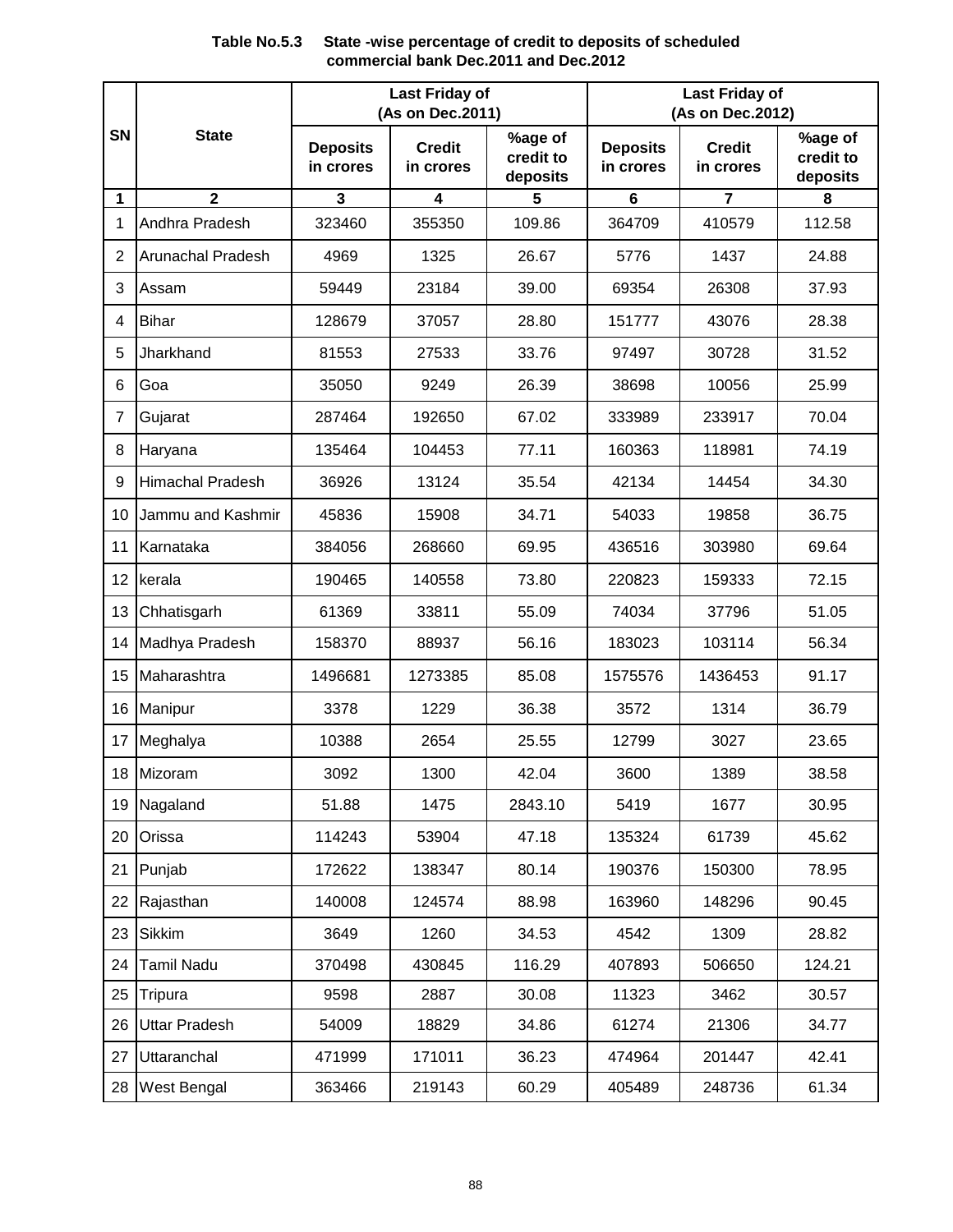**Table No.5.3 State -wise percentage of credit to deposits of scheduled commercial bank Dec.2011 and Dec.2012**

| SN | State | Last Friday of (As on Dec.2011) | | | Last Friday of (As on Dec.2012) | | |
|---|---|---|---|---|---|---|---|
| | | Deposits in crores | Credit in crores | %age of credit to deposits | Deposits in crores | Credit in crores | %age of credit to deposits |
| 1 | 2 | 3 | 4 | 5 | 6 | 7 | 8 |
| 1 | Andhra Pradesh | 323460 | 355350 | 109.86 | 364709 | 410579 | 112.58 |
| 2 | Arunachal Pradesh | 4969 | 1325 | 26.67 | 5776 | 1437 | 24.88 |
| 3 | Assam | 59449 | 23184 | 39.00 | 69354 | 26308 | 37.93 |
| 4 | Bihar | 128679 | 37057 | 28.80 | 151777 | 43076 | 28.38 |
| 5 | Jharkhand | 81553 | 27533 | 33.76 | 97497 | 30728 | 31.52 |
| 6 | Goa | 35050 | 9249 | 26.39 | 38698 | 10056 | 25.99 |
| 7 | Gujarat | 287464 | 192650 | 67.02 | 333989 | 233917 | 70.04 |
| 8 | Haryana | 135464 | 104453 | 77.11 | 160363 | 118981 | 74.19 |
| 9 | Himachal Pradesh | 36926 | 13124 | 35.54 | 42134 | 14454 | 34.30 |
| 10 | Jammu and Kashmir | 45836 | 15908 | 34.71 | 54033 | 19858 | 36.75 |
| 11 | Karnataka | 384056 | 268660 | 69.95 | 436516 | 303980 | 69.64 |
| 12 | kerala | 190465 | 140558 | 73.80 | 220823 | 159333 | 72.15 |
| 13 | Chhatisgarh | 61369 | 33811 | 55.09 | 74034 | 37796 | 51.05 |
| 14 | Madhya Pradesh | 158370 | 88937 | 56.16 | 183023 | 103114 | 56.34 |
| 15 | Maharashtra | 1496681 | 1273385 | 85.08 | 1575576 | 1436453 | 91.17 |
| 16 | Manipur | 3378 | 1229 | 36.38 | 3572 | 1314 | 36.79 |
| 17 | Meghalya | 10388 | 2654 | 25.55 | 12799 | 3027 | 23.65 |
| 18 | Mizoram | 3092 | 1300 | 42.04 | 3600 | 1389 | 38.58 |
| 19 | Nagaland | 51.88 | 1475 | 2843.10 | 5419 | 1677 | 30.95 |
| 20 | Orissa | 114243 | 53904 | 47.18 | 135324 | 61739 | 45.62 |
| 21 | Punjab | 172622 | 138347 | 80.14 | 190376 | 150300 | 78.95 |
| 22 | Rajasthan | 140008 | 124574 | 88.98 | 163960 | 148296 | 90.45 |
| 23 | Sikkim | 3649 | 1260 | 34.53 | 4542 | 1309 | 28.82 |
| 24 | Tamil Nadu | 370498 | 430845 | 116.29 | 407893 | 506650 | 124.21 |
| 25 | Tripura | 9598 | 2887 | 30.08 | 11323 | 3462 | 30.57 |
| 26 | Uttar Pradesh | 54009 | 18829 | 34.86 | 61274 | 21306 | 34.77 |
| 27 | Uttaranchal | 471999 | 171011 | 36.23 | 474964 | 201447 | 42.41 |
| 28 | West Bengal | 363466 | 219143 | 60.29 | 405489 | 248736 | 61.34 |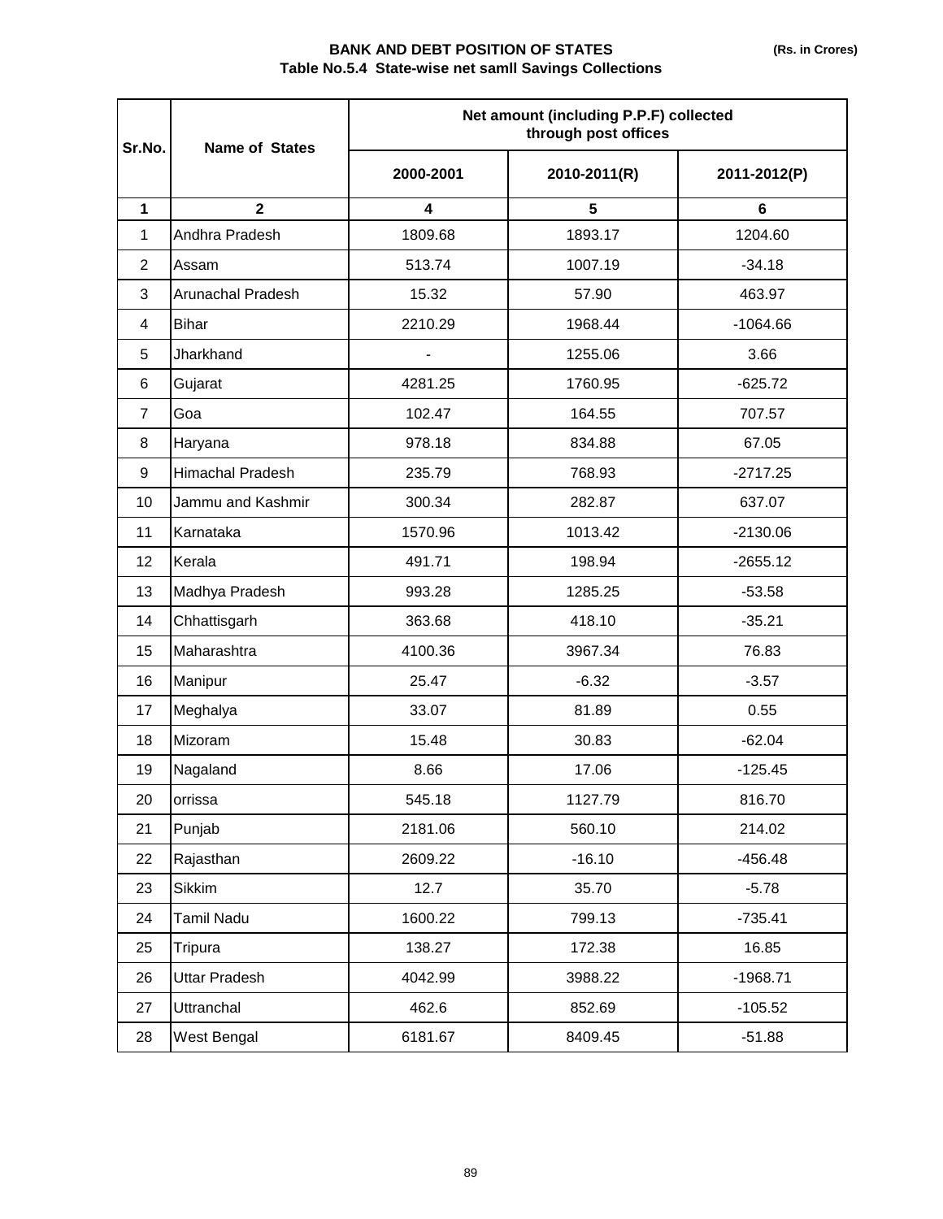**BANK AND DEBT POSITION OF STATES** **(Rs. in Crores)**

**Table No.5.4 State-wise net samll Savings Collections**

| Sr.No. | Name of States | Net amount (including P.P.F) collected through post offices | | |
|---|---|---|---|---|
| | | 2000-2001 | 2010-2011(R) | 2011-2012(P) |
| 1 | 2 | 4 | 5 | 6 |
| 1 | Andhra Pradesh | 1809.68 | 1893.17 | 1204.60 |
| 2 | Assam | 513.74 | 1007.19 | -34.18 |
| 3 | Arunachal Pradesh | 15.32 | 57.90 | 463.97 |
| 4 | Bihar | 2210.29 | 1968.44 | -1064.66 |
| 5 | Jharkhand | - | 1255.06 | 3.66 |
| 6 | Gujarat | 4281.25 | 1760.95 | -625.72 |
| 7 | Goa | 102.47 | 164.55 | 707.57 |
| 8 | Haryana | 978.18 | 834.88 | 67.05 |
| 9 | Himachal Pradesh | 235.79 | 768.93 | -2717.25 |
| 10 | Jammu and Kashmir | 300.34 | 282.87 | 637.07 |
| 11 | Karnataka | 1570.96 | 1013.42 | -2130.06 |
| 12 | Kerala | 491.71 | 198.94 | -2655.12 |
| 13 | Madhya Pradesh | 993.28 | 1285.25 | -53.58 |
| 14 | Chhattisgarh | 363.68 | 418.10 | -35.21 |
| 15 | Maharashtra | 4100.36 | 3967.34 | 76.83 |
| 16 | Manipur | 25.47 | -6.32 | -3.57 |
| 17 | Meghalya | 33.07 | 81.89 | 0.55 |
| 18 | Mizoram | 15.48 | 30.83 | -62.04 |
| 19 | Nagaland | 8.66 | 17.06 | -125.45 |
| 20 | orrissa | 545.18 | 1127.79 | 816.70 |
| 21 | Punjab | 2181.06 | 560.10 | 214.02 |
| 22 | Rajasthan | 2609.22 | -16.10 | -456.48 |
| 23 | Sikkim | 12.7 | 35.70 | -5.78 |
| 24 | Tamil Nadu | 1600.22 | 799.13 | -735.41 |
| 25 | Tripura | 138.27 | 172.38 | 16.85 |
| 26 | Uttar Pradesh | 4042.99 | 3988.22 | -1968.71 |
| 27 | Uttranchal | 462.6 | 852.69 | -105.52 |
| 28 | West Bengal | 6181.67 | 8409.45 | -51.88 |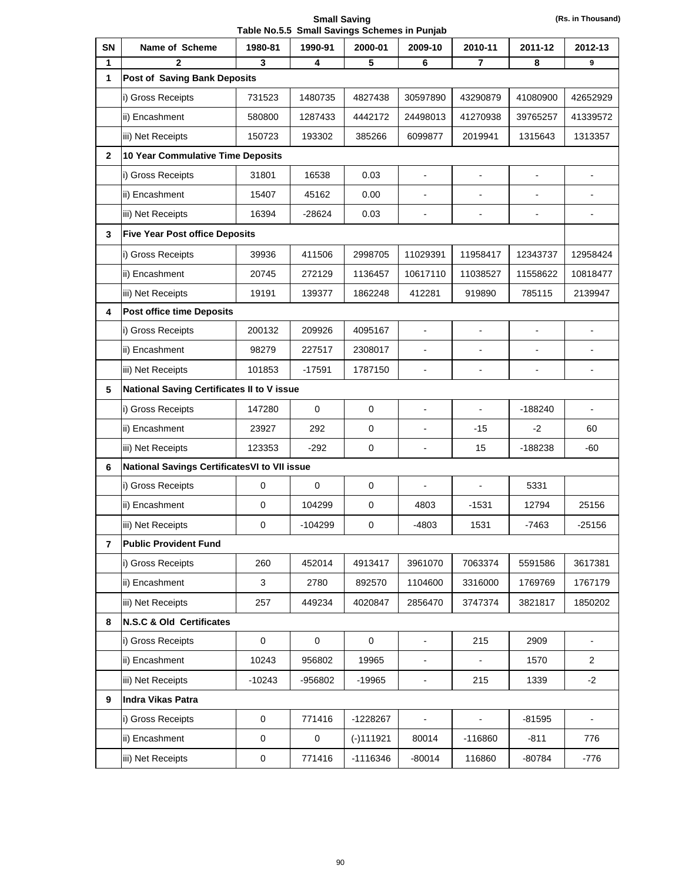**Small Saving**

**(Rs. in Thousand)**

**Table No.5.5 Small Savings Schemes in Punjab**

| SN | Name of Scheme | 1980-81 | 1990-91 | 2000-01 | 2009-10 | 2010-11 | 2011-12 | 2012-13 |
|---|---|---|---|---|---|---|---|---|
| 1 | 2 | 3 | 4 | 5 | 6 | 7 | 8 | 9 |
| **1** | **Post of Saving Bank Deposits** | | | | | | | |
| | i) Gross Receipts | 731523 | 1480735 | 4827438 | 30597890 | 43290879 | 41080900 | 42652929 |
| | ii) Encashment | 580800 | 1287433 | 4442172 | 24498013 | 41270938 | 39765257 | 41339572 |
| | iii) Net Receipts | 150723 | 193302 | 385266 | 6099877 | 2019941 | 1315643 | 1313357 |
| **2** | **10 Year Commulative Time Deposits** | | | | | | | |
| | i) Gross Receipts | 31801 | 16538 | 0.03 | - | - | - | - |
| | ii) Encashment | 15407 | 45162 | 0.00 | - | - | - | - |
| | iii) Net Receipts | 16394 | -28624 | 0.03 | - | - | - | - |
| **3** | **Five Year Post office Deposits** | | | | | | | |
| | i) Gross Receipts | 39936 | 411506 | 2998705 | 11029391 | 11958417 | 12343737 | 12958424 |
| | ii) Encashment | 20745 | 272129 | 1136457 | 10617110 | 11038527 | 11558622 | 10818477 |
| | iii) Net Receipts | 19191 | 139377 | 1862248 | 412281 | 919890 | 785115 | 2139947 |
| **4** | **Post office time Deposits** | | | | | | | |
| | i) Gross Receipts | 200132 | 209926 | 4095167 | - | - | - | - |
| | ii) Encashment | 98279 | 227517 | 2308017 | - | - | - | - |
| | iii) Net Receipts | 101853 | -17591 | 1787150 | - | - | - | - |
| **5** | **National Saving Certificates II to V issue** | | | | | | | |
| | i) Gross Receipts | 147280 | 0 | 0 | - | - | -188240 | - |
| | ii) Encashment | 23927 | 292 | 0 | - | -15 | -2 | 60 |
| | iii) Net Receipts | 123353 | -292 | 0 | - | 15 | -188238 | -60 |
| **6** | **National Savings CertificatesVI to VII issue** | | | | | | | |
| | i) Gross Receipts | 0 | 0 | 0 | - | - | 5331 | |
| | ii) Encashment | 0 | 104299 | 0 | 4803 | -1531 | 12794 | 25156 |
| | iii) Net Receipts | 0 | -104299 | 0 | -4803 | 1531 | -7463 | -25156 |
| **7** | **Public Provident Fund** | | | | | | | |
| | i) Gross Receipts | 260 | 452014 | 4913417 | 3961070 | 7063374 | 5591586 | 3617381 |
| | ii) Encashment | 3 | 2780 | 892570 | 1104600 | 3316000 | 1769769 | 1767179 |
| | iii) Net Receipts | 257 | 449234 | 4020847 | 2856470 | 3747374 | 3821817 | 1850202 |
| **8** | **N.S.C & Old Certificates** | | | | | | | |
| | i) Gross Receipts | 0 | 0 | 0 | - | 215 | 2909 | - |
| | ii) Encashment | 10243 | 956802 | 19965 | - | - | 1570 | 2 |
| | iii) Net Receipts | -10243 | -956802 | -19965 | - | 215 | 1339 | -2 |
| **9** | **Indra Vikas Patra** | | | | | | | |
| | i) Gross Receipts | 0 | 771416 | -1228267 | - | - | -81595 | - |
| | ii) Encashment | 0 | 0 | (-)111921 | 80014 | -116860 | -811 | 776 |
| | iii) Net Receipts | 0 | 771416 | -1116346 | -80014 | 116860 | -80784 | -776 |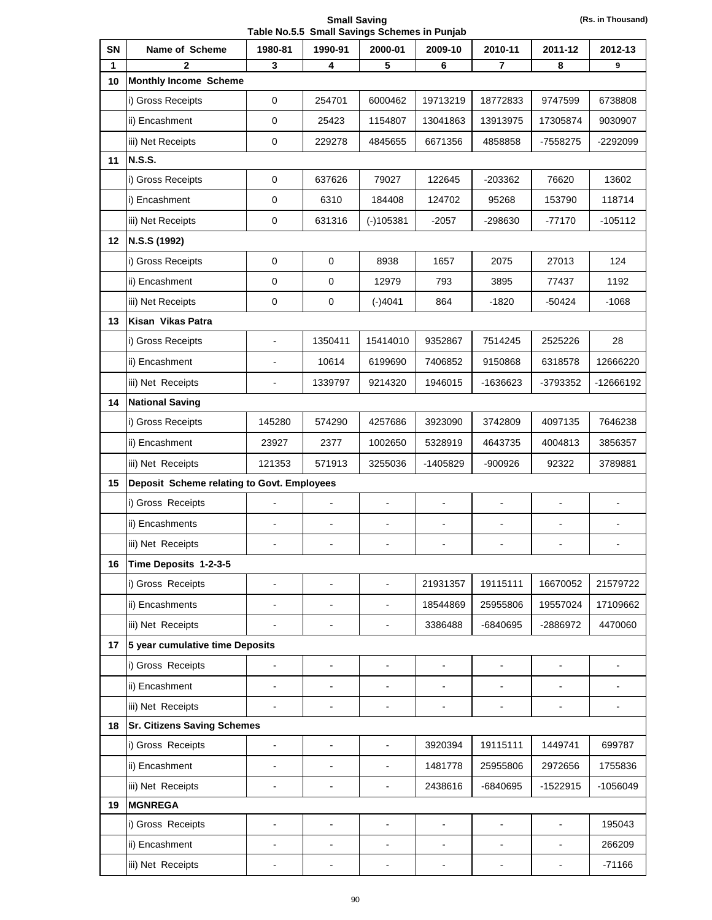**Small Saving**

**(Rs. in Thousand)**

**Table No.5.5 Small Savings Schemes in Punjab**

| SN | Name of Scheme | 1980-81 | 1990-91 | 2000-01 | 2009-10 | 2010-11 | 2011-12 | 2012-13 |
|---|---|---|---|---|---|---|---|---|
| 1 | 2 | 3 | 4 | 5 | 6 | 7 | 8 | 9 |
| 10 | **Monthly Income Scheme** | | | | | | | |
| | i) Gross Receipts | 0 | 254701 | 6000462 | 19713219 | 18772833 | 9747599 | 6738808 |
| | ii) Encashment | 0 | 25423 | 1154807 | 13041863 | 13913975 | 17305874 | 9030907 |
| | iii) Net Receipts | 0 | 229278 | 4845655 | 6671356 | 4858858 | -7558275 | -2292099 |
| 11 | **N.S.S.** | | | | | | | |
| | i) Gross Receipts | 0 | 637626 | 79027 | 122645 | -203362 | 76620 | 13602 |
| | i) Encashment | 0 | 6310 | 184408 | 124702 | 95268 | 153790 | 118714 |
| | iii) Net Receipts | 0 | 631316 | (-)105381 | -2057 | -298630 | -77170 | -105112 |
| 12 | **N.S.S (1992)** | | | | | | | |
| | i) Gross Receipts | 0 | 0 | 8938 | 1657 | 2075 | 27013 | 124 |
| | ii) Encashment | 0 | 0 | 12979 | 793 | 3895 | 77437 | 1192 |
| | iii) Net Receipts | 0 | 0 | (-)4041 | 864 | -1820 | -50424 | -1068 |
| 13 | **Kisan Vikas Patra** | | | | | | | |
| | i) Gross Receipts | - | 1350411 | 15414010 | 9352867 | 7514245 | 2525226 | 28 |
| | ii) Encashment | - | 10614 | 6199690 | 7406852 | 9150868 | 6318578 | 12666220 |
| | iii) Net Receipts | - | 1339797 | 9214320 | 1946015 | -1636623 | -3793352 | -12666192 |
| 14 | **National Saving** | | | | | | | |
| | i) Gross Receipts | 145280 | 574290 | 4257686 | 3923090 | 3742809 | 4097135 | 7646238 |
| | ii) Encashment | 23927 | 2377 | 1002650 | 5328919 | 4643735 | 4004813 | 3856357 |
| | iii) Net Receipts | 121353 | 571913 | 3255036 | -1405829 | -900926 | 92322 | 3789881 |
| 15 | **Deposit Scheme relating to Govt. Employees** | | | | | | | |
| | i) Gross Receipts | - | - | - | - | - | - | - |
| | ii) Encashments | - | - | - | - | - | - | - |
| | iii) Net Receipts | - | - | - | - | - | - | - |
| 16 | **Time Deposits 1-2-3-5** | | | | | | | |
| | i) Gross Receipts | - | - | - | 21931357 | 19115111 | 16670052 | 21579722 |
| | ii) Encashments | - | - | - | 18544869 | 25955806 | 19557024 | 17109662 |
| | iii) Net Receipts | - | - | - | 3386488 | -6840695 | -2886972 | 4470060 |
| 17 | **5 year cumulative time Deposits** | | | | | | | |
| | i) Gross Receipts | - | - | - | - | - | - | - |
| | ii) Encashment | - | - | - | - | - | - | - |
| | iii) Net Receipts | - | - | - | - | - | - | - |
| 18 | **Sr. Citizens Saving Schemes** | | | | | | | |
| | i) Gross Receipts | - | - | - | 3920394 | 19115111 | 1449741 | 699787 |
| | ii) Encashment | - | - | - | 1481778 | 25955806 | 2972656 | 1755836 |
| | iii) Net Receipts | - | - | - | 2438616 | -6840695 | -1522915 | -1056049 |
| 19 | **MGNREGA** | | | | | | | |
| | i) Gross Receipts | - | - | - | - | - | - | 195043 |
| | ii) Encashment | - | - | - | - | - | - | 266209 |
| | iii) Net Receipts | - | - | - | - | - | - | -71166 |